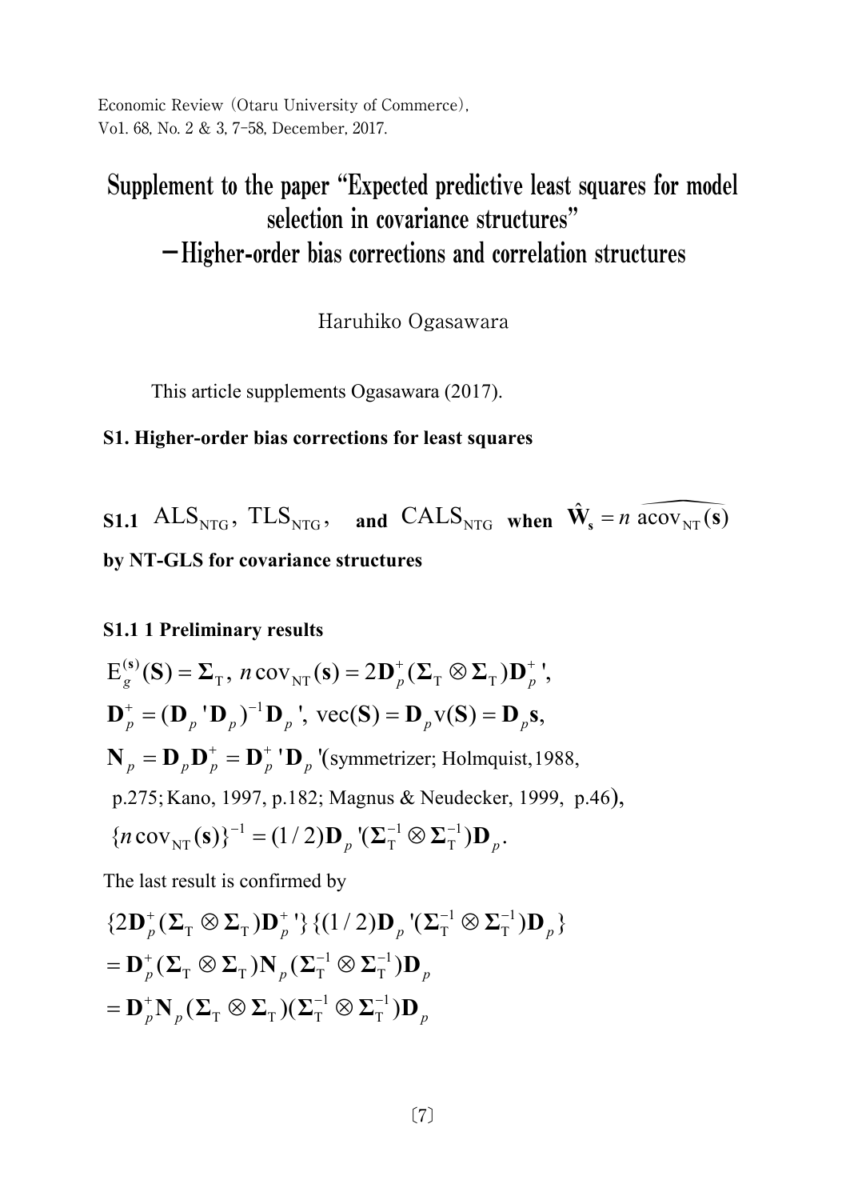Economic Review (Otaru University of Commerce), Vol. 68, No. 2 & 3, 7-58, December, 2017.

# Supplement to the paper "Expected predictive least squares for model selection in covariance structures" －Higher-order bias corrections and correlation structures

Haruhiko Ogasawara

This article supplements Ogasawara (2017).

## S1. Higher-order bias corrections for least squares

### S1.1 $\mathrm{ALS}_{\mathrm{NTG}}$, $\mathrm{TLS}_{\mathrm{NTG}}$, and $\mathrm{CALS}_{\mathrm{NTG}}$ when $\hat{\mathbf{W}}_{\mathbf{s}} = n\,\widehat{\mathrm{acov}_{\mathrm{NT}}(\mathbf{s})}$ by NT-GLS for covariance structures

#### S1.1 1 Preliminary results

$$
\mathrm{E}_g^{(\mathbf{s})}(\mathbf{S}) = \mathbf{\Sigma}_{\mathrm{T}},\ n\,\mathrm{cov}_{\mathrm{NT}}(\mathbf{s}) = 2\mathbf{D}_p^{+}(\mathbf{\Sigma}_{\mathrm{T}} \otimes \mathbf{\Sigma}_{\mathrm{T}})\mathbf{D}_p^{+}{}',
$$

$$
\mathbf{D}_p^{+} = (\mathbf{D}_p{}'\mathbf{D}_p)^{-1}\mathbf{D}_p{}',\ \mathrm{vec}(\mathbf{S}) = \mathbf{D}_p \mathrm{v}(\mathbf{S}) = \mathbf{D}_p\mathbf{s},
$$

$$
\mathbf{N}_p = \mathbf{D}_p\mathbf{D}_p^{+} = \mathbf{D}_p^{+}{}'\mathbf{D}_p{}' \text{(symmetrizer; Holmquist, 1988,}
$$

$$
\text{p.275; Kano, 1997, p.182; Magnus \& Neudecker, 1999, p.46)},
$$

$$
\{n\,\mathrm{cov}_{\mathrm{NT}}(\mathbf{s})\}^{-1} = (1/2)\mathbf{D}_p{}'(\mathbf{\Sigma}_{\mathrm{T}}^{-1} \otimes \mathbf{\Sigma}_{\mathrm{T}}^{-1})\mathbf{D}_p.
$$

The last result is confirmed by

$$
\begin{aligned}
&\{2\mathbf{D}_p^{+}(\mathbf{\Sigma}_{\mathrm{T}} \otimes \mathbf{\Sigma}_{\mathrm{T}})\mathbf{D}_p^{+}{}'\}\{(1/2)\mathbf{D}_p{}'(\mathbf{\Sigma}_{\mathrm{T}}^{-1} \otimes \mathbf{\Sigma}_{\mathrm{T}}^{-1})\mathbf{D}_p\} \\
&= \mathbf{D}_p^{+}(\mathbf{\Sigma}_{\mathrm{T}} \otimes \mathbf{\Sigma}_{\mathrm{T}})\mathbf{N}_p(\mathbf{\Sigma}_{\mathrm{T}}^{-1} \otimes \mathbf{\Sigma}_{\mathrm{T}}^{-1})\mathbf{D}_p \\
&= \mathbf{D}_p^{+}\mathbf{N}_p(\mathbf{\Sigma}_{\mathrm{T}} \otimes \mathbf{\Sigma}_{\mathrm{T}})(\mathbf{\Sigma}_{\mathrm{T}}^{-1} \otimes \mathbf{\Sigma}_{\mathrm{T}}^{-1})\mathbf{D}_p
\end{aligned}
$$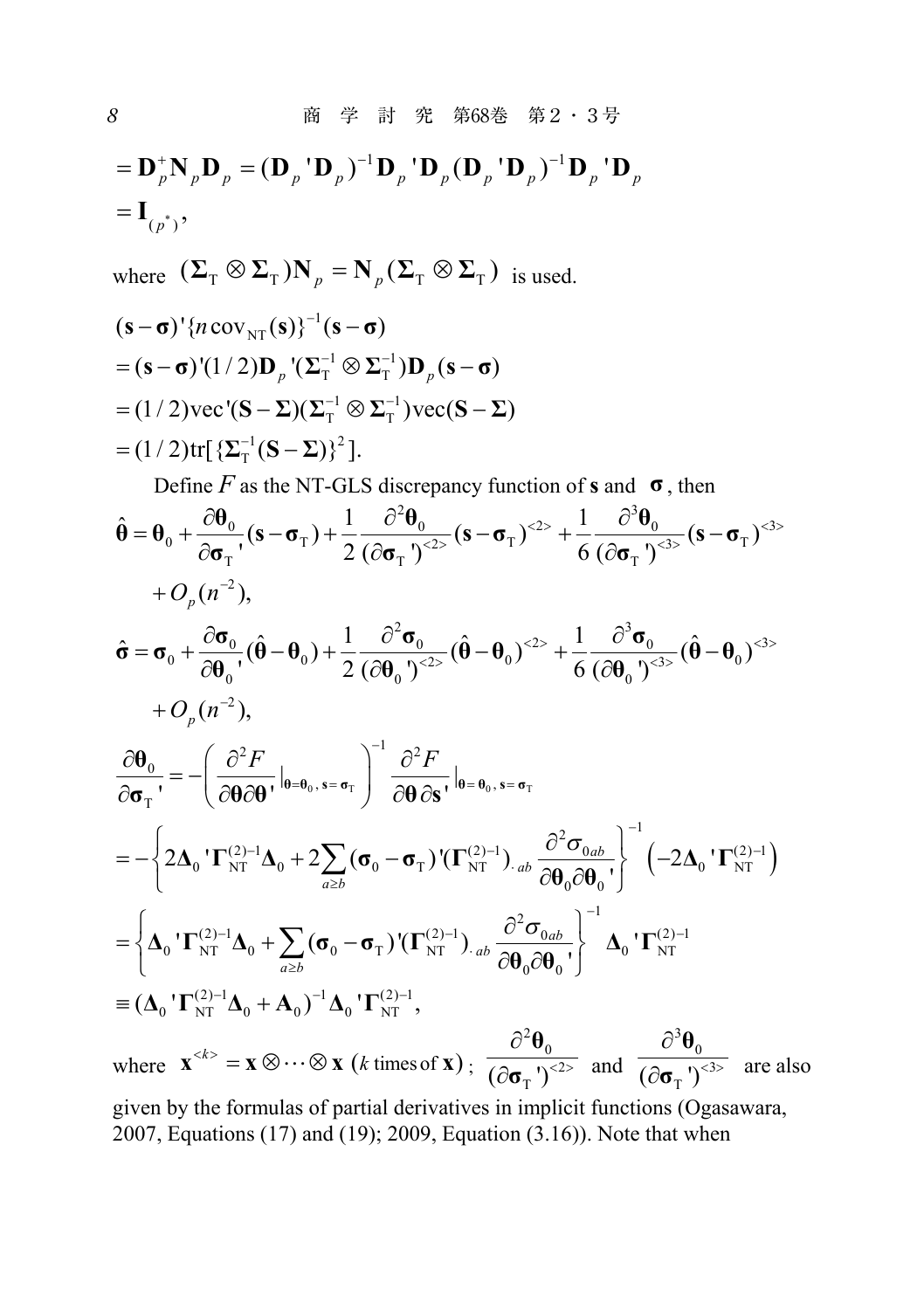$$= \mathbf{D}_p^+ \mathbf{N}_p \mathbf{D}_p = (\mathbf{D}_p{}'\mathbf{D}_p)^{-1}\mathbf{D}_p{}'\mathbf{D}_p(\mathbf{D}_p{}'\mathbf{D}_p)^{-1}\mathbf{D}_p{}'\mathbf{D}_p$$

$$= \mathbf{I}_{(p^*)},$$

where $(\mathbf{\Sigma}_\mathrm{T} \otimes \mathbf{\Sigma}_\mathrm{T})\mathbf{N}_p = \mathbf{N}_p(\mathbf{\Sigma}_\mathrm{T} \otimes \mathbf{\Sigma}_\mathrm{T})$ is used.

$$(\mathbf{s}-\boldsymbol{\sigma})'\{n\,\mathrm{cov}_{\mathrm{NT}}(\mathbf{s})\}^{-1}(\mathbf{s}-\boldsymbol{\sigma})$$
$$= (\mathbf{s}-\boldsymbol{\sigma})'(1/2)\mathbf{D}_p{}'(\mathbf{\Sigma}_\mathrm{T}^{-1} \otimes \mathbf{\Sigma}_\mathrm{T}^{-1})\mathbf{D}_p(\mathbf{s}-\boldsymbol{\sigma})$$
$$= (1/2)\mathrm{vec}'(\mathbf{S}-\mathbf{\Sigma})(\mathbf{\Sigma}_\mathrm{T}^{-1} \otimes \mathbf{\Sigma}_\mathrm{T}^{-1})\mathrm{vec}(\mathbf{S}-\mathbf{\Sigma})$$
$$= (1/2)\mathrm{tr}[\{\mathbf{\Sigma}_\mathrm{T}^{-1}(\mathbf{S}-\mathbf{\Sigma})\}^2].$$

Define $F$ as the NT-GLS discrepancy function of $\mathbf{s}$ and $\boldsymbol{\sigma}$, then

$$\hat{\boldsymbol{\theta}} = \boldsymbol{\theta}_0 + \frac{\partial \boldsymbol{\theta}_0}{\partial \boldsymbol{\sigma}_\mathrm{T}{}'}(\mathbf{s}-\boldsymbol{\sigma}_\mathrm{T}) + \frac{1}{2}\frac{\partial^2 \boldsymbol{\theta}_0}{(\partial \boldsymbol{\sigma}_\mathrm{T}{}')^{<2>}}(\mathbf{s}-\boldsymbol{\sigma}_\mathrm{T})^{<2>} + \frac{1}{6}\frac{\partial^3 \boldsymbol{\theta}_0}{(\partial \boldsymbol{\sigma}_\mathrm{T}{}')^{<3>}}(\mathbf{s}-\boldsymbol{\sigma}_\mathrm{T})^{<3>}$$
$$+ O_p(n^{-2}),$$

$$\hat{\boldsymbol{\sigma}} = \boldsymbol{\sigma}_0 + \frac{\partial \boldsymbol{\sigma}_0}{\partial \boldsymbol{\theta}_0{}'}(\hat{\boldsymbol{\theta}}-\boldsymbol{\theta}_0) + \frac{1}{2}\frac{\partial^2 \boldsymbol{\sigma}_0}{(\partial \boldsymbol{\theta}_0{}')^{<2>}}(\hat{\boldsymbol{\theta}}-\boldsymbol{\theta}_0)^{<2>} + \frac{1}{6}\frac{\partial^3 \boldsymbol{\sigma}_0}{(\partial \boldsymbol{\theta}_0{}')^{<3>}}(\hat{\boldsymbol{\theta}}-\boldsymbol{\theta}_0)^{<3>}$$
$$+ O_p(n^{-2}),$$

$$\frac{\partial \boldsymbol{\theta}_0}{\partial \boldsymbol{\sigma}_\mathrm{T}{}'} = -\left(\frac{\partial^2 F}{\partial \boldsymbol{\theta}\partial \boldsymbol{\theta}'}\Big|_{\boldsymbol{\theta}=\boldsymbol{\theta}_0,\, \mathbf{s}=\boldsymbol{\sigma}_\mathrm{T}}\right)^{-1}\frac{\partial^2 F}{\partial \boldsymbol{\theta}\partial \mathbf{s}'}\Big|_{\boldsymbol{\theta}=\boldsymbol{\theta}_0,\, \mathbf{s}=\boldsymbol{\sigma}_\mathrm{T}}$$

$$= -\left\{2\mathbf{\Delta}_0{}'\mathbf{\Gamma}_{\mathrm{NT}}^{(2)-1}\mathbf{\Delta}_0 + 2\sum_{a \ge b}(\boldsymbol{\sigma}_0-\boldsymbol{\sigma}_\mathrm{T})'(\mathbf{\Gamma}_{\mathrm{NT}}^{(2)-1})_{\cdot ab}\frac{\partial^2 \sigma_{0ab}}{\partial \boldsymbol{\theta}_0 \partial \boldsymbol{\theta}_0{}'}\right\}^{-1}\left(-2\mathbf{\Delta}_0{}'\mathbf{\Gamma}_{\mathrm{NT}}^{(2)-1}\right)$$

$$= \left\{\mathbf{\Delta}_0{}'\mathbf{\Gamma}_{\mathrm{NT}}^{(2)-1}\mathbf{\Delta}_0 + \sum_{a \ge b}(\boldsymbol{\sigma}_0-\boldsymbol{\sigma}_\mathrm{T})'(\mathbf{\Gamma}_{\mathrm{NT}}^{(2)-1})_{\cdot ab}\frac{\partial^2 \sigma_{0ab}}{\partial \boldsymbol{\theta}_0 \partial \boldsymbol{\theta}_0{}'}\right\}^{-1}\mathbf{\Delta}_0{}'\mathbf{\Gamma}_{\mathrm{NT}}^{(2)-1}$$

$$\equiv (\mathbf{\Delta}_0{}'\mathbf{\Gamma}_{\mathrm{NT}}^{(2)-1}\mathbf{\Delta}_0 + \mathbf{A}_0)^{-1}\mathbf{\Delta}_0{}'\mathbf{\Gamma}_{\mathrm{NT}}^{(2)-1},$$

where $\mathbf{x}^{<k>} = \mathbf{x} \otimes \cdots \otimes \mathbf{x}$ ($k$ times of $\mathbf{x}$); $\dfrac{\partial^2 \boldsymbol{\theta}_0}{(\partial \boldsymbol{\sigma}_\mathrm{T}{}')^{<2>}}$ and $\dfrac{\partial^3 \boldsymbol{\theta}_0}{(\partial \boldsymbol{\sigma}_\mathrm{T}{}')^{<3>}}$ are also given by the formulas of partial derivatives in implicit functions (Ogasawara, 2007, Equations (17) and (19); 2009, Equation (3.16)). Note that when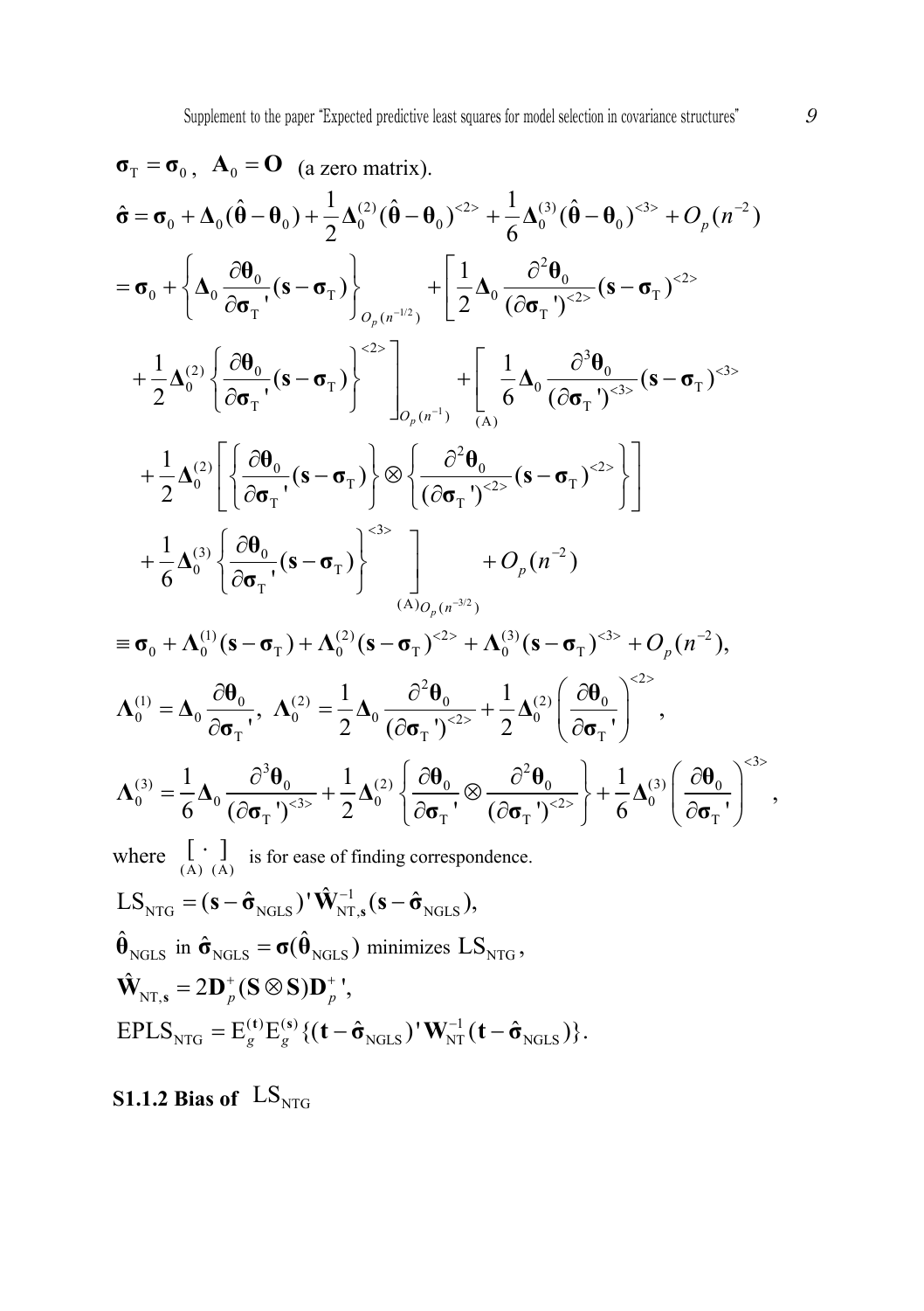$\boldsymbol{\sigma}_{\rm T} = \boldsymbol{\sigma}_0$, $\mathbf{A}_0 = \mathbf{O}$ (a zero matrix).

$$
\begin{aligned}
\hat{\boldsymbol{\sigma}} &= \boldsymbol{\sigma}_0 + \boldsymbol{\Delta}_0(\hat{\boldsymbol{\theta}} - \boldsymbol{\theta}_0) + \frac{1}{2}\boldsymbol{\Delta}_0^{(2)}(\hat{\boldsymbol{\theta}} - \boldsymbol{\theta}_0)^{<2>} + \frac{1}{6}\boldsymbol{\Delta}_0^{(3)}(\hat{\boldsymbol{\theta}} - \boldsymbol{\theta}_0)^{<3>} + O_p(n^{-2}) \\
&= \boldsymbol{\sigma}_0 + \left\{ \boldsymbol{\Delta}_0 \frac{\partial \boldsymbol{\theta}_0}{\partial \boldsymbol{\sigma}_{\rm T}'}(\mathbf{s} - \boldsymbol{\sigma}_{\rm T}) \right\}_{O_p(n^{-1/2})} + \left[ \frac{1}{2}\boldsymbol{\Delta}_0 \frac{\partial^2 \boldsymbol{\theta}_0}{(\partial \boldsymbol{\sigma}_{\rm T}')^{<2>}}(\mathbf{s} - \boldsymbol{\sigma}_{\rm T})^{<2>} \right. \\
&\quad \left. + \frac{1}{2}\boldsymbol{\Delta}_0^{(2)} \left\{ \frac{\partial \boldsymbol{\theta}_0}{\partial \boldsymbol{\sigma}_{\rm T}'}(\mathbf{s} - \boldsymbol{\sigma}_{\rm T}) \right\}^{<2>} \right]_{O_p(n^{-1})} + \underset{\rm (A)}{\Bigg[} \frac{1}{6}\boldsymbol{\Delta}_0 \frac{\partial^3 \boldsymbol{\theta}_0}{(\partial \boldsymbol{\sigma}_{\rm T}')^{<3>}}(\mathbf{s} - \boldsymbol{\sigma}_{\rm T})^{<3>} \\
&\quad + \frac{1}{2}\boldsymbol{\Delta}_0^{(2)} \left[ \left\{ \frac{\partial \boldsymbol{\theta}_0}{\partial \boldsymbol{\sigma}_{\rm T}'}(\mathbf{s} - \boldsymbol{\sigma}_{\rm T}) \right\} \otimes \left\{ \frac{\partial^2 \boldsymbol{\theta}_0}{(\partial \boldsymbol{\sigma}_{\rm T}')^{<2>}}(\mathbf{s} - \boldsymbol{\sigma}_{\rm T})^{<2>} \right\} \right] \\
&\quad + \frac{1}{6}\boldsymbol{\Delta}_0^{(3)} \left\{ \frac{\partial \boldsymbol{\theta}_0}{\partial \boldsymbol{\sigma}_{\rm T}'}(\mathbf{s} - \boldsymbol{\sigma}_{\rm T}) \right\}^{<3>} \underset{\rm (A)}{\Bigg]}_{O_p(n^{-3/2})} + O_p(n^{-2}) \\
&\equiv \boldsymbol{\sigma}_0 + \boldsymbol{\Lambda}_0^{(1)}(\mathbf{s} - \boldsymbol{\sigma}_{\rm T}) + \boldsymbol{\Lambda}_0^{(2)}(\mathbf{s} - \boldsymbol{\sigma}_{\rm T})^{<2>} + \boldsymbol{\Lambda}_0^{(3)}(\mathbf{s} - \boldsymbol{\sigma}_{\rm T})^{<3>} + O_p(n^{-2}),
\end{aligned}
$$

$$
\boldsymbol{\Lambda}_0^{(1)} = \boldsymbol{\Delta}_0 \frac{\partial \boldsymbol{\theta}_0}{\partial \boldsymbol{\sigma}_{\rm T}'}, \ \ \boldsymbol{\Lambda}_0^{(2)} = \frac{1}{2}\boldsymbol{\Delta}_0 \frac{\partial^2 \boldsymbol{\theta}_0}{(\partial \boldsymbol{\sigma}_{\rm T}')^{<2>}} + \frac{1}{2}\boldsymbol{\Delta}_0^{(2)} \left( \frac{\partial \boldsymbol{\theta}_0}{\partial \boldsymbol{\sigma}_{\rm T}'} \right)^{<2>},
$$

$$
\boldsymbol{\Lambda}_0^{(3)} = \frac{1}{6}\boldsymbol{\Delta}_0 \frac{\partial^3 \boldsymbol{\theta}_0}{(\partial \boldsymbol{\sigma}_{\rm T}')^{<3>}} + \frac{1}{2}\boldsymbol{\Delta}_0^{(2)} \left\{ \frac{\partial \boldsymbol{\theta}_0}{\partial \boldsymbol{\sigma}_{\rm T}'} \otimes \frac{\partial^2 \boldsymbol{\theta}_0}{(\partial \boldsymbol{\sigma}_{\rm T}')^{<2>}} \right\} + \frac{1}{6}\boldsymbol{\Delta}_0^{(3)} \left( \frac{\partial \boldsymbol{\theta}_0}{\partial \boldsymbol{\sigma}_{\rm T}'} \right)^{<3>},
$$

where $\underset{\rm (A)}{[} \cdot \underset{\rm (A)}{]}$ is for ease of finding correspondence.

$$
{\rm LS}_{\rm NTG} = (\mathbf{s} - \hat{\boldsymbol{\sigma}}_{\rm NGLS})' \hat{\mathbf{W}}_{{\rm NT},\mathbf{s}}^{-1} (\mathbf{s} - \hat{\boldsymbol{\sigma}}_{\rm NGLS}),
$$

$\hat{\boldsymbol{\theta}}_{\rm NGLS}$ in $\hat{\boldsymbol{\sigma}}_{\rm NGLS} = \boldsymbol{\sigma}(\hat{\boldsymbol{\theta}}_{\rm NGLS})$ minimizes ${\rm LS}_{\rm NTG}$,

$$
\hat{\mathbf{W}}_{{\rm NT},\mathbf{s}} = 2\mathbf{D}_p^+ (\mathbf{S} \otimes \mathbf{S}) \mathbf{D}_p^{+}{}',
$$

$$
{\rm EPLS}_{\rm NTG} = {\rm E}_g^{(\mathbf{t})} {\rm E}_g^{(\mathbf{s})} \{ (\mathbf{t} - \hat{\boldsymbol{\sigma}}_{\rm NGLS})' \mathbf{W}_{\rm NT}^{-1} (\mathbf{t} - \hat{\boldsymbol{\sigma}}_{\rm NGLS}) \}.
$$

### S1.1.2 Bias of ${\rm LS}_{\rm NTG}$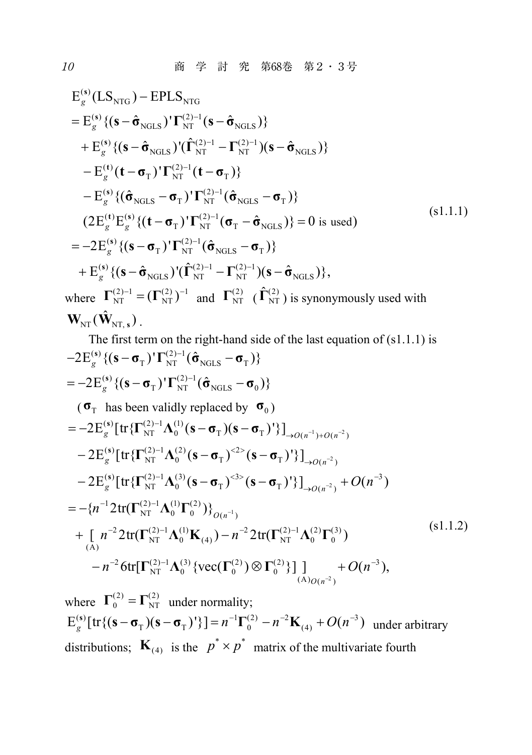$$
\begin{aligned}
&\mathrm{E}_g^{(\mathbf{s})}(\mathrm{LS}_{\mathrm{NTG}}) - \mathrm{EPLS}_{\mathrm{NTG}} \\
&= \mathrm{E}_g^{(\mathbf{s})}\{(\mathbf{s}-\hat{\boldsymbol{\sigma}}_{\mathrm{NGLS}})'\boldsymbol{\Gamma}_{\mathrm{NT}}^{(2)-1}(\mathbf{s}-\hat{\boldsymbol{\sigma}}_{\mathrm{NGLS}})\} \\
&\quad + \mathrm{E}_g^{(\mathbf{s})}\{(\mathbf{s}-\hat{\boldsymbol{\sigma}}_{\mathrm{NGLS}})'(\hat{\boldsymbol{\Gamma}}_{\mathrm{NT}}^{(2)-1}-\boldsymbol{\Gamma}_{\mathrm{NT}}^{(2)-1})(\mathbf{s}-\hat{\boldsymbol{\sigma}}_{\mathrm{NGLS}})\} \\
&\quad - \mathrm{E}_g^{(\mathbf{t})}(\mathbf{t}-\boldsymbol{\sigma}_{\mathrm{T}})'\boldsymbol{\Gamma}_{\mathrm{NT}}^{(2)-1}(\mathbf{t}-\boldsymbol{\sigma}_{\mathrm{T}})\} \\
&\quad - \mathrm{E}_g^{(\mathbf{s})}\{(\hat{\boldsymbol{\sigma}}_{\mathrm{NGLS}}-\boldsymbol{\sigma}_{\mathrm{T}})'\boldsymbol{\Gamma}_{\mathrm{NT}}^{(2)-1}(\hat{\boldsymbol{\sigma}}_{\mathrm{NGLS}}-\boldsymbol{\sigma}_{\mathrm{T}})\} \\
&\quad (2\mathrm{E}_g^{(\mathbf{t})}\mathrm{E}_g^{(\mathbf{s})}\{(\mathbf{t}-\boldsymbol{\sigma}_{\mathrm{T}})'\boldsymbol{\Gamma}_{\mathrm{NT}}^{(2)-1}(\boldsymbol{\sigma}_{\mathrm{T}}-\hat{\boldsymbol{\sigma}}_{\mathrm{NGLS}})\}=0 \text{ is used}) \\
&= -2\mathrm{E}_g^{(\mathbf{s})}\{(\mathbf{s}-\boldsymbol{\sigma}_{\mathrm{T}})'\boldsymbol{\Gamma}_{\mathrm{NT}}^{(2)-1}(\hat{\boldsymbol{\sigma}}_{\mathrm{NGLS}}-\boldsymbol{\sigma}_{\mathrm{T}})\} \\
&\quad + \mathrm{E}_g^{(\mathbf{s})}\{(\mathbf{s}-\hat{\boldsymbol{\sigma}}_{\mathrm{NGLS}})'(\hat{\boldsymbol{\Gamma}}_{\mathrm{NT}}^{(2)-1}-\boldsymbol{\Gamma}_{\mathrm{NT}}^{(2)-1})(\mathbf{s}-\hat{\boldsymbol{\sigma}}_{\mathrm{NGLS}})\},
\end{aligned}
\tag{s1.1.1}
$$

where $\boldsymbol{\Gamma}_{\mathrm{NT}}^{(2)-1} = (\boldsymbol{\Gamma}_{\mathrm{NT}}^{(2)})^{-1}$ and $\boldsymbol{\Gamma}_{\mathrm{NT}}^{(2)}$ ($\hat{\boldsymbol{\Gamma}}_{\mathrm{NT}}^{(2)}$) is synonymously used with $\mathbf{W}_{\mathrm{NT}}(\hat{\mathbf{W}}_{\mathrm{NT,\,s}})$.

The first term on the right-hand side of the last equation of (s1.1.1) is

$$
\begin{aligned}
&-2\mathrm{E}_g^{(\mathbf{s})}\{(\mathbf{s}-\boldsymbol{\sigma}_{\mathrm{T}})'\boldsymbol{\Gamma}_{\mathrm{NT}}^{(2)-1}(\hat{\boldsymbol{\sigma}}_{\mathrm{NGLS}}-\boldsymbol{\sigma}_{\mathrm{T}})\} \\
&= -2\mathrm{E}_g^{(\mathbf{s})}\{(\mathbf{s}-\boldsymbol{\sigma}_{\mathrm{T}})'\boldsymbol{\Gamma}_{\mathrm{NT}}^{(2)-1}(\hat{\boldsymbol{\sigma}}_{\mathrm{NGLS}}-\boldsymbol{\sigma}_0)\} \\
&\quad (\boldsymbol{\sigma}_{\mathrm{T}} \text{ has been validly replaced by } \boldsymbol{\sigma}_0) \\
&= -2\mathrm{E}_g^{(\mathbf{s})}[\mathrm{tr}\{\boldsymbol{\Gamma}_{\mathrm{NT}}^{(2)-1}\boldsymbol{\Lambda}_0^{(1)}(\mathbf{s}-\boldsymbol{\sigma}_{\mathrm{T}})(\mathbf{s}-\boldsymbol{\sigma}_{\mathrm{T}})'\}]_{\to O(n^{-1})+O(n^{-2})} \\
&\quad - 2\mathrm{E}_g^{(\mathbf{s})}[\mathrm{tr}\{\boldsymbol{\Gamma}_{\mathrm{NT}}^{(2)-1}\boldsymbol{\Lambda}_0^{(2)}(\mathbf{s}-\boldsymbol{\sigma}_{\mathrm{T}})^{<2>}(\mathbf{s}-\boldsymbol{\sigma}_{\mathrm{T}})'\}]_{\to O(n^{-2})} \\
&\quad - 2\mathrm{E}_g^{(\mathbf{s})}[\mathrm{tr}\{\boldsymbol{\Gamma}_{\mathrm{NT}}^{(2)-1}\boldsymbol{\Lambda}_0^{(3)}(\mathbf{s}-\boldsymbol{\sigma}_{\mathrm{T}})^{<3>}(\mathbf{s}-\boldsymbol{\sigma}_{\mathrm{T}})'\}]_{\to O(n^{-2})} + O(n^{-3}) \\
&= -\{n^{-1}2\mathrm{tr}(\boldsymbol{\Gamma}_{\mathrm{NT}}^{(2)-1}\boldsymbol{\Lambda}_0^{(1)}\boldsymbol{\Gamma}_0^{(2)})\}_{O(n^{-1})} \\
&\quad + \underset{(\mathrm{A})}{[}\, n^{-2}2\mathrm{tr}(\boldsymbol{\Gamma}_{\mathrm{NT}}^{(2)-1}\boldsymbol{\Lambda}_0^{(1)}\mathbf{K}_{(4)}) - n^{-2}2\mathrm{tr}(\boldsymbol{\Gamma}_{\mathrm{NT}}^{(2)-1}\boldsymbol{\Lambda}_0^{(2)}\boldsymbol{\Gamma}_0^{(3)}) \\
&\qquad - n^{-2}6\mathrm{tr}[\boldsymbol{\Gamma}_{\mathrm{NT}}^{(2)-1}\boldsymbol{\Lambda}_0^{(3)}\{\mathrm{vec}(\boldsymbol{\Gamma}_0^{(2)})\otimes\boldsymbol{\Gamma}_0^{(2)}\}]\,\underset{(\mathrm{A})}{]}_{O(n^{-2})} + O(n^{-3}),
\end{aligned}
\tag{s1.1.2}
$$

where $\boldsymbol{\Gamma}_0^{(2)} = \boldsymbol{\Gamma}_{\mathrm{NT}}^{(2)}$ under normality; $\mathrm{E}_g^{(\mathbf{s})}[\mathrm{tr}\{(\mathbf{s}-\boldsymbol{\sigma}_{\mathrm{T}})(\mathbf{s}-\boldsymbol{\sigma}_{\mathrm{T}})'\}] = n^{-1}\boldsymbol{\Gamma}_0^{(2)} - n^{-2}\mathbf{K}_{(4)} + O(n^{-3})$ under arbitrary distributions; $\mathbf{K}_{(4)}$ is the $p^* \times p^*$ matrix of the multivariate fourth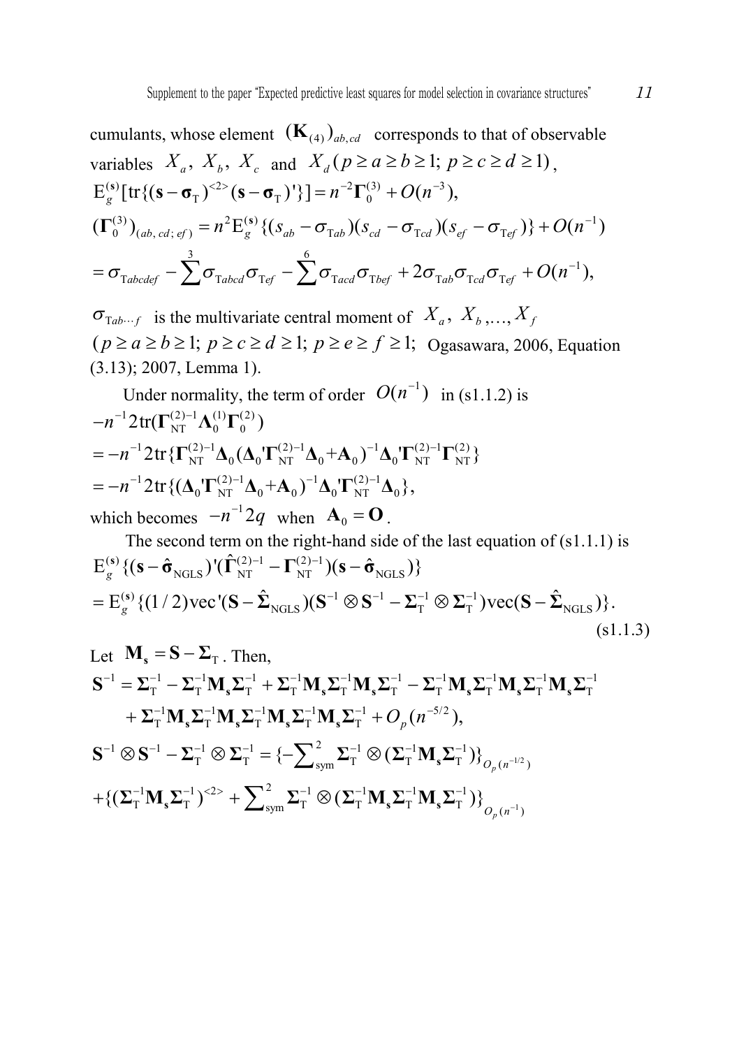cumulants, whose element $(\mathbf{K}_{(4)})_{ab,cd}$ corresponds to that of observable variables $X_a,\ X_b,\ X_c$ and $X_d\,(p \ge a \ge b \ge 1;\ p \ge c \ge d \ge 1)$,

$$\mathrm{E}_g^{(\mathbf{s})}[\mathrm{tr}\{(\mathbf{s}-\boldsymbol{\sigma}_{\mathrm{T}})^{<2>}(\mathbf{s}-\boldsymbol{\sigma}_{\mathrm{T}})'\}] = n^{-2}\boldsymbol{\Gamma}_0^{(3)} + O(n^{-3}),$$

$$(\boldsymbol{\Gamma}_0^{(3)})_{(ab,\,cd;\,ef)} = n^2\mathrm{E}_g^{(\mathbf{s})}\{(s_{ab}-\sigma_{\mathrm{T}ab})(s_{cd}-\sigma_{\mathrm{T}cd})(s_{ef}-\sigma_{\mathrm{T}ef})\} + O(n^{-1})$$

$$= \sigma_{\mathrm{T}abcdef} - \sum^{3}\sigma_{\mathrm{T}abcd}\sigma_{\mathrm{T}ef} - \sum^{6}\sigma_{\mathrm{T}acd}\sigma_{\mathrm{T}bef} + 2\sigma_{\mathrm{T}ab}\sigma_{\mathrm{T}cd}\sigma_{\mathrm{T}ef} + O(n^{-1}),$$

$\sigma_{\mathrm{T}ab\cdots f}$ is the multivariate central moment of $X_a,\ X_b,\dots,X_f$ $(p \ge a \ge b \ge 1;\ p \ge c \ge d \ge 1;\ p \ge e \ge f \ge 1;$ Ogasawara, 2006, Equation (3.13); 2007, Lemma 1).

Under normality, the term of order $O(n^{-1})$ in (s1.1.2) is

$$-n^{-1}2\mathrm{tr}(\boldsymbol{\Gamma}_{\mathrm{NT}}^{(2)-1}\boldsymbol{\Lambda}_0^{(1)}\boldsymbol{\Gamma}_0^{(2)})$$

$$= -n^{-1}2\mathrm{tr}\{\boldsymbol{\Gamma}_{\mathrm{NT}}^{(2)-1}\boldsymbol{\Delta}_0(\boldsymbol{\Delta}_0'\boldsymbol{\Gamma}_{\mathrm{NT}}^{(2)-1}\boldsymbol{\Delta}_0+\mathbf{A}_0)^{-1}\boldsymbol{\Delta}_0'\boldsymbol{\Gamma}_{\mathrm{NT}}^{(2)-1}\boldsymbol{\Gamma}_{\mathrm{NT}}^{(2)}\}$$

$$= -n^{-1}2\mathrm{tr}\{(\boldsymbol{\Delta}_0'\boldsymbol{\Gamma}_{\mathrm{NT}}^{(2)-1}\boldsymbol{\Delta}_0+\mathbf{A}_0)^{-1}\boldsymbol{\Delta}_0'\boldsymbol{\Gamma}_{\mathrm{NT}}^{(2)-1}\boldsymbol{\Delta}_0\},$$

which becomes $-n^{-1}2q$ when $\mathbf{A}_0 = \mathbf{O}$.

The second term on the right-hand side of the last equation of (s1.1.1) is

$$\mathrm{E}_g^{(\mathbf{s})}\{(\mathbf{s}-\hat{\boldsymbol{\sigma}}_{\mathrm{NGLS}})'(\hat{\boldsymbol{\Gamma}}_{\mathrm{NT}}^{(2)-1}-\boldsymbol{\Gamma}_{\mathrm{NT}}^{(2)-1})(\mathbf{s}-\hat{\boldsymbol{\sigma}}_{\mathrm{NGLS}})\}$$

$$= \mathrm{E}_g^{(\mathbf{s})}\{(1/2)\mathrm{vec}'(\mathbf{S}-\hat{\boldsymbol{\Sigma}}_{\mathrm{NGLS}})(\mathbf{S}^{-1}\otimes\mathbf{S}^{-1}-\boldsymbol{\Sigma}_{\mathrm{T}}^{-1}\otimes\boldsymbol{\Sigma}_{\mathrm{T}}^{-1})\mathrm{vec}(\mathbf{S}-\hat{\boldsymbol{\Sigma}}_{\mathrm{NGLS}})\}. \tag{s1.1.3}$$

Let $\mathbf{M}_{\mathbf{s}} = \mathbf{S}-\boldsymbol{\Sigma}_{\mathrm{T}}$. Then,

$$\mathbf{S}^{-1} = \boldsymbol{\Sigma}_{\mathrm{T}}^{-1} - \boldsymbol{\Sigma}_{\mathrm{T}}^{-1}\mathbf{M}_{\mathbf{s}}\boldsymbol{\Sigma}_{\mathrm{T}}^{-1} + \boldsymbol{\Sigma}_{\mathrm{T}}^{-1}\mathbf{M}_{\mathbf{s}}\boldsymbol{\Sigma}_{\mathrm{T}}^{-1}\mathbf{M}_{\mathbf{s}}\boldsymbol{\Sigma}_{\mathrm{T}}^{-1} - \boldsymbol{\Sigma}_{\mathrm{T}}^{-1}\mathbf{M}_{\mathbf{s}}\boldsymbol{\Sigma}_{\mathrm{T}}^{-1}\mathbf{M}_{\mathbf{s}}\boldsymbol{\Sigma}_{\mathrm{T}}^{-1}\mathbf{M}_{\mathbf{s}}\boldsymbol{\Sigma}_{\mathrm{T}}^{-1}$$
$$+ \boldsymbol{\Sigma}_{\mathrm{T}}^{-1}\mathbf{M}_{\mathbf{s}}\boldsymbol{\Sigma}_{\mathrm{T}}^{-1}\mathbf{M}_{\mathbf{s}}\boldsymbol{\Sigma}_{\mathrm{T}}^{-1}\mathbf{M}_{\mathbf{s}}\boldsymbol{\Sigma}_{\mathrm{T}}^{-1}\mathbf{M}_{\mathbf{s}}\boldsymbol{\Sigma}_{\mathrm{T}}^{-1} + O_p(n^{-5/2}),$$

$$\mathbf{S}^{-1}\otimes\mathbf{S}^{-1} - \boldsymbol{\Sigma}_{\mathrm{T}}^{-1}\otimes\boldsymbol{\Sigma}_{\mathrm{T}}^{-1} = \{-\sum\nolimits_{\mathrm{sym}}^{2}\boldsymbol{\Sigma}_{\mathrm{T}}^{-1}\otimes(\boldsymbol{\Sigma}_{\mathrm{T}}^{-1}\mathbf{M}_{\mathbf{s}}\boldsymbol{\Sigma}_{\mathrm{T}}^{-1})\}_{O_p(n^{-1/2})}$$
$$+\{(\boldsymbol{\Sigma}_{\mathrm{T}}^{-1}\mathbf{M}_{\mathbf{s}}\boldsymbol{\Sigma}_{\mathrm{T}}^{-1})^{<2>} + \sum\nolimits_{\mathrm{sym}}^{2}\boldsymbol{\Sigma}_{\mathrm{T}}^{-1}\otimes(\boldsymbol{\Sigma}_{\mathrm{T}}^{-1}\mathbf{M}_{\mathbf{s}}\boldsymbol{\Sigma}_{\mathrm{T}}^{-1}\mathbf{M}_{\mathbf{s}}\boldsymbol{\Sigma}_{\mathrm{T}}^{-1})\}_{O_p(n^{-1})}$$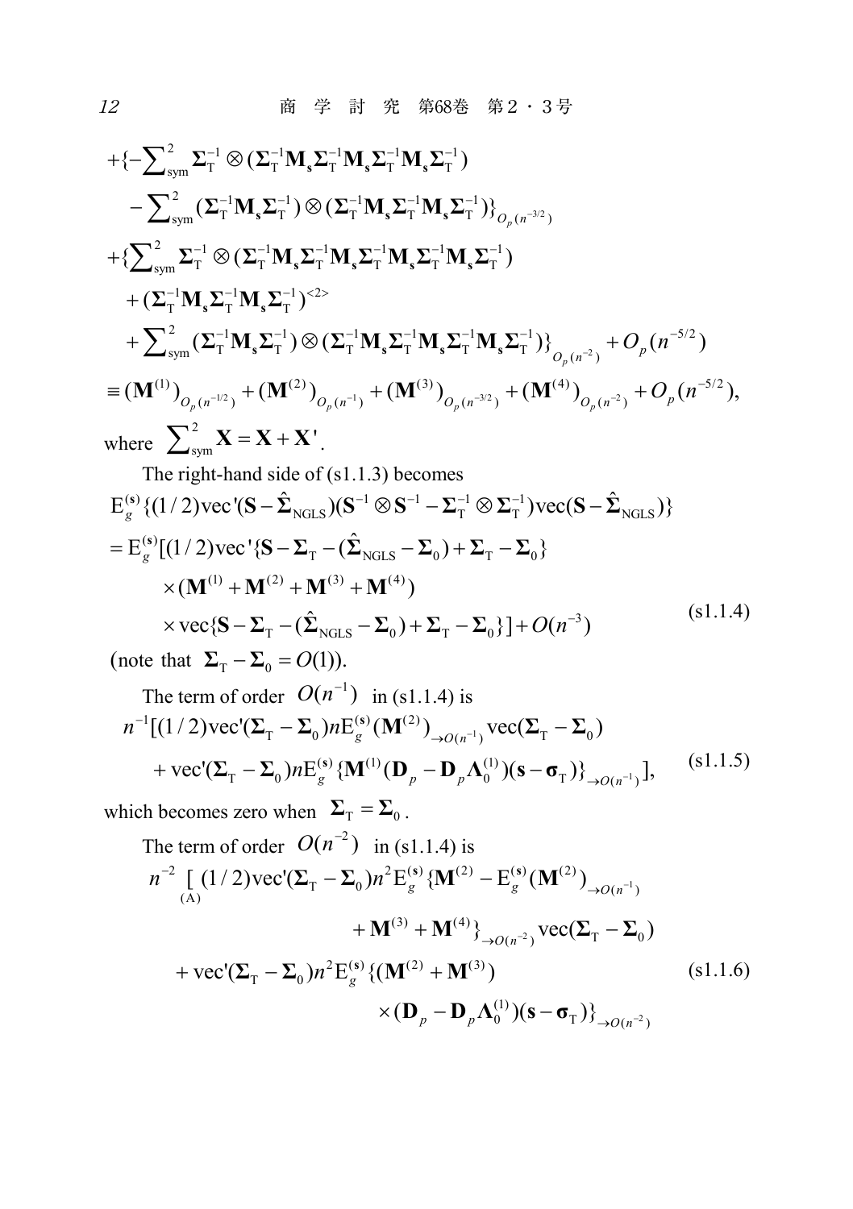$$
\begin{aligned}
&+\{-\textstyle\sum_{\mathrm{sym}}^{2}\boldsymbol{\Sigma}_{\mathrm{T}}^{-1}\otimes(\boldsymbol{\Sigma}_{\mathrm{T}}^{-1}\mathbf{M}_{\mathbf{s}}\boldsymbol{\Sigma}_{\mathrm{T}}^{-1}\mathbf{M}_{\mathbf{s}}\boldsymbol{\Sigma}_{\mathrm{T}}^{-1}\mathbf{M}_{\mathbf{s}}\boldsymbol{\Sigma}_{\mathrm{T}}^{-1})\\
&\quad-\textstyle\sum_{\mathrm{sym}}^{2}(\boldsymbol{\Sigma}_{\mathrm{T}}^{-1}\mathbf{M}_{\mathbf{s}}\boldsymbol{\Sigma}_{\mathrm{T}}^{-1})\otimes(\boldsymbol{\Sigma}_{\mathrm{T}}^{-1}\mathbf{M}_{\mathbf{s}}\boldsymbol{\Sigma}_{\mathrm{T}}^{-1}\mathbf{M}_{\mathbf{s}}\boldsymbol{\Sigma}_{\mathrm{T}}^{-1})\}_{O_p(n^{-3/2})}\\
&+\{\textstyle\sum_{\mathrm{sym}}^{2}\boldsymbol{\Sigma}_{\mathrm{T}}^{-1}\otimes(\boldsymbol{\Sigma}_{\mathrm{T}}^{-1}\mathbf{M}_{\mathbf{s}}\boldsymbol{\Sigma}_{\mathrm{T}}^{-1}\mathbf{M}_{\mathbf{s}}\boldsymbol{\Sigma}_{\mathrm{T}}^{-1}\mathbf{M}_{\mathbf{s}}\boldsymbol{\Sigma}_{\mathrm{T}}^{-1}\mathbf{M}_{\mathbf{s}}\boldsymbol{\Sigma}_{\mathrm{T}}^{-1})\\
&\quad+(\boldsymbol{\Sigma}_{\mathrm{T}}^{-1}\mathbf{M}_{\mathbf{s}}\boldsymbol{\Sigma}_{\mathrm{T}}^{-1}\mathbf{M}_{\mathbf{s}}\boldsymbol{\Sigma}_{\mathrm{T}}^{-1})^{<2>}\\
&\quad+\textstyle\sum_{\mathrm{sym}}^{2}(\boldsymbol{\Sigma}_{\mathrm{T}}^{-1}\mathbf{M}_{\mathbf{s}}\boldsymbol{\Sigma}_{\mathrm{T}}^{-1})\otimes(\boldsymbol{\Sigma}_{\mathrm{T}}^{-1}\mathbf{M}_{\mathbf{s}}\boldsymbol{\Sigma}_{\mathrm{T}}^{-1}\mathbf{M}_{\mathbf{s}}\boldsymbol{\Sigma}_{\mathrm{T}}^{-1}\mathbf{M}_{\mathbf{s}}\boldsymbol{\Sigma}_{\mathrm{T}}^{-1})\}_{O_p(n^{-2})}+O_p(n^{-5/2})\\
&\equiv(\mathbf{M}^{(1)})_{O_p(n^{-1/2})}+(\mathbf{M}^{(2)})_{O_p(n^{-1})}+(\mathbf{M}^{(3)})_{O_p(n^{-3/2})}+(\mathbf{M}^{(4)})_{O_p(n^{-2})}+O_p(n^{-5/2}),
\end{aligned}
$$

where $\sum_{\mathrm{sym}}^{2}\mathbf{X}=\mathbf{X}+\mathbf{X}'$.

The right-hand side of (s1.1.3) becomes

$$
\begin{aligned}
&\mathrm{E}_g^{(\mathbf{s})}\{(1/2)\mathrm{vec}'(\mathbf{S}-\hat{\boldsymbol{\Sigma}}_{\mathrm{NGLS}})(\mathbf{S}^{-1}\otimes\mathbf{S}^{-1}-\boldsymbol{\Sigma}_{\mathrm{T}}^{-1}\otimes\boldsymbol{\Sigma}_{\mathrm{T}}^{-1})\mathrm{vec}(\mathbf{S}-\hat{\boldsymbol{\Sigma}}_{\mathrm{NGLS}})\}\\
&=\mathrm{E}_g^{(\mathbf{s})}[(1/2)\mathrm{vec}'\{\mathbf{S}-\boldsymbol{\Sigma}_{\mathrm{T}}-(\hat{\boldsymbol{\Sigma}}_{\mathrm{NGLS}}-\boldsymbol{\Sigma}_0)+\boldsymbol{\Sigma}_{\mathrm{T}}-\boldsymbol{\Sigma}_0\}\\
&\qquad\times(\mathbf{M}^{(1)}+\mathbf{M}^{(2)}+\mathbf{M}^{(3)}+\mathbf{M}^{(4)})\\
&\qquad\times\mathrm{vec}\{\mathbf{S}-\boldsymbol{\Sigma}_{\mathrm{T}}-(\hat{\boldsymbol{\Sigma}}_{\mathrm{NGLS}}-\boldsymbol{\Sigma}_0)+\boldsymbol{\Sigma}_{\mathrm{T}}-\boldsymbol{\Sigma}_0\}]+O(n^{-3})
\end{aligned}
\tag{s1.1.4}
$$

(note that $\boldsymbol{\Sigma}_{\mathrm{T}}-\boldsymbol{\Sigma}_0=O(1)$).

The term of order $O(n^{-1})$ in (s1.1.4) is

$$
\begin{aligned}
&n^{-1}[(1/2)\mathrm{vec}'(\boldsymbol{\Sigma}_{\mathrm{T}}-\boldsymbol{\Sigma}_0)n\mathrm{E}_g^{(\mathbf{s})}(\mathbf{M}^{(2)})_{\to O(n^{-1})}\mathrm{vec}(\boldsymbol{\Sigma}_{\mathrm{T}}-\boldsymbol{\Sigma}_0)\\
&\quad+\mathrm{vec}'(\boldsymbol{\Sigma}_{\mathrm{T}}-\boldsymbol{\Sigma}_0)n\mathrm{E}_g^{(\mathbf{s})}\{\mathbf{M}^{(1)}(\mathbf{D}_p-\mathbf{D}_p\boldsymbol{\Lambda}_0^{(1)})(\mathbf{s}-\boldsymbol{\sigma}_{\mathrm{T}})\}_{\to O(n^{-1})}],
\end{aligned}
\tag{s1.1.5}
$$

which becomes zero when $\boldsymbol{\Sigma}_{\mathrm{T}}=\boldsymbol{\Sigma}_0$.

The term of order $O(n^{-2})$ in (s1.1.4) is

$$
\begin{aligned}
&n^{-2}\underset{(\mathrm{A})}{[}(1/2)\mathrm{vec}'(\boldsymbol{\Sigma}_{\mathrm{T}}-\boldsymbol{\Sigma}_0)n^2\mathrm{E}_g^{(\mathbf{s})}\{\mathbf{M}^{(2)}-\mathrm{E}_g^{(\mathbf{s})}(\mathbf{M}^{(2)})_{\to O(n^{-1})}\\
&\qquad\qquad+\mathbf{M}^{(3)}+\mathbf{M}^{(4)}\}_{\to O(n^{-2})}\mathrm{vec}(\boldsymbol{\Sigma}_{\mathrm{T}}-\boldsymbol{\Sigma}_0)\\
&\quad+\mathrm{vec}'(\boldsymbol{\Sigma}_{\mathrm{T}}-\boldsymbol{\Sigma}_0)n^2\mathrm{E}_g^{(\mathbf{s})}\{(\mathbf{M}^{(2)}+\mathbf{M}^{(3)})\\
&\qquad\qquad\times(\mathbf{D}_p-\mathbf{D}_p\boldsymbol{\Lambda}_0^{(1)})(\mathbf{s}-\boldsymbol{\sigma}_{\mathrm{T}})\}_{\to O(n^{-2})}
\end{aligned}
\tag{s1.1.6}
$$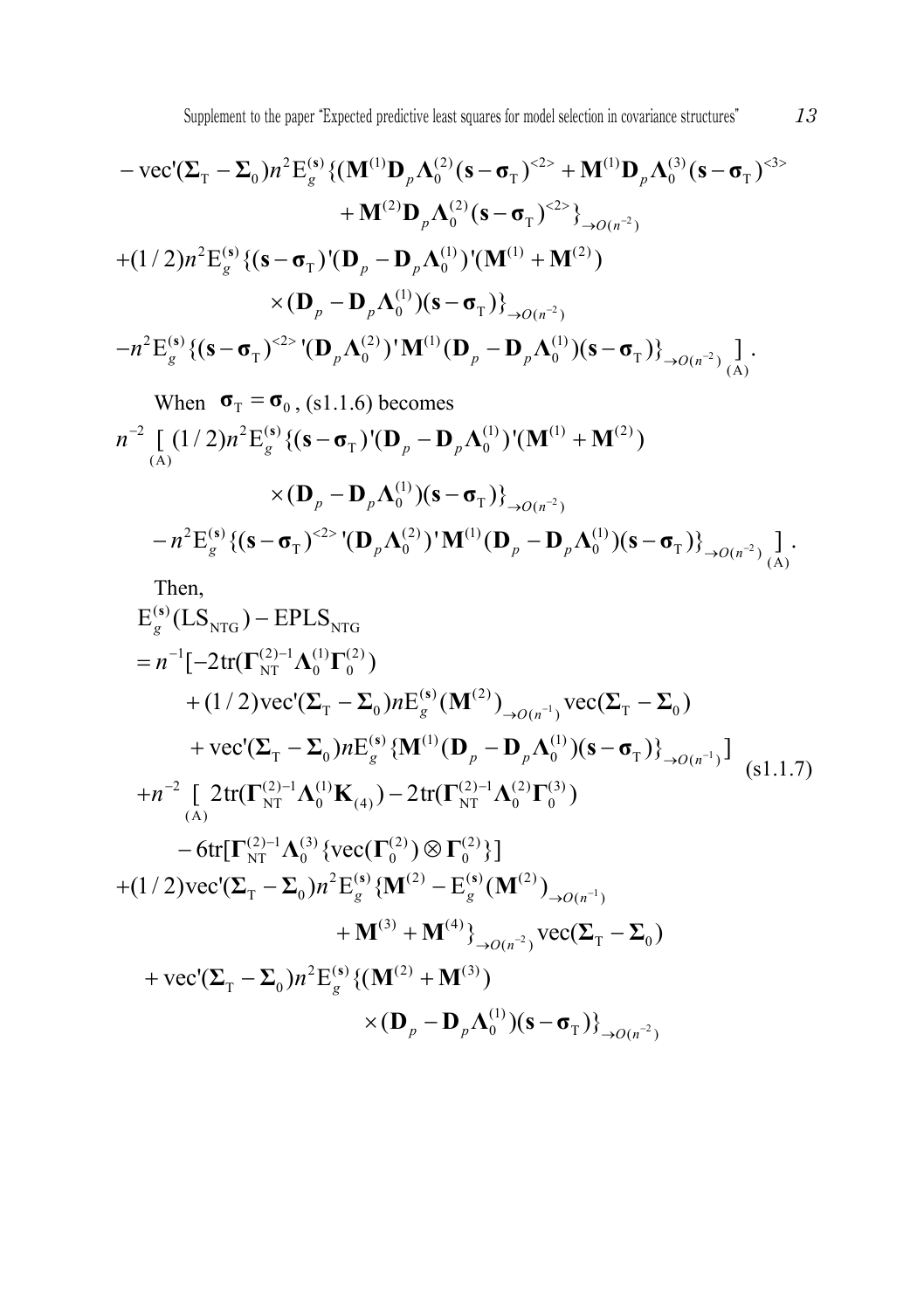$$
\begin{aligned}
&-\mathrm{vec}'(\boldsymbol{\Sigma}_{\mathrm{T}}-\boldsymbol{\Sigma}_0)n^2\mathrm{E}_g^{(\mathbf{s})}\{(\mathbf{M}^{(1)}\mathbf{D}_p\boldsymbol{\Lambda}_0^{(2)}(\mathbf{s}-\boldsymbol{\sigma}_{\mathrm{T}})^{<2>}+\mathbf{M}^{(1)}\mathbf{D}_p\boldsymbol{\Lambda}_0^{(3)}(\mathbf{s}-\boldsymbol{\sigma}_{\mathrm{T}})^{<3>}\\
&\qquad\qquad+\mathbf{M}^{(2)}\mathbf{D}_p\boldsymbol{\Lambda}_0^{(2)}(\mathbf{s}-\boldsymbol{\sigma}_{\mathrm{T}})^{<2>}\}_{\to O(n^{-2})}\\
&+(1/2)n^2\mathrm{E}_g^{(\mathbf{s})}\{(\mathbf{s}-\boldsymbol{\sigma}_{\mathrm{T}})'(\mathbf{D}_p-\mathbf{D}_p\boldsymbol{\Lambda}_0^{(1)})'(\mathbf{M}^{(1)}+\mathbf{M}^{(2)})\\
&\qquad\qquad\times(\mathbf{D}_p-\mathbf{D}_p\boldsymbol{\Lambda}_0^{(1)})(\mathbf{s}-\boldsymbol{\sigma}_{\mathrm{T}})\}_{\to O(n^{-2})}\\
&-n^2\mathrm{E}_g^{(\mathbf{s})}\{(\mathbf{s}-\boldsymbol{\sigma}_{\mathrm{T}})^{<2>}{}'(\mathbf{D}_p\boldsymbol{\Lambda}_0^{(2)})'\mathbf{M}^{(1)}(\mathbf{D}_p-\mathbf{D}_p\boldsymbol{\Lambda}_0^{(1)})(\mathbf{s}-\boldsymbol{\sigma}_{\mathrm{T}})\}_{\to O(n^{-2})}\underset{(\mathrm{A})}{]}.
\end{aligned}
$$

When $\boldsymbol{\sigma}_{\mathrm{T}}=\boldsymbol{\sigma}_0$, (s1.1.6) becomes

$$
\begin{aligned}
&n^{-2}\underset{(\mathrm{A})}{[}(1/2)n^2\mathrm{E}_g^{(\mathbf{s})}\{(\mathbf{s}-\boldsymbol{\sigma}_{\mathrm{T}})'(\mathbf{D}_p-\mathbf{D}_p\boldsymbol{\Lambda}_0^{(1)})'(\mathbf{M}^{(1)}+\mathbf{M}^{(2)})\\
&\qquad\qquad\times(\mathbf{D}_p-\mathbf{D}_p\boldsymbol{\Lambda}_0^{(1)})(\mathbf{s}-\boldsymbol{\sigma}_{\mathrm{T}})\}_{\to O(n^{-2})}\\
&\quad-n^2\mathrm{E}_g^{(\mathbf{s})}\{(\mathbf{s}-\boldsymbol{\sigma}_{\mathrm{T}})^{<2>}{}'(\mathbf{D}_p\boldsymbol{\Lambda}_0^{(2)})'\mathbf{M}^{(1)}(\mathbf{D}_p-\mathbf{D}_p\boldsymbol{\Lambda}_0^{(1)})(\mathbf{s}-\boldsymbol{\sigma}_{\mathrm{T}})\}_{\to O(n^{-2})}\underset{(\mathrm{A})}{]}.
\end{aligned}
$$

Then,

$$
\begin{aligned}
&\mathrm{E}_g^{(\mathbf{s})}(\mathrm{LS}_{\mathrm{NTG}})-\mathrm{EPLS}_{\mathrm{NTG}}\\
&=n^{-1}[-2\mathrm{tr}(\boldsymbol{\Gamma}_{\mathrm{NT}}^{(2)-1}\boldsymbol{\Lambda}_0^{(1)}\boldsymbol{\Gamma}_0^{(2)})\\
&\qquad+(1/2)\mathrm{vec}'(\boldsymbol{\Sigma}_{\mathrm{T}}-\boldsymbol{\Sigma}_0)n\mathrm{E}_g^{(\mathbf{s})}(\mathbf{M}^{(2)})_{\to O(n^{-1})}\mathrm{vec}(\boldsymbol{\Sigma}_{\mathrm{T}}-\boldsymbol{\Sigma}_0)\\
&\qquad+\mathrm{vec}'(\boldsymbol{\Sigma}_{\mathrm{T}}-\boldsymbol{\Sigma}_0)n\mathrm{E}_g^{(\mathbf{s})}\{\mathbf{M}^{(1)}(\mathbf{D}_p-\mathbf{D}_p\boldsymbol{\Lambda}_0^{(1)})(\mathbf{s}-\boldsymbol{\sigma}_{\mathrm{T}})\}_{\to O(n^{-1})}]\\
&+n^{-2}\underset{(\mathrm{A})}{[}2\mathrm{tr}(\boldsymbol{\Gamma}_{\mathrm{NT}}^{(2)-1}\boldsymbol{\Lambda}_0^{(1)}\mathbf{K}_{(4)})-2\mathrm{tr}(\boldsymbol{\Gamma}_{\mathrm{NT}}^{(2)-1}\boldsymbol{\Lambda}_0^{(2)}\boldsymbol{\Gamma}_0^{(3)})\\
&\qquad-6\mathrm{tr}[\boldsymbol{\Gamma}_{\mathrm{NT}}^{(2)-1}\boldsymbol{\Lambda}_0^{(3)}\{\mathrm{vec}(\boldsymbol{\Gamma}_0^{(2)})\otimes\boldsymbol{\Gamma}_0^{(2)}\}]\\
&+(1/2)\mathrm{vec}'(\boldsymbol{\Sigma}_{\mathrm{T}}-\boldsymbol{\Sigma}_0)n^2\mathrm{E}_g^{(\mathbf{s})}\{\mathbf{M}^{(2)}-\mathrm{E}_g^{(\mathbf{s})}(\mathbf{M}^{(2)})_{\to O(n^{-1})}\\
&\qquad\qquad+\mathbf{M}^{(3)}+\mathbf{M}^{(4)}\}_{\to O(n^{-2})}\mathrm{vec}(\boldsymbol{\Sigma}_{\mathrm{T}}-\boldsymbol{\Sigma}_0)\\
&\quad+\mathrm{vec}'(\boldsymbol{\Sigma}_{\mathrm{T}}-\boldsymbol{\Sigma}_0)n^2\mathrm{E}_g^{(\mathbf{s})}\{(\mathbf{M}^{(2)}+\mathbf{M}^{(3)})\\
&\qquad\qquad\times(\mathbf{D}_p-\mathbf{D}_p\boldsymbol{\Lambda}_0^{(1)})(\mathbf{s}-\boldsymbol{\sigma}_{\mathrm{T}})\}_{\to O(n^{-2})}
\end{aligned}
\qquad (\mathrm{s}1.1.7)
$$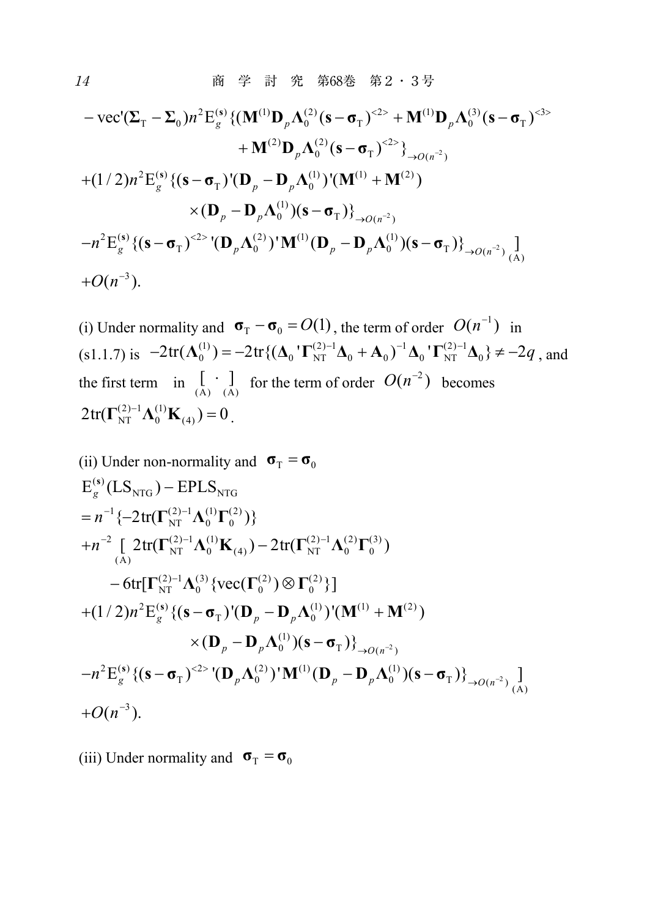$$
\begin{aligned}
&-\text{vec}'(\boldsymbol{\Sigma}_{\text{T}}-\boldsymbol{\Sigma}_0)n^2\text{E}_g^{(\mathbf{s})}\{(\mathbf{M}^{(1)}\mathbf{D}_p\boldsymbol{\Lambda}_0^{(2)}(\mathbf{s}-\boldsymbol{\sigma}_{\text{T}})^{<2>}+\mathbf{M}^{(1)}\mathbf{D}_p\boldsymbol{\Lambda}_0^{(3)}(\mathbf{s}-\boldsymbol{\sigma}_{\text{T}})^{<3>} \\
&\qquad\qquad +\mathbf{M}^{(2)}\mathbf{D}_p\boldsymbol{\Lambda}_0^{(2)}(\mathbf{s}-\boldsymbol{\sigma}_{\text{T}})^{<2>}\}_{\to O(n^{-2})} \\
&+(1/2)n^2\text{E}_g^{(\mathbf{s})}\{(\mathbf{s}-\boldsymbol{\sigma}_{\text{T}})'(\mathbf{D}_p-\mathbf{D}_p\boldsymbol{\Lambda}_0^{(1)})'(\mathbf{M}^{(1)}+\mathbf{M}^{(2)}) \\
&\qquad\qquad \times(\mathbf{D}_p-\mathbf{D}_p\boldsymbol{\Lambda}_0^{(1)})(\mathbf{s}-\boldsymbol{\sigma}_{\text{T}})\}_{\to O(n^{-2})} \\
&-n^2\text{E}_g^{(\mathbf{s})}\{(\mathbf{s}-\boldsymbol{\sigma}_{\text{T}})^{<2>}{}'(\mathbf{D}_p\boldsymbol{\Lambda}_0^{(2)})'\mathbf{M}^{(1)}(\mathbf{D}_p-\mathbf{D}_p\boldsymbol{\Lambda}_0^{(1)})(\mathbf{s}-\boldsymbol{\sigma}_{\text{T}})\}_{\to O(n^{-2})}\underset{(\text{A})}{]} \\
&+O(n^{-3}).
\end{aligned}
$$

(i) Under normality and $\boldsymbol{\sigma}_{\text{T}}-\boldsymbol{\sigma}_0=O(1)$, the term of order $O(n^{-1})$ in (s1.1.7) is $-2\text{tr}(\boldsymbol{\Lambda}_0^{(1)})=-2\text{tr}\{(\boldsymbol{\Delta}_0{}'\boldsymbol{\Gamma}_{\text{NT}}^{(2)-1}\boldsymbol{\Delta}_0+\mathbf{A}_0)^{-1}\boldsymbol{\Delta}_0{}'\boldsymbol{\Gamma}_{\text{NT}}^{(2)-1}\boldsymbol{\Delta}_0\}\neq -2q$, and the first term in $\underset{(\text{A})}{[}\cdot\underset{(\text{A})}{]}$ for the term of order $O(n^{-2})$ becomes $2\text{tr}(\boldsymbol{\Gamma}_{\text{NT}}^{(2)-1}\boldsymbol{\Lambda}_0^{(1)}\mathbf{K}_{(4)})=0$.

(ii) Under non-normality and $\boldsymbol{\sigma}_{\text{T}}=\boldsymbol{\sigma}_0$

$$
\begin{aligned}
&\text{E}_g^{(\mathbf{s})}(\text{LS}_{\text{NTG}})-\text{EPLS}_{\text{NTG}} \\
&=n^{-1}\{-2\text{tr}(\boldsymbol{\Gamma}_{\text{NT}}^{(2)-1}\boldsymbol{\Lambda}_0^{(1)}\boldsymbol{\Gamma}_0^{(2)})\} \\
&+n^{-2}\underset{(\text{A})}{[}\,2\text{tr}(\boldsymbol{\Gamma}_{\text{NT}}^{(2)-1}\boldsymbol{\Lambda}_0^{(1)}\mathbf{K}_{(4)})-2\text{tr}(\boldsymbol{\Gamma}_{\text{NT}}^{(2)-1}\boldsymbol{\Lambda}_0^{(2)}\boldsymbol{\Gamma}_0^{(3)}) \\
&\qquad -6\text{tr}[\boldsymbol{\Gamma}_{\text{NT}}^{(2)-1}\boldsymbol{\Lambda}_0^{(3)}\{\text{vec}(\boldsymbol{\Gamma}_0^{(2)})\otimes\boldsymbol{\Gamma}_0^{(2)}\}] \\
&+(1/2)n^2\text{E}_g^{(\mathbf{s})}\{(\mathbf{s}-\boldsymbol{\sigma}_{\text{T}})'(\mathbf{D}_p-\mathbf{D}_p\boldsymbol{\Lambda}_0^{(1)})'(\mathbf{M}^{(1)}+\mathbf{M}^{(2)}) \\
&\qquad\qquad \times(\mathbf{D}_p-\mathbf{D}_p\boldsymbol{\Lambda}_0^{(1)})(\mathbf{s}-\boldsymbol{\sigma}_{\text{T}})\}_{\to O(n^{-2})} \\
&-n^2\text{E}_g^{(\mathbf{s})}\{(\mathbf{s}-\boldsymbol{\sigma}_{\text{T}})^{<2>}{}'(\mathbf{D}_p\boldsymbol{\Lambda}_0^{(2)})'\mathbf{M}^{(1)}(\mathbf{D}_p-\mathbf{D}_p\boldsymbol{\Lambda}_0^{(1)})(\mathbf{s}-\boldsymbol{\sigma}_{\text{T}})\}_{\to O(n^{-2})}\underset{(\text{A})}{]} \\
&+O(n^{-3}).
\end{aligned}
$$

(iii) Under normality and $\boldsymbol{\sigma}_{\text{T}}=\boldsymbol{\sigma}_0$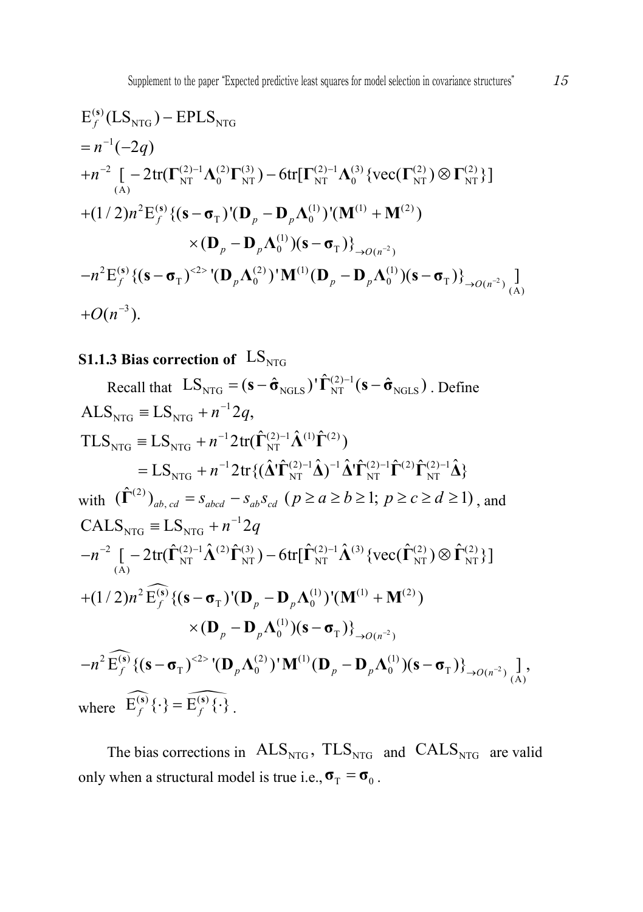$$
\begin{aligned}
&\mathrm{E}_f^{(\mathbf{s})}(\mathrm{LS}_{\mathrm{NTG}}) - \mathrm{EPLS}_{\mathrm{NTG}} \\
&= n^{-1}(-2q) \\
&+ n^{-2} \underset{(\mathrm{A})}{[} -2\mathrm{tr}(\boldsymbol{\Gamma}_{\mathrm{NT}}^{(2)-1}\boldsymbol{\Lambda}_0^{(2)}\boldsymbol{\Gamma}_{\mathrm{NT}}^{(3)}) - 6\mathrm{tr}[\boldsymbol{\Gamma}_{\mathrm{NT}}^{(2)-1}\boldsymbol{\Lambda}_0^{(3)}\{\mathrm{vec}(\boldsymbol{\Gamma}_{\mathrm{NT}}^{(2)}) \otimes \boldsymbol{\Gamma}_{\mathrm{NT}}^{(2)}\}] \\
&+ (1/2)n^2 \mathrm{E}_f^{(\mathbf{s})}\{(\mathbf{s}-\boldsymbol{\sigma}_{\mathrm{T}})'(\mathbf{D}_p - \mathbf{D}_p\boldsymbol{\Lambda}_0^{(1)})'(\mathbf{M}^{(1)} + \mathbf{M}^{(2)}) \\
&\qquad\qquad \times (\mathbf{D}_p - \mathbf{D}_p\boldsymbol{\Lambda}_0^{(1)})(\mathbf{s}-\boldsymbol{\sigma}_{\mathrm{T}})\}_{\to O(n^{-2})} \\
&- n^2 \mathrm{E}_f^{(\mathbf{s})}\{(\mathbf{s}-\boldsymbol{\sigma}_{\mathrm{T}})^{<2>}{}'(\mathbf{D}_p\boldsymbol{\Lambda}_0^{(2)})'\mathbf{M}^{(1)}(\mathbf{D}_p - \mathbf{D}_p\boldsymbol{\Lambda}_0^{(1)})(\mathbf{s}-\boldsymbol{\sigma}_{\mathrm{T}})\}_{\to O(n^{-2})} \underset{(\mathrm{A})}{]} \\
&+ O(n^{-3}).
\end{aligned}
$$

### S1.1.3 Bias correction of $\mathrm{LS}_{\mathrm{NTG}}$

Recall that $\mathrm{LS}_{\mathrm{NTG}} = (\mathbf{s} - \hat{\boldsymbol{\sigma}}_{\mathrm{NGLS}})'\hat{\boldsymbol{\Gamma}}_{\mathrm{NT}}^{(2)-1}(\mathbf{s} - \hat{\boldsymbol{\sigma}}_{\mathrm{NGLS}})$. Define

$$
\begin{aligned}
&\mathrm{ALS}_{\mathrm{NTG}} \equiv \mathrm{LS}_{\mathrm{NTG}} + n^{-1}2q, \\
&\mathrm{TLS}_{\mathrm{NTG}} \equiv \mathrm{LS}_{\mathrm{NTG}} + n^{-1}2\mathrm{tr}(\hat{\boldsymbol{\Gamma}}_{\mathrm{NT}}^{(2)-1}\hat{\boldsymbol{\Lambda}}^{(1)}\hat{\boldsymbol{\Gamma}}^{(2)}) \\
&\qquad\quad = \mathrm{LS}_{\mathrm{NTG}} + n^{-1}2\mathrm{tr}\{(\hat{\boldsymbol{\Delta}}'\hat{\boldsymbol{\Gamma}}_{\mathrm{NT}}^{(2)-1}\hat{\boldsymbol{\Delta}})^{-1}\hat{\boldsymbol{\Delta}}'\hat{\boldsymbol{\Gamma}}_{\mathrm{NT}}^{(2)-1}\hat{\boldsymbol{\Gamma}}^{(2)}\hat{\boldsymbol{\Gamma}}_{\mathrm{NT}}^{(2)-1}\hat{\boldsymbol{\Delta}}\}
\end{aligned}
$$

with $(\hat{\boldsymbol{\Gamma}}^{(2)})_{ab,\,cd} = s_{abcd} - s_{ab}s_{cd}\ (p \ge a \ge b \ge 1;\ p \ge c \ge d \ge 1)$, and

$$
\begin{aligned}
&\mathrm{CALS}_{\mathrm{NTG}} \equiv \mathrm{LS}_{\mathrm{NTG}} + n^{-1}2q \\
&- n^{-2} \underset{(\mathrm{A})}{[} -2\mathrm{tr}(\hat{\boldsymbol{\Gamma}}_{\mathrm{NT}}^{(2)-1}\hat{\boldsymbol{\Lambda}}^{(2)}\hat{\boldsymbol{\Gamma}}_{\mathrm{NT}}^{(3)}) - 6\mathrm{tr}[\hat{\boldsymbol{\Gamma}}_{\mathrm{NT}}^{(2)-1}\hat{\boldsymbol{\Lambda}}^{(3)}\{\mathrm{vec}(\hat{\boldsymbol{\Gamma}}_{\mathrm{NT}}^{(2)}) \otimes \hat{\boldsymbol{\Gamma}}_{\mathrm{NT}}^{(2)}\}] \\
&+ (1/2)n^2 \widehat{\mathrm{E}_f^{(\mathbf{s})}}\{(\mathbf{s}-\boldsymbol{\sigma}_{\mathrm{T}})'(\mathbf{D}_p - \mathbf{D}_p\boldsymbol{\Lambda}_0^{(1)})'(\mathbf{M}^{(1)} + \mathbf{M}^{(2)}) \\
&\qquad\qquad \times (\mathbf{D}_p - \mathbf{D}_p\boldsymbol{\Lambda}_0^{(1)})(\mathbf{s}-\boldsymbol{\sigma}_{\mathrm{T}})\}_{\to O(n^{-2})} \\
&- n^2 \widehat{\mathrm{E}_f^{(\mathbf{s})}}\{(\mathbf{s}-\boldsymbol{\sigma}_{\mathrm{T}})^{<2>}{}'(\mathbf{D}_p\boldsymbol{\Lambda}_0^{(2)})'\mathbf{M}^{(1)}(\mathbf{D}_p - \mathbf{D}_p\boldsymbol{\Lambda}_0^{(1)})(\mathbf{s}-\boldsymbol{\sigma}_{\mathrm{T}})\}_{\to O(n^{-2})} \underset{(\mathrm{A})}{]},
\end{aligned}
$$

where $\widehat{\mathrm{E}_f^{(\mathbf{s})}}\{\cdot\} = \widehat{\mathrm{E}_f^{(\mathbf{s})}\{\cdot\}}$.

The bias corrections in $\mathrm{ALS}_{\mathrm{NTG}}$, $\mathrm{TLS}_{\mathrm{NTG}}$ and $\mathrm{CALS}_{\mathrm{NTG}}$ are valid only when a structural model is true i.e., $\boldsymbol{\sigma}_{\mathrm{T}} = \boldsymbol{\sigma}_0$.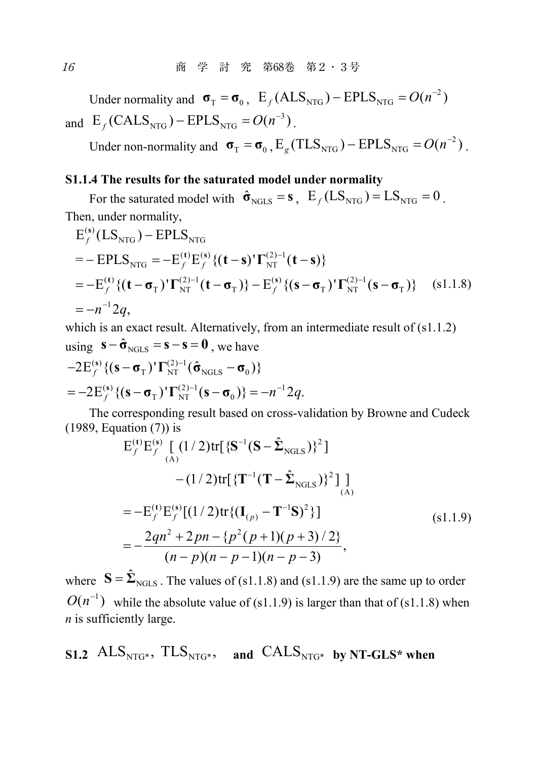Under normality and $\boldsymbol{\sigma}_{\mathrm{T}} = \boldsymbol{\sigma}_0$, $\mathrm{E}_f(\mathrm{ALS}_{\mathrm{NTG}}) - \mathrm{EPLS}_{\mathrm{NTG}} = O(n^{-2})$ and $\mathrm{E}_f(\mathrm{CALS}_{\mathrm{NTG}}) - \mathrm{EPLS}_{\mathrm{NTG}} = O(n^{-3})$.

Under non-normality and $\boldsymbol{\sigma}_{\mathrm{T}} = \boldsymbol{\sigma}_0$, $\mathrm{E}_g(\mathrm{TLS}_{\mathrm{NTG}}) - \mathrm{EPLS}_{\mathrm{NTG}} = O(n^{-2})$.

### S1.1.4 The results for the saturated model under normality

For the saturated model with $\hat{\boldsymbol{\sigma}}_{\mathrm{NGLS}} = \mathbf{s}$, $\mathrm{E}_f(\mathrm{LS}_{\mathrm{NTG}}) = \mathrm{LS}_{\mathrm{NTG}} = 0$. Then, under normality,

$$
\begin{aligned}
&\mathrm{E}_f^{(\mathbf{s})}(\mathrm{LS}_{\mathrm{NTG}}) - \mathrm{EPLS}_{\mathrm{NTG}} \\
&= -\mathrm{EPLS}_{\mathrm{NTG}} = -\mathrm{E}_f^{(\mathbf{t})}\mathrm{E}_f^{(\mathbf{s})}\{(\mathbf{t}-\mathbf{s})'\boldsymbol{\Gamma}_{\mathrm{NT}}^{(2)-1}(\mathbf{t}-\mathbf{s})\} \\
&= -\mathrm{E}_f^{(\mathbf{t})}\{(\mathbf{t}-\boldsymbol{\sigma}_{\mathrm{T}})'\boldsymbol{\Gamma}_{\mathrm{NT}}^{(2)-1}(\mathbf{t}-\boldsymbol{\sigma}_{\mathrm{T}})\} - \mathrm{E}_f^{(\mathbf{s})}\{(\mathbf{s}-\boldsymbol{\sigma}_{\mathrm{T}})'\boldsymbol{\Gamma}_{\mathrm{NT}}^{(2)-1}(\mathbf{s}-\boldsymbol{\sigma}_{\mathrm{T}})\} \qquad \text{(s1.1.8)} \\
&= -n^{-1}2q,
\end{aligned}
$$

which is an exact result. Alternatively, from an intermediate result of (s1.1.2) using $\mathbf{s} - \hat{\boldsymbol{\sigma}}_{\mathrm{NGLS}} = \mathbf{s} - \mathbf{s} = \mathbf{0}$, we have

$$
\begin{aligned}
&-2\mathrm{E}_f^{(\mathbf{s})}\{(\mathbf{s}-\boldsymbol{\sigma}_{\mathrm{T}})'\boldsymbol{\Gamma}_{\mathrm{NT}}^{(2)-1}(\hat{\boldsymbol{\sigma}}_{\mathrm{NGLS}}-\boldsymbol{\sigma}_0)\} \\
&= -2\mathrm{E}_f^{(\mathbf{s})}\{(\mathbf{s}-\boldsymbol{\sigma}_{\mathrm{T}})'\boldsymbol{\Gamma}_{\mathrm{NT}}^{(2)-1}(\mathbf{s}-\boldsymbol{\sigma}_0)\} = -n^{-1}2q.
\end{aligned}
$$

The corresponding result based on cross-validation by Browne and Cudeck (1989, Equation (7)) is

$$
\begin{aligned}
&\mathrm{E}_f^{(\mathbf{t})}\mathrm{E}_f^{(\mathbf{s})} \underset{(\mathrm{A})}{[} (1/2)\mathrm{tr}[\{\mathbf{S}^{-1}(\mathbf{S}-\hat{\boldsymbol{\Sigma}}_{\mathrm{NGLS}})\}^2] \\
&\qquad - (1/2)\mathrm{tr}[\{\mathbf{T}^{-1}(\mathbf{T}-\hat{\boldsymbol{\Sigma}}_{\mathrm{NGLS}})\}^2] \underset{(\mathrm{A})}{]} \\
&= -\mathrm{E}_f^{(\mathbf{t})}\mathrm{E}_f^{(\mathbf{s})}[(1/2)\mathrm{tr}\{(\mathbf{I}_{(p)} - \mathbf{T}^{-1}\mathbf{S})^2\}] \qquad \text{(s1.1.9)} \\
&= -\frac{2qn^2 + 2pn - \{p^2(p+1)(p+3)/2\}}{(n-p)(n-p-1)(n-p-3)},
\end{aligned}
$$

where $\mathbf{S} = \hat{\boldsymbol{\Sigma}}_{\mathrm{NGLS}}$. The values of (s1.1.8) and (s1.1.9) are the same up to order $O(n^{-1})$ while the absolute value of (s1.1.9) is larger than that of (s1.1.8) when $n$ is sufficiently large.

## S1.2 $\mathrm{ALS}_{\mathrm{NTG}^*}$, $\mathrm{TLS}_{\mathrm{NTG}^*}$, and $\mathrm{CALS}_{\mathrm{NTG}^*}$ by NT-GLS* when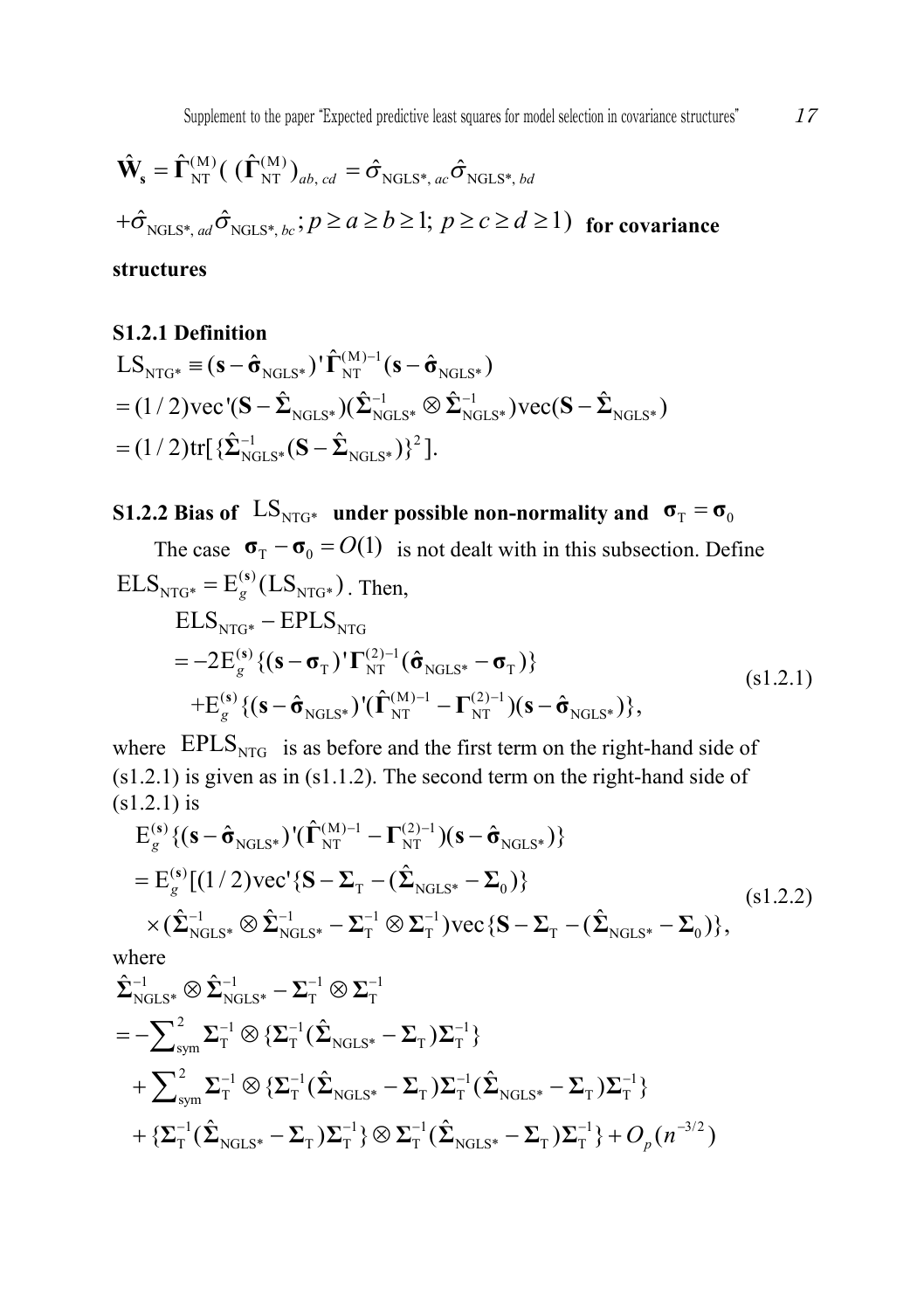$$\hat{\mathbf{W}}_{\mathbf{s}} = \hat{\mathbf{\Gamma}}_{\mathrm{NT}}^{(\mathrm{M})} \, ( \, (\hat{\mathbf{\Gamma}}_{\mathrm{NT}}^{(\mathrm{M})})_{ab,\,cd} = \hat{\sigma}_{\mathrm{NGLS}^*,\,ac} \hat{\sigma}_{\mathrm{NGLS}^*,\,bd}$$

$+\hat{\sigma}_{\mathrm{NGLS}^*,\,ad} \hat{\sigma}_{\mathrm{NGLS}^*,\,bc}; p \ge a \ge b \ge 1;\ p \ge c \ge d \ge 1)$ **for covariance structures**

### S1.2.1 Definition

$$\begin{aligned}
\mathrm{LS}_{\mathrm{NTG}^*} &\equiv (\mathbf{s} - \hat{\boldsymbol{\sigma}}_{\mathrm{NGLS}^*})' \hat{\mathbf{\Gamma}}_{\mathrm{NT}}^{(\mathrm{M})-1} (\mathbf{s} - \hat{\boldsymbol{\sigma}}_{\mathrm{NGLS}^*}) \\
&= (1/2)\mathrm{vec}'(\mathbf{S} - \hat{\mathbf{\Sigma}}_{\mathrm{NGLS}^*})(\hat{\mathbf{\Sigma}}_{\mathrm{NGLS}^*}^{-1} \otimes \hat{\mathbf{\Sigma}}_{\mathrm{NGLS}^*}^{-1})\mathrm{vec}(\mathbf{S} - \hat{\mathbf{\Sigma}}_{\mathrm{NGLS}^*}) \\
&= (1/2)\mathrm{tr}[\{\hat{\mathbf{\Sigma}}_{\mathrm{NGLS}^*}^{-1}(\mathbf{S} - \hat{\mathbf{\Sigma}}_{\mathrm{NGLS}^*})\}^2].
\end{aligned}$$

### S1.2.2 Bias of $\mathrm{LS}_{\mathrm{NTG}^*}$ under possible non-normality and $\boldsymbol{\sigma}_{\mathrm{T}} = \boldsymbol{\sigma}_0$

The case $\boldsymbol{\sigma}_{\mathrm{T}} - \boldsymbol{\sigma}_0 = O(1)$ is not dealt with in this subsection. Define $\mathrm{ELS}_{\mathrm{NTG}^*} = \mathrm{E}_g^{(\mathbf{s})}(\mathrm{LS}_{\mathrm{NTG}^*})$. Then,

$$\begin{aligned}
&\mathrm{ELS}_{\mathrm{NTG}^*} - \mathrm{EPLS}_{\mathrm{NTG}} \\
&= -2\mathrm{E}_g^{(\mathbf{s})}\{(\mathbf{s} - \boldsymbol{\sigma}_{\mathrm{T}})' \mathbf{\Gamma}_{\mathrm{NT}}^{(2)-1} (\hat{\boldsymbol{\sigma}}_{\mathrm{NGLS}^*} - \boldsymbol{\sigma}_{\mathrm{T}})\} \\
&\quad + \mathrm{E}_g^{(\mathbf{s})}\{(\mathbf{s} - \hat{\boldsymbol{\sigma}}_{\mathrm{NGLS}^*})'(\hat{\mathbf{\Gamma}}_{\mathrm{NT}}^{(\mathrm{M})-1} - \mathbf{\Gamma}_{\mathrm{NT}}^{(2)-1})(\mathbf{s} - \hat{\boldsymbol{\sigma}}_{\mathrm{NGLS}^*})\},
\end{aligned} \tag{s1.2.1}$$

where $\mathrm{EPLS}_{\mathrm{NTG}}$ is as before and the first term on the right-hand side of (s1.2.1) is given as in (s1.1.2). The second term on the right-hand side of (s1.2.1) is

$$\begin{aligned}
&\mathrm{E}_g^{(\mathbf{s})}\{(\mathbf{s} - \hat{\boldsymbol{\sigma}}_{\mathrm{NGLS}^*})'(\hat{\mathbf{\Gamma}}_{\mathrm{NT}}^{(\mathrm{M})-1} - \mathbf{\Gamma}_{\mathrm{NT}}^{(2)-1})(\mathbf{s} - \hat{\boldsymbol{\sigma}}_{\mathrm{NGLS}^*})\} \\
&= \mathrm{E}_g^{(\mathbf{s})}[(1/2)\mathrm{vec}'\{\mathbf{S} - \mathbf{\Sigma}_{\mathrm{T}} - (\hat{\mathbf{\Sigma}}_{\mathrm{NGLS}^*} - \mathbf{\Sigma}_0)\} \\
&\quad \times (\hat{\mathbf{\Sigma}}_{\mathrm{NGLS}^*}^{-1} \otimes \hat{\mathbf{\Sigma}}_{\mathrm{NGLS}^*}^{-1} - \mathbf{\Sigma}_{\mathrm{T}}^{-1} \otimes \mathbf{\Sigma}_{\mathrm{T}}^{-1})\mathrm{vec}\{\mathbf{S} - \mathbf{\Sigma}_{\mathrm{T}} - (\hat{\mathbf{\Sigma}}_{\mathrm{NGLS}^*} - \mathbf{\Sigma}_0)\},
\end{aligned} \tag{s1.2.2}$$

where

$$\begin{aligned}
&\hat{\mathbf{\Sigma}}_{\mathrm{NGLS}^*}^{-1} \otimes \hat{\mathbf{\Sigma}}_{\mathrm{NGLS}^*}^{-1} - \mathbf{\Sigma}_{\mathrm{T}}^{-1} \otimes \mathbf{\Sigma}_{\mathrm{T}}^{-1} \\
&= -\sum\nolimits_{\mathrm{sym}}^{2} \mathbf{\Sigma}_{\mathrm{T}}^{-1} \otimes \{\mathbf{\Sigma}_{\mathrm{T}}^{-1}(\hat{\mathbf{\Sigma}}_{\mathrm{NGLS}^*} - \mathbf{\Sigma}_{\mathrm{T}})\mathbf{\Sigma}_{\mathrm{T}}^{-1}\} \\
&\quad + \sum\nolimits_{\mathrm{sym}}^{2} \mathbf{\Sigma}_{\mathrm{T}}^{-1} \otimes \{\mathbf{\Sigma}_{\mathrm{T}}^{-1}(\hat{\mathbf{\Sigma}}_{\mathrm{NGLS}^*} - \mathbf{\Sigma}_{\mathrm{T}})\mathbf{\Sigma}_{\mathrm{T}}^{-1}(\hat{\mathbf{\Sigma}}_{\mathrm{NGLS}^*} - \mathbf{\Sigma}_{\mathrm{T}})\mathbf{\Sigma}_{\mathrm{T}}^{-1}\} \\
&\quad + \{\mathbf{\Sigma}_{\mathrm{T}}^{-1}(\hat{\mathbf{\Sigma}}_{\mathrm{NGLS}^*} - \mathbf{\Sigma}_{\mathrm{T}})\mathbf{\Sigma}_{\mathrm{T}}^{-1}\} \otimes \mathbf{\Sigma}_{\mathrm{T}}^{-1}(\hat{\mathbf{\Sigma}}_{\mathrm{NGLS}^*} - \mathbf{\Sigma}_{\mathrm{T}})\mathbf{\Sigma}_{\mathrm{T}}^{-1}\} + O_p(n^{-3/2})
\end{aligned}$$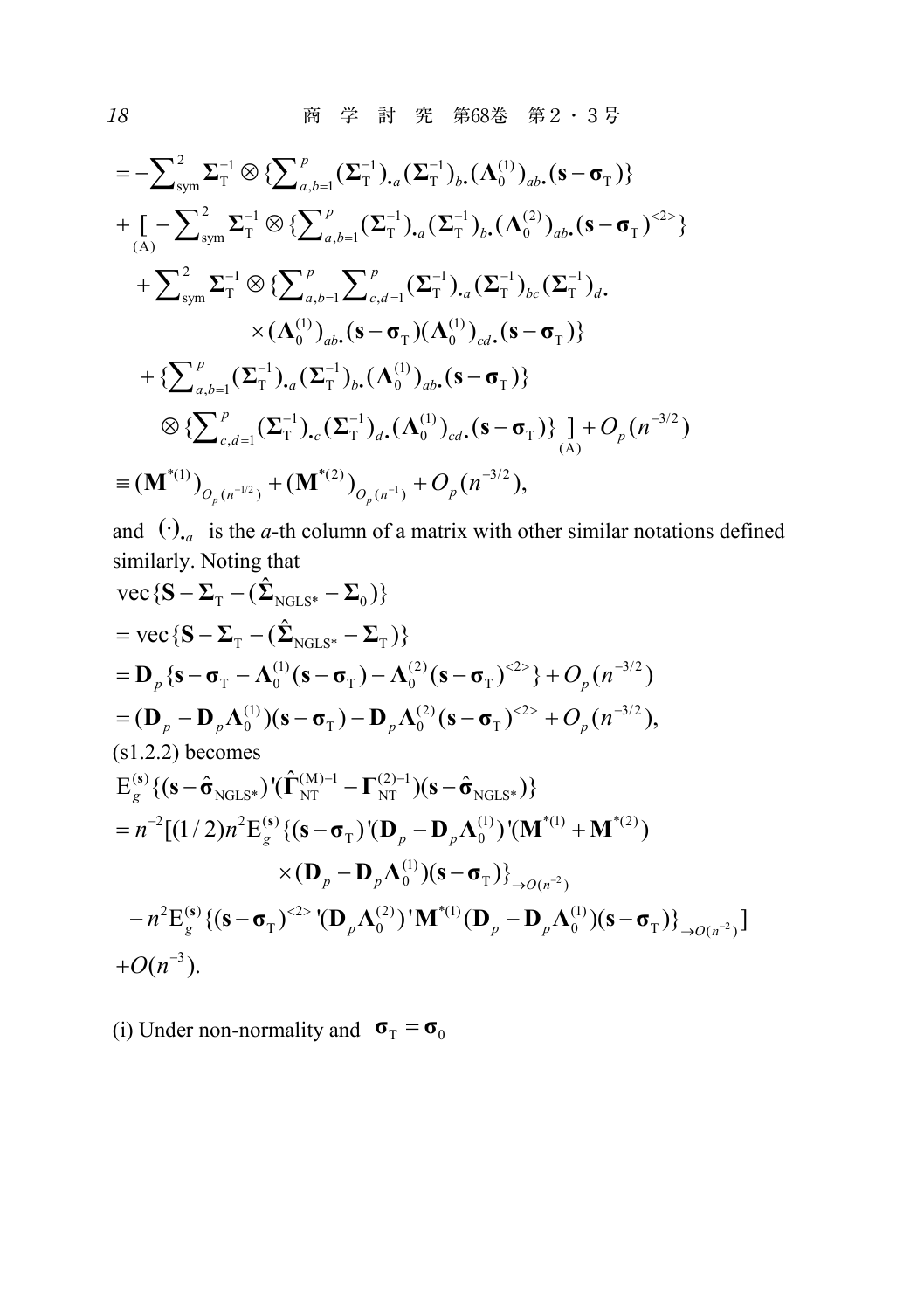$$
\begin{aligned}
&= -\sum\nolimits_{\text{sym}}^{2} \boldsymbol{\Sigma}_{\text{T}}^{-1} \otimes \{\sum\nolimits_{a,b=1}^{p} (\boldsymbol{\Sigma}_{\text{T}}^{-1})_{\cdot a} (\boldsymbol{\Sigma}_{\text{T}}^{-1})_{b\cdot} (\boldsymbol{\Lambda}_0^{(1)})_{ab\cdot} (\mathbf{s} - \boldsymbol{\sigma}_{\text{T}})\} \\
&+ \underset{(\text{A})}{[} -\sum\nolimits_{\text{sym}}^{2} \boldsymbol{\Sigma}_{\text{T}}^{-1} \otimes \{\sum\nolimits_{a,b=1}^{p} (\boldsymbol{\Sigma}_{\text{T}}^{-1})_{\cdot a} (\boldsymbol{\Sigma}_{\text{T}}^{-1})_{b\cdot} (\boldsymbol{\Lambda}_0^{(2)})_{ab\cdot} (\mathbf{s} - \boldsymbol{\sigma}_{\text{T}})^{<2>}\} \\
&\quad + \sum\nolimits_{\text{sym}}^{2} \boldsymbol{\Sigma}_{\text{T}}^{-1} \otimes \{\sum\nolimits_{a,b=1}^{p} \sum\nolimits_{c,d=1}^{p} (\boldsymbol{\Sigma}_{\text{T}}^{-1})_{\cdot a} (\boldsymbol{\Sigma}_{\text{T}}^{-1})_{bc} (\boldsymbol{\Sigma}_{\text{T}}^{-1})_{d\cdot} \\
&\qquad\qquad \times (\boldsymbol{\Lambda}_0^{(1)})_{ab\cdot} (\mathbf{s} - \boldsymbol{\sigma}_{\text{T}}) (\boldsymbol{\Lambda}_0^{(1)})_{cd\cdot} (\mathbf{s} - \boldsymbol{\sigma}_{\text{T}})\} \\
&\quad + \{\sum\nolimits_{a,b=1}^{p} (\boldsymbol{\Sigma}_{\text{T}}^{-1})_{\cdot a} (\boldsymbol{\Sigma}_{\text{T}}^{-1})_{b\cdot} (\boldsymbol{\Lambda}_0^{(1)})_{ab\cdot} (\mathbf{s} - \boldsymbol{\sigma}_{\text{T}})\} \\
&\qquad \otimes \{\sum\nolimits_{c,d=1}^{p} (\boldsymbol{\Sigma}_{\text{T}}^{-1})_{\cdot c} (\boldsymbol{\Sigma}_{\text{T}}^{-1})_{d\cdot} (\boldsymbol{\Lambda}_0^{(1)})_{cd\cdot} (\mathbf{s} - \boldsymbol{\sigma}_{\text{T}})\} \underset{(\text{A})}{]} + O_p(n^{-3/2}) \\
&\equiv (\mathbf{M}^{*(1)})_{O_p(n^{-1/2})} + (\mathbf{M}^{*(2)})_{O_p(n^{-1})} + O_p(n^{-3/2}),
\end{aligned}
$$

and $(\cdot)_{\cdot a}$ is the $a$-th column of a matrix with other similar notations defined similarly. Noting that

$$
\begin{aligned}
&\text{vec}\{\mathbf{S} - \boldsymbol{\Sigma}_{\text{T}} - (\hat{\boldsymbol{\Sigma}}_{\text{NGLS*}} - \boldsymbol{\Sigma}_0)\} \\
&= \text{vec}\{\mathbf{S} - \boldsymbol{\Sigma}_{\text{T}} - (\hat{\boldsymbol{\Sigma}}_{\text{NGLS*}} - \boldsymbol{\Sigma}_{\text{T}})\} \\
&= \mathbf{D}_p \{\mathbf{s} - \boldsymbol{\sigma}_{\text{T}} - \boldsymbol{\Lambda}_0^{(1)}(\mathbf{s} - \boldsymbol{\sigma}_{\text{T}}) - \boldsymbol{\Lambda}_0^{(2)}(\mathbf{s} - \boldsymbol{\sigma}_{\text{T}})^{<2>}\} + O_p(n^{-3/2}) \\
&= (\mathbf{D}_p - \mathbf{D}_p \boldsymbol{\Lambda}_0^{(1)})(\mathbf{s} - \boldsymbol{\sigma}_{\text{T}}) - \mathbf{D}_p \boldsymbol{\Lambda}_0^{(2)} (\mathbf{s} - \boldsymbol{\sigma}_{\text{T}})^{<2>} + O_p(n^{-3/2}),
\end{aligned}
$$

(s1.2.2) becomes

$$
\begin{aligned}
&\text{E}_g^{(\mathbf{s})}\{(\mathbf{s} - \hat{\boldsymbol{\sigma}}_{\text{NGLS*}})'(\hat{\boldsymbol{\Gamma}}_{\text{NT}}^{(\text{M})-1} - \boldsymbol{\Gamma}_{\text{NT}}^{(2)-1})(\mathbf{s} - \hat{\boldsymbol{\sigma}}_{\text{NGLS*}})\} \\
&= n^{-2}[(1/2)n^2 \text{E}_g^{(\mathbf{s})}\{(\mathbf{s} - \boldsymbol{\sigma}_{\text{T}})'(\mathbf{D}_p - \mathbf{D}_p \boldsymbol{\Lambda}_0^{(1)})'(\mathbf{M}^{*(1)} + \mathbf{M}^{*(2)}) \\
&\qquad\qquad \times (\mathbf{D}_p - \mathbf{D}_p \boldsymbol{\Lambda}_0^{(1)})(\mathbf{s} - \boldsymbol{\sigma}_{\text{T}})\}_{\to O(n^{-2})} \\
&\quad - n^2 \text{E}_g^{(\mathbf{s})}\{(\mathbf{s} - \boldsymbol{\sigma}_{\text{T}})^{<2>}{}'(\mathbf{D}_p \boldsymbol{\Lambda}_0^{(2)})' \mathbf{M}^{*(1)} (\mathbf{D}_p - \mathbf{D}_p \boldsymbol{\Lambda}_0^{(1)})(\mathbf{s} - \boldsymbol{\sigma}_{\text{T}})\}_{\to O(n^{-2})}] \\
&+ O(n^{-3}).
\end{aligned}
$$

(i) Under non-normality and $\boldsymbol{\sigma}_{\text{T}} = \boldsymbol{\sigma}_0$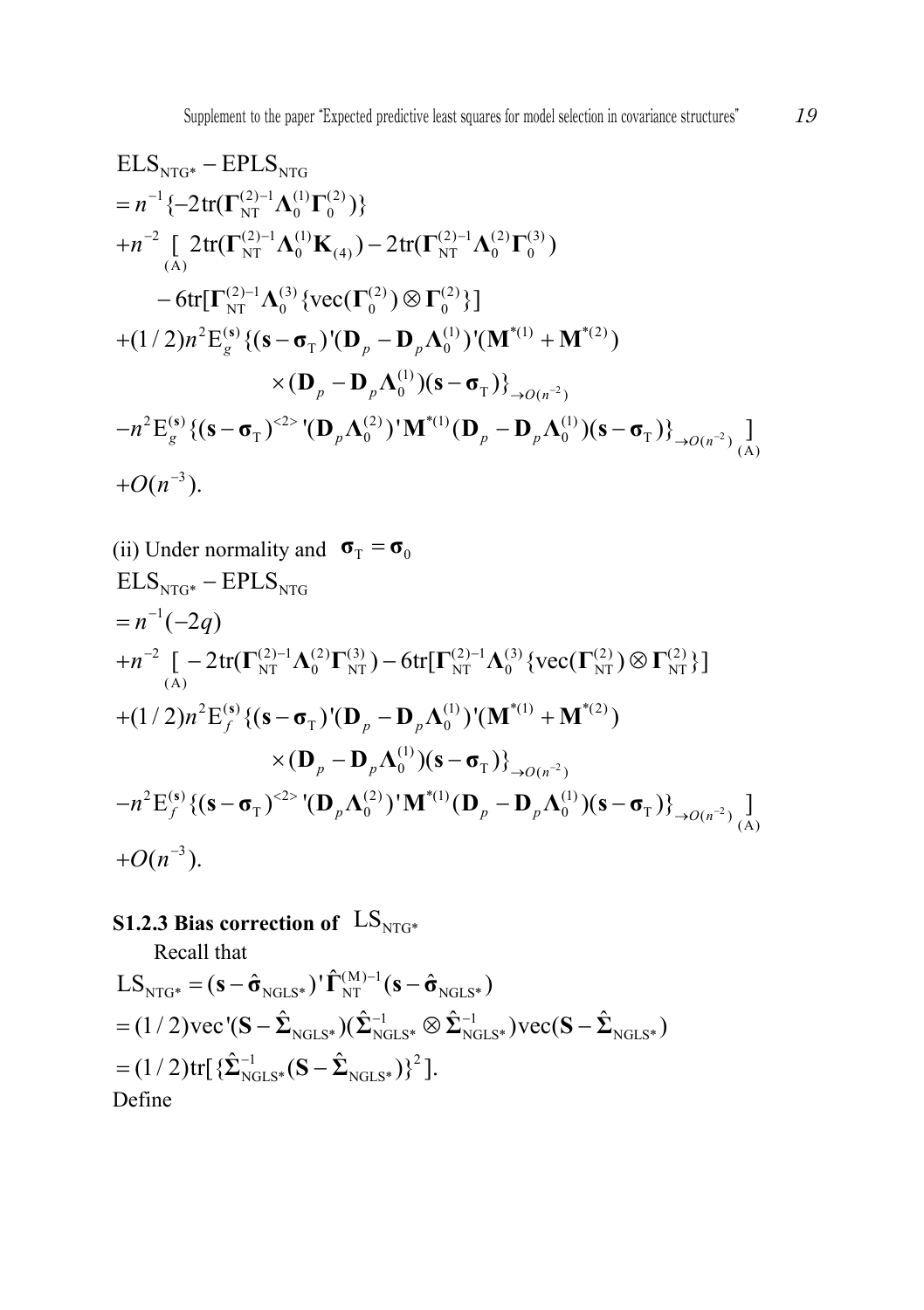$$
\begin{aligned}
&\mathrm{ELS}_{\mathrm{NTG}*} - \mathrm{EPLS}_{\mathrm{NTG}} \\
&= n^{-1}\{-2\mathrm{tr}(\boldsymbol{\Gamma}_{\mathrm{NT}}^{(2)-1}\boldsymbol{\Lambda}_0^{(1)}\boldsymbol{\Gamma}_0^{(2)})\} \\
&+ n^{-2} \underset{(\mathrm{A})}{[} 2\mathrm{tr}(\boldsymbol{\Gamma}_{\mathrm{NT}}^{(2)-1}\boldsymbol{\Lambda}_0^{(1)}\mathbf{K}_{(4)}) - 2\mathrm{tr}(\boldsymbol{\Gamma}_{\mathrm{NT}}^{(2)-1}\boldsymbol{\Lambda}_0^{(2)}\boldsymbol{\Gamma}_0^{(3)}) \\
&\quad - 6\mathrm{tr}[\boldsymbol{\Gamma}_{\mathrm{NT}}^{(2)-1}\boldsymbol{\Lambda}_0^{(3)}\{\mathrm{vec}(\boldsymbol{\Gamma}_0^{(2)}) \otimes \boldsymbol{\Gamma}_0^{(2)}\}] \\
&+ (1/2)n^2 \mathrm{E}_g^{(\mathbf{s})}\{(\mathbf{s}-\boldsymbol{\sigma}_{\mathrm{T}})'(\mathbf{D}_p - \mathbf{D}_p\boldsymbol{\Lambda}_0^{(1)})'(\mathbf{M}^{*(1)} + \mathbf{M}^{*(2)}) \\
&\qquad \times (\mathbf{D}_p - \mathbf{D}_p\boldsymbol{\Lambda}_0^{(1)})(\mathbf{s}-\boldsymbol{\sigma}_{\mathrm{T}})\}_{\to O(n^{-2})} \\
&- n^2 \mathrm{E}_g^{(\mathbf{s})}\{(\mathbf{s}-\boldsymbol{\sigma}_{\mathrm{T}})^{<2>}{}'(\mathbf{D}_p\boldsymbol{\Lambda}_0^{(2)})'\mathbf{M}^{*(1)}(\mathbf{D}_p - \mathbf{D}_p\boldsymbol{\Lambda}_0^{(1)})(\mathbf{s}-\boldsymbol{\sigma}_{\mathrm{T}})\}_{\to O(n^{-2})} \underset{(\mathrm{A})}{]} \\
&+ O(n^{-3}).
\end{aligned}
$$

(ii) Under normality and $\boldsymbol{\sigma}_{\mathrm{T}} = \boldsymbol{\sigma}_0$

$$
\begin{aligned}
&\mathrm{ELS}_{\mathrm{NTG}*} - \mathrm{EPLS}_{\mathrm{NTG}} \\
&= n^{-1}(-2q) \\
&+ n^{-2} \underset{(\mathrm{A})}{[} -2\mathrm{tr}(\boldsymbol{\Gamma}_{\mathrm{NT}}^{(2)-1}\boldsymbol{\Lambda}_0^{(2)}\boldsymbol{\Gamma}_{\mathrm{NT}}^{(3)}) - 6\mathrm{tr}[\boldsymbol{\Gamma}_{\mathrm{NT}}^{(2)-1}\boldsymbol{\Lambda}_0^{(3)}\{\mathrm{vec}(\boldsymbol{\Gamma}_{\mathrm{NT}}^{(2)}) \otimes \boldsymbol{\Gamma}_{\mathrm{NT}}^{(2)}\}] \\
&+ (1/2)n^2 \mathrm{E}_f^{(\mathbf{s})}\{(\mathbf{s}-\boldsymbol{\sigma}_{\mathrm{T}})'(\mathbf{D}_p - \mathbf{D}_p\boldsymbol{\Lambda}_0^{(1)})'(\mathbf{M}^{*(1)} + \mathbf{M}^{*(2)}) \\
&\qquad \times (\mathbf{D}_p - \mathbf{D}_p\boldsymbol{\Lambda}_0^{(1)})(\mathbf{s}-\boldsymbol{\sigma}_{\mathrm{T}})\}_{\to O(n^{-2})} \\
&- n^2 \mathrm{E}_f^{(\mathbf{s})}\{(\mathbf{s}-\boldsymbol{\sigma}_{\mathrm{T}})^{<2>}{}'(\mathbf{D}_p\boldsymbol{\Lambda}_0^{(2)})'\mathbf{M}^{*(1)}(\mathbf{D}_p - \mathbf{D}_p\boldsymbol{\Lambda}_0^{(1)})(\mathbf{s}-\boldsymbol{\sigma}_{\mathrm{T}})\}_{\to O(n^{-2})} \underset{(\mathrm{A})}{]} \\
&+ O(n^{-3}).
\end{aligned}
$$

### S1.2.3 Bias correction of $\mathrm{LS}_{\mathrm{NTG}*}$

Recall that

$$
\begin{aligned}
\mathrm{LS}_{\mathrm{NTG}*} &= (\mathbf{s} - \hat{\boldsymbol{\sigma}}_{\mathrm{NGLS}*})'\hat{\boldsymbol{\Gamma}}_{\mathrm{NT}}^{(\mathrm{M})-1}(\mathbf{s} - \hat{\boldsymbol{\sigma}}_{\mathrm{NGLS}*}) \\
&= (1/2)\mathrm{vec}'(\mathbf{S} - \hat{\boldsymbol{\Sigma}}_{\mathrm{NGLS}*})(\hat{\boldsymbol{\Sigma}}_{\mathrm{NGLS}*}^{-1} \otimes \hat{\boldsymbol{\Sigma}}_{\mathrm{NGLS}*}^{-1})\mathrm{vec}(\mathbf{S} - \hat{\boldsymbol{\Sigma}}_{\mathrm{NGLS}*}) \\
&= (1/2)\mathrm{tr}[\{\hat{\boldsymbol{\Sigma}}_{\mathrm{NGLS}*}^{-1}(\mathbf{S} - \hat{\boldsymbol{\Sigma}}_{\mathrm{NGLS}*})\}^2].
\end{aligned}
$$

Define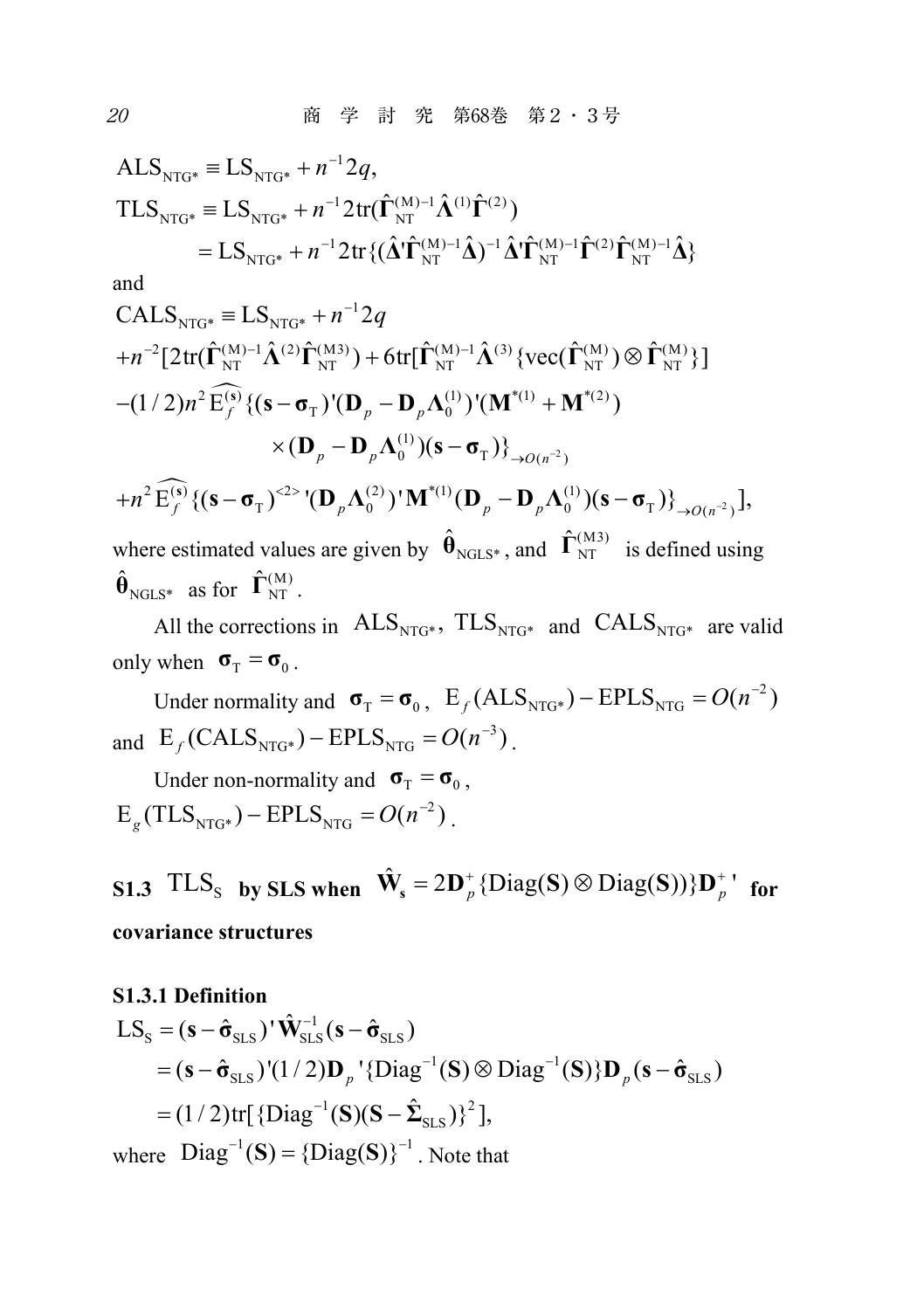$$\mathrm{ALS}_{\mathrm{NTG}*} \equiv \mathrm{LS}_{\mathrm{NTG}*} + n^{-1}2q,$$

$$\begin{aligned}
\mathrm{TLS}_{\mathrm{NTG}*} &\equiv \mathrm{LS}_{\mathrm{NTG}*} + n^{-1}2\mathrm{tr}(\hat{\mathbf{\Gamma}}_{\mathrm{NT}}^{(\mathrm{M})-1}\hat{\mathbf{\Lambda}}^{(1)}\hat{\mathbf{\Gamma}}^{(2)}) \\
&= \mathrm{LS}_{\mathrm{NTG}*} + n^{-1}2\mathrm{tr}\{(\hat{\mathbf{\Delta}}'\hat{\mathbf{\Gamma}}_{\mathrm{NT}}^{(\mathrm{M})-1}\hat{\mathbf{\Delta}})^{-1}\hat{\mathbf{\Delta}}'\hat{\mathbf{\Gamma}}_{\mathrm{NT}}^{(\mathrm{M})-1}\hat{\mathbf{\Gamma}}^{(2)}\hat{\mathbf{\Gamma}}_{\mathrm{NT}}^{(\mathrm{M})-1}\hat{\mathbf{\Delta}}\}
\end{aligned}$$

and

$$\begin{aligned}
&\mathrm{CALS}_{\mathrm{NTG}*} \equiv \mathrm{LS}_{\mathrm{NTG}*} + n^{-1}2q \\
&+n^{-2}[2\mathrm{tr}(\hat{\mathbf{\Gamma}}_{\mathrm{NT}}^{(\mathrm{M})-1}\hat{\mathbf{\Lambda}}^{(2)}\hat{\mathbf{\Gamma}}_{\mathrm{NT}}^{(\mathrm{M3})}) + 6\mathrm{tr}[\hat{\mathbf{\Gamma}}_{\mathrm{NT}}^{(\mathrm{M})-1}\hat{\mathbf{\Lambda}}^{(3)}\{\mathrm{vec}(\hat{\mathbf{\Gamma}}_{\mathrm{NT}}^{(\mathrm{M})}) \otimes \hat{\mathbf{\Gamma}}_{\mathrm{NT}}^{(\mathrm{M})}\}] \\
&-(1/2)n^2\widehat{\mathrm{E}_f^{(\mathbf{s})}}\{(\mathbf{s}-\mathbf{\sigma}_{\mathrm{T}})'(\mathbf{D}_p - \mathbf{D}_p\mathbf{\Lambda}_0^{(1)})'(\mathbf{M}^{*(1)} + \mathbf{M}^{*(2)}) \\
&\qquad\qquad \times (\mathbf{D}_p - \mathbf{D}_p\mathbf{\Lambda}_0^{(1)})(\mathbf{s}-\mathbf{\sigma}_{\mathrm{T}})\}_{\to O(n^{-2})} \\
&+n^2\widehat{\mathrm{E}_f^{(\mathbf{s})}}\{(\mathbf{s}-\mathbf{\sigma}_{\mathrm{T}})^{<2>}{}'(\mathbf{D}_p\mathbf{\Lambda}_0^{(2)})'\mathbf{M}^{*(1)}(\mathbf{D}_p - \mathbf{D}_p\mathbf{\Lambda}_0^{(1)})(\mathbf{s}-\mathbf{\sigma}_{\mathrm{T}})\}_{\to O(n^{-2})}],
\end{aligned}$$

where estimated values are given by $\hat{\mathbf{\theta}}_{\mathrm{NGLS}*}$, and $\hat{\mathbf{\Gamma}}_{\mathrm{NT}}^{(\mathrm{M3})}$ is defined using $\hat{\mathbf{\theta}}_{\mathrm{NGLS}*}$ as for $\hat{\mathbf{\Gamma}}_{\mathrm{NT}}^{(\mathrm{M})}$.

All the corrections in $\mathrm{ALS}_{\mathrm{NTG}*}$, $\mathrm{TLS}_{\mathrm{NTG}*}$ and $\mathrm{CALS}_{\mathrm{NTG}*}$ are valid only when $\mathbf{\sigma}_{\mathrm{T}} = \mathbf{\sigma}_0$.

Under normality and $\mathbf{\sigma}_{\mathrm{T}} = \mathbf{\sigma}_0$, $\mathrm{E}_f(\mathrm{ALS}_{\mathrm{NTG}*}) - \mathrm{EPLS}_{\mathrm{NTG}} = O(n^{-2})$ and $\mathrm{E}_f(\mathrm{CALS}_{\mathrm{NTG}*}) - \mathrm{EPLS}_{\mathrm{NTG}} = O(n^{-3})$.

Under non-normality and $\mathbf{\sigma}_{\mathrm{T}} = \mathbf{\sigma}_0$, $\mathrm{E}_g(\mathrm{TLS}_{\mathrm{NTG}*}) - \mathrm{EPLS}_{\mathrm{NTG}} = O(n^{-2})$.

### S1.3 $\mathrm{TLS}_{\mathrm{S}}$ by SLS when $\hat{\mathbf{W}}_{\mathbf{s}} = 2\mathbf{D}_p^{+}\{\mathrm{Diag}(\mathbf{S}) \otimes \mathrm{Diag}(\mathbf{S})\}\mathbf{D}_p^{+}{}'$ for covariance structures

#### S1.3.1 Definition

$$\begin{aligned}
\mathrm{LS}_{\mathrm{S}} &= (\mathbf{s} - \hat{\mathbf{\sigma}}_{\mathrm{SLS}})'\hat{\mathbf{W}}_{\mathrm{SLS}}^{-1}(\mathbf{s} - \hat{\mathbf{\sigma}}_{\mathrm{SLS}}) \\
&= (\mathbf{s} - \hat{\mathbf{\sigma}}_{\mathrm{SLS}})'(1/2)\mathbf{D}_p{}'\{\mathrm{Diag}^{-1}(\mathbf{S}) \otimes \mathrm{Diag}^{-1}(\mathbf{S})\}\mathbf{D}_p(\mathbf{s} - \hat{\mathbf{\sigma}}_{\mathrm{SLS}}) \\
&= (1/2)\mathrm{tr}[\{\mathrm{Diag}^{-1}(\mathbf{S})(\mathbf{S} - \hat{\mathbf{\Sigma}}_{\mathrm{SLS}})\}^2],
\end{aligned}$$

where $\mathrm{Diag}^{-1}(\mathbf{S}) = \{\mathrm{Diag}(\mathbf{S})\}^{-1}$. Note that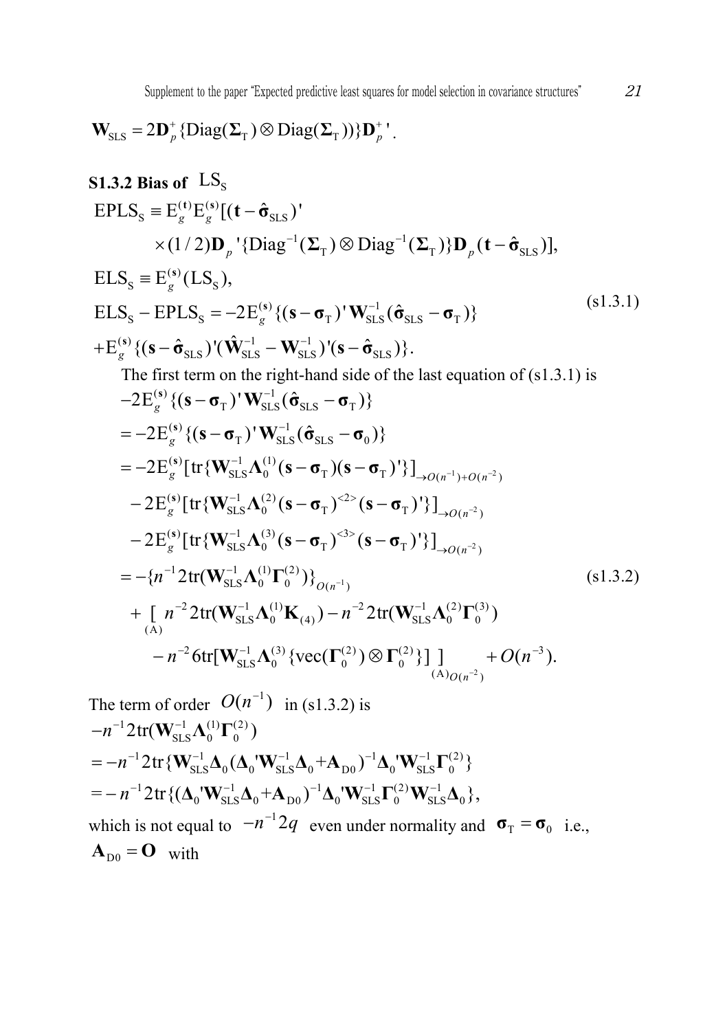$$\mathbf{W}_{\mathrm{SLS}} = 2\mathbf{D}_p^{+}\{\mathrm{Diag}(\boldsymbol{\Sigma}_{\mathrm{T}}) \otimes \mathrm{Diag}(\boldsymbol{\Sigma}_{\mathrm{T}})\}\mathbf{D}_p^{+}\,'.$$

### S1.3.2 Bias of $\mathrm{LS_S}$

$$\begin{aligned}
&\mathrm{EPLS_S} \equiv \mathrm{E}_g^{(\mathbf{t})}\mathrm{E}_g^{(\mathbf{s})}[(\mathbf{t}-\hat{\boldsymbol{\sigma}}_{\mathrm{SLS}})' \\
&\qquad \times(1/2)\mathbf{D}_p\,'\{\mathrm{Diag}^{-1}(\boldsymbol{\Sigma}_{\mathrm{T}}) \otimes \mathrm{Diag}^{-1}(\boldsymbol{\Sigma}_{\mathrm{T}})\}\mathbf{D}_p(\mathbf{t}-\hat{\boldsymbol{\sigma}}_{\mathrm{SLS}})], \\
&\mathrm{ELS_S} \equiv \mathrm{E}_g^{(\mathbf{s})}(\mathrm{LS_S}), \\
&\mathrm{ELS_S} - \mathrm{EPLS_S} = -2\mathrm{E}_g^{(\mathbf{s})}\{(\mathbf{s}-\boldsymbol{\sigma}_{\mathrm{T}})'\mathbf{W}_{\mathrm{SLS}}^{-1}(\hat{\boldsymbol{\sigma}}_{\mathrm{SLS}}-\boldsymbol{\sigma}_{\mathrm{T}})\} \\
&+\mathrm{E}_g^{(\mathbf{s})}\{(\mathbf{s}-\hat{\boldsymbol{\sigma}}_{\mathrm{SLS}})'(\hat{\mathbf{W}}_{\mathrm{SLS}}^{-1}-\mathbf{W}_{\mathrm{SLS}}^{-1})'(\mathbf{s}-\hat{\boldsymbol{\sigma}}_{\mathrm{SLS}})\}.
\end{aligned} \tag{s1.3.1}$$

The first term on the right-hand side of the last equation of (s1.3.1) is

$$\begin{aligned}
&-2\mathrm{E}_g^{(\mathbf{s})}\{(\mathbf{s}-\boldsymbol{\sigma}_{\mathrm{T}})'\mathbf{W}_{\mathrm{SLS}}^{-1}(\hat{\boldsymbol{\sigma}}_{\mathrm{SLS}}-\boldsymbol{\sigma}_{\mathrm{T}})\} \\
&= -2\mathrm{E}_g^{(\mathbf{s})}\{(\mathbf{s}-\boldsymbol{\sigma}_{\mathrm{T}})'\mathbf{W}_{\mathrm{SLS}}^{-1}(\hat{\boldsymbol{\sigma}}_{\mathrm{SLS}}-\boldsymbol{\sigma}_0)\} \\
&= -2\mathrm{E}_g^{(\mathbf{s})}[\mathrm{tr}\{\mathbf{W}_{\mathrm{SLS}}^{-1}\boldsymbol{\Lambda}_0^{(1)}(\mathbf{s}-\boldsymbol{\sigma}_{\mathrm{T}})(\mathbf{s}-\boldsymbol{\sigma}_{\mathrm{T}})'\}]_{\to O(n^{-1})+O(n^{-2})} \\
&\quad -2\mathrm{E}_g^{(\mathbf{s})}[\mathrm{tr}\{\mathbf{W}_{\mathrm{SLS}}^{-1}\boldsymbol{\Lambda}_0^{(2)}(\mathbf{s}-\boldsymbol{\sigma}_{\mathrm{T}})^{<2>}(\mathbf{s}-\boldsymbol{\sigma}_{\mathrm{T}})'\}]_{\to O(n^{-2})} \\
&\quad -2\mathrm{E}_g^{(\mathbf{s})}[\mathrm{tr}\{\mathbf{W}_{\mathrm{SLS}}^{-1}\boldsymbol{\Lambda}_0^{(3)}(\mathbf{s}-\boldsymbol{\sigma}_{\mathrm{T}})^{<3>}(\mathbf{s}-\boldsymbol{\sigma}_{\mathrm{T}})'\}]_{\to O(n^{-2})} \\
&= -\{n^{-1}2\mathrm{tr}(\mathbf{W}_{\mathrm{SLS}}^{-1}\boldsymbol{\Lambda}_0^{(1)}\boldsymbol{\Gamma}_0^{(2)})\}_{O(n^{-1})} \\
&\quad + \underset{(\mathrm{A})}{[}\; n^{-2}2\mathrm{tr}(\mathbf{W}_{\mathrm{SLS}}^{-1}\boldsymbol{\Lambda}_0^{(1)}\mathbf{K}_{(4)}) - n^{-2}2\mathrm{tr}(\mathbf{W}_{\mathrm{SLS}}^{-1}\boldsymbol{\Lambda}_0^{(2)}\boldsymbol{\Gamma}_0^{(3)}) \\
&\qquad - n^{-2}6\mathrm{tr}[\mathbf{W}_{\mathrm{SLS}}^{-1}\boldsymbol{\Lambda}_0^{(3)}\{\mathrm{vec}(\boldsymbol{\Gamma}_0^{(2)})\otimes\boldsymbol{\Gamma}_0^{(2)}\}]\;\underset{(\mathrm{A})}{]}_{O(n^{-2})} + O(n^{-3}).
\end{aligned} \tag{s1.3.2}$$

The term of order $O(n^{-1})$ in (s1.3.2) is

$$\begin{aligned}
&-n^{-1}2\mathrm{tr}(\mathbf{W}_{\mathrm{SLS}}^{-1}\boldsymbol{\Lambda}_0^{(1)}\boldsymbol{\Gamma}_0^{(2)}) \\
&= -n^{-1}2\mathrm{tr}\{\mathbf{W}_{\mathrm{SLS}}^{-1}\boldsymbol{\Delta}_0(\boldsymbol{\Delta}_0'\mathbf{W}_{\mathrm{SLS}}^{-1}\boldsymbol{\Delta}_0+\mathbf{A}_{\mathrm{D0}})^{-1}\boldsymbol{\Delta}_0'\mathbf{W}_{\mathrm{SLS}}^{-1}\boldsymbol{\Gamma}_0^{(2)}\} \\
&= -n^{-1}2\mathrm{tr}\{(\boldsymbol{\Delta}_0'\mathbf{W}_{\mathrm{SLS}}^{-1}\boldsymbol{\Delta}_0+\mathbf{A}_{\mathrm{D0}})^{-1}\boldsymbol{\Delta}_0'\mathbf{W}_{\mathrm{SLS}}^{-1}\boldsymbol{\Gamma}_0^{(2)}\mathbf{W}_{\mathrm{SLS}}^{-1}\boldsymbol{\Delta}_0\},
\end{aligned}$$

which is not equal to $-n^{-1}2q$ even under normality and $\boldsymbol{\sigma}_{\mathrm{T}} = \boldsymbol{\sigma}_0$ i.e., $\mathbf{A}_{\mathrm{D0}} = \mathbf{O}$ with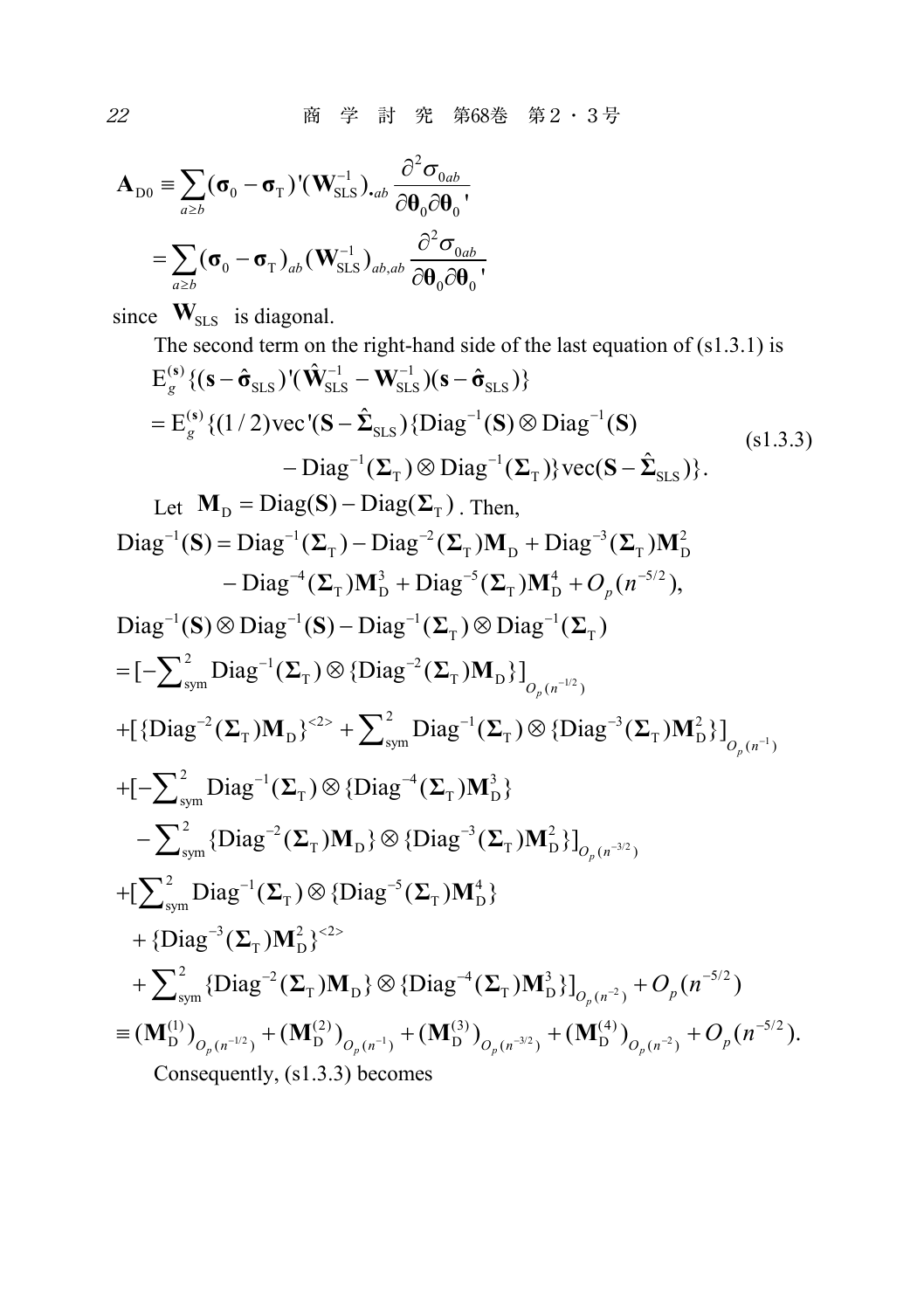$$\mathbf{A}_{\mathrm{D}0} \equiv \sum_{a \geq b} (\boldsymbol{\sigma}_0 - \boldsymbol{\sigma}_{\mathrm{T}})'(\mathbf{W}_{\mathrm{SLS}}^{-1})_{\cdot ab} \frac{\partial^2 \sigma_{0ab}}{\partial \boldsymbol{\theta}_0 \partial \boldsymbol{\theta}_0{}'}$$

$$= \sum_{a \geq b} (\boldsymbol{\sigma}_0 - \boldsymbol{\sigma}_{\mathrm{T}})_{ab} (\mathbf{W}_{\mathrm{SLS}}^{-1})_{ab,ab} \frac{\partial^2 \sigma_{0ab}}{\partial \boldsymbol{\theta}_0 \partial \boldsymbol{\theta}_0{}'}$$

since $\mathbf{W}_{\mathrm{SLS}}$ is diagonal.

The second term on the right-hand side of the last equation of (s1.3.1) is

$$\begin{aligned}
&\mathrm{E}_g^{(\mathbf{s})}\{(\mathbf{s} - \hat{\boldsymbol{\sigma}}_{\mathrm{SLS}})'(\hat{\mathbf{W}}_{\mathrm{SLS}}^{-1} - \mathbf{W}_{\mathrm{SLS}}^{-1})(\mathbf{s} - \hat{\boldsymbol{\sigma}}_{\mathrm{SLS}})\} \\
&= \mathrm{E}_g^{(\mathbf{s})}\{(1/2)\mathrm{vec}'(\mathbf{S} - \hat{\boldsymbol{\Sigma}}_{\mathrm{SLS}})\{\mathrm{Diag}^{-1}(\mathbf{S}) \otimes \mathrm{Diag}^{-1}(\mathbf{S}) \\
&\qquad - \mathrm{Diag}^{-1}(\boldsymbol{\Sigma}_{\mathrm{T}}) \otimes \mathrm{Diag}^{-1}(\boldsymbol{\Sigma}_{\mathrm{T}})\}\mathrm{vec}(\mathbf{S} - \hat{\boldsymbol{\Sigma}}_{\mathrm{SLS}})\}.
\end{aligned} \tag{s1.3.3}$$

Let $\mathbf{M}_{\mathrm{D}} = \mathrm{Diag}(\mathbf{S}) - \mathrm{Diag}(\boldsymbol{\Sigma}_{\mathrm{T}})$. Then,

$$\begin{aligned}
\mathrm{Diag}^{-1}(\mathbf{S}) &= \mathrm{Diag}^{-1}(\boldsymbol{\Sigma}_{\mathrm{T}}) - \mathrm{Diag}^{-2}(\boldsymbol{\Sigma}_{\mathrm{T}})\mathbf{M}_{\mathrm{D}} + \mathrm{Diag}^{-3}(\boldsymbol{\Sigma}_{\mathrm{T}})\mathbf{M}_{\mathrm{D}}^2 \\
&\quad - \mathrm{Diag}^{-4}(\boldsymbol{\Sigma}_{\mathrm{T}})\mathbf{M}_{\mathrm{D}}^3 + \mathrm{Diag}^{-5}(\boldsymbol{\Sigma}_{\mathrm{T}})\mathbf{M}_{\mathrm{D}}^4 + O_p(n^{-5/2}),
\end{aligned}$$

$$\begin{aligned}
&\mathrm{Diag}^{-1}(\mathbf{S}) \otimes \mathrm{Diag}^{-1}(\mathbf{S}) - \mathrm{Diag}^{-1}(\boldsymbol{\Sigma}_{\mathrm{T}}) \otimes \mathrm{Diag}^{-1}(\boldsymbol{\Sigma}_{\mathrm{T}}) \\
&= [-\textstyle\sum_{\mathrm{sym}}^2 \mathrm{Diag}^{-1}(\boldsymbol{\Sigma}_{\mathrm{T}}) \otimes \{\mathrm{Diag}^{-2}(\boldsymbol{\Sigma}_{\mathrm{T}})\mathbf{M}_{\mathrm{D}}\}]_{O_p(n^{-1/2})} \\
&+ [\{\mathrm{Diag}^{-2}(\boldsymbol{\Sigma}_{\mathrm{T}})\mathbf{M}_{\mathrm{D}}\}^{<2>} + \textstyle\sum_{\mathrm{sym}}^2 \mathrm{Diag}^{-1}(\boldsymbol{\Sigma}_{\mathrm{T}}) \otimes \{\mathrm{Diag}^{-3}(\boldsymbol{\Sigma}_{\mathrm{T}})\mathbf{M}_{\mathrm{D}}^2\}]_{O_p(n^{-1})} \\
&+ [-\textstyle\sum_{\mathrm{sym}}^2 \mathrm{Diag}^{-1}(\boldsymbol{\Sigma}_{\mathrm{T}}) \otimes \{\mathrm{Diag}^{-4}(\boldsymbol{\Sigma}_{\mathrm{T}})\mathbf{M}_{\mathrm{D}}^3\} \\
&\quad - \textstyle\sum_{\mathrm{sym}}^2 \{\mathrm{Diag}^{-2}(\boldsymbol{\Sigma}_{\mathrm{T}})\mathbf{M}_{\mathrm{D}}\} \otimes \{\mathrm{Diag}^{-3}(\boldsymbol{\Sigma}_{\mathrm{T}})\mathbf{M}_{\mathrm{D}}^2\}]_{O_p(n^{-3/2})} \\
&+ [\textstyle\sum_{\mathrm{sym}}^2 \mathrm{Diag}^{-1}(\boldsymbol{\Sigma}_{\mathrm{T}}) \otimes \{\mathrm{Diag}^{-5}(\boldsymbol{\Sigma}_{\mathrm{T}})\mathbf{M}_{\mathrm{D}}^4\} \\
&\quad + \{\mathrm{Diag}^{-3}(\boldsymbol{\Sigma}_{\mathrm{T}})\mathbf{M}_{\mathrm{D}}^2\}^{<2>} \\
&\quad + \textstyle\sum_{\mathrm{sym}}^2 \{\mathrm{Diag}^{-2}(\boldsymbol{\Sigma}_{\mathrm{T}})\mathbf{M}_{\mathrm{D}}\} \otimes \{\mathrm{Diag}^{-4}(\boldsymbol{\Sigma}_{\mathrm{T}})\mathbf{M}_{\mathrm{D}}^3\}]_{O_p(n^{-2})} + O_p(n^{-5/2}) \\
&\equiv (\mathbf{M}_{\mathrm{D}}^{(1)})_{O_p(n^{-1/2})} + (\mathbf{M}_{\mathrm{D}}^{(2)})_{O_p(n^{-1})} + (\mathbf{M}_{\mathrm{D}}^{(3)})_{O_p(n^{-3/2})} + (\mathbf{M}_{\mathrm{D}}^{(4)})_{O_p(n^{-2})} + O_p(n^{-5/2}).
\end{aligned}$$

Consequently, (s1.3.3) becomes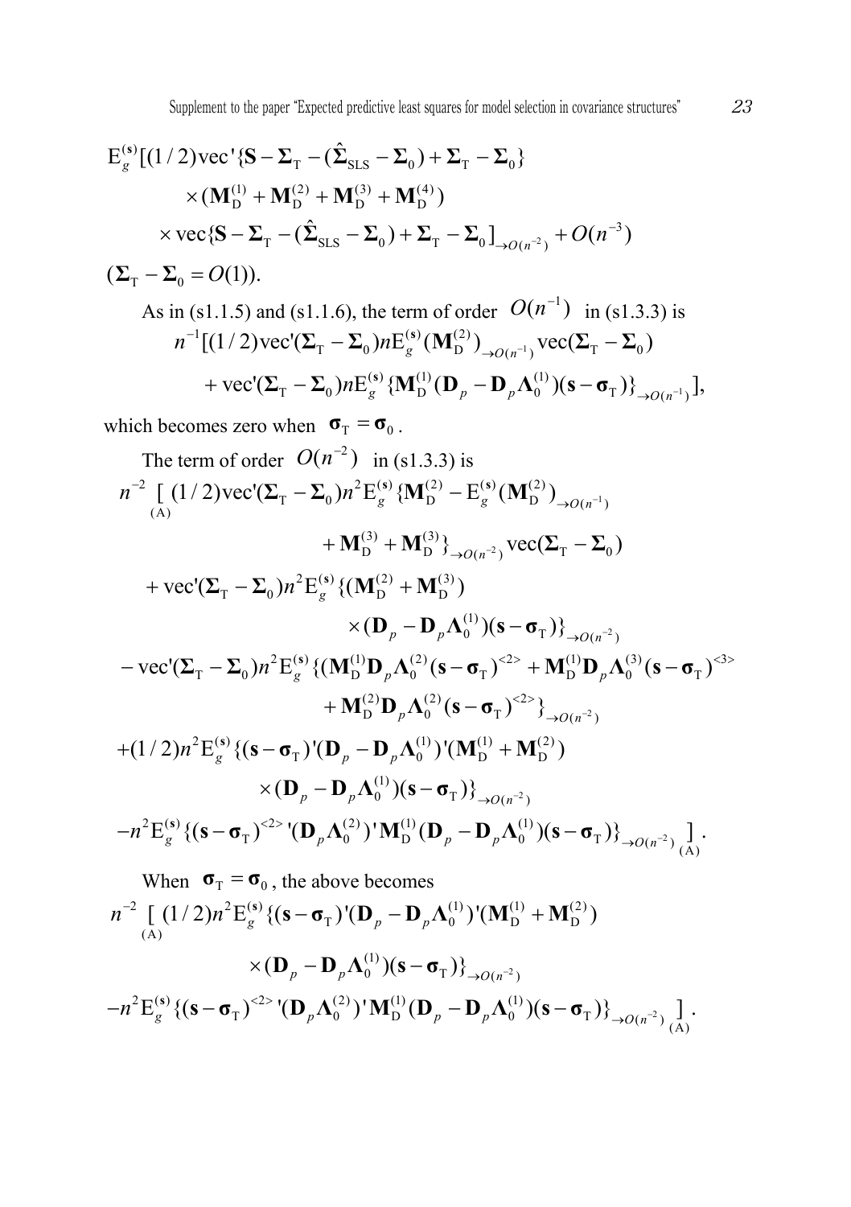$$
\mathrm{E}_g^{(\mathbf{s})}[(1/2)\mathrm{vec}'\{\mathbf{S}-\boldsymbol{\Sigma}_\mathrm{T}-(\hat{\boldsymbol{\Sigma}}_\mathrm{SLS}-\boldsymbol{\Sigma}_0)+\boldsymbol{\Sigma}_\mathrm{T}-\boldsymbol{\Sigma}_0\}
\times(\mathbf{M}_\mathrm{D}^{(1)}+\mathbf{M}_\mathrm{D}^{(2)}+\mathbf{M}_\mathrm{D}^{(3)}+\mathbf{M}_\mathrm{D}^{(4)})
\times\mathrm{vec}\{\mathbf{S}-\boldsymbol{\Sigma}_\mathrm{T}-(\hat{\boldsymbol{\Sigma}}_\mathrm{SLS}-\boldsymbol{\Sigma}_0)+\boldsymbol{\Sigma}_\mathrm{T}-\boldsymbol{\Sigma}_0]_{\to O(n^{-2})}+O(n^{-3})
$$

$$
(\boldsymbol{\Sigma}_\mathrm{T}-\boldsymbol{\Sigma}_0=O(1)).
$$

As in (s1.1.5) and (s1.1.6), the term of order $O(n^{-1})$ in (s1.3.3) is

$$
n^{-1}[(1/2)\mathrm{vec}'(\boldsymbol{\Sigma}_\mathrm{T}-\boldsymbol{\Sigma}_0)n\mathrm{E}_g^{(\mathbf{s})}(\mathbf{M}_\mathrm{D}^{(2)})_{\to O(n^{-1})}\mathrm{vec}(\boldsymbol{\Sigma}_\mathrm{T}-\boldsymbol{\Sigma}_0)
+\mathrm{vec}'(\boldsymbol{\Sigma}_\mathrm{T}-\boldsymbol{\Sigma}_0)n\mathrm{E}_g^{(\mathbf{s})}\{\mathbf{M}_\mathrm{D}^{(1)}(\mathbf{D}_p-\mathbf{D}_p\boldsymbol{\Lambda}_0^{(1)})(\mathbf{s}-\boldsymbol{\sigma}_\mathrm{T})\}_{\to O(n^{-1})}],
$$

which becomes zero when $\boldsymbol{\sigma}_\mathrm{T}=\boldsymbol{\sigma}_0$.

The term of order $O(n^{-2})$ in (s1.3.3) is

$$
\begin{aligned}
n^{-2}\underset{(\mathrm{A})}{[}\;&(1/2)\mathrm{vec}'(\boldsymbol{\Sigma}_\mathrm{T}-\boldsymbol{\Sigma}_0)n^2\mathrm{E}_g^{(\mathbf{s})}\{\mathbf{M}_\mathrm{D}^{(2)}-\mathrm{E}_g^{(\mathbf{s})}(\mathbf{M}_\mathrm{D}^{(2)})_{\to O(n^{-1})}
+\mathbf{M}_\mathrm{D}^{(3)}+\mathbf{M}_\mathrm{D}^{(3)}\}_{\to O(n^{-2})}\mathrm{vec}(\boldsymbol{\Sigma}_\mathrm{T}-\boldsymbol{\Sigma}_0)\\
&+\mathrm{vec}'(\boldsymbol{\Sigma}_\mathrm{T}-\boldsymbol{\Sigma}_0)n^2\mathrm{E}_g^{(\mathbf{s})}\{(\mathbf{M}_\mathrm{D}^{(2)}+\mathbf{M}_\mathrm{D}^{(3)})
\times(\mathbf{D}_p-\mathbf{D}_p\boldsymbol{\Lambda}_0^{(1)})(\mathbf{s}-\boldsymbol{\sigma}_\mathrm{T})\}_{\to O(n^{-2})}\\
&-\mathrm{vec}'(\boldsymbol{\Sigma}_\mathrm{T}-\boldsymbol{\Sigma}_0)n^2\mathrm{E}_g^{(\mathbf{s})}\{(\mathbf{M}_\mathrm{D}^{(1)}\mathbf{D}_p\boldsymbol{\Lambda}_0^{(2)}(\mathbf{s}-\boldsymbol{\sigma}_\mathrm{T})^{<2>}+\mathbf{M}_\mathrm{D}^{(1)}\mathbf{D}_p\boldsymbol{\Lambda}_0^{(3)}(\mathbf{s}-\boldsymbol{\sigma}_\mathrm{T})^{<3>}
+\mathbf{M}_\mathrm{D}^{(2)}\mathbf{D}_p\boldsymbol{\Lambda}_0^{(2)}(\mathbf{s}-\boldsymbol{\sigma}_\mathrm{T})^{<2>}\}_{\to O(n^{-2})}\\
&+(1/2)n^2\mathrm{E}_g^{(\mathbf{s})}\{(\mathbf{s}-\boldsymbol{\sigma}_\mathrm{T})'(\mathbf{D}_p-\mathbf{D}_p\boldsymbol{\Lambda}_0^{(1)})'(\mathbf{M}_\mathrm{D}^{(1)}+\mathbf{M}_\mathrm{D}^{(2)})
\times(\mathbf{D}_p-\mathbf{D}_p\boldsymbol{\Lambda}_0^{(1)})(\mathbf{s}-\boldsymbol{\sigma}_\mathrm{T})\}_{\to O(n^{-2})}\\
&-n^2\mathrm{E}_g^{(\mathbf{s})}\{(\mathbf{s}-\boldsymbol{\sigma}_\mathrm{T})^{<2>}{}'(\mathbf{D}_p\boldsymbol{\Lambda}_0^{(2)})'\mathbf{M}_\mathrm{D}^{(1)}(\mathbf{D}_p-\mathbf{D}_p\boldsymbol{\Lambda}_0^{(1)})(\mathbf{s}-\boldsymbol{\sigma}_\mathrm{T})\}_{\to O(n^{-2})}\underset{(\mathrm{A})}{]}.
\end{aligned}
$$

When $\boldsymbol{\sigma}_\mathrm{T}=\boldsymbol{\sigma}_0$, the above becomes

$$
\begin{aligned}
n^{-2}\underset{(\mathrm{A})}{[}\;&(1/2)n^2\mathrm{E}_g^{(\mathbf{s})}\{(\mathbf{s}-\boldsymbol{\sigma}_\mathrm{T})'(\mathbf{D}_p-\mathbf{D}_p\boldsymbol{\Lambda}_0^{(1)})'(\mathbf{M}_\mathrm{D}^{(1)}+\mathbf{M}_\mathrm{D}^{(2)})
\times(\mathbf{D}_p-\mathbf{D}_p\boldsymbol{\Lambda}_0^{(1)})(\mathbf{s}-\boldsymbol{\sigma}_\mathrm{T})\}_{\to O(n^{-2})}\\
&-n^2\mathrm{E}_g^{(\mathbf{s})}\{(\mathbf{s}-\boldsymbol{\sigma}_\mathrm{T})^{<2>}{}'(\mathbf{D}_p\boldsymbol{\Lambda}_0^{(2)})'\mathbf{M}_\mathrm{D}^{(1)}(\mathbf{D}_p-\mathbf{D}_p\boldsymbol{\Lambda}_0^{(1)})(\mathbf{s}-\boldsymbol{\sigma}_\mathrm{T})\}_{\to O(n^{-2})}\underset{(\mathrm{A})}{]}.
\end{aligned}
$$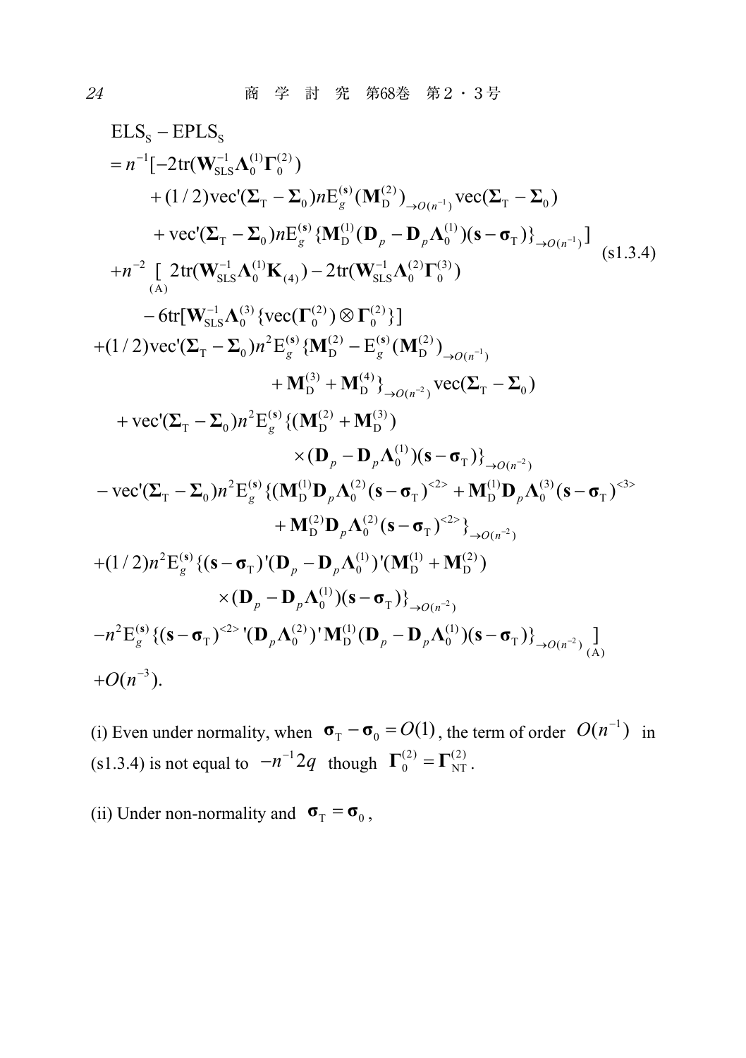$$
\begin{aligned}
&\mathrm{ELS_S} - \mathrm{EPLS_S} \\
&= n^{-1}[-2\mathrm{tr}(\mathbf{W}_{\mathrm{SLS}}^{-1}\boldsymbol{\Lambda}_0^{(1)}\boldsymbol{\Gamma}_0^{(2)}) \\
&\qquad + (1/2)\mathrm{vec}'(\boldsymbol{\Sigma}_{\mathrm{T}} - \boldsymbol{\Sigma}_0) n\mathrm{E}_g^{(\mathbf{s})}(\mathbf{M}_{\mathrm{D}}^{(2)})_{\to O(n^{-1})}\mathrm{vec}(\boldsymbol{\Sigma}_{\mathrm{T}} - \boldsymbol{\Sigma}_0) \\
&\qquad + \mathrm{vec}'(\boldsymbol{\Sigma}_{\mathrm{T}} - \boldsymbol{\Sigma}_0) n\mathrm{E}_g^{(\mathbf{s})}\{\mathbf{M}_{\mathrm{D}}^{(1)}(\mathbf{D}_p - \mathbf{D}_p\boldsymbol{\Lambda}_0^{(1)})(\mathbf{s} - \boldsymbol{\sigma}_{\mathrm{T}})\}_{\to O(n^{-1})}] \\
&+ n^{-2} \underset{(\mathrm{A})}{[}\ 2\mathrm{tr}(\mathbf{W}_{\mathrm{SLS}}^{-1}\boldsymbol{\Lambda}_0^{(1)}\mathbf{K}_{(4)}) - 2\mathrm{tr}(\mathbf{W}_{\mathrm{SLS}}^{-1}\boldsymbol{\Lambda}_0^{(2)}\boldsymbol{\Gamma}_0^{(3)}) \\
&\qquad - 6\mathrm{tr}[\mathbf{W}_{\mathrm{SLS}}^{-1}\boldsymbol{\Lambda}_0^{(3)}\{\mathrm{vec}(\boldsymbol{\Gamma}_0^{(2)}) \otimes \boldsymbol{\Gamma}_0^{(2)}\}] \\
&+ (1/2)\mathrm{vec}'(\boldsymbol{\Sigma}_{\mathrm{T}} - \boldsymbol{\Sigma}_0) n^2\mathrm{E}_g^{(\mathbf{s})}\{\mathbf{M}_{\mathrm{D}}^{(2)} - \mathrm{E}_g^{(\mathbf{s})}(\mathbf{M}_{\mathrm{D}}^{(2)})_{\to O(n^{-1})} \\
&\qquad\qquad + \mathbf{M}_{\mathrm{D}}^{(3)} + \mathbf{M}_{\mathrm{D}}^{(4)}\}_{\to O(n^{-2})}\mathrm{vec}(\boldsymbol{\Sigma}_{\mathrm{T}} - \boldsymbol{\Sigma}_0) \\
&\quad + \mathrm{vec}'(\boldsymbol{\Sigma}_{\mathrm{T}} - \boldsymbol{\Sigma}_0) n^2\mathrm{E}_g^{(\mathbf{s})}\{(\mathbf{M}_{\mathrm{D}}^{(2)} + \mathbf{M}_{\mathrm{D}}^{(3)}) \\
&\qquad\qquad \times (\mathbf{D}_p - \mathbf{D}_p\boldsymbol{\Lambda}_0^{(1)})(\mathbf{s} - \boldsymbol{\sigma}_{\mathrm{T}})\}_{\to O(n^{-2})} \\
&- \mathrm{vec}'(\boldsymbol{\Sigma}_{\mathrm{T}} - \boldsymbol{\Sigma}_0) n^2\mathrm{E}_g^{(\mathbf{s})}\{(\mathbf{M}_{\mathrm{D}}^{(1)}\mathbf{D}_p\boldsymbol{\Lambda}_0^{(2)}(\mathbf{s} - \boldsymbol{\sigma}_{\mathrm{T}})^{<2>} + \mathbf{M}_{\mathrm{D}}^{(1)}\mathbf{D}_p\boldsymbol{\Lambda}_0^{(3)}(\mathbf{s} - \boldsymbol{\sigma}_{\mathrm{T}})^{<3>} \\
&\qquad\qquad + \mathbf{M}_{\mathrm{D}}^{(2)}\mathbf{D}_p\boldsymbol{\Lambda}_0^{(2)}(\mathbf{s} - \boldsymbol{\sigma}_{\mathrm{T}})^{<2>}\}_{\to O(n^{-2})} \\
&+ (1/2)n^2\mathrm{E}_g^{(\mathbf{s})}\{(\mathbf{s} - \boldsymbol{\sigma}_{\mathrm{T}})'(\mathbf{D}_p - \mathbf{D}_p\boldsymbol{\Lambda}_0^{(1)})'(\mathbf{M}_{\mathrm{D}}^{(1)} + \mathbf{M}_{\mathrm{D}}^{(2)}) \\
&\qquad\qquad \times (\mathbf{D}_p - \mathbf{D}_p\boldsymbol{\Lambda}_0^{(1)})(\mathbf{s} - \boldsymbol{\sigma}_{\mathrm{T}})\}_{\to O(n^{-2})} \\
&- n^2\mathrm{E}_g^{(\mathbf{s})}\{(\mathbf{s} - \boldsymbol{\sigma}_{\mathrm{T}})^{<2>}{}'(\mathbf{D}_p\boldsymbol{\Lambda}_0^{(2)})'\mathbf{M}_{\mathrm{D}}^{(1)}(\mathbf{D}_p - \mathbf{D}_p\boldsymbol{\Lambda}_0^{(1)})(\mathbf{s} - \boldsymbol{\sigma}_{\mathrm{T}})\}_{\to O(n^{-2})} \underset{(\mathrm{A})}{]} \\
&+ O(n^{-3}).
\end{aligned}
\qquad \text{(s1.3.4)}
$$

(i) Even under normality, when $\boldsymbol{\sigma}_{\mathrm{T}} - \boldsymbol{\sigma}_0 = O(1)$, the term of order $O(n^{-1})$ in (s1.3.4) is not equal to $-n^{-1}2q$ though $\boldsymbol{\Gamma}_0^{(2)} = \boldsymbol{\Gamma}_{\mathrm{NT}}^{(2)}$.

(ii) Under non-normality and $\boldsymbol{\sigma}_{\mathrm{T}} = \boldsymbol{\sigma}_0$,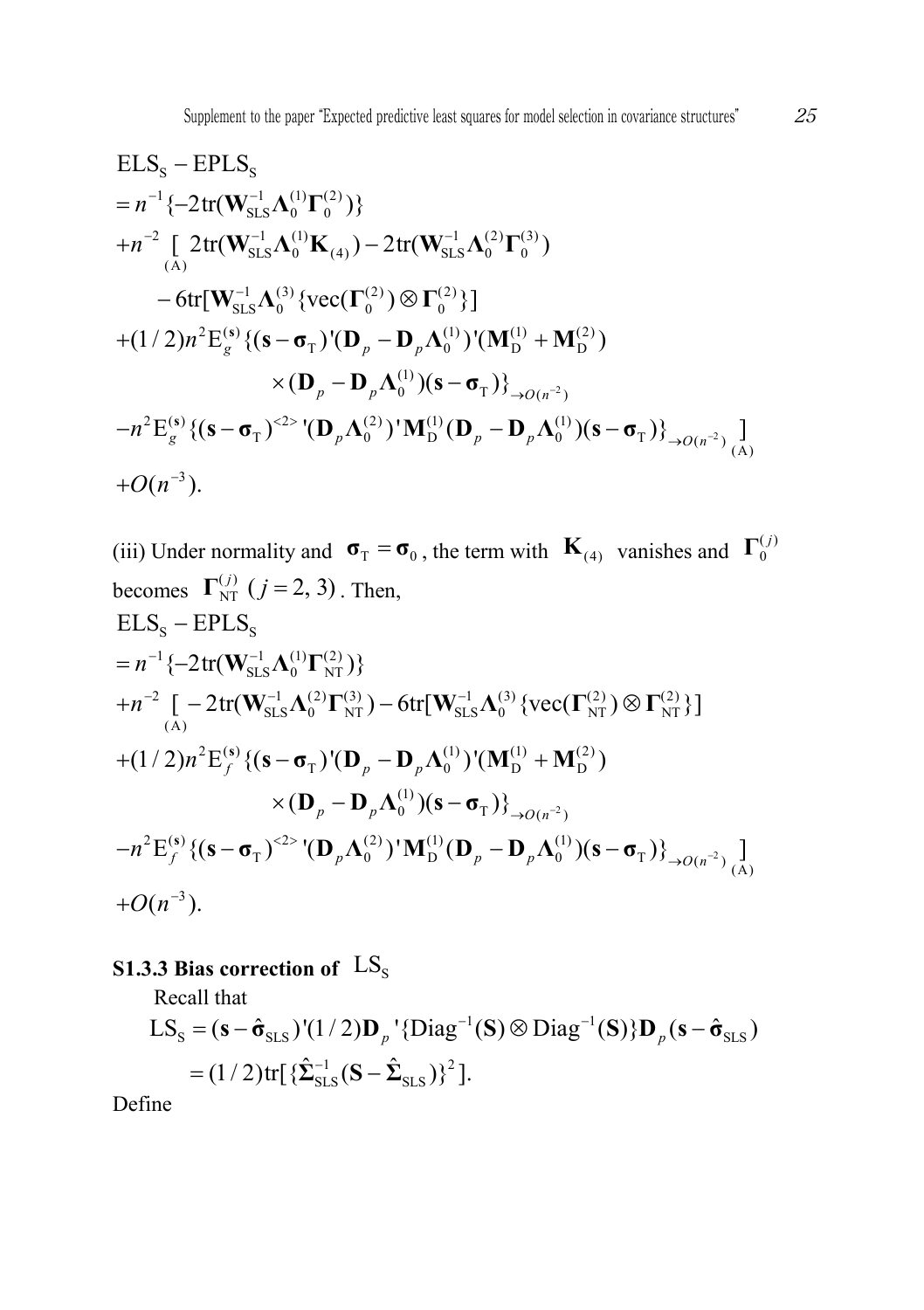$$
\begin{aligned}
&\mathrm{ELS_S} - \mathrm{EPLS_S} \\
&= n^{-1}\{-2\mathrm{tr}(\mathbf{W}_{\mathrm{SLS}}^{-1}\mathbf{\Lambda}_0^{(1)}\mathbf{\Gamma}_0^{(2)})\} \\
&+ n^{-2} \underset{(\mathrm{A})}{[} \; 2\mathrm{tr}(\mathbf{W}_{\mathrm{SLS}}^{-1}\mathbf{\Lambda}_0^{(1)}\mathbf{K}_{(4)}) - 2\mathrm{tr}(\mathbf{W}_{\mathrm{SLS}}^{-1}\mathbf{\Lambda}_0^{(2)}\mathbf{\Gamma}_0^{(3)}) \\
&\qquad - 6\mathrm{tr}[\mathbf{W}_{\mathrm{SLS}}^{-1}\mathbf{\Lambda}_0^{(3)}\{\mathrm{vec}(\mathbf{\Gamma}_0^{(2)}) \otimes \mathbf{\Gamma}_0^{(2)}\}] \\
&+ (1/2)n^2 \mathrm{E}_g^{(\mathbf{s})}\{(\mathbf{s}-\mathbf{\sigma}_\mathrm{T})'(\mathbf{D}_p - \mathbf{D}_p\mathbf{\Lambda}_0^{(1)})'(\mathbf{M}_\mathrm{D}^{(1)} + \mathbf{M}_\mathrm{D}^{(2)}) \\
&\qquad\qquad \times (\mathbf{D}_p - \mathbf{D}_p\mathbf{\Lambda}_0^{(1)})(\mathbf{s}-\mathbf{\sigma}_\mathrm{T})\}_{\to O(n^{-2})} \\
&- n^2 \mathrm{E}_g^{(\mathbf{s})}\{(\mathbf{s}-\mathbf{\sigma}_\mathrm{T})^{<2>}{}'(\mathbf{D}_p\mathbf{\Lambda}_0^{(2)})'\mathbf{M}_\mathrm{D}^{(1)}(\mathbf{D}_p - \mathbf{D}_p\mathbf{\Lambda}_0^{(1)})(\mathbf{s}-\mathbf{\sigma}_\mathrm{T})\}_{\to O(n^{-2})} \underset{(\mathrm{A})}{]} \\
&+ O(n^{-3}).
\end{aligned}
$$

(iii) Under normality and $\mathbf{\sigma}_\mathrm{T} = \mathbf{\sigma}_0$, the term with $\mathbf{K}_{(4)}$ vanishes and $\mathbf{\Gamma}_0^{(j)}$ becomes $\mathbf{\Gamma}_{\mathrm{NT}}^{(j)}$ $(j = 2, 3)$. Then,

$$
\begin{aligned}
&\mathrm{ELS_S} - \mathrm{EPLS_S} \\
&= n^{-1}\{-2\mathrm{tr}(\mathbf{W}_{\mathrm{SLS}}^{-1}\mathbf{\Lambda}_0^{(1)}\mathbf{\Gamma}_{\mathrm{NT}}^{(2)})\} \\
&+ n^{-2} \underset{(\mathrm{A})}{[} - 2\mathrm{tr}(\mathbf{W}_{\mathrm{SLS}}^{-1}\mathbf{\Lambda}_0^{(2)}\mathbf{\Gamma}_{\mathrm{NT}}^{(3)}) - 6\mathrm{tr}[\mathbf{W}_{\mathrm{SLS}}^{-1}\mathbf{\Lambda}_0^{(3)}\{\mathrm{vec}(\mathbf{\Gamma}_{\mathrm{NT}}^{(2)}) \otimes \mathbf{\Gamma}_{\mathrm{NT}}^{(2)}\}] \\
&+ (1/2)n^2 \mathrm{E}_f^{(\mathbf{s})}\{(\mathbf{s}-\mathbf{\sigma}_\mathrm{T})'(\mathbf{D}_p - \mathbf{D}_p\mathbf{\Lambda}_0^{(1)})'(\mathbf{M}_\mathrm{D}^{(1)} + \mathbf{M}_\mathrm{D}^{(2)}) \\
&\qquad\qquad \times (\mathbf{D}_p - \mathbf{D}_p\mathbf{\Lambda}_0^{(1)})(\mathbf{s}-\mathbf{\sigma}_\mathrm{T})\}_{\to O(n^{-2})} \\
&- n^2 \mathrm{E}_f^{(\mathbf{s})}\{(\mathbf{s}-\mathbf{\sigma}_\mathrm{T})^{<2>}{}'(\mathbf{D}_p\mathbf{\Lambda}_0^{(2)})'\mathbf{M}_\mathrm{D}^{(1)}(\mathbf{D}_p - \mathbf{D}_p\mathbf{\Lambda}_0^{(1)})(\mathbf{s}-\mathbf{\sigma}_\mathrm{T})\}_{\to O(n^{-2})} \underset{(\mathrm{A})}{]} \\
&+ O(n^{-3}).
\end{aligned}
$$

### S1.3.3 Bias correction of $\mathrm{LS_S}$

Recall that

$$
\begin{aligned}
\mathrm{LS_S} &= (\mathbf{s} - \hat{\mathbf{\sigma}}_{\mathrm{SLS}})'(1/2)\mathbf{D}_p{}'\{\mathrm{Diag}^{-1}(\mathbf{S}) \otimes \mathrm{Diag}^{-1}(\mathbf{S})\}\mathbf{D}_p(\mathbf{s} - \hat{\mathbf{\sigma}}_{\mathrm{SLS}}) \\
&= (1/2)\mathrm{tr}[\{\hat{\mathbf{\Sigma}}_{\mathrm{SLS}}^{-1}(\mathbf{S} - \hat{\mathbf{\Sigma}}_{\mathrm{SLS}})\}^2].
\end{aligned}
$$

Define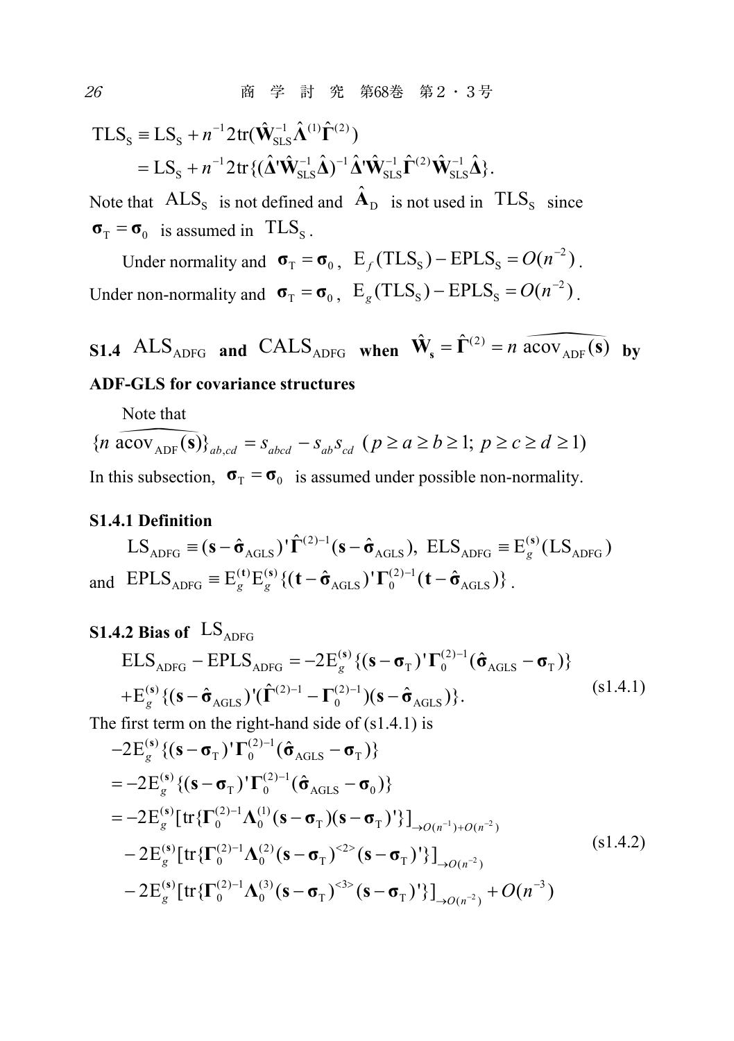$$\mathrm{TLS_S} \equiv \mathrm{LS_S} + n^{-1}2\mathrm{tr}(\hat{\mathbf{W}}_{\mathrm{SLS}}^{-1}\hat{\mathbf{\Lambda}}^{(1)}\hat{\mathbf{\Gamma}}^{(2)})$$
$$= \mathrm{LS_S} + n^{-1}2\mathrm{tr}\{(\hat{\mathbf{\Delta}}'\hat{\mathbf{W}}_{\mathrm{SLS}}^{-1}\hat{\mathbf{\Delta}})^{-1}\hat{\mathbf{\Delta}}'\hat{\mathbf{W}}_{\mathrm{SLS}}^{-1}\hat{\mathbf{\Gamma}}^{(2)}\hat{\mathbf{W}}_{\mathrm{SLS}}^{-1}\hat{\mathbf{\Delta}}\}.$$

Note that $\mathrm{ALS_S}$ is not defined and $\hat{\mathbf{A}}_{\mathrm{D}}$ is not used in $\mathrm{TLS_S}$ since $\boldsymbol{\sigma}_{\mathrm{T}} = \boldsymbol{\sigma}_0$ is assumed in $\mathrm{TLS_S}$.

Under normality and $\boldsymbol{\sigma}_{\mathrm{T}} = \boldsymbol{\sigma}_0$, $\mathrm{E}_f(\mathrm{TLS_S}) - \mathrm{EPLS_S} = O(n^{-2})$.

Under non-normality and $\boldsymbol{\sigma}_{\mathrm{T}} = \boldsymbol{\sigma}_0$, $\mathrm{E}_g(\mathrm{TLS_S}) - \mathrm{EPLS_S} = O(n^{-2})$.

## S1.4 $\mathrm{ALS_{ADFG}}$ and $\mathrm{CALS_{ADFG}}$ when $\hat{\mathbf{W}}_{\mathbf{s}} = \hat{\mathbf{\Gamma}}^{(2)} = n\,\widehat{\mathrm{acov}}_{\mathrm{ADF}}(\mathbf{s})$ by ADF-GLS for covariance structures

Note that

$$\{n\,\widehat{\mathrm{acov}}_{\mathrm{ADF}}(\mathbf{s})\}_{ab,cd} = s_{abcd} - s_{ab}s_{cd}\ (p \ge a \ge b \ge 1;\ p \ge c \ge d \ge 1)$$

In this subsection, $\boldsymbol{\sigma}_{\mathrm{T}} = \boldsymbol{\sigma}_0$ is assumed under possible non-normality.

### S1.4.1 Definition

$$\mathrm{LS_{ADFG}} \equiv (\mathbf{s} - \hat{\boldsymbol{\sigma}}_{\mathrm{AGLS}})'\hat{\mathbf{\Gamma}}^{(2)-1}(\mathbf{s} - \hat{\boldsymbol{\sigma}}_{\mathrm{AGLS}}),\ \mathrm{ELS_{ADFG}} \equiv \mathrm{E}_g^{(\mathbf{s})}(\mathrm{LS_{ADFG}})$$

and $\mathrm{EPLS_{ADFG}} \equiv \mathrm{E}_g^{(\mathbf{t})}\mathrm{E}_g^{(\mathbf{s})}\{(\mathbf{t} - \hat{\boldsymbol{\sigma}}_{\mathrm{AGLS}})'\mathbf{\Gamma}_0^{(2)-1}(\mathbf{t} - \hat{\boldsymbol{\sigma}}_{\mathrm{AGLS}})\}$.

### S1.4.2 Bias of $\mathrm{LS_{ADFG}}$

$$\mathrm{ELS_{ADFG}} - \mathrm{EPLS_{ADFG}} = -2\mathrm{E}_g^{(\mathbf{s})}\{(\mathbf{s} - \boldsymbol{\sigma}_{\mathrm{T}})'\mathbf{\Gamma}_0^{(2)-1}(\hat{\boldsymbol{\sigma}}_{\mathrm{AGLS}} - \boldsymbol{\sigma}_{\mathrm{T}})\}$$
$$+\mathrm{E}_g^{(\mathbf{s})}\{(\mathbf{s} - \hat{\boldsymbol{\sigma}}_{\mathrm{AGLS}})'(\hat{\mathbf{\Gamma}}^{(2)-1} - \mathbf{\Gamma}_0^{(2)-1})(\mathbf{s} - \hat{\boldsymbol{\sigma}}_{\mathrm{AGLS}})\}. \tag{s1.4.1}$$

The first term on the right-hand side of (s1.4.1) is

$$-2\mathrm{E}_g^{(\mathbf{s})}\{(\mathbf{s} - \boldsymbol{\sigma}_{\mathrm{T}})'\mathbf{\Gamma}_0^{(2)-1}(\hat{\boldsymbol{\sigma}}_{\mathrm{AGLS}} - \boldsymbol{\sigma}_{\mathrm{T}})\}$$
$$= -2\mathrm{E}_g^{(\mathbf{s})}\{(\mathbf{s} - \boldsymbol{\sigma}_{\mathrm{T}})'\mathbf{\Gamma}_0^{(2)-1}(\hat{\boldsymbol{\sigma}}_{\mathrm{AGLS}} - \boldsymbol{\sigma}_0)\}$$
$$= -2\mathrm{E}_g^{(\mathbf{s})}[\mathrm{tr}\{\mathbf{\Gamma}_0^{(2)-1}\mathbf{\Lambda}_0^{(1)}(\mathbf{s} - \boldsymbol{\sigma}_{\mathrm{T}})(\mathbf{s} - \boldsymbol{\sigma}_{\mathrm{T}})'\}]_{\to O(n^{-1})+O(n^{-2})}$$
$$-2\mathrm{E}_g^{(\mathbf{s})}[\mathrm{tr}\{\mathbf{\Gamma}_0^{(2)-1}\mathbf{\Lambda}_0^{(2)}(\mathbf{s} - \boldsymbol{\sigma}_{\mathrm{T}})^{<2>}(\mathbf{s} - \boldsymbol{\sigma}_{\mathrm{T}})'\}]_{\to O(n^{-2})} \tag{s1.4.2}$$
$$-2\mathrm{E}_g^{(\mathbf{s})}[\mathrm{tr}\{\mathbf{\Gamma}_0^{(2)-1}\mathbf{\Lambda}_0^{(3)}(\mathbf{s} - \boldsymbol{\sigma}_{\mathrm{T}})^{<3>}(\mathbf{s} - \boldsymbol{\sigma}_{\mathrm{T}})'\}]_{\to O(n^{-2})} + O(n^{-3})$$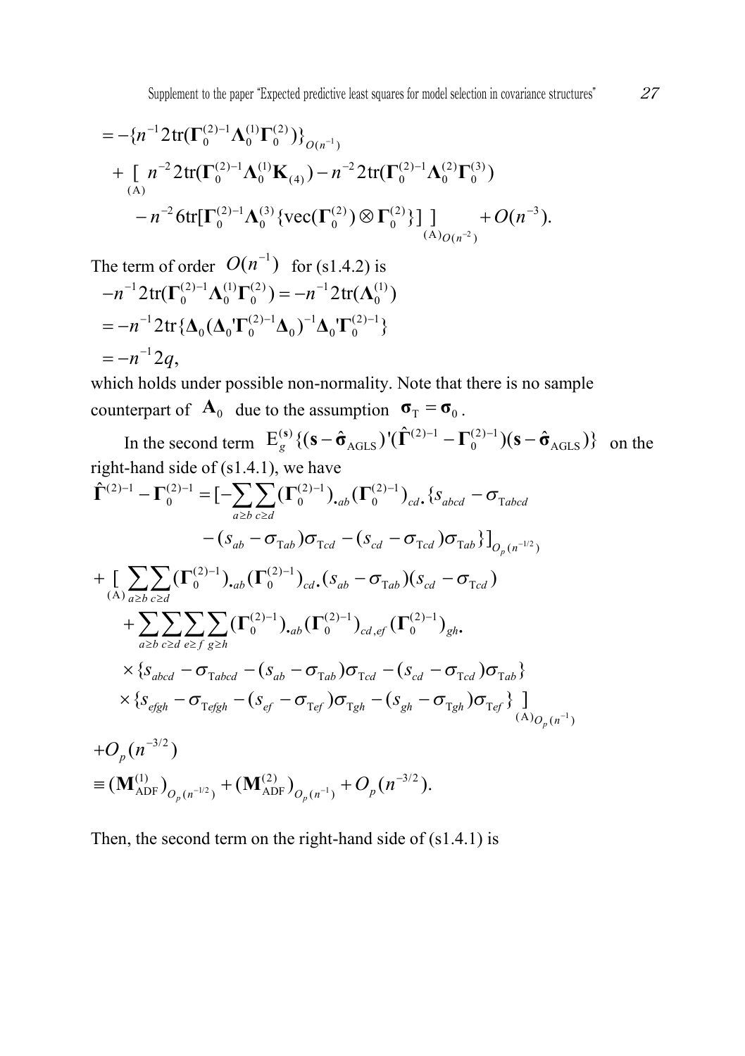$$= -\{n^{-1}2\mathrm{tr}(\mathbf{\Gamma}_0^{(2)-1}\mathbf{\Lambda}_0^{(1)}\mathbf{\Gamma}_0^{(2)})\}_{O(n^{-1})}$$

$$+ \underset{(\mathrm{A})}{[}\; n^{-2}2\mathrm{tr}(\mathbf{\Gamma}_0^{(2)-1}\mathbf{\Lambda}_0^{(1)}\mathbf{K}_{(4)}) - n^{-2}2\mathrm{tr}(\mathbf{\Gamma}_0^{(2)-1}\mathbf{\Lambda}_0^{(2)}\mathbf{\Gamma}_0^{(3)})$$

$$- n^{-2}6\mathrm{tr}[\mathbf{\Gamma}_0^{(2)-1}\mathbf{\Lambda}_0^{(3)}\{\mathrm{vec}(\mathbf{\Gamma}_0^{(2)}) \otimes \mathbf{\Gamma}_0^{(2)}\}]\;]_{(\mathrm{A})O(n^{-2})} + O(n^{-3}).$$

The term of order $O(n^{-1})$ for (s1.4.2) is

$$-n^{-1}2\mathrm{tr}(\mathbf{\Gamma}_0^{(2)-1}\mathbf{\Lambda}_0^{(1)}\mathbf{\Gamma}_0^{(2)}) = -n^{-1}2\mathrm{tr}(\mathbf{\Lambda}_0^{(1)})$$

$$= -n^{-1}2\mathrm{tr}\{\mathbf{\Delta}_0(\mathbf{\Delta}_0'\mathbf{\Gamma}_0^{(2)-1}\mathbf{\Delta}_0)^{-1}\mathbf{\Delta}_0'\mathbf{\Gamma}_0^{(2)-1}\}$$

$$= -n^{-1}2q,$$

which holds under possible non-normality. Note that there is no sample counterpart of $\mathbf{A}_0$ due to the assumption $\boldsymbol{\sigma}_{\mathrm{T}} = \boldsymbol{\sigma}_0$.

In the second term $\mathrm{E}_g^{(\mathbf{s})}\{(\mathbf{s} - \hat{\boldsymbol{\sigma}}_{\mathrm{AGLS}})'(\hat{\mathbf{\Gamma}}^{(2)-1} - \mathbf{\Gamma}_0^{(2)-1})(\mathbf{s} - \hat{\boldsymbol{\sigma}}_{\mathrm{AGLS}})\}$ on the right-hand side of (s1.4.1), we have

$$\hat{\mathbf{\Gamma}}^{(2)-1} - \mathbf{\Gamma}_0^{(2)-1} = [-\sum_{a\ge b}\sum_{c\ge d}(\mathbf{\Gamma}_0^{(2)-1})_{\cdot ab}(\mathbf{\Gamma}_0^{(2)-1})_{cd\cdot}\{s_{abcd} - \sigma_{\mathrm{T}abcd}$$

$$- (s_{ab} - \sigma_{\mathrm{T}ab})\sigma_{\mathrm{T}cd} - (s_{cd} - \sigma_{\mathrm{T}cd})\sigma_{\mathrm{T}ab}\}]_{O_p(n^{-1/2})}$$

$$+ \underset{(\mathrm{A})}{[}\sum_{a\ge b}\sum_{c\ge d}(\mathbf{\Gamma}_0^{(2)-1})_{\cdot ab}(\mathbf{\Gamma}_0^{(2)-1})_{cd\cdot}(s_{ab} - \sigma_{\mathrm{T}ab})(s_{cd} - \sigma_{\mathrm{T}cd})$$

$$+ \sum_{a\ge b}\sum_{c\ge d}\sum_{e\ge f}\sum_{g\ge h}(\mathbf{\Gamma}_0^{(2)-1})_{\cdot ab}(\mathbf{\Gamma}_0^{(2)-1})_{cd,ef}(\mathbf{\Gamma}_0^{(2)-1})_{gh\cdot}$$

$$\times\{s_{abcd} - \sigma_{\mathrm{T}abcd} - (s_{ab} - \sigma_{\mathrm{T}ab})\sigma_{\mathrm{T}cd} - (s_{cd} - \sigma_{\mathrm{T}cd})\sigma_{\mathrm{T}ab}\}$$

$$\times\{s_{efgh} - \sigma_{\mathrm{T}efgh} - (s_{ef} - \sigma_{\mathrm{T}ef})\sigma_{\mathrm{T}gh} - (s_{gh} - \sigma_{\mathrm{T}gh})\sigma_{\mathrm{T}ef}\}\;]_{(\mathrm{A})O_p(n^{-1})}$$

$$+ O_p(n^{-3/2})$$

$$\equiv (\mathbf{M}_{\mathrm{ADF}}^{(1)})_{O_p(n^{-1/2})} + (\mathbf{M}_{\mathrm{ADF}}^{(2)})_{O_p(n^{-1})} + O_p(n^{-3/2}).$$

Then, the second term on the right-hand side of (s1.4.1) is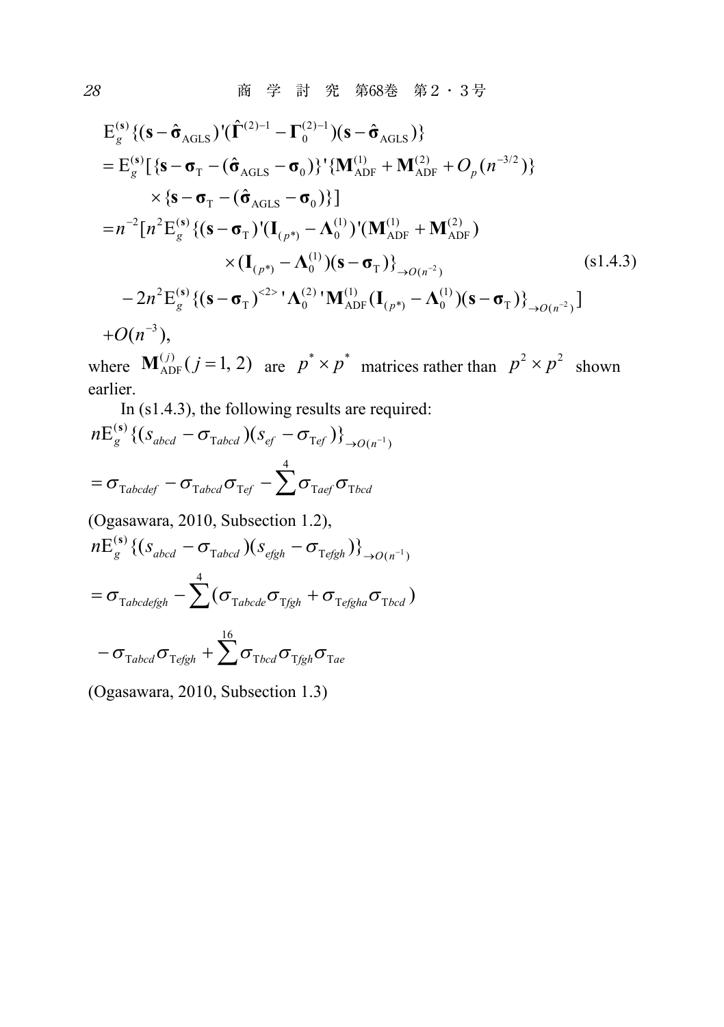$$
\begin{aligned}
&\mathrm{E}_g^{(\mathbf{s})}\{(\mathbf{s}-\hat{\boldsymbol{\sigma}}_{\mathrm{AGLS}})'(\hat{\boldsymbol{\Gamma}}^{(2)-1}-\boldsymbol{\Gamma}_0^{(2)-1})(\mathbf{s}-\hat{\boldsymbol{\sigma}}_{\mathrm{AGLS}})\} \\
&=\mathrm{E}_g^{(\mathbf{s})}[\{\mathbf{s}-\boldsymbol{\sigma}_{\mathrm{T}}-(\hat{\boldsymbol{\sigma}}_{\mathrm{AGLS}}-\boldsymbol{\sigma}_0)\}'\{\mathbf{M}_{\mathrm{ADF}}^{(1)}+\mathbf{M}_{\mathrm{ADF}}^{(2)}+O_p(n^{-3/2})\} \\
&\qquad \times\{\mathbf{s}-\boldsymbol{\sigma}_{\mathrm{T}}-(\hat{\boldsymbol{\sigma}}_{\mathrm{AGLS}}-\boldsymbol{\sigma}_0)\}] \\
&=n^{-2}[n^2\mathrm{E}_g^{(\mathbf{s})}\{(\mathbf{s}-\boldsymbol{\sigma}_{\mathrm{T}})'(\mathbf{I}_{(p^*)}-\boldsymbol{\Lambda}_0^{(1)})'(\mathbf{M}_{\mathrm{ADF}}^{(1)}+\mathbf{M}_{\mathrm{ADF}}^{(2)}) \\
&\qquad\qquad \times(\mathbf{I}_{(p^*)}-\boldsymbol{\Lambda}_0^{(1)})(\mathbf{s}-\boldsymbol{\sigma}_{\mathrm{T}})\}_{\to O(n^{-2})} \qquad\qquad (\text{s}1.4.3) \\
&\quad -2n^2\mathrm{E}_g^{(\mathbf{s})}\{(\mathbf{s}-\boldsymbol{\sigma}_{\mathrm{T}})^{<2>}{}'\boldsymbol{\Lambda}_0^{(2)}{}'\mathbf{M}_{\mathrm{ADF}}^{(1)}(\mathbf{I}_{(p^*)}-\boldsymbol{\Lambda}_0^{(1)})(\mathbf{s}-\boldsymbol{\sigma}_{\mathrm{T}})\}_{\to O(n^{-2})}] \\
&\quad +O(n^{-3}),
\end{aligned}
$$

where $\mathbf{M}_{\mathrm{ADF}}^{(j)}(j=1,\,2)$ are $p^*\times p^*$ matrices rather than $p^2\times p^2$ shown earlier.

In (s1.4.3), the following results are required:

$$
\begin{aligned}
&n\mathrm{E}_g^{(\mathbf{s})}\{(s_{abcd}-\sigma_{\mathrm{T}abcd})(s_{ef}-\sigma_{\mathrm{T}ef})\}_{\to O(n^{-1})} \\
&=\sigma_{\mathrm{T}abcdef}-\sigma_{\mathrm{T}abcd}\sigma_{\mathrm{T}ef}-\sum^{4}\sigma_{\mathrm{T}aef}\sigma_{\mathrm{T}bcd}
\end{aligned}
$$

(Ogasawara, 2010, Subsection 1.2),

$$
\begin{aligned}
&n\mathrm{E}_g^{(\mathbf{s})}\{(s_{abcd}-\sigma_{\mathrm{T}abcd})(s_{efgh}-\sigma_{\mathrm{T}efgh})\}_{\to O(n^{-1})} \\
&=\sigma_{\mathrm{T}abcdefgh}-\sum^{4}(\sigma_{\mathrm{T}abcde}\sigma_{\mathrm{T}fgh}+\sigma_{\mathrm{T}efgha}\sigma_{\mathrm{T}bcd}) \\
&\quad -\sigma_{\mathrm{T}abcd}\sigma_{\mathrm{T}efgh}+\sum^{16}\sigma_{\mathrm{T}bcd}\sigma_{\mathrm{T}fgh}\sigma_{\mathrm{T}ae}
\end{aligned}
$$

(Ogasawara, 2010, Subsection 1.3)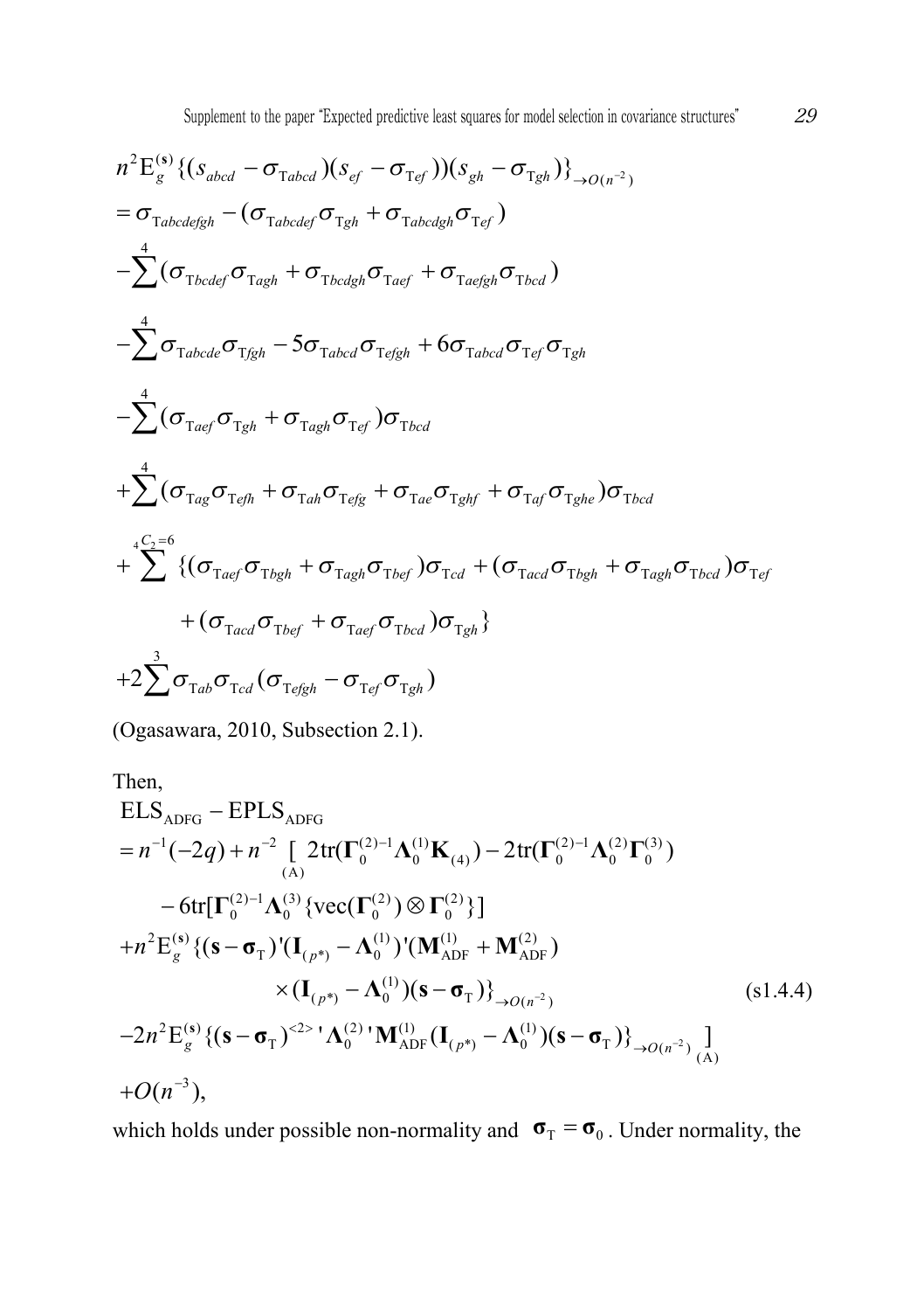$$
\begin{aligned}
& n^2 \mathrm{E}_g^{(\mathbf{s})}\{(s_{abcd}-\sigma_{\mathrm{T}abcd})(s_{ef}-\sigma_{\mathrm{T}ef})(s_{gh}-\sigma_{\mathrm{T}gh})\}_{\to O(n^{-2})} \\
&= \sigma_{\mathrm{T}abcdefgh} - (\sigma_{\mathrm{T}abcdef}\sigma_{\mathrm{T}gh} + \sigma_{\mathrm{T}abcdgh}\sigma_{\mathrm{T}ef}) \\
&\quad -\sum^{4}(\sigma_{\mathrm{T}bcdef}\sigma_{\mathrm{T}agh} + \sigma_{\mathrm{T}bcdgh}\sigma_{\mathrm{T}aef} + \sigma_{\mathrm{T}aefgh}\sigma_{\mathrm{T}bcd}) \\
&\quad -\sum^{4}\sigma_{\mathrm{T}abcde}\sigma_{\mathrm{T}fgh} - 5\sigma_{\mathrm{T}abcd}\sigma_{\mathrm{T}efgh} + 6\sigma_{\mathrm{T}abcd}\sigma_{\mathrm{T}ef}\sigma_{\mathrm{T}gh} \\
&\quad -\sum^{4}(\sigma_{\mathrm{T}aef}\sigma_{\mathrm{T}gh} + \sigma_{\mathrm{T}agh}\sigma_{\mathrm{T}ef})\sigma_{\mathrm{T}bcd} \\
&\quad +\sum^{4}(\sigma_{\mathrm{T}ag}\sigma_{\mathrm{T}efh} + \sigma_{\mathrm{T}ah}\sigma_{\mathrm{T}efg} + \sigma_{\mathrm{T}ae}\sigma_{\mathrm{T}ghf} + \sigma_{\mathrm{T}af}\sigma_{\mathrm{T}ghe})\sigma_{\mathrm{T}bcd} \\
&\quad +\sum^{{}_4C_2=6}\{(\sigma_{\mathrm{T}aef}\sigma_{\mathrm{T}bgh} + \sigma_{\mathrm{T}agh}\sigma_{\mathrm{T}bef})\sigma_{\mathrm{T}cd} + (\sigma_{\mathrm{T}acd}\sigma_{\mathrm{T}bgh} + \sigma_{\mathrm{T}agh}\sigma_{\mathrm{T}bcd})\sigma_{\mathrm{T}ef} \\
&\qquad + (\sigma_{\mathrm{T}acd}\sigma_{\mathrm{T}bef} + \sigma_{\mathrm{T}aef}\sigma_{\mathrm{T}bcd})\sigma_{\mathrm{T}gh}\} \\
&\quad +2\sum^{3}\sigma_{\mathrm{T}ab}\sigma_{\mathrm{T}cd}(\sigma_{\mathrm{T}efgh} - \sigma_{\mathrm{T}ef}\sigma_{\mathrm{T}gh})
\end{aligned}
$$

(Ogasawara, 2010, Subsection 2.1).

Then,

$$
\begin{aligned}
& \mathrm{ELS}_{\mathrm{ADFG}} - \mathrm{EPLS}_{\mathrm{ADFG}} \\
&= n^{-1}(-2q) + n^{-2} \underset{(\mathrm{A})}{[} \; 2\mathrm{tr}(\mathbf{\Gamma}_0^{(2)-1}\mathbf{\Lambda}_0^{(1)}\mathbf{K}_{(4)}) - 2\mathrm{tr}(\mathbf{\Gamma}_0^{(2)-1}\mathbf{\Lambda}_0^{(2)}\mathbf{\Gamma}_0^{(3)}) \\
&\qquad - 6\mathrm{tr}[\mathbf{\Gamma}_0^{(2)-1}\mathbf{\Lambda}_0^{(3)}\{\mathrm{vec}(\mathbf{\Gamma}_0^{(2)}) \otimes \mathbf{\Gamma}_0^{(2)}\}] \\
&\quad + n^2 \mathrm{E}_g^{(\mathbf{s})}\{(\mathbf{s}-\boldsymbol{\sigma}_{\mathrm{T}})'(\mathbf{I}_{(p^*)} - \mathbf{\Lambda}_0^{(1)})'(\mathbf{M}_{\mathrm{ADF}}^{(1)} + \mathbf{M}_{\mathrm{ADF}}^{(2)}) \\
&\qquad\qquad \times (\mathbf{I}_{(p^*)} - \mathbf{\Lambda}_0^{(1)})(\mathbf{s}-\boldsymbol{\sigma}_{\mathrm{T}})\}_{\to O(n^{-2})} \qquad\qquad (\mathrm{s}1.4.4) \\
&\quad -2n^2 \mathrm{E}_g^{(\mathbf{s})}\{(\mathbf{s}-\boldsymbol{\sigma}_{\mathrm{T}})^{<2>}{}'\mathbf{\Lambda}_0^{(2)}{}'\mathbf{M}_{\mathrm{ADF}}^{(1)}(\mathbf{I}_{(p^*)} - \mathbf{\Lambda}_0^{(1)})(\mathbf{s}-\boldsymbol{\sigma}_{\mathrm{T}})\}_{\to O(n^{-2})} \underset{(\mathrm{A})}{]} \\
&\quad + O(n^{-3}),
\end{aligned}
$$

which holds under possible non-normality and $\boldsymbol{\sigma}_{\mathrm{T}} = \boldsymbol{\sigma}_0$. Under normality, the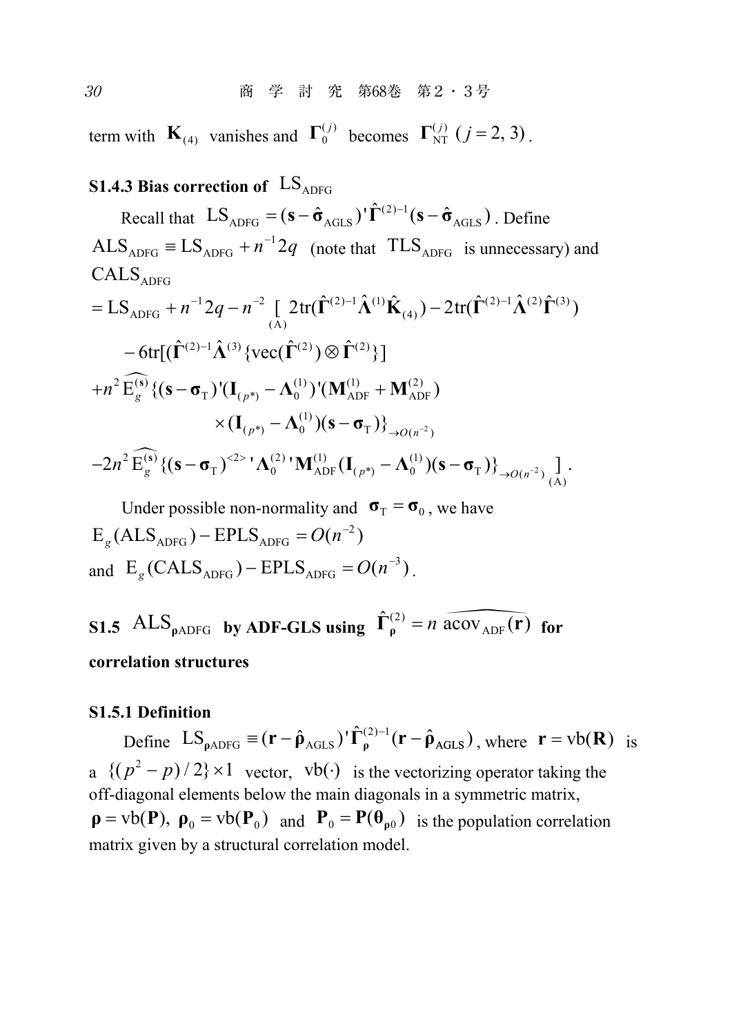term with $\mathbf{K}_{(4)}$ vanishes and $\mathbf{\Gamma}_0^{(j)}$ becomes $\mathbf{\Gamma}_{\mathrm{NT}}^{(j)}\ (j = 2, 3)$.

### S1.4.3 Bias correction of $\mathrm{LS}_{\mathrm{ADFG}}$

Recall that $\mathrm{LS}_{\mathrm{ADFG}} = (\mathbf{s} - \hat{\boldsymbol{\sigma}}_{\mathrm{AGLS}})'\hat{\mathbf{\Gamma}}^{(2)-1}(\mathbf{s} - \hat{\boldsymbol{\sigma}}_{\mathrm{AGLS}})$. Define $\mathrm{ALS}_{\mathrm{ADFG}} \equiv \mathrm{LS}_{\mathrm{ADFG}} + n^{-1}2q$ (note that $\mathrm{TLS}_{\mathrm{ADFG}}$ is unnecessary) and $\mathrm{CALS}_{\mathrm{ADFG}}$

$$
\begin{aligned}
&= \mathrm{LS}_{\mathrm{ADFG}} + n^{-1}2q - n^{-2} \underset{(\mathrm{A})}{[}\, 2\mathrm{tr}(\hat{\mathbf{\Gamma}}^{(2)-1}\hat{\mathbf{\Lambda}}^{(1)}\hat{\mathbf{K}}_{(4)}) - 2\mathrm{tr}(\hat{\mathbf{\Gamma}}^{(2)-1}\hat{\mathbf{\Lambda}}^{(2)}\hat{\mathbf{\Gamma}}^{(3)}) \\
&\quad - 6\mathrm{tr}[(\hat{\mathbf{\Gamma}}^{(2)-1}\hat{\mathbf{\Lambda}}^{(3)}\{\mathrm{vec}(\hat{\mathbf{\Gamma}}^{(2)}) \otimes \hat{\mathbf{\Gamma}}^{(2)}\}] \\
&\quad + n^2\,\widehat{\mathrm{E}_g^{(\mathbf{s})}}\{(\mathbf{s} - \boldsymbol{\sigma}_{\mathrm{T}})'(\mathbf{I}_{(p^*)} - \mathbf{\Lambda}_0^{(1)})'(\mathbf{M}_{\mathrm{ADF}}^{(1)} + \mathbf{M}_{\mathrm{ADF}}^{(2)}) \\
&\qquad \times (\mathbf{I}_{(p^*)} - \mathbf{\Lambda}_0^{(1)})(\mathbf{s} - \boldsymbol{\sigma}_{\mathrm{T}})\}_{\to O(n^{-2})} \\
&\quad - 2n^2\,\widehat{\mathrm{E}_g^{(\mathbf{s})}}\{(\mathbf{s} - \boldsymbol{\sigma}_{\mathrm{T}})^{<2>}{}'\mathbf{\Lambda}_0^{(2)}{}'\mathbf{M}_{\mathrm{ADF}}^{(1)}(\mathbf{I}_{(p^*)} - \mathbf{\Lambda}_0^{(1)})(\mathbf{s} - \boldsymbol{\sigma}_{\mathrm{T}})\}_{\to O(n^{-2})}\, \underset{(\mathrm{A})}{]}\,.
\end{aligned}
$$

Under possible non-normality and $\boldsymbol{\sigma}_{\mathrm{T}} = \boldsymbol{\sigma}_0$, we have

$\mathrm{E}_g(\mathrm{ALS}_{\mathrm{ADFG}}) - \mathrm{EPLS}_{\mathrm{ADFG}} = O(n^{-2})$

and $\mathrm{E}_g(\mathrm{CALS}_{\mathrm{ADFG}}) - \mathrm{EPLS}_{\mathrm{ADFG}} = O(n^{-3})$.

### S1.5 $\mathrm{ALS}_{\boldsymbol{\rho}\mathrm{ADFG}}$ by ADF-GLS using $\hat{\mathbf{\Gamma}}_{\boldsymbol{\rho}}^{(2)} = n\,\widehat{\mathrm{acov}_{\mathrm{ADF}}(\mathbf{r})}$ for correlation structures

#### S1.5.1 Definition

Define $\mathrm{LS}_{\boldsymbol{\rho}\mathrm{ADFG}} \equiv (\mathbf{r} - \hat{\boldsymbol{\rho}}_{\mathrm{AGLS}})'\hat{\mathbf{\Gamma}}_{\boldsymbol{\rho}}^{(2)-1}(\mathbf{r} - \hat{\boldsymbol{\rho}}_{\mathrm{AGLS}})$, where $\mathbf{r} = \mathrm{vb}(\mathbf{R})$ is a $\{(p^2 - p)/2\} \times 1$ vector, $\mathrm{vb}(\cdot)$ is the vectorizing operator taking the off-diagonal elements below the main diagonals in a symmetric matrix, $\boldsymbol{\rho} = \mathrm{vb}(\mathbf{P}),\ \boldsymbol{\rho}_0 = \mathrm{vb}(\mathbf{P}_0)$ and $\mathbf{P}_0 = \mathbf{P}(\boldsymbol{\theta}_{\boldsymbol{\rho}0})$ is the population correlation matrix given by a structural correlation model.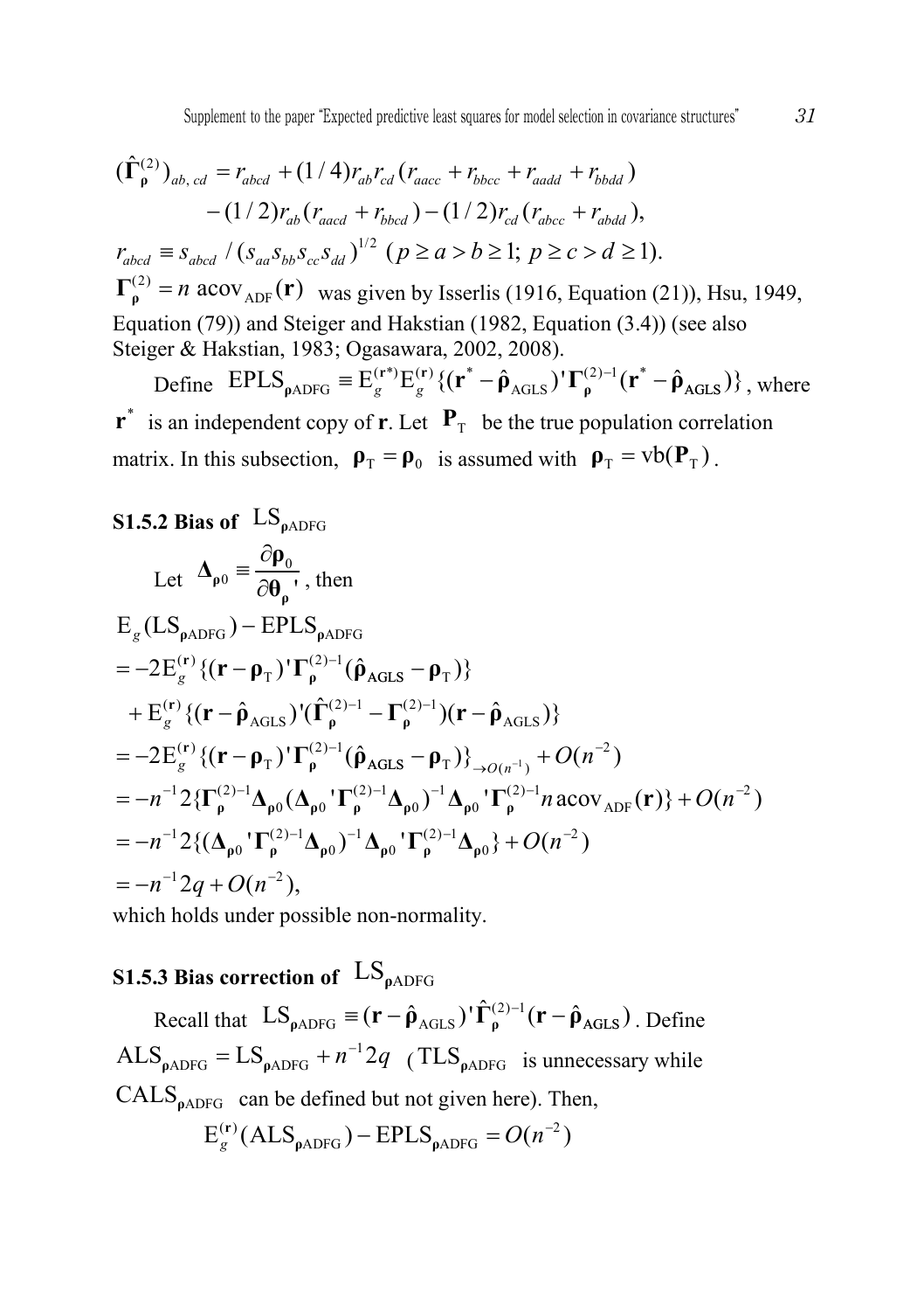$$(\hat{\mathbf{\Gamma}}_{\boldsymbol{\rho}}^{(2)})_{ab,\,cd} = r_{abcd} + (1/4) r_{ab} r_{cd} (r_{aacc} + r_{bbcc} + r_{aadd} + r_{bbdd})$$
$$- (1/2) r_{ab} (r_{aacd} + r_{bbcd}) - (1/2) r_{cd} (r_{abcc} + r_{abdd}),$$

$r_{abcd} \equiv s_{abcd} / (s_{aa} s_{bb} s_{cc} s_{dd})^{1/2}$ $(p \ge a > b \ge 1;\ p \ge c > d \ge 1)$.

$\mathbf{\Gamma}_{\boldsymbol{\rho}}^{(2)} = n \operatorname{acov}_{\text{ADF}}(\mathbf{r})$ was given by Isserlis (1916, Equation (21)), Hsu, 1949, Equation (79)) and Steiger and Hakstian (1982, Equation (3.4)) (see also Steiger & Hakstian, 1983; Ogasawara, 2002, 2008).

Define $\text{EPLS}_{\boldsymbol{\rho}\text{ADFG}} \equiv \text{E}_g^{(\mathbf{r}^*)} \text{E}_g^{(\mathbf{r})} \{ (\mathbf{r}^* - \hat{\boldsymbol{\rho}}_{\text{AGLS}})' \mathbf{\Gamma}_{\boldsymbol{\rho}}^{(2)-1} (\mathbf{r}^* - \hat{\boldsymbol{\rho}}_{\text{AGLS}}) \}$, where $\mathbf{r}^*$ is an independent copy of $\mathbf{r}$. Let $\mathbf{P}_{\text{T}}$ be the true population correlation matrix. In this subsection, $\boldsymbol{\rho}_{\text{T}} = \boldsymbol{\rho}_0$ is assumed with $\boldsymbol{\rho}_{\text{T}} = \text{vb}(\mathbf{P}_{\text{T}})$.

### S1.5.2 Bias of $\text{LS}_{\boldsymbol{\rho}\text{ADFG}}$

Let $\mathbf{\Delta}_{\boldsymbol{\rho}0} \equiv \dfrac{\partial \boldsymbol{\rho}_0}{\partial \boldsymbol{\theta}_{\boldsymbol{\rho}}'}$, then

$$\begin{aligned}
&\text{E}_g(\text{LS}_{\boldsymbol{\rho}\text{ADFG}}) - \text{EPLS}_{\boldsymbol{\rho}\text{ADFG}} \\
&= -2\text{E}_g^{(\mathbf{r})} \{ (\mathbf{r} - \boldsymbol{\rho}_{\text{T}})' \mathbf{\Gamma}_{\boldsymbol{\rho}}^{(2)-1} (\hat{\boldsymbol{\rho}}_{\text{AGLS}} - \boldsymbol{\rho}_{\text{T}}) \} \\
&\quad + \text{E}_g^{(\mathbf{r})} \{ (\mathbf{r} - \hat{\boldsymbol{\rho}}_{\text{AGLS}})' (\hat{\mathbf{\Gamma}}_{\boldsymbol{\rho}}^{(2)-1} - \mathbf{\Gamma}_{\boldsymbol{\rho}}^{(2)-1}) (\mathbf{r} - \hat{\boldsymbol{\rho}}_{\text{AGLS}}) \} \\
&= -2\text{E}_g^{(\mathbf{r})} \{ (\mathbf{r} - \boldsymbol{\rho}_{\text{T}})' \mathbf{\Gamma}_{\boldsymbol{\rho}}^{(2)-1} (\hat{\boldsymbol{\rho}}_{\text{AGLS}} - \boldsymbol{\rho}_{\text{T}}) \}_{\to O(n^{-1})} + O(n^{-2}) \\
&= -n^{-1} 2 \{ \mathbf{\Gamma}_{\boldsymbol{\rho}}^{(2)-1} \mathbf{\Delta}_{\boldsymbol{\rho}0} (\mathbf{\Delta}_{\boldsymbol{\rho}0}' \mathbf{\Gamma}_{\boldsymbol{\rho}}^{(2)-1} \mathbf{\Delta}_{\boldsymbol{\rho}0})^{-1} \mathbf{\Delta}_{\boldsymbol{\rho}0}' \mathbf{\Gamma}_{\boldsymbol{\rho}}^{(2)-1} n \operatorname{acov}_{\text{ADF}}(\mathbf{r}) \} + O(n^{-2}) \\
&= -n^{-1} 2 \{ (\mathbf{\Delta}_{\boldsymbol{\rho}0}' \mathbf{\Gamma}_{\boldsymbol{\rho}}^{(2)-1} \mathbf{\Delta}_{\boldsymbol{\rho}0})^{-1} \mathbf{\Delta}_{\boldsymbol{\rho}0}' \mathbf{\Gamma}_{\boldsymbol{\rho}}^{(2)-1} \mathbf{\Delta}_{\boldsymbol{\rho}0} \} + O(n^{-2}) \\
&= -n^{-1} 2q + O(n^{-2}),
\end{aligned}$$

which holds under possible non-normality.

### S1.5.3 Bias correction of $\text{LS}_{\boldsymbol{\rho}\text{ADFG}}$

Recall that $\text{LS}_{\boldsymbol{\rho}\text{ADFG}} \equiv (\mathbf{r} - \hat{\boldsymbol{\rho}}_{\text{AGLS}})' \hat{\mathbf{\Gamma}}_{\boldsymbol{\rho}}^{(2)-1} (\mathbf{r} - \hat{\boldsymbol{\rho}}_{\text{AGLS}})$. Define $\text{ALS}_{\boldsymbol{\rho}\text{ADFG}} = \text{LS}_{\boldsymbol{\rho}\text{ADFG}} + n^{-1} 2q$ ($\text{TLS}_{\boldsymbol{\rho}\text{ADFG}}$ is unnecessary while $\text{CALS}_{\boldsymbol{\rho}\text{ADFG}}$ can be defined but not given here). Then,

$$\text{E}_g^{(\mathbf{r})}(\text{ALS}_{\boldsymbol{\rho}\text{ADFG}}) - \text{EPLS}_{\boldsymbol{\rho}\text{ADFG}} = O(n^{-2})$$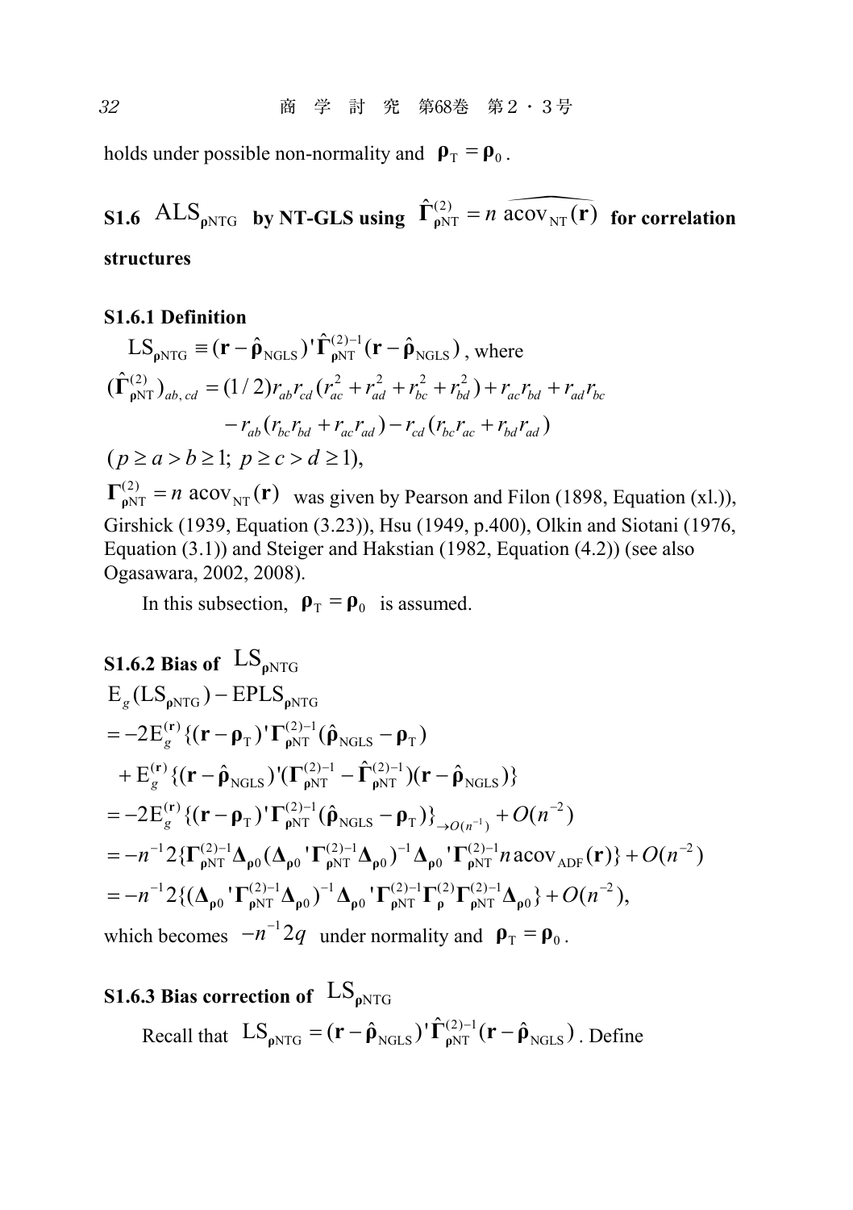holds under possible non-normality and $\boldsymbol{\rho}_{\mathrm{T}} = \boldsymbol{\rho}_0$.

## S1.6 $\mathrm{ALS}_{\boldsymbol{\rho}\mathrm{NTG}}$ by NT-GLS using $\hat{\boldsymbol{\Gamma}}^{(2)}_{\boldsymbol{\rho}\mathrm{NT}} = n\,\widehat{\mathrm{acov}_{\mathrm{NT}}(\mathbf{r})}$ for correlation structures

### S1.6.1 Definition

$$\mathrm{LS}_{\boldsymbol{\rho}\mathrm{NTG}} \equiv (\mathbf{r} - \hat{\boldsymbol{\rho}}_{\mathrm{NGLS}})'\hat{\boldsymbol{\Gamma}}^{(2)-1}_{\boldsymbol{\rho}\mathrm{NT}}(\mathbf{r} - \hat{\boldsymbol{\rho}}_{\mathrm{NGLS}}), \text{ where}$$

$$(\hat{\boldsymbol{\Gamma}}^{(2)}_{\boldsymbol{\rho}\mathrm{NT}})_{ab,\,cd} = (1/2)r_{ab}r_{cd}(r_{ac}^2 + r_{ad}^2 + r_{bc}^2 + r_{bd}^2) + r_{ac}r_{bd} + r_{ad}r_{bc}$$
$$- r_{ab}(r_{bc}r_{bd} + r_{ac}r_{ad}) - r_{cd}(r_{bc}r_{ac} + r_{bd}r_{ad})$$

$(p \ge a > b \ge 1;\ p \ge c > d \ge 1)$,

$\boldsymbol{\Gamma}^{(2)}_{\boldsymbol{\rho}\mathrm{NT}} = n\ \mathrm{acov}_{\mathrm{NT}}(\mathbf{r})$ was given by Pearson and Filon (1898, Equation (xl.)), Girshick (1939, Equation (3.23)), Hsu (1949, p.400), Olkin and Siotani (1976, Equation (3.1)) and Steiger and Hakstian (1982, Equation (4.2)) (see also Ogasawara, 2002, 2008).

In this subsection, $\boldsymbol{\rho}_{\mathrm{T}} = \boldsymbol{\rho}_0$ is assumed.

### S1.6.2 Bias of $\mathrm{LS}_{\boldsymbol{\rho}\mathrm{NTG}}$

$$\begin{aligned}
&\mathrm{E}_g(\mathrm{LS}_{\boldsymbol{\rho}\mathrm{NTG}}) - \mathrm{EPLS}_{\boldsymbol{\rho}\mathrm{NTG}} \\
&= -2\mathrm{E}_g^{(\mathbf{r})}\{(\mathbf{r} - \boldsymbol{\rho}_{\mathrm{T}})'\boldsymbol{\Gamma}^{(2)-1}_{\boldsymbol{\rho}\mathrm{NT}}(\hat{\boldsymbol{\rho}}_{\mathrm{NGLS}} - \boldsymbol{\rho}_{\mathrm{T}}) \\
&\quad + \mathrm{E}_g^{(\mathbf{r})}\{(\mathbf{r} - \hat{\boldsymbol{\rho}}_{\mathrm{NGLS}})'(\boldsymbol{\Gamma}^{(2)-1}_{\boldsymbol{\rho}\mathrm{NT}} - \hat{\boldsymbol{\Gamma}}^{(2)-1}_{\boldsymbol{\rho}\mathrm{NT}})(\mathbf{r} - \hat{\boldsymbol{\rho}}_{\mathrm{NGLS}})\} \\
&= -2\mathrm{E}_g^{(\mathbf{r})}\{(\mathbf{r} - \boldsymbol{\rho}_{\mathrm{T}})'\boldsymbol{\Gamma}^{(2)-1}_{\boldsymbol{\rho}\mathrm{NT}}(\hat{\boldsymbol{\rho}}_{\mathrm{NGLS}} - \boldsymbol{\rho}_{\mathrm{T}})\}_{\to O(n^{-1})} + O(n^{-2}) \\
&= -n^{-1}2\{\boldsymbol{\Gamma}^{(2)-1}_{\boldsymbol{\rho}\mathrm{NT}}\boldsymbol{\Delta}_{\boldsymbol{\rho}0}(\boldsymbol{\Delta}_{\boldsymbol{\rho}0}'\boldsymbol{\Gamma}^{(2)-1}_{\boldsymbol{\rho}\mathrm{NT}}\boldsymbol{\Delta}_{\boldsymbol{\rho}0})^{-1}\boldsymbol{\Delta}_{\boldsymbol{\rho}0}'\boldsymbol{\Gamma}^{(2)-1}_{\boldsymbol{\rho}\mathrm{NT}}n\,\mathrm{acov}_{\mathrm{ADF}}(\mathbf{r})\} + O(n^{-2}) \\
&= -n^{-1}2\{(\boldsymbol{\Delta}_{\boldsymbol{\rho}0}'\boldsymbol{\Gamma}^{(2)-1}_{\boldsymbol{\rho}\mathrm{NT}}\boldsymbol{\Delta}_{\boldsymbol{\rho}0})^{-1}\boldsymbol{\Delta}_{\boldsymbol{\rho}0}'\boldsymbol{\Gamma}^{(2)-1}_{\boldsymbol{\rho}\mathrm{NT}}\boldsymbol{\Gamma}^{(2)}_{\boldsymbol{\rho}}\boldsymbol{\Gamma}^{(2)-1}_{\boldsymbol{\rho}\mathrm{NT}}\boldsymbol{\Delta}_{\boldsymbol{\rho}0}\} + O(n^{-2}),
\end{aligned}$$

which becomes $-n^{-1}2q$ under normality and $\boldsymbol{\rho}_{\mathrm{T}} = \boldsymbol{\rho}_0$.

### S1.6.3 Bias correction of $\mathrm{LS}_{\boldsymbol{\rho}\mathrm{NTG}}$

Recall that $\mathrm{LS}_{\boldsymbol{\rho}\mathrm{NTG}} = (\mathbf{r} - \hat{\boldsymbol{\rho}}_{\mathrm{NGLS}})'\hat{\boldsymbol{\Gamma}}^{(2)-1}_{\boldsymbol{\rho}\mathrm{NT}}(\mathbf{r} - \hat{\boldsymbol{\rho}}_{\mathrm{NGLS}})$. Define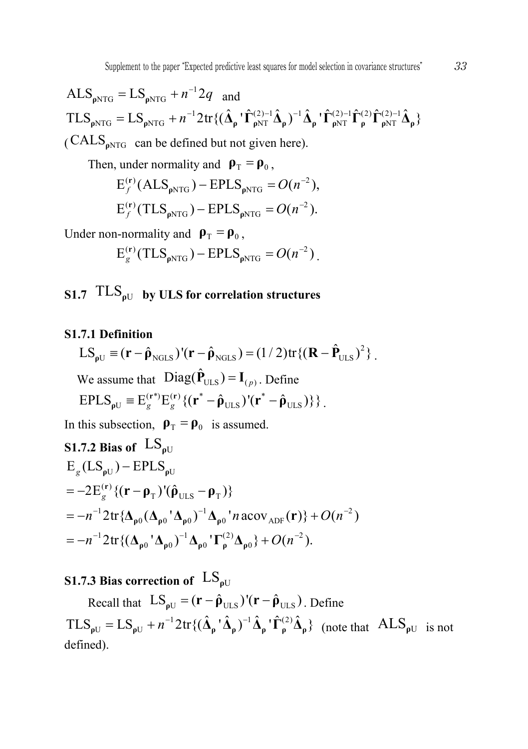$\mathrm{ALS}_{\boldsymbol{\rho}\mathrm{NTG}} = \mathrm{LS}_{\boldsymbol{\rho}\mathrm{NTG}} + n^{-1}2q$ and

$\mathrm{TLS}_{\boldsymbol{\rho}\mathrm{NTG}} = \mathrm{LS}_{\boldsymbol{\rho}\mathrm{NTG}} + n^{-1}2\mathrm{tr}\{(\hat{\boldsymbol{\Delta}}_{\boldsymbol{\rho}}{}'\hat{\boldsymbol{\Gamma}}_{\boldsymbol{\rho}\mathrm{NT}}^{(2)-1}\hat{\boldsymbol{\Delta}}_{\boldsymbol{\rho}})^{-1}\hat{\boldsymbol{\Delta}}_{\boldsymbol{\rho}}{}'\hat{\boldsymbol{\Gamma}}_{\boldsymbol{\rho}\mathrm{NT}}^{(2)-1}\hat{\boldsymbol{\Gamma}}_{\boldsymbol{\rho}}^{(2)}\hat{\boldsymbol{\Gamma}}_{\boldsymbol{\rho}\mathrm{NT}}^{(2)-1}\hat{\boldsymbol{\Delta}}_{\boldsymbol{\rho}}\}$

($\mathrm{CALS}_{\boldsymbol{\rho}\mathrm{NTG}}$ can be defined but not given here).

Then, under normality and $\boldsymbol{\rho}_{\mathrm{T}} = \boldsymbol{\rho}_0$,

$$\mathrm{E}_f^{(\mathbf{r})}(\mathrm{ALS}_{\boldsymbol{\rho}\mathrm{NTG}}) - \mathrm{EPLS}_{\boldsymbol{\rho}\mathrm{NTG}} = O(n^{-2}),$$
$$\mathrm{E}_f^{(\mathbf{r})}(\mathrm{TLS}_{\boldsymbol{\rho}\mathrm{NTG}}) - \mathrm{EPLS}_{\boldsymbol{\rho}\mathrm{NTG}} = O(n^{-2}).$$

Under non-normality and $\boldsymbol{\rho}_{\mathrm{T}} = \boldsymbol{\rho}_0$,

$$\mathrm{E}_g^{(\mathbf{r})}(\mathrm{TLS}_{\boldsymbol{\rho}\mathrm{NTG}}) - \mathrm{EPLS}_{\boldsymbol{\rho}\mathrm{NTG}} = O(n^{-2}).$$

## S1.7 $\mathrm{TLS}_{\boldsymbol{\rho}\mathrm{U}}$ by ULS for correlation structures

### S1.7.1 Definition

$$\mathrm{LS}_{\boldsymbol{\rho}\mathrm{U}} \equiv (\mathbf{r} - \hat{\boldsymbol{\rho}}_{\mathrm{NGLS}})'(\mathbf{r} - \hat{\boldsymbol{\rho}}_{\mathrm{NGLS}}) = (1/2)\mathrm{tr}\{(\mathbf{R} - \hat{\mathbf{P}}_{\mathrm{ULS}})^2\}.$$

We assume that $\mathrm{Diag}(\hat{\mathbf{P}}_{\mathrm{ULS}}) = \mathbf{I}_{(p)}$. Define

$$\mathrm{EPLS}_{\boldsymbol{\rho}\mathrm{U}} \equiv \mathrm{E}_g^{(\mathbf{r}^*)}\mathrm{E}_g^{(\mathbf{r})}\{(\mathbf{r}^* - \hat{\boldsymbol{\rho}}_{\mathrm{ULS}})'(\mathbf{r}^* - \hat{\boldsymbol{\rho}}_{\mathrm{ULS}})\}\}.$$

In this subsection, $\boldsymbol{\rho}_{\mathrm{T}} = \boldsymbol{\rho}_0$ is assumed.

### S1.7.2 Bias of $\mathrm{LS}_{\boldsymbol{\rho}\mathrm{U}}$

$$\begin{aligned}
&\mathrm{E}_g(\mathrm{LS}_{\boldsymbol{\rho}\mathrm{U}}) - \mathrm{EPLS}_{\boldsymbol{\rho}\mathrm{U}} \\
&= -2\mathrm{E}_g^{(\mathbf{r})}\{(\mathbf{r} - \boldsymbol{\rho}_{\mathrm{T}})'(\hat{\boldsymbol{\rho}}_{\mathrm{ULS}} - \boldsymbol{\rho}_{\mathrm{T}})\} \\
&= -n^{-1}2\mathrm{tr}\{\boldsymbol{\Delta}_{\boldsymbol{\rho}0}(\boldsymbol{\Delta}_{\boldsymbol{\rho}0}{}'\boldsymbol{\Delta}_{\boldsymbol{\rho}0})^{-1}\boldsymbol{\Delta}_{\boldsymbol{\rho}0}{}'n\,\mathrm{acov}_{\mathrm{ADF}}(\mathbf{r})\} + O(n^{-2}) \\
&= -n^{-1}2\mathrm{tr}\{(\boldsymbol{\Delta}_{\boldsymbol{\rho}0}{}'\boldsymbol{\Delta}_{\boldsymbol{\rho}0})^{-1}\boldsymbol{\Delta}_{\boldsymbol{\rho}0}{}'\boldsymbol{\Gamma}_{\boldsymbol{\rho}}^{(2)}\boldsymbol{\Delta}_{\boldsymbol{\rho}0}\} + O(n^{-2}).
\end{aligned}$$

### S1.7.3 Bias correction of $\mathrm{LS}_{\boldsymbol{\rho}\mathrm{U}}$

Recall that $\mathrm{LS}_{\boldsymbol{\rho}\mathrm{U}} = (\mathbf{r} - \hat{\boldsymbol{\rho}}_{\mathrm{ULS}})'(\mathbf{r} - \hat{\boldsymbol{\rho}}_{\mathrm{ULS}})$. Define

$\mathrm{TLS}_{\boldsymbol{\rho}\mathrm{U}} = \mathrm{LS}_{\boldsymbol{\rho}\mathrm{U}} + n^{-1}2\mathrm{tr}\{(\hat{\boldsymbol{\Delta}}_{\boldsymbol{\rho}}{}'\hat{\boldsymbol{\Delta}}_{\boldsymbol{\rho}})^{-1}\hat{\boldsymbol{\Delta}}_{\boldsymbol{\rho}}{}'\hat{\boldsymbol{\Gamma}}_{\boldsymbol{\rho}}^{(2)}\hat{\boldsymbol{\Delta}}_{\boldsymbol{\rho}}\}$ (note that $\mathrm{ALS}_{\boldsymbol{\rho}\mathrm{U}}$ is not defined).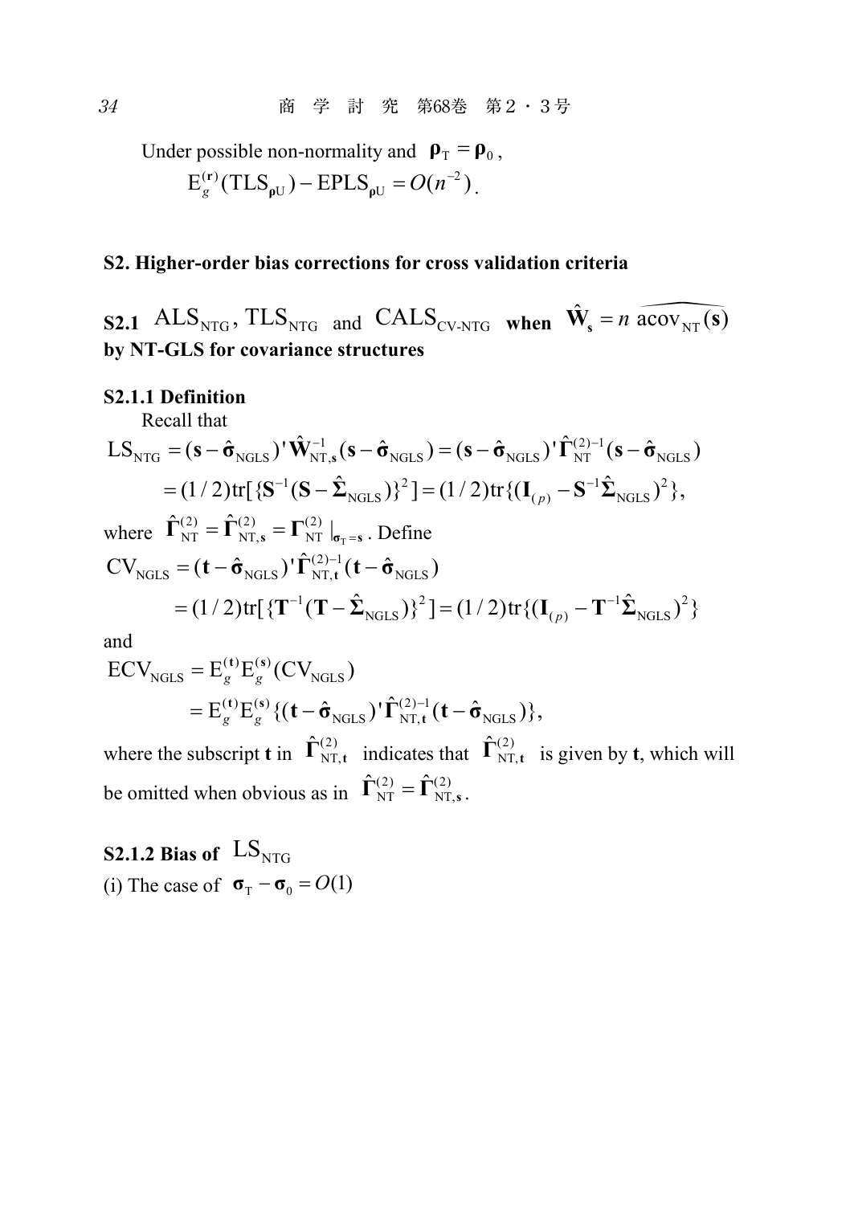Under possible non-normality and $\boldsymbol{\rho}_{\mathrm{T}} = \boldsymbol{\rho}_0$,

$$\mathrm{E}_g^{(\mathbf{r})}(\mathrm{TLS}_{\boldsymbol{\rho}\mathrm{U}}) - \mathrm{EPLS}_{\boldsymbol{\rho}\mathrm{U}} = O(n^{-2}).$$

## S2. Higher-order bias corrections for cross validation criteria

### S2.1 $\mathrm{ALS}_{\mathrm{NTG}}$, $\mathrm{TLS}_{\mathrm{NTG}}$ and $\mathrm{CALS}_{\mathrm{CV\text{-}NTG}}$ when $\hat{\mathbf{W}}_{\mathbf{s}} = n\,\widehat{\mathrm{acov}_{\mathrm{NT}}(\mathbf{s})}$ by NT-GLS for covariance structures

#### S2.1.1 Definition

Recall that

$$\begin{aligned}
\mathrm{LS}_{\mathrm{NTG}} &= (\mathbf{s} - \hat{\boldsymbol{\sigma}}_{\mathrm{NGLS}})'\hat{\mathbf{W}}_{\mathrm{NT},\mathbf{s}}^{-1}(\mathbf{s} - \hat{\boldsymbol{\sigma}}_{\mathrm{NGLS}}) = (\mathbf{s} - \hat{\boldsymbol{\sigma}}_{\mathrm{NGLS}})'\hat{\boldsymbol{\Gamma}}_{\mathrm{NT}}^{(2)-1}(\mathbf{s} - \hat{\boldsymbol{\sigma}}_{\mathrm{NGLS}}) \\
&= (1/2)\mathrm{tr}[\{\mathbf{S}^{-1}(\mathbf{S} - \hat{\boldsymbol{\Sigma}}_{\mathrm{NGLS}})\}^2] = (1/2)\mathrm{tr}\{(\mathbf{I}_{(p)} - \mathbf{S}^{-1}\hat{\boldsymbol{\Sigma}}_{\mathrm{NGLS}})^2\},
\end{aligned}$$

where $\hat{\boldsymbol{\Gamma}}_{\mathrm{NT}}^{(2)} = \hat{\boldsymbol{\Gamma}}_{\mathrm{NT},\mathbf{s}}^{(2)} = \boldsymbol{\Gamma}_{\mathrm{NT}}^{(2)}|_{\boldsymbol{\sigma}_{\mathrm{T}}=\mathbf{s}}$. Define

$$\begin{aligned}
\mathrm{CV}_{\mathrm{NGLS}} &= (\mathbf{t} - \hat{\boldsymbol{\sigma}}_{\mathrm{NGLS}})'\hat{\boldsymbol{\Gamma}}_{\mathrm{NT},\mathbf{t}}^{(2)-1}(\mathbf{t} - \hat{\boldsymbol{\sigma}}_{\mathrm{NGLS}}) \\
&= (1/2)\mathrm{tr}[\{\mathbf{T}^{-1}(\mathbf{T} - \hat{\boldsymbol{\Sigma}}_{\mathrm{NGLS}})\}^2] = (1/2)\mathrm{tr}\{(\mathbf{I}_{(p)} - \mathbf{T}^{-1}\hat{\boldsymbol{\Sigma}}_{\mathrm{NGLS}})^2\}
\end{aligned}$$

and

$$\begin{aligned}
\mathrm{ECV}_{\mathrm{NGLS}} &= \mathrm{E}_g^{(\mathbf{t})}\mathrm{E}_g^{(\mathbf{s})}(\mathrm{CV}_{\mathrm{NGLS}}) \\
&= \mathrm{E}_g^{(\mathbf{t})}\mathrm{E}_g^{(\mathbf{s})}\{(\mathbf{t} - \hat{\boldsymbol{\sigma}}_{\mathrm{NGLS}})'\hat{\boldsymbol{\Gamma}}_{\mathrm{NT},\mathbf{t}}^{(2)-1}(\mathbf{t} - \hat{\boldsymbol{\sigma}}_{\mathrm{NGLS}})\},
\end{aligned}$$

where the subscript **t** in $\hat{\boldsymbol{\Gamma}}_{\mathrm{NT},\mathbf{t}}^{(2)}$ indicates that $\hat{\boldsymbol{\Gamma}}_{\mathrm{NT},\mathbf{t}}^{(2)}$ is given by **t**, which will be omitted when obvious as in $\hat{\boldsymbol{\Gamma}}_{\mathrm{NT}}^{(2)} = \hat{\boldsymbol{\Gamma}}_{\mathrm{NT},\mathbf{s}}^{(2)}$.

#### S2.1.2 Bias of $\mathrm{LS}_{\mathrm{NTG}}$

(i) The case of $\boldsymbol{\sigma}_{\mathrm{T}} - \boldsymbol{\sigma}_0 = O(1)$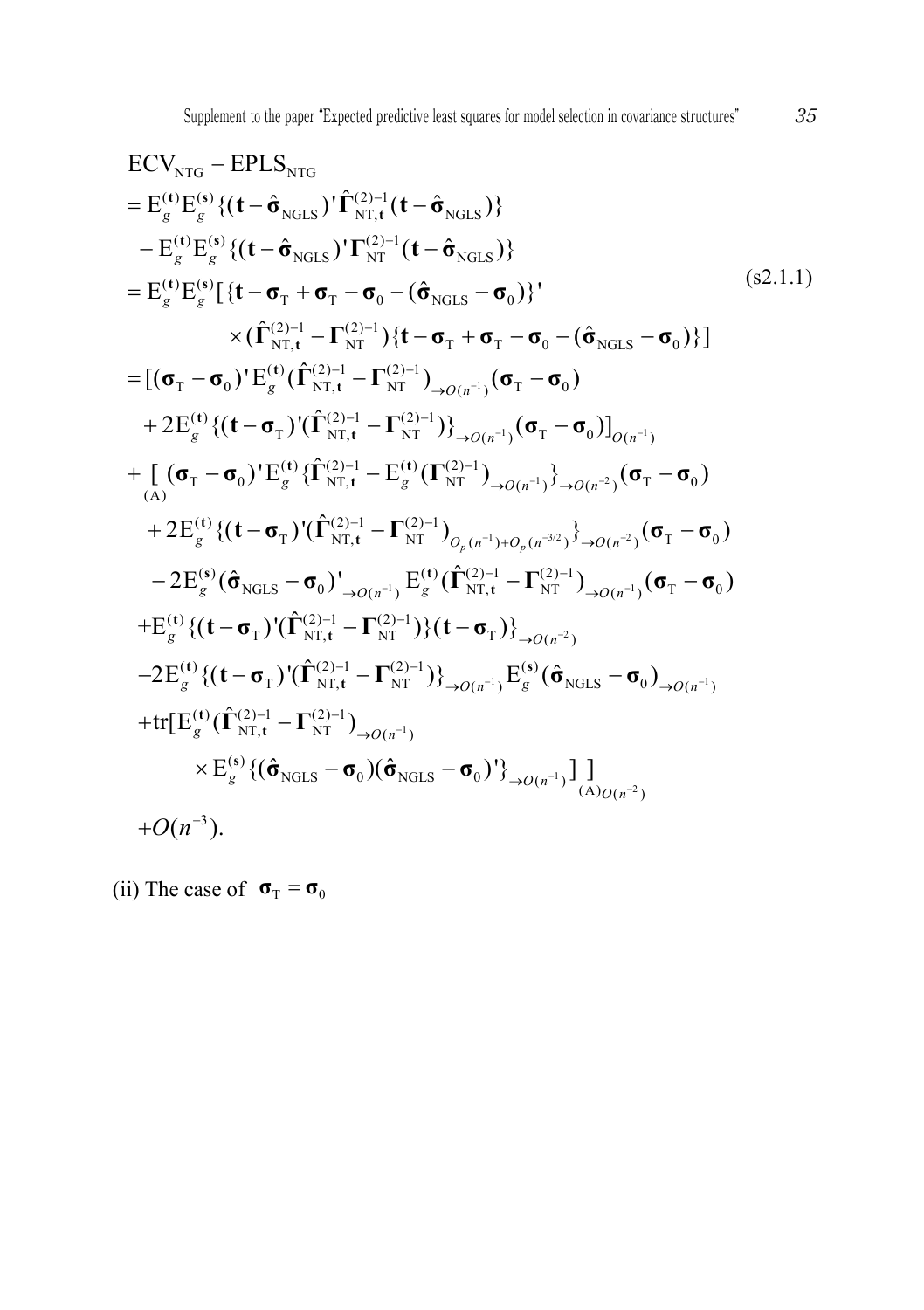$$
\begin{aligned}
&\mathrm{ECV_{NTG}} - \mathrm{EPLS_{NTG}} \\
&= \mathrm{E}_g^{(\mathbf{t})}\mathrm{E}_g^{(\mathbf{s})}\{(\mathbf{t}-\hat{\boldsymbol{\sigma}}_{\mathrm{NGLS}})'\hat{\boldsymbol{\Gamma}}_{\mathrm{NT},\mathbf{t}}^{(2)-1}(\mathbf{t}-\hat{\boldsymbol{\sigma}}_{\mathrm{NGLS}})\} \\
&\quad - \mathrm{E}_g^{(\mathbf{t})}\mathrm{E}_g^{(\mathbf{s})}\{(\mathbf{t}-\hat{\boldsymbol{\sigma}}_{\mathrm{NGLS}})'\boldsymbol{\Gamma}_{\mathrm{NT}}^{(2)-1}(\mathbf{t}-\hat{\boldsymbol{\sigma}}_{\mathrm{NGLS}})\} \\
&= \mathrm{E}_g^{(\mathbf{t})}\mathrm{E}_g^{(\mathbf{s})}[\{\mathbf{t}-\boldsymbol{\sigma}_{\mathrm{T}}+\boldsymbol{\sigma}_{\mathrm{T}}-\boldsymbol{\sigma}_0-(\hat{\boldsymbol{\sigma}}_{\mathrm{NGLS}}-\boldsymbol{\sigma}_0)\}' \qquad\qquad \text{(s2.1.1)} \\
&\qquad\qquad \times(\hat{\boldsymbol{\Gamma}}_{\mathrm{NT},\mathbf{t}}^{(2)-1}-\boldsymbol{\Gamma}_{\mathrm{NT}}^{(2)-1})\{\mathbf{t}-\boldsymbol{\sigma}_{\mathrm{T}}+\boldsymbol{\sigma}_{\mathrm{T}}-\boldsymbol{\sigma}_0-(\hat{\boldsymbol{\sigma}}_{\mathrm{NGLS}}-\boldsymbol{\sigma}_0)\}] \\
&= [(\boldsymbol{\sigma}_{\mathrm{T}}-\boldsymbol{\sigma}_0)'\mathrm{E}_g^{(\mathbf{t})}(\hat{\boldsymbol{\Gamma}}_{\mathrm{NT},\mathbf{t}}^{(2)-1}-\boldsymbol{\Gamma}_{\mathrm{NT}}^{(2)-1})_{\to O(n^{-1})}(\boldsymbol{\sigma}_{\mathrm{T}}-\boldsymbol{\sigma}_0) \\
&\quad +2\mathrm{E}_g^{(\mathbf{t})}\{(\mathbf{t}-\boldsymbol{\sigma}_{\mathrm{T}})'(\hat{\boldsymbol{\Gamma}}_{\mathrm{NT},\mathbf{t}}^{(2)-1}-\boldsymbol{\Gamma}_{\mathrm{NT}}^{(2)-1})\}_{\to O(n^{-1})}(\boldsymbol{\sigma}_{\mathrm{T}}-\boldsymbol{\sigma}_0)]_{O(n^{-1})} \\
&+\underset{(\mathrm{A})}{[}\,(\boldsymbol{\sigma}_{\mathrm{T}}-\boldsymbol{\sigma}_0)'\mathrm{E}_g^{(\mathbf{t})}\{\hat{\boldsymbol{\Gamma}}_{\mathrm{NT},\mathbf{t}}^{(2)-1}-\mathrm{E}_g^{(\mathbf{t})}(\boldsymbol{\Gamma}_{\mathrm{NT}}^{(2)-1})_{\to O(n^{-1})}\}_{\to O(n^{-2})}(\boldsymbol{\sigma}_{\mathrm{T}}-\boldsymbol{\sigma}_0) \\
&\quad +2\mathrm{E}_g^{(\mathbf{t})}\{(\mathbf{t}-\boldsymbol{\sigma}_{\mathrm{T}})'(\hat{\boldsymbol{\Gamma}}_{\mathrm{NT},\mathbf{t}}^{(2)-1}-\boldsymbol{\Gamma}_{\mathrm{NT}}^{(2)-1})_{O_p(n^{-1})+O_p(n^{-3/2})}\}_{\to O(n^{-2})}(\boldsymbol{\sigma}_{\mathrm{T}}-\boldsymbol{\sigma}_0) \\
&\quad -2\mathrm{E}_g^{(\mathbf{s})}(\hat{\boldsymbol{\sigma}}_{\mathrm{NGLS}}-\boldsymbol{\sigma}_0)'_{\to O(n^{-1})}\,\mathrm{E}_g^{(\mathbf{t})}(\hat{\boldsymbol{\Gamma}}_{\mathrm{NT},\mathbf{t}}^{(2)-1}-\boldsymbol{\Gamma}_{\mathrm{NT}}^{(2)-1})_{\to O(n^{-1})}(\boldsymbol{\sigma}_{\mathrm{T}}-\boldsymbol{\sigma}_0) \\
&\quad +\mathrm{E}_g^{(\mathbf{t})}\{(\mathbf{t}-\boldsymbol{\sigma}_{\mathrm{T}})'(\hat{\boldsymbol{\Gamma}}_{\mathrm{NT},\mathbf{t}}^{(2)-1}-\boldsymbol{\Gamma}_{\mathrm{NT}}^{(2)-1})\}(\mathbf{t}-\boldsymbol{\sigma}_{\mathrm{T}})\}_{\to O(n^{-2})} \\
&\quad -2\mathrm{E}_g^{(\mathbf{t})}\{(\mathbf{t}-\boldsymbol{\sigma}_{\mathrm{T}})'(\hat{\boldsymbol{\Gamma}}_{\mathrm{NT},\mathbf{t}}^{(2)-1}-\boldsymbol{\Gamma}_{\mathrm{NT}}^{(2)-1})\}_{\to O(n^{-1})}\mathrm{E}_g^{(\mathbf{s})}(\hat{\boldsymbol{\sigma}}_{\mathrm{NGLS}}-\boldsymbol{\sigma}_0)_{\to O(n^{-1})} \\
&\quad +\mathrm{tr}[\mathrm{E}_g^{(\mathbf{t})}(\hat{\boldsymbol{\Gamma}}_{\mathrm{NT},\mathbf{t}}^{(2)-1}-\boldsymbol{\Gamma}_{\mathrm{NT}}^{(2)-1})_{\to O(n^{-1})} \\
&\qquad\qquad \times\mathrm{E}_g^{(\mathbf{s})}\{(\hat{\boldsymbol{\sigma}}_{\mathrm{NGLS}}-\boldsymbol{\sigma}_0)(\hat{\boldsymbol{\sigma}}_{\mathrm{NGLS}}-\boldsymbol{\sigma}_0)'\}_{\to O(n^{-1})}]\,\underset{(\mathrm{A})}{]}_{O(n^{-2})} \\
&\quad +O(n^{-3}).
\end{aligned}
$$

(ii) The case of $\boldsymbol{\sigma}_{\mathrm{T}}=\boldsymbol{\sigma}_0$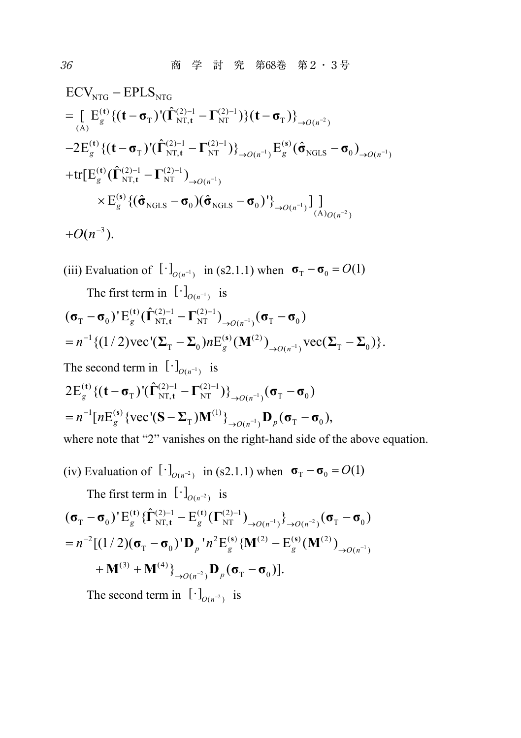$$
\begin{aligned}
&\mathrm{ECV_{NTG}} - \mathrm{EPLS_{NTG}} \\
&= \underset{(\mathrm{A})}{[}\ \mathrm{E}_g^{(\mathbf{t})}\{(\mathbf{t}-\boldsymbol{\sigma}_\mathrm{T})'(\hat{\boldsymbol{\Gamma}}_{\mathrm{NT},\mathbf{t}}^{(2)-1} - \boldsymbol{\Gamma}_{\mathrm{NT}}^{(2)-1})\}(\mathbf{t}-\boldsymbol{\sigma}_\mathrm{T})\}_{\to O(n^{-2})} \\
&-2\mathrm{E}_g^{(\mathbf{t})}\{(\mathbf{t}-\boldsymbol{\sigma}_\mathrm{T})'(\hat{\boldsymbol{\Gamma}}_{\mathrm{NT},\mathbf{t}}^{(2)-1} - \boldsymbol{\Gamma}_{\mathrm{NT}}^{(2)-1})\}_{\to O(n^{-1})}\mathrm{E}_g^{(\mathbf{s})}(\hat{\boldsymbol{\sigma}}_{\mathrm{NGLS}} - \boldsymbol{\sigma}_0)_{\to O(n^{-1})} \\
&+\mathrm{tr}[\mathrm{E}_g^{(\mathbf{t})}(\hat{\boldsymbol{\Gamma}}_{\mathrm{NT},\mathbf{t}}^{(2)-1} - \boldsymbol{\Gamma}_{\mathrm{NT}}^{(2)-1})_{\to O(n^{-1})} \\
&\qquad \times \mathrm{E}_g^{(\mathbf{s})}\{(\hat{\boldsymbol{\sigma}}_{\mathrm{NGLS}} - \boldsymbol{\sigma}_0)(\hat{\boldsymbol{\sigma}}_{\mathrm{NGLS}} - \boldsymbol{\sigma}_0)'\}_{\to O(n^{-1})}]\ \underset{(\mathrm{A})}{]}_{O(n^{-2})} \\
&+O(n^{-3}).
\end{aligned}
$$

(iii) Evaluation of $[\cdot]_{O(n^{-1})}$ in (s2.1.1) when $\boldsymbol{\sigma}_\mathrm{T} - \boldsymbol{\sigma}_0 = O(1)$

The first term in $[\cdot]_{O(n^{-1})}$ is

$$
\begin{aligned}
&(\boldsymbol{\sigma}_\mathrm{T} - \boldsymbol{\sigma}_0)'\mathrm{E}_g^{(\mathbf{t})}(\hat{\boldsymbol{\Gamma}}_{\mathrm{NT},\mathbf{t}}^{(2)-1} - \boldsymbol{\Gamma}_{\mathrm{NT}}^{(2)-1})_{\to O(n^{-1})}(\boldsymbol{\sigma}_\mathrm{T} - \boldsymbol{\sigma}_0) \\
&= n^{-1}\{(1/2)\mathrm{vec}'(\boldsymbol{\Sigma}_\mathrm{T} - \boldsymbol{\Sigma}_0)n\mathrm{E}_g^{(\mathbf{s})}(\mathbf{M}^{(2)})_{\to O(n^{-1})}\mathrm{vec}(\boldsymbol{\Sigma}_\mathrm{T} - \boldsymbol{\Sigma}_0)\}.
\end{aligned}
$$

The second term in $[\cdot]_{O(n^{-1})}$ is

$$
\begin{aligned}
&2\mathrm{E}_g^{(\mathbf{t})}\{(\mathbf{t}-\boldsymbol{\sigma}_\mathrm{T})'(\hat{\boldsymbol{\Gamma}}_{\mathrm{NT},\mathbf{t}}^{(2)-1} - \boldsymbol{\Gamma}_{\mathrm{NT}}^{(2)-1})\}_{\to O(n^{-1})}(\boldsymbol{\sigma}_\mathrm{T} - \boldsymbol{\sigma}_0) \\
&= n^{-1}[n\mathrm{E}_g^{(\mathbf{s})}\{\mathrm{vec}'(\mathbf{S} - \boldsymbol{\Sigma}_\mathrm{T})\mathbf{M}^{(1)}\}_{\to O(n^{-1})}\mathbf{D}_p(\boldsymbol{\sigma}_\mathrm{T} - \boldsymbol{\sigma}_0),
\end{aligned}
$$

where note that "2" vanishes on the right-hand side of the above equation.

(iv) Evaluation of $[\cdot]_{O(n^{-2})}$ in (s2.1.1) when $\boldsymbol{\sigma}_\mathrm{T} - \boldsymbol{\sigma}_0 = O(1)$

The first term in $[\cdot]_{O(n^{-2})}$ is

$$
\begin{aligned}
&(\boldsymbol{\sigma}_\mathrm{T} - \boldsymbol{\sigma}_0)'\mathrm{E}_g^{(\mathbf{t})}\{\hat{\boldsymbol{\Gamma}}_{\mathrm{NT},\mathbf{t}}^{(2)-1} - \mathrm{E}_g^{(\mathbf{t})}(\boldsymbol{\Gamma}_{\mathrm{NT}}^{(2)-1})_{\to O(n^{-1})}\}_{\to O(n^{-2})}(\boldsymbol{\sigma}_\mathrm{T} - \boldsymbol{\sigma}_0) \\
&= n^{-2}[(1/2)(\boldsymbol{\sigma}_\mathrm{T} - \boldsymbol{\sigma}_0)'\mathbf{D}_p{}'n^2\mathrm{E}_g^{(\mathbf{s})}\{\mathbf{M}^{(2)} - \mathrm{E}_g^{(\mathbf{s})}(\mathbf{M}^{(2)})_{\to O(n^{-1})} \\
&\qquad + \mathbf{M}^{(3)} + \mathbf{M}^{(4)}\}_{\to O(n^{-2})}\mathbf{D}_p(\boldsymbol{\sigma}_\mathrm{T} - \boldsymbol{\sigma}_0)].
\end{aligned}
$$

The second term in $[\cdot]_{O(n^{-2})}$ is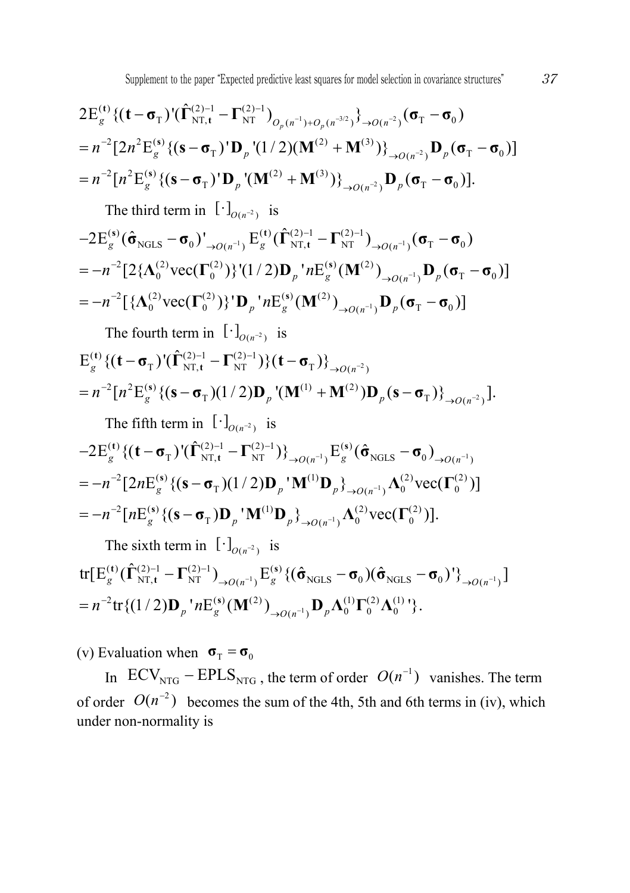$$2\mathrm{E}_g^{(\mathbf{t})}\{(\mathbf{t}-\boldsymbol{\sigma}_{\mathrm{T}})'(\hat{\boldsymbol{\Gamma}}_{\mathrm{NT},\mathbf{t}}^{(2)-1}-\boldsymbol{\Gamma}_{\mathrm{NT}}^{(2)-1})_{O_p(n^{-1})+O_p(n^{-3/2})}\}_{\to O(n^{-2})}(\boldsymbol{\sigma}_{\mathrm{T}}-\boldsymbol{\sigma}_0)$$
$$=n^{-2}[2n^2\mathrm{E}_g^{(\mathbf{s})}\{(\mathbf{s}-\boldsymbol{\sigma}_{\mathrm{T}})'\mathbf{D}_p'(1/2)(\mathbf{M}^{(2)}+\mathbf{M}^{(3)})\}_{\to O(n^{-2})}\mathbf{D}_p(\boldsymbol{\sigma}_{\mathrm{T}}-\boldsymbol{\sigma}_0)]$$
$$=n^{-2}[n^2\mathrm{E}_g^{(\mathbf{s})}\{(\mathbf{s}-\boldsymbol{\sigma}_{\mathrm{T}})'\mathbf{D}_p'(\mathbf{M}^{(2)}+\mathbf{M}^{(3)})\}_{\to O(n^{-2})}\mathbf{D}_p(\boldsymbol{\sigma}_{\mathrm{T}}-\boldsymbol{\sigma}_0)].$$

The third term in $[\cdot]_{O(n^{-2})}$ is

$$-2\mathrm{E}_g^{(\mathbf{s})}(\hat{\boldsymbol{\sigma}}_{\mathrm{NGLS}}-\boldsymbol{\sigma}_0)'_{\to O(n^{-1})}\mathrm{E}_g^{(\mathbf{t})}(\hat{\boldsymbol{\Gamma}}_{\mathrm{NT},\mathbf{t}}^{(2)-1}-\boldsymbol{\Gamma}_{\mathrm{NT}}^{(2)-1})_{\to O(n^{-1})}(\boldsymbol{\sigma}_{\mathrm{T}}-\boldsymbol{\sigma}_0)$$
$$=-n^{-2}[2\{\boldsymbol{\Lambda}_0^{(2)}\mathrm{vec}(\boldsymbol{\Gamma}_0^{(2)})\}'(1/2)\mathbf{D}_p'n\mathrm{E}_g^{(\mathbf{s})}(\mathbf{M}^{(2)})_{\to O(n^{-1})}\mathbf{D}_p(\boldsymbol{\sigma}_{\mathrm{T}}-\boldsymbol{\sigma}_0)]$$
$$=-n^{-2}[\{\boldsymbol{\Lambda}_0^{(2)}\mathrm{vec}(\boldsymbol{\Gamma}_0^{(2)})\}'\mathbf{D}_p'n\mathrm{E}_g^{(\mathbf{s})}(\mathbf{M}^{(2)})_{\to O(n^{-1})}\mathbf{D}_p(\boldsymbol{\sigma}_{\mathrm{T}}-\boldsymbol{\sigma}_0)]$$

The fourth term in $[\cdot]_{O(n^{-2})}$ is

$$\mathrm{E}_g^{(\mathbf{t})}\{(\mathbf{t}-\boldsymbol{\sigma}_{\mathrm{T}})'(\hat{\boldsymbol{\Gamma}}_{\mathrm{NT},\mathbf{t}}^{(2)-1}-\boldsymbol{\Gamma}_{\mathrm{NT}}^{(2)-1})\}(\mathbf{t}-\boldsymbol{\sigma}_{\mathrm{T}})\}_{\to O(n^{-2})}$$
$$=n^{-2}[n^2\mathrm{E}_g^{(\mathbf{s})}\{(\mathbf{s}-\boldsymbol{\sigma}_{\mathrm{T}})(1/2)\mathbf{D}_p'(\mathbf{M}^{(1)}+\mathbf{M}^{(2)})\mathbf{D}_p(\mathbf{s}-\boldsymbol{\sigma}_{\mathrm{T}})\}_{\to O(n^{-2})}].$$

The fifth term in $[\cdot]_{O(n^{-2})}$ is

$$-2\mathrm{E}_g^{(\mathbf{t})}\{(\mathbf{t}-\boldsymbol{\sigma}_{\mathrm{T}})'(\hat{\boldsymbol{\Gamma}}_{\mathrm{NT},\mathbf{t}}^{(2)-1}-\boldsymbol{\Gamma}_{\mathrm{NT}}^{(2)-1})\}_{\to O(n^{-1})}\mathrm{E}_g^{(\mathbf{s})}(\hat{\boldsymbol{\sigma}}_{\mathrm{NGLS}}-\boldsymbol{\sigma}_0)_{\to O(n^{-1})}$$
$$=-n^{-2}[2n\mathrm{E}_g^{(\mathbf{s})}\{(\mathbf{s}-\boldsymbol{\sigma}_{\mathrm{T}})(1/2)\mathbf{D}_p'\mathbf{M}^{(1)}\mathbf{D}_p\}_{\to O(n^{-1})}\boldsymbol{\Lambda}_0^{(2)}\mathrm{vec}(\boldsymbol{\Gamma}_0^{(2)})]$$
$$=-n^{-2}[n\mathrm{E}_g^{(\mathbf{s})}\{(\mathbf{s}-\boldsymbol{\sigma}_{\mathrm{T}})\mathbf{D}_p'\mathbf{M}^{(1)}\mathbf{D}_p\}_{\to O(n^{-1})}\boldsymbol{\Lambda}_0^{(2)}\mathrm{vec}(\boldsymbol{\Gamma}_0^{(2)})].$$

The sixth term in $[\cdot]_{O(n^{-2})}$ is

$$\mathrm{tr}[\mathrm{E}_g^{(\mathbf{t})}(\hat{\boldsymbol{\Gamma}}_{\mathrm{NT},\mathbf{t}}^{(2)-1}-\boldsymbol{\Gamma}_{\mathrm{NT}}^{(2)-1})_{\to O(n^{-1})}\mathrm{E}_g^{(\mathbf{s})}\{(\hat{\boldsymbol{\sigma}}_{\mathrm{NGLS}}-\boldsymbol{\sigma}_0)(\hat{\boldsymbol{\sigma}}_{\mathrm{NGLS}}-\boldsymbol{\sigma}_0)'\}_{\to O(n^{-1})}]$$
$$=n^{-2}\mathrm{tr}\{(1/2)\mathbf{D}_p'n\mathrm{E}_g^{(\mathbf{s})}(\mathbf{M}^{(2)})_{\to O(n^{-1})}\mathbf{D}_p\boldsymbol{\Lambda}_0^{(1)}\boldsymbol{\Gamma}_0^{(2)}\boldsymbol{\Lambda}_0^{(1)}{}'\}.$$

(v) Evaluation when $\boldsymbol{\sigma}_{\mathrm{T}}=\boldsymbol{\sigma}_0$

In $\mathrm{ECV}_{\mathrm{NTG}}-\mathrm{EPLS}_{\mathrm{NTG}}$, the term of order $O(n^{-1})$ vanishes. The term of order $O(n^{-2})$ becomes the sum of the 4th, 5th and 6th terms in (iv), which under non-normality is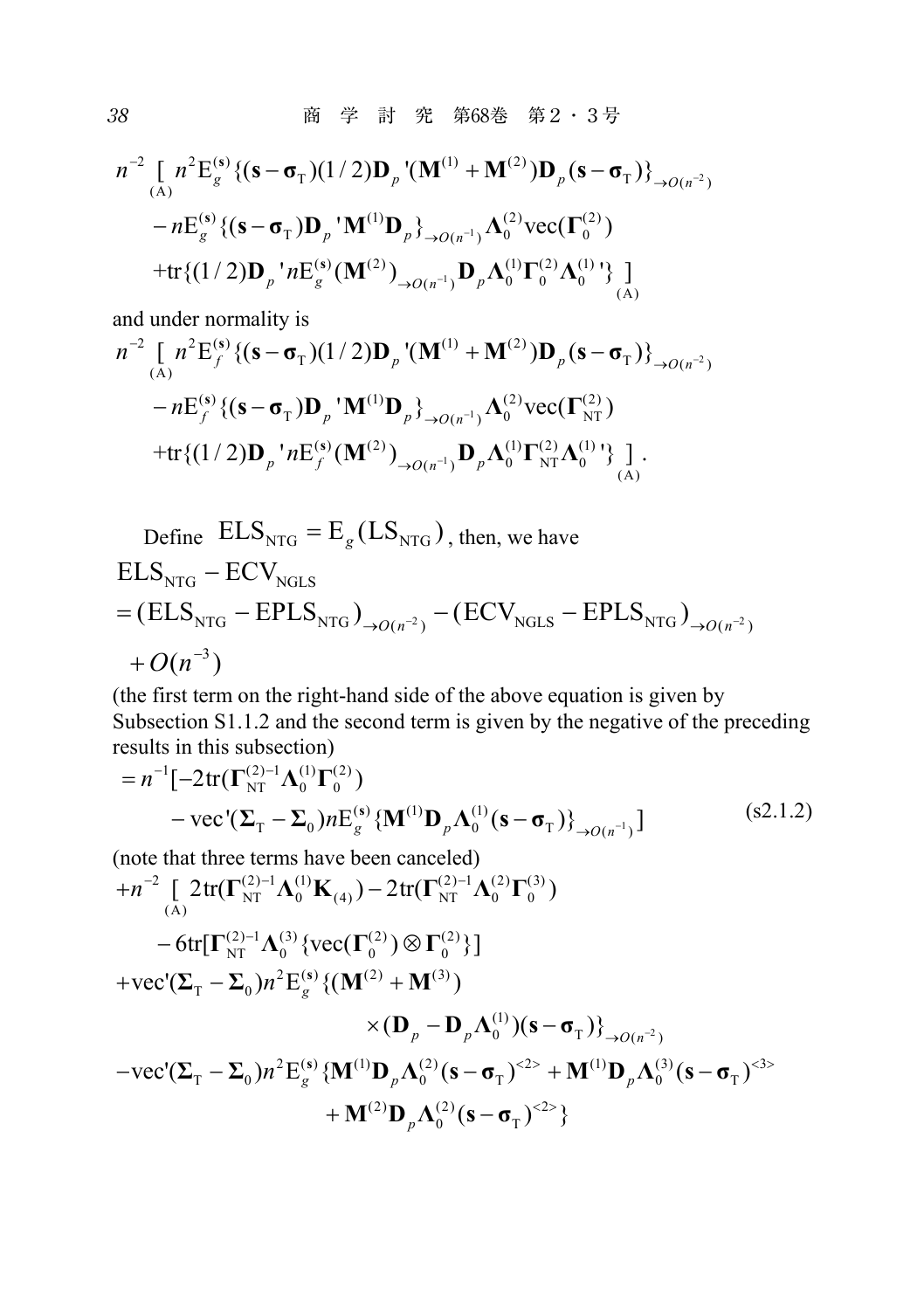$$
\begin{aligned}
n^{-2} \underset{\text{(A)}}{[} \, & n^2 \mathrm{E}_g^{(\mathbf{s})}\{(\mathbf{s}-\boldsymbol{\sigma}_{\mathrm{T}})(1/2)\mathbf{D}_p{}'(\mathbf{M}^{(1)}+\mathbf{M}^{(2)})\mathbf{D}_p(\mathbf{s}-\boldsymbol{\sigma}_{\mathrm{T}})\}_{\to O(n^{-2})} \\
& - n\mathrm{E}_g^{(\mathbf{s})}\{(\mathbf{s}-\boldsymbol{\sigma}_{\mathrm{T}})\mathbf{D}_p{}'\mathbf{M}^{(1)}\mathbf{D}_p\}_{\to O(n^{-1})}\boldsymbol{\Lambda}_0^{(2)}\mathrm{vec}(\boldsymbol{\Gamma}_0^{(2)}) \\
& + \mathrm{tr}\{(1/2)\mathbf{D}_p{}' n\mathrm{E}_g^{(\mathbf{s})}(\mathbf{M}^{(2)})_{\to O(n^{-1})}\mathbf{D}_p\boldsymbol{\Lambda}_0^{(1)}\boldsymbol{\Gamma}_0^{(2)}\boldsymbol{\Lambda}_0^{(1)}{}'\} \underset{\text{(A)}}{]}
\end{aligned}
$$

and under normality is

$$
\begin{aligned}
n^{-2} \underset{\text{(A)}}{[} \, & n^2 \mathrm{E}_f^{(\mathbf{s})}\{(\mathbf{s}-\boldsymbol{\sigma}_{\mathrm{T}})(1/2)\mathbf{D}_p{}'(\mathbf{M}^{(1)}+\mathbf{M}^{(2)})\mathbf{D}_p(\mathbf{s}-\boldsymbol{\sigma}_{\mathrm{T}})\}_{\to O(n^{-2})} \\
& - n\mathrm{E}_f^{(\mathbf{s})}\{(\mathbf{s}-\boldsymbol{\sigma}_{\mathrm{T}})\mathbf{D}_p{}'\mathbf{M}^{(1)}\mathbf{D}_p\}_{\to O(n^{-1})}\boldsymbol{\Lambda}_0^{(2)}\mathrm{vec}(\boldsymbol{\Gamma}_{\mathrm{NT}}^{(2)}) \\
& + \mathrm{tr}\{(1/2)\mathbf{D}_p{}' n\mathrm{E}_f^{(\mathbf{s})}(\mathbf{M}^{(2)})_{\to O(n^{-1})}\mathbf{D}_p\boldsymbol{\Lambda}_0^{(1)}\boldsymbol{\Gamma}_{\mathrm{NT}}^{(2)}\boldsymbol{\Lambda}_0^{(1)}{}'\} \underset{\text{(A)}}{]}.
\end{aligned}
$$

Define $\mathrm{ELS}_{\mathrm{NTG}} = \mathrm{E}_g(\mathrm{LS}_{\mathrm{NTG}})$, then, we have

$$
\begin{aligned}
& \mathrm{ELS}_{\mathrm{NTG}} - \mathrm{ECV}_{\mathrm{NGLS}} \\
& = (\mathrm{ELS}_{\mathrm{NTG}} - \mathrm{EPLS}_{\mathrm{NTG}})_{\to O(n^{-2})} - (\mathrm{ECV}_{\mathrm{NGLS}} - \mathrm{EPLS}_{\mathrm{NTG}})_{\to O(n^{-2})} \\
& \quad + O(n^{-3})
\end{aligned}
$$

(the first term on the right-hand side of the above equation is given by Subsection S1.1.2 and the second term is given by the negative of the preceding results in this subsection)

$$
\begin{aligned}
& = n^{-1}[-2\mathrm{tr}(\boldsymbol{\Gamma}_{\mathrm{NT}}^{(2)-1}\boldsymbol{\Lambda}_0^{(1)}\boldsymbol{\Gamma}_0^{(2)}) \\
& \qquad - \mathrm{vec}'(\boldsymbol{\Sigma}_{\mathrm{T}}-\boldsymbol{\Sigma}_0)n\mathrm{E}_g^{(\mathbf{s})}\{\mathbf{M}^{(1)}\mathbf{D}_p\boldsymbol{\Lambda}_0^{(1)}(\mathbf{s}-\boldsymbol{\sigma}_{\mathrm{T}})\}_{\to O(n^{-1})}] \qquad \text{(s2.1.2)}
\end{aligned}
$$

(note that three terms have been canceled)

$$
\begin{aligned}
& + n^{-2} \underset{\text{(A)}}{[} \, 2\mathrm{tr}(\boldsymbol{\Gamma}_{\mathrm{NT}}^{(2)-1}\boldsymbol{\Lambda}_0^{(1)}\mathbf{K}_{(4)}) - 2\mathrm{tr}(\boldsymbol{\Gamma}_{\mathrm{NT}}^{(2)-1}\boldsymbol{\Lambda}_0^{(2)}\boldsymbol{\Gamma}_0^{(3)}) \\
& \qquad - 6\mathrm{tr}[\boldsymbol{\Gamma}_{\mathrm{NT}}^{(2)-1}\boldsymbol{\Lambda}_0^{(3)}\{\mathrm{vec}(\boldsymbol{\Gamma}_0^{(2)})\otimes\boldsymbol{\Gamma}_0^{(2)}\}] \\
& + \mathrm{vec}'(\boldsymbol{\Sigma}_{\mathrm{T}}-\boldsymbol{\Sigma}_0)n^2\mathrm{E}_g^{(\mathbf{s})}\{(\mathbf{M}^{(2)}+\mathbf{M}^{(3)}) \\
& \qquad\qquad \times(\mathbf{D}_p-\mathbf{D}_p\boldsymbol{\Lambda}_0^{(1)})(\mathbf{s}-\boldsymbol{\sigma}_{\mathrm{T}})\}_{\to O(n^{-2})} \\
& - \mathrm{vec}'(\boldsymbol{\Sigma}_{\mathrm{T}}-\boldsymbol{\Sigma}_0)n^2\mathrm{E}_g^{(\mathbf{s})}\{\mathbf{M}^{(1)}\mathbf{D}_p\boldsymbol{\Lambda}_0^{(2)}(\mathbf{s}-\boldsymbol{\sigma}_{\mathrm{T}})^{<2>} + \mathbf{M}^{(1)}\mathbf{D}_p\boldsymbol{\Lambda}_0^{(3)}(\mathbf{s}-\boldsymbol{\sigma}_{\mathrm{T}})^{<3>} \\
& \qquad\qquad + \mathbf{M}^{(2)}\mathbf{D}_p\boldsymbol{\Lambda}_0^{(2)}(\mathbf{s}-\boldsymbol{\sigma}_{\mathrm{T}})^{<2>}\}
\end{aligned}
$$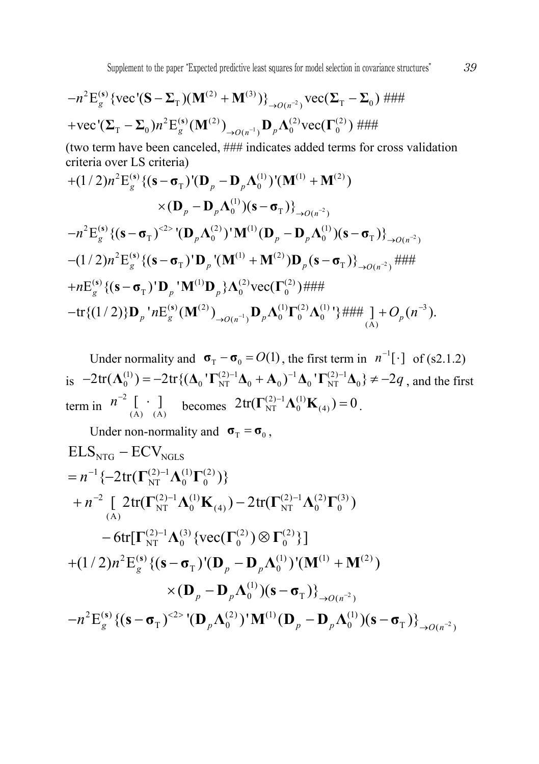$$-n^2 \mathrm{E}_g^{(\mathbf{s})}\{\mathrm{vec}'(\mathbf{S}-\mathbf{\Sigma}_{\mathrm{T}})(\mathbf{M}^{(2)}+\mathbf{M}^{(3)})\}_{\to O(n^{-2})}\mathrm{vec}(\mathbf{\Sigma}_{\mathrm{T}}-\mathbf{\Sigma}_0) \text{ ###}$$

$$+\mathrm{vec}'(\mathbf{\Sigma}_{\mathrm{T}}-\mathbf{\Sigma}_0) n^2 \mathrm{E}_g^{(\mathbf{s})}(\mathbf{M}^{(2)})_{\to O(n^{-1})}\mathbf{D}_p \mathbf{\Lambda}_0^{(2)}\mathrm{vec}(\mathbf{\Gamma}_0^{(2)}) \text{ ###}$$

(two term have been canceled, ### indicates added terms for cross validation criteria over LS criteria)

$$+(1/2)n^2 \mathrm{E}_g^{(\mathbf{s})}\{(\mathbf{s}-\mathbf{\sigma}_{\mathrm{T}})'(\mathbf{D}_p-\mathbf{D}_p\mathbf{\Lambda}_0^{(1)})'(\mathbf{M}^{(1)}+\mathbf{M}^{(2)})$$

$$\times(\mathbf{D}_p-\mathbf{D}_p\mathbf{\Lambda}_0^{(1)})(\mathbf{s}-\mathbf{\sigma}_{\mathrm{T}})\}_{\to O(n^{-2})}$$

$$-n^2 \mathrm{E}_g^{(\mathbf{s})}\{(\mathbf{s}-\mathbf{\sigma}_{\mathrm{T}})^{<2>}{}'(\mathbf{D}_p\mathbf{\Lambda}_0^{(2)})'\mathbf{M}^{(1)}(\mathbf{D}_p-\mathbf{D}_p\mathbf{\Lambda}_0^{(1)})(\mathbf{s}-\mathbf{\sigma}_{\mathrm{T}})\}_{\to O(n^{-2})}$$

$$-(1/2)n^2 \mathrm{E}_g^{(\mathbf{s})}\{(\mathbf{s}-\mathbf{\sigma}_{\mathrm{T}})'\mathbf{D}_p{}'(\mathbf{M}^{(1)}+\mathbf{M}^{(2)})\mathbf{D}_p(\mathbf{s}-\mathbf{\sigma}_{\mathrm{T}})\}_{\to O(n^{-2})} \text{ ###}$$

$$+n\mathrm{E}_g^{(\mathbf{s})}\{(\mathbf{s}-\mathbf{\sigma}_{\mathrm{T}})'\mathbf{D}_p{}'\mathbf{M}^{(1)}\mathbf{D}_p\}\mathbf{\Lambda}_0^{(2)}\mathrm{vec}(\mathbf{\Gamma}_0^{(2)}) \text{ ###}$$

$$-\mathrm{tr}\{(1/2)\}\mathbf{D}_p{}'n\mathrm{E}_g^{(\mathbf{s})}(\mathbf{M}^{(2)})_{\to O(n^{-1})}\mathbf{D}_p\mathbf{\Lambda}_0^{(1)}\mathbf{\Gamma}_0^{(2)}\mathbf{\Lambda}_0^{(1)}{}'\}\text{ ###}\underset{(\mathrm{A})}{]}+O_p(n^{-3}).$$

Under normality and $\mathbf{\sigma}_{\mathrm{T}}-\mathbf{\sigma}_0=O(1)$, the first term in $n^{-1}[\cdot]$ of (s2.1.2) is $-2\mathrm{tr}(\mathbf{\Lambda}_0^{(1)})=-2\mathrm{tr}\{(\mathbf{\Delta}_0{}'\mathbf{\Gamma}_{\mathrm{NT}}^{(2)-1}\mathbf{\Delta}_0+\mathbf{A}_0)^{-1}\mathbf{\Delta}_0{}'\mathbf{\Gamma}_{\mathrm{NT}}^{(2)-1}\mathbf{\Delta}_0\}\neq -2q$, and the first term in $n^{-2}\underset{(\mathrm{A})}{[}\cdot\underset{(\mathrm{A})}{]}$ becomes $2\mathrm{tr}(\mathbf{\Gamma}_{\mathrm{NT}}^{(2)-1}\mathbf{\Lambda}_0^{(1)}\mathbf{K}_{(4)})=0$.

Under non-normality and $\mathbf{\sigma}_{\mathrm{T}}=\mathbf{\sigma}_0$,

$$\mathrm{ELS}_{\mathrm{NTG}}-\mathrm{ECV}_{\mathrm{NGLS}}$$

$$=n^{-1}\{-2\mathrm{tr}(\mathbf{\Gamma}_{\mathrm{NT}}^{(2)-1}\mathbf{\Lambda}_0^{(1)}\mathbf{\Gamma}_0^{(2)})\}$$

$$+n^{-2}\underset{(\mathrm{A})}{[}\,2\mathrm{tr}(\mathbf{\Gamma}_{\mathrm{NT}}^{(2)-1}\mathbf{\Lambda}_0^{(1)}\mathbf{K}_{(4)})-2\mathrm{tr}(\mathbf{\Gamma}_{\mathrm{NT}}^{(2)-1}\mathbf{\Lambda}_0^{(2)}\mathbf{\Gamma}_0^{(3)})$$

$$-6\mathrm{tr}[\mathbf{\Gamma}_{\mathrm{NT}}^{(2)-1}\mathbf{\Lambda}_0^{(3)}\{\mathrm{vec}(\mathbf{\Gamma}_0^{(2)})\otimes\mathbf{\Gamma}_0^{(2)}\}]$$

$$+(1/2)n^2 \mathrm{E}_g^{(\mathbf{s})}\{(\mathbf{s}-\mathbf{\sigma}_{\mathrm{T}})'(\mathbf{D}_p-\mathbf{D}_p\mathbf{\Lambda}_0^{(1)})'(\mathbf{M}^{(1)}+\mathbf{M}^{(2)})$$

$$\times(\mathbf{D}_p-\mathbf{D}_p\mathbf{\Lambda}_0^{(1)})(\mathbf{s}-\mathbf{\sigma}_{\mathrm{T}})\}_{\to O(n^{-2})}$$

$$-n^2 \mathrm{E}_g^{(\mathbf{s})}\{(\mathbf{s}-\mathbf{\sigma}_{\mathrm{T}})^{<2>}{}'(\mathbf{D}_p\mathbf{\Lambda}_0^{(2)})'\mathbf{M}^{(1)}(\mathbf{D}_p-\mathbf{D}_p\mathbf{\Lambda}_0^{(1)})(\mathbf{s}-\mathbf{\sigma}_{\mathrm{T}})\}_{\to O(n^{-2})}$$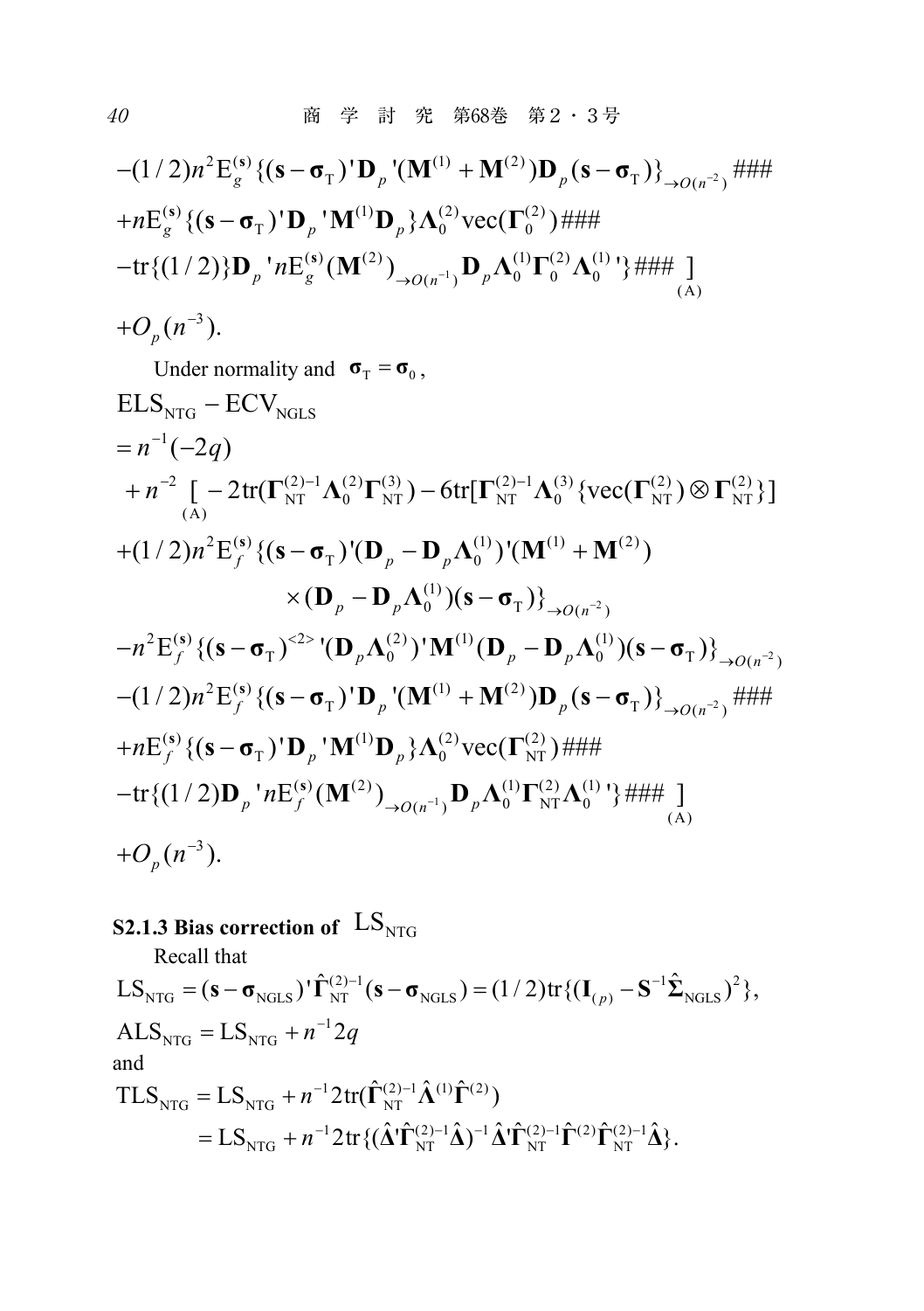$$-(1/2)n^2\mathrm{E}_g^{(\mathbf{s})}\{(\mathbf{s}-\boldsymbol{\sigma}_{\mathrm{T}})'\mathbf{D}_p{}'(\mathbf{M}^{(1)}+\mathbf{M}^{(2)})\mathbf{D}_p(\mathbf{s}-\boldsymbol{\sigma}_{\mathrm{T}})\}_{\to O(n^{-2})}\ \#\#\#$$

$$+n\mathrm{E}_g^{(\mathbf{s})}\{(\mathbf{s}-\boldsymbol{\sigma}_{\mathrm{T}})'\mathbf{D}_p{}'\mathbf{M}^{(1)}\mathbf{D}_p\}\boldsymbol{\Lambda}_0^{(2)}\mathrm{vec}(\boldsymbol{\Gamma}_0^{(2)})\ \#\#\#$$

$$-\mathrm{tr}\{(1/2)\}\mathbf{D}_p{}'n\mathrm{E}_g^{(\mathbf{s})}(\mathbf{M}^{(2)})_{\to O(n^{-1})}\mathbf{D}_p\boldsymbol{\Lambda}_0^{(1)}\boldsymbol{\Gamma}_0^{(2)}\boldsymbol{\Lambda}_0^{(1)}{}'\}\ \#\#\#\ \underset{(\mathrm{A})}{]}$$

$$+O_p(n^{-3}).$$

Under normality and $\boldsymbol{\sigma}_{\mathrm{T}}=\boldsymbol{\sigma}_0$,

$$\mathrm{ELS}_{\mathrm{NTG}}-\mathrm{ECV}_{\mathrm{NGLS}}$$

$$=n^{-1}(-2q)$$

$$+n^{-2}\underset{(\mathrm{A})}{[}-2\mathrm{tr}(\boldsymbol{\Gamma}_{\mathrm{NT}}^{(2)-1}\boldsymbol{\Lambda}_0^{(2)}\boldsymbol{\Gamma}_{\mathrm{NT}}^{(3)})-6\mathrm{tr}[\boldsymbol{\Gamma}_{\mathrm{NT}}^{(2)-1}\boldsymbol{\Lambda}_0^{(3)}\{\mathrm{vec}(\boldsymbol{\Gamma}_{\mathrm{NT}}^{(2)})\otimes\boldsymbol{\Gamma}_{\mathrm{NT}}^{(2)}\}]$$

$$+(1/2)n^2\mathrm{E}_f^{(\mathbf{s})}\{(\mathbf{s}-\boldsymbol{\sigma}_{\mathrm{T}})'(\mathbf{D}_p-\mathbf{D}_p\boldsymbol{\Lambda}_0^{(1)})'(\mathbf{M}^{(1)}+\mathbf{M}^{(2)})$$

$$\times(\mathbf{D}_p-\mathbf{D}_p\boldsymbol{\Lambda}_0^{(1)})(\mathbf{s}-\boldsymbol{\sigma}_{\mathrm{T}})\}_{\to O(n^{-2})}$$

$$-n^2\mathrm{E}_f^{(\mathbf{s})}\{(\mathbf{s}-\boldsymbol{\sigma}_{\mathrm{T}})^{<2>}{}'(\mathbf{D}_p\boldsymbol{\Lambda}_0^{(2)})'\mathbf{M}^{(1)}(\mathbf{D}_p-\mathbf{D}_p\boldsymbol{\Lambda}_0^{(1)})(\mathbf{s}-\boldsymbol{\sigma}_{\mathrm{T}})\}_{\to O(n^{-2})}$$

$$-(1/2)n^2\mathrm{E}_f^{(\mathbf{s})}\{(\mathbf{s}-\boldsymbol{\sigma}_{\mathrm{T}})'\mathbf{D}_p{}'(\mathbf{M}^{(1)}+\mathbf{M}^{(2)})\mathbf{D}_p(\mathbf{s}-\boldsymbol{\sigma}_{\mathrm{T}})\}_{\to O(n^{-2})}\ \#\#\#$$

$$+n\mathrm{E}_f^{(\mathbf{s})}\{(\mathbf{s}-\boldsymbol{\sigma}_{\mathrm{T}})'\mathbf{D}_p{}'\mathbf{M}^{(1)}\mathbf{D}_p\}\boldsymbol{\Lambda}_0^{(2)}\mathrm{vec}(\boldsymbol{\Gamma}_{\mathrm{NT}}^{(2)})\ \#\#\#$$

$$-\mathrm{tr}\{(1/2)\mathbf{D}_p{}'n\mathrm{E}_f^{(\mathbf{s})}(\mathbf{M}^{(2)})_{\to O(n^{-1})}\mathbf{D}_p\boldsymbol{\Lambda}_0^{(1)}\boldsymbol{\Gamma}_{\mathrm{NT}}^{(2)}\boldsymbol{\Lambda}_0^{(1)}{}'\}\ \#\#\#\ \underset{(\mathrm{A})}{]}$$

$$+O_p(n^{-3}).$$

### S2.1.3 Bias correction of $\mathrm{LS}_{\mathrm{NTG}}$

Recall that

$$\mathrm{LS}_{\mathrm{NTG}}=(\mathbf{s}-\boldsymbol{\sigma}_{\mathrm{NGLS}})'\hat{\boldsymbol{\Gamma}}_{\mathrm{NT}}^{(2)-1}(\mathbf{s}-\boldsymbol{\sigma}_{\mathrm{NGLS}})=(1/2)\mathrm{tr}\{(\mathbf{I}_{(p)}-\mathbf{S}^{-1}\hat{\boldsymbol{\Sigma}}_{\mathrm{NGLS}})^2\},$$

$$\mathrm{ALS}_{\mathrm{NTG}}=\mathrm{LS}_{\mathrm{NTG}}+n^{-1}2q$$

and

$$\mathrm{TLS}_{\mathrm{NTG}}=\mathrm{LS}_{\mathrm{NTG}}+n^{-1}2\mathrm{tr}(\hat{\boldsymbol{\Gamma}}_{\mathrm{NT}}^{(2)-1}\hat{\boldsymbol{\Lambda}}^{(1)}\hat{\boldsymbol{\Gamma}}^{(2)})$$

$$=\mathrm{LS}_{\mathrm{NTG}}+n^{-1}2\mathrm{tr}\{(\hat{\boldsymbol{\Delta}}'\hat{\boldsymbol{\Gamma}}_{\mathrm{NT}}^{(2)-1}\hat{\boldsymbol{\Delta}})^{-1}\hat{\boldsymbol{\Delta}}'\hat{\boldsymbol{\Gamma}}_{\mathrm{NT}}^{(2)-1}\hat{\boldsymbol{\Gamma}}^{(2)}\hat{\boldsymbol{\Gamma}}_{\mathrm{NT}}^{(2)-1}\hat{\boldsymbol{\Delta}}\}.$$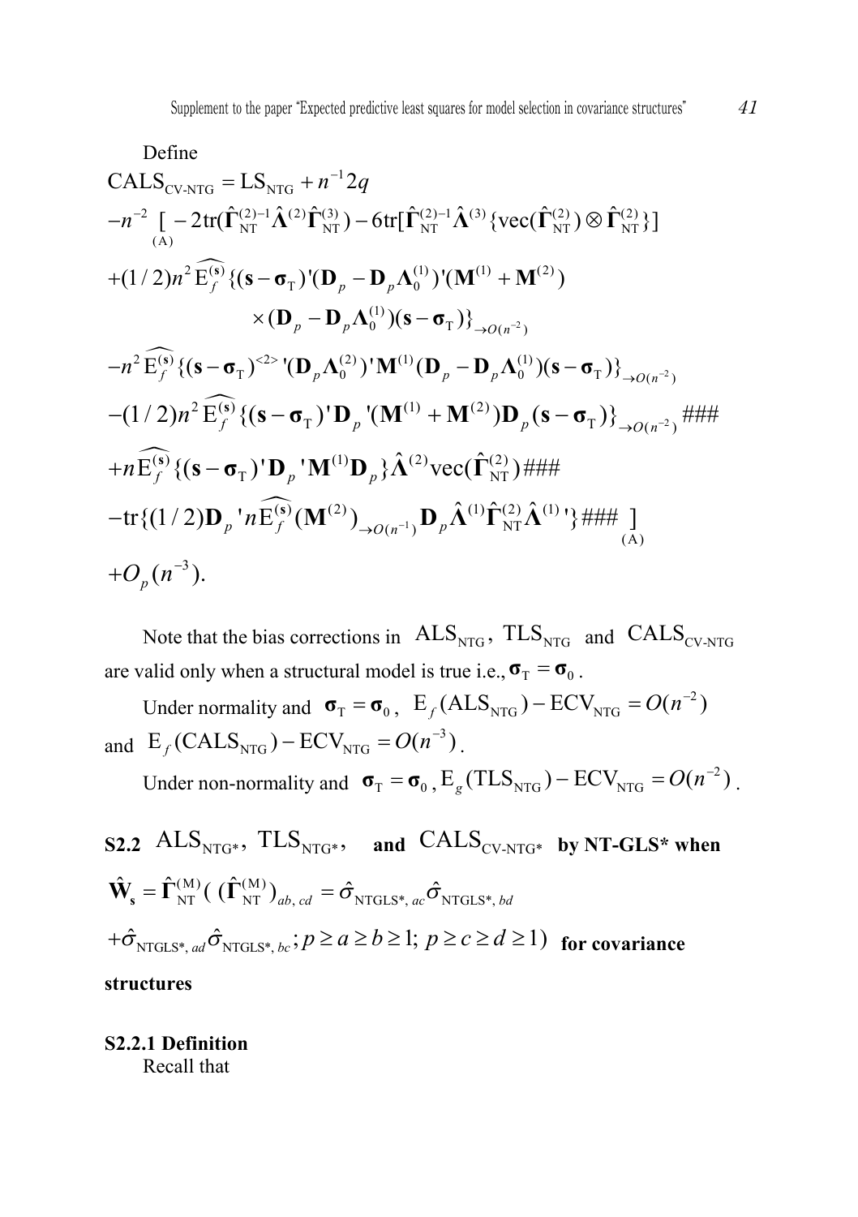Define

$$
\begin{aligned}
&\mathrm{CALS}_{\text{CV-NTG}} = \mathrm{LS}_{\text{NTG}} + n^{-1}2q \\
&-n^{-2} \underset{(\mathrm{A})}{[} -2\mathrm{tr}(\hat{\boldsymbol{\Gamma}}_{\mathrm{NT}}^{(2)-1}\hat{\boldsymbol{\Lambda}}^{(2)}\hat{\boldsymbol{\Gamma}}_{\mathrm{NT}}^{(3)}) - 6\mathrm{tr}[\hat{\boldsymbol{\Gamma}}_{\mathrm{NT}}^{(2)-1}\hat{\boldsymbol{\Lambda}}^{(3)}\{\mathrm{vec}(\hat{\boldsymbol{\Gamma}}_{\mathrm{NT}}^{(2)}) \otimes \hat{\boldsymbol{\Gamma}}_{\mathrm{NT}}^{(2)}\}] \\
&+(1/2)n^2 \widehat{\mathrm{E}_f^{(\mathbf{s})}}\{(\mathbf{s}-\boldsymbol{\sigma}_{\mathrm{T}})'(\mathbf{D}_p - \mathbf{D}_p\boldsymbol{\Lambda}_0^{(1)})'(\mathbf{M}^{(1)}+\mathbf{M}^{(2)}) \\
&\qquad\qquad \times(\mathbf{D}_p - \mathbf{D}_p\boldsymbol{\Lambda}_0^{(1)})(\mathbf{s}-\boldsymbol{\sigma}_{\mathrm{T}})\}_{\to O(n^{-2})} \\
&-n^2 \widehat{\mathrm{E}_f^{(\mathbf{s})}}\{(\mathbf{s}-\boldsymbol{\sigma}_{\mathrm{T}})^{<2>}{}'(\mathbf{D}_p\boldsymbol{\Lambda}_0^{(2)})'\mathbf{M}^{(1)}(\mathbf{D}_p - \mathbf{D}_p\boldsymbol{\Lambda}_0^{(1)})(\mathbf{s}-\boldsymbol{\sigma}_{\mathrm{T}})\}_{\to O(n^{-2})} \\
&-(1/2)n^2 \widehat{\mathrm{E}_f^{(\mathbf{s})}}\{(\mathbf{s}-\boldsymbol{\sigma}_{\mathrm{T}})'\mathbf{D}_p{}'(\mathbf{M}^{(1)}+\mathbf{M}^{(2)})\mathbf{D}_p(\mathbf{s}-\boldsymbol{\sigma}_{\mathrm{T}})\}_{\to O(n^{-2})} \text{###} \\
&+n\widehat{\mathrm{E}_f^{(\mathbf{s})}}\{(\mathbf{s}-\boldsymbol{\sigma}_{\mathrm{T}})'\mathbf{D}_p{}'\mathbf{M}^{(1)}\mathbf{D}_p\}\hat{\boldsymbol{\Lambda}}^{(2)}\mathrm{vec}(\hat{\boldsymbol{\Gamma}}_{\mathrm{NT}}^{(2)}) \text{###} \\
&-\mathrm{tr}\{(1/2)\mathbf{D}_p{}'n\widehat{\mathrm{E}_f^{(\mathbf{s})}}(\mathbf{M}^{(2)})_{\to O(n^{-1})}\mathbf{D}_p\hat{\boldsymbol{\Lambda}}^{(1)}\hat{\boldsymbol{\Gamma}}_{\mathrm{NT}}^{(2)}\hat{\boldsymbol{\Lambda}}^{(1)}{}'\} \text{###} \underset{(\mathrm{A})}{]} \\
&+O_p(n^{-3}).
\end{aligned}
$$

Note that the bias corrections in $\mathrm{ALS}_{\mathrm{NTG}}$, $\mathrm{TLS}_{\mathrm{NTG}}$ and $\mathrm{CALS}_{\text{CV-NTG}}$ are valid only when a structural model is true i.e., $\boldsymbol{\sigma}_{\mathrm{T}} = \boldsymbol{\sigma}_0$.

Under normality and $\boldsymbol{\sigma}_{\mathrm{T}} = \boldsymbol{\sigma}_0$, $\mathrm{E}_f(\mathrm{ALS}_{\mathrm{NTG}}) - \mathrm{ECV}_{\mathrm{NTG}} = O(n^{-2})$ and $\mathrm{E}_f(\mathrm{CALS}_{\mathrm{NTG}}) - \mathrm{ECV}_{\mathrm{NTG}} = O(n^{-3})$.

Under non-normality and $\boldsymbol{\sigma}_{\mathrm{T}} = \boldsymbol{\sigma}_0$, $\mathrm{E}_g(\mathrm{TLS}_{\mathrm{NTG}}) - \mathrm{ECV}_{\mathrm{NTG}} = O(n^{-2})$.

## S2.2 $\mathrm{ALS}_{\mathrm{NTG*}}$, $\mathrm{TLS}_{\mathrm{NTG*}}$, and $\mathrm{CALS}_{\text{CV-NTG*}}$ by NT-GLS* when $\hat{\mathbf{W}}_{\mathbf{s}} = \hat{\boldsymbol{\Gamma}}_{\mathrm{NT}}^{(\mathrm{M})}$ ( $(\hat{\boldsymbol{\Gamma}}_{\mathrm{NT}}^{(\mathrm{M})})_{ab,\,cd} = \hat{\sigma}_{\mathrm{NTGLS*},\,ac}\hat{\sigma}_{\mathrm{NTGLS*},\,bd} + \hat{\sigma}_{\mathrm{NTGLS*},\,ad}\hat{\sigma}_{\mathrm{NTGLS*},\,bc};\, p \ge a \ge b \ge 1;\, p \ge c \ge d \ge 1$) for covariance structures

### S2.2.1 Definition

Recall that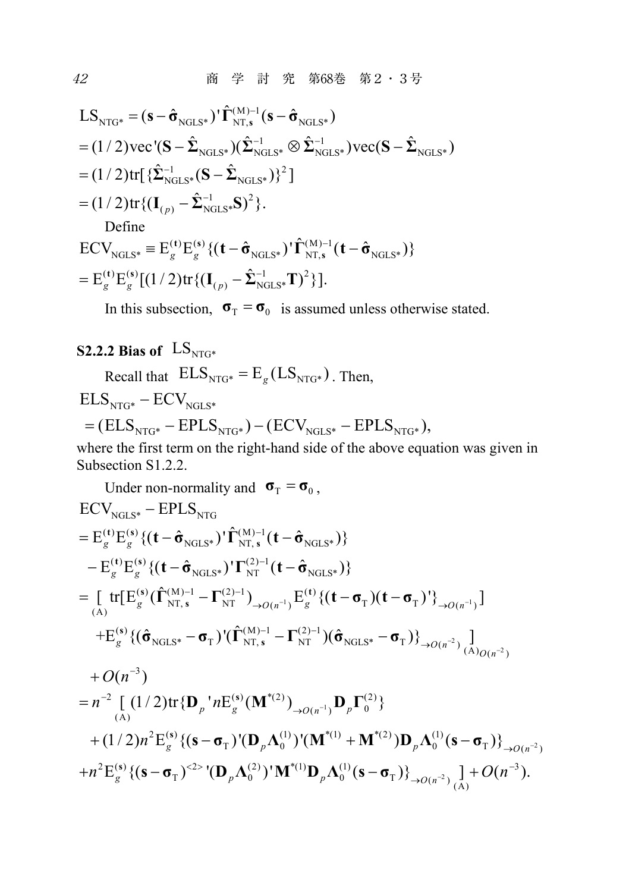$$
\begin{aligned}
\mathrm{LS}_{\mathrm{NTG}*} &= (\mathbf{s} - \hat{\boldsymbol{\sigma}}_{\mathrm{NGLS}*})' \hat{\boldsymbol{\Gamma}}_{\mathrm{NT},\mathbf{s}}^{(\mathrm{M})-1} (\mathbf{s} - \hat{\boldsymbol{\sigma}}_{\mathrm{NGLS}*}) \\
&= (1/2)\mathrm{vec}'(\mathbf{S} - \hat{\boldsymbol{\Sigma}}_{\mathrm{NGLS}*})(\hat{\boldsymbol{\Sigma}}_{\mathrm{NGLS}*}^{-1} \otimes \hat{\boldsymbol{\Sigma}}_{\mathrm{NGLS}*}^{-1})\mathrm{vec}(\mathbf{S} - \hat{\boldsymbol{\Sigma}}_{\mathrm{NGLS}*}) \\
&= (1/2)\mathrm{tr}[\{\hat{\boldsymbol{\Sigma}}_{\mathrm{NGLS}*}^{-1}(\mathbf{S} - \hat{\boldsymbol{\Sigma}}_{\mathrm{NGLS}*})\}^2] \\
&= (1/2)\mathrm{tr}\{(\mathbf{I}_{(p)} - \hat{\boldsymbol{\Sigma}}_{\mathrm{NGLS}*}^{-1}\mathbf{S})^2\}.
\end{aligned}
$$

Define

$$
\begin{aligned}
\mathrm{ECV}_{\mathrm{NGLS}*} &\equiv \mathrm{E}_g^{(\mathbf{t})}\mathrm{E}_g^{(\mathbf{s})}\{(\mathbf{t} - \hat{\boldsymbol{\sigma}}_{\mathrm{NGLS}*})' \hat{\boldsymbol{\Gamma}}_{\mathrm{NT},\mathbf{s}}^{(\mathrm{M})-1} (\mathbf{t} - \hat{\boldsymbol{\sigma}}_{\mathrm{NGLS}*})\} \\
&= \mathrm{E}_g^{(\mathbf{t})}\mathrm{E}_g^{(\mathbf{s})}[(1/2)\mathrm{tr}\{(\mathbf{I}_{(p)} - \hat{\boldsymbol{\Sigma}}_{\mathrm{NGLS}*}^{-1}\mathbf{T})^2\}].
\end{aligned}
$$

In this subsection, $\boldsymbol{\sigma}_{\mathrm{T}} = \boldsymbol{\sigma}_0$ is assumed unless otherwise stated.

### S2.2.2 Bias of $\mathrm{LS}_{\mathrm{NTG}*}$

Recall that $\mathrm{ELS}_{\mathrm{NTG}*} = \mathrm{E}_g(\mathrm{LS}_{\mathrm{NTG}*})$. Then,

$$
\begin{aligned}
&\mathrm{ELS}_{\mathrm{NTG}*} - \mathrm{ECV}_{\mathrm{NGLS}*} \\
&= (\mathrm{ELS}_{\mathrm{NTG}*} - \mathrm{EPLS}_{\mathrm{NTG}*}) - (\mathrm{ECV}_{\mathrm{NGLS}*} - \mathrm{EPLS}_{\mathrm{NTG}*}),
\end{aligned}
$$

where the first term on the right-hand side of the above equation was given in Subsection S1.2.2.

Under non-normality and $\boldsymbol{\sigma}_{\mathrm{T}} = \boldsymbol{\sigma}_0$,

$$
\begin{aligned}
&\mathrm{ECV}_{\mathrm{NGLS}*} - \mathrm{EPLS}_{\mathrm{NTG}} \\
&= \mathrm{E}_g^{(\mathbf{t})}\mathrm{E}_g^{(\mathbf{s})}\{(\mathbf{t} - \hat{\boldsymbol{\sigma}}_{\mathrm{NGLS}*})' \hat{\boldsymbol{\Gamma}}_{\mathrm{NT},\mathbf{s}}^{(\mathrm{M})-1} (\mathbf{t} - \hat{\boldsymbol{\sigma}}_{\mathrm{NGLS}*})\} \\
&\quad - \mathrm{E}_g^{(\mathbf{t})}\mathrm{E}_g^{(\mathbf{s})}\{(\mathbf{t} - \hat{\boldsymbol{\sigma}}_{\mathrm{NGLS}*})' \boldsymbol{\Gamma}_{\mathrm{NT}}^{(2)-1} (\mathbf{t} - \hat{\boldsymbol{\sigma}}_{\mathrm{NGLS}*})\} \\
&= \underset{(\mathrm{A})}{[}\ \mathrm{tr}[\mathrm{E}_g^{(\mathbf{s})}(\hat{\boldsymbol{\Gamma}}_{\mathrm{NT},\mathbf{s}}^{(\mathrm{M})-1} - \boldsymbol{\Gamma}_{\mathrm{NT}}^{(2)-1})_{\to O(n^{-1})}\mathrm{E}_g^{(\mathbf{t})}\{(\mathbf{t} - \boldsymbol{\sigma}_{\mathrm{T}})(\mathbf{t} - \boldsymbol{\sigma}_{\mathrm{T}})'\}_{\to O(n^{-1})}] \\
&\quad + \mathrm{E}_g^{(\mathbf{s})}\{(\hat{\boldsymbol{\sigma}}_{\mathrm{NGLS}*} - \boldsymbol{\sigma}_{\mathrm{T}})'(\hat{\boldsymbol{\Gamma}}_{\mathrm{NT},\mathbf{s}}^{(\mathrm{M})-1} - \boldsymbol{\Gamma}_{\mathrm{NT}}^{(2)-1})(\hat{\boldsymbol{\sigma}}_{\mathrm{NGLS}*} - \boldsymbol{\sigma}_{\mathrm{T}})\}_{\to O(n^{-2})}\ \underset{(\mathrm{A})}{]}_{O(n^{-2})} \\
&\quad + O(n^{-3}) \\
&= n^{-2}\ \underset{(\mathrm{A})}{[}\ (1/2)\mathrm{tr}\{\mathbf{D}_p{}' n\mathrm{E}_g^{(\mathbf{s})}(\mathbf{M}^{*(2)})_{\to O(n^{-1})}\mathbf{D}_p\boldsymbol{\Gamma}_0^{(2)}\} \\
&\quad + (1/2)n^2\mathrm{E}_g^{(\mathbf{s})}\{(\mathbf{s} - \boldsymbol{\sigma}_{\mathrm{T}})'(\mathbf{D}_p\boldsymbol{\Lambda}_0^{(1)})'(\mathbf{M}^{*(1)} + \mathbf{M}^{*(2)})\mathbf{D}_p\boldsymbol{\Lambda}_0^{(1)}(\mathbf{s} - \boldsymbol{\sigma}_{\mathrm{T}})\}_{\to O(n^{-2})} \\
&\quad + n^2\mathrm{E}_g^{(\mathbf{s})}\{(\mathbf{s} - \boldsymbol{\sigma}_{\mathrm{T}})^{<2>}{}'(\mathbf{D}_p\boldsymbol{\Lambda}_0^{(2)})'\mathbf{M}^{*(1)}\mathbf{D}_p\boldsymbol{\Lambda}_0^{(1)}(\mathbf{s} - \boldsymbol{\sigma}_{\mathrm{T}})\}_{\to O(n^{-2})}\ \underset{(\mathrm{A})}{]} + O(n^{-3}).
\end{aligned}
$$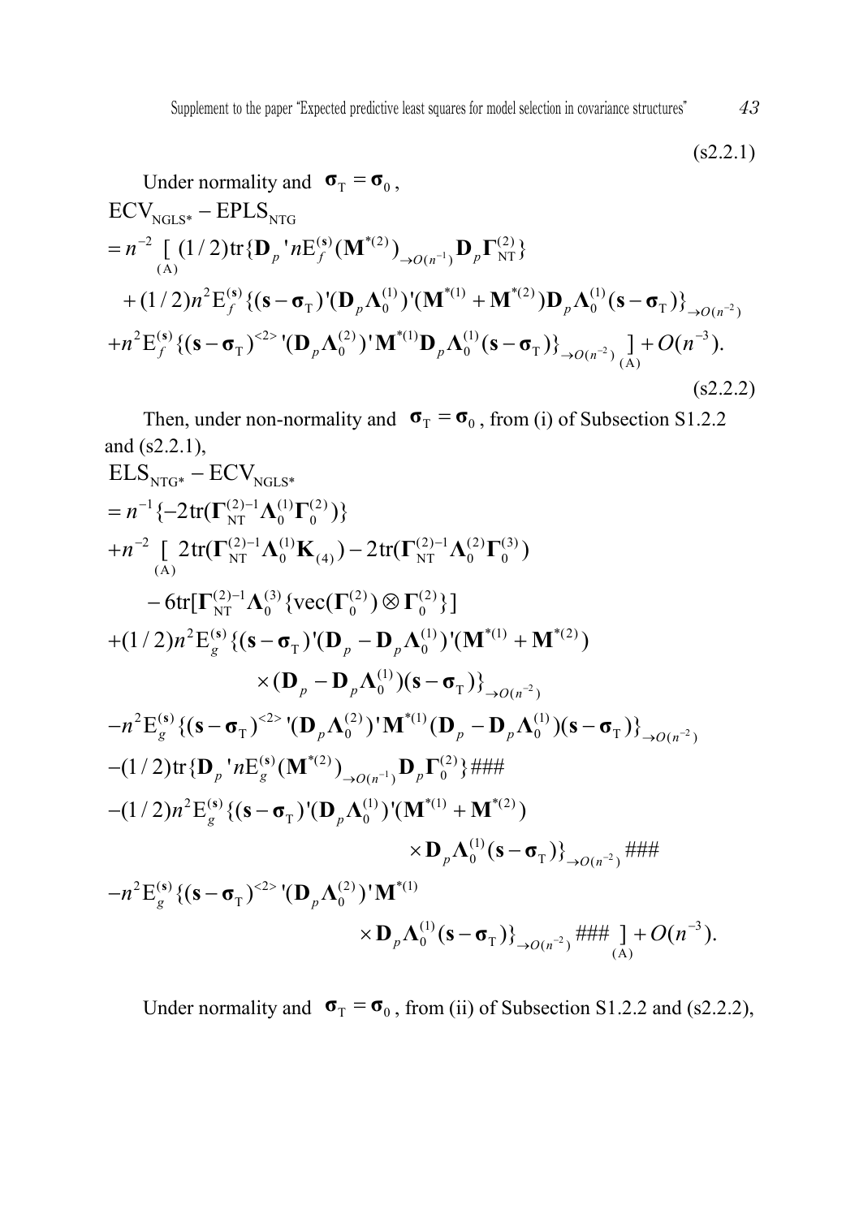(s2.2.1)

Under normality and $\boldsymbol{\sigma}_{\mathrm{T}} = \boldsymbol{\sigma}_0$,

$$
\begin{aligned}
&\mathrm{ECV}_{\mathrm{NGLS}*} - \mathrm{EPLS}_{\mathrm{NTG}} \\
&= n^{-2} \underset{(\mathrm{A})}{[} (1/2)\mathrm{tr}\{\mathbf{D}_p{}' n\mathrm{E}_f^{(\mathbf{s})}(\mathbf{M}^{*(2)})_{\to O(n^{-1})}\mathbf{D}_p\boldsymbol{\Gamma}_{\mathrm{NT}}^{(2)}\} \\
&\quad + (1/2)n^2\mathrm{E}_f^{(\mathbf{s})}\{(\mathbf{s}-\boldsymbol{\sigma}_{\mathrm{T}})'(\mathbf{D}_p\boldsymbol{\Lambda}_0^{(1)})'(\mathbf{M}^{*(1)}+\mathbf{M}^{*(2)})\mathbf{D}_p\boldsymbol{\Lambda}_0^{(1)}(\mathbf{s}-\boldsymbol{\sigma}_{\mathrm{T}})\}_{\to O(n^{-2})} \\
&\quad + n^2\mathrm{E}_f^{(\mathbf{s})}\{(\mathbf{s}-\boldsymbol{\sigma}_{\mathrm{T}})^{<2>}{}'(\mathbf{D}_p\boldsymbol{\Lambda}_0^{(2)})'\mathbf{M}^{*(1)}\mathbf{D}_p\boldsymbol{\Lambda}_0^{(1)}(\mathbf{s}-\boldsymbol{\sigma}_{\mathrm{T}})\}_{\to O(n^{-2})} \underset{(\mathrm{A})}{]} + O(n^{-3}).
\end{aligned}
$$

(s2.2.2)

Then, under non-normality and $\boldsymbol{\sigma}_{\mathrm{T}} = \boldsymbol{\sigma}_0$, from (i) of Subsection S1.2.2 and (s2.2.1),

$$
\begin{aligned}
&\mathrm{ELS}_{\mathrm{NTG}*} - \mathrm{ECV}_{\mathrm{NGLS}*} \\
&= n^{-1}\{-2\mathrm{tr}(\boldsymbol{\Gamma}_{\mathrm{NT}}^{(2)-1}\boldsymbol{\Lambda}_0^{(1)}\boldsymbol{\Gamma}_0^{(2)})\} \\
&\quad + n^{-2} \underset{(\mathrm{A})}{[} 2\mathrm{tr}(\boldsymbol{\Gamma}_{\mathrm{NT}}^{(2)-1}\boldsymbol{\Lambda}_0^{(1)}\mathbf{K}_{(4)}) - 2\mathrm{tr}(\boldsymbol{\Gamma}_{\mathrm{NT}}^{(2)-1}\boldsymbol{\Lambda}_0^{(2)}\boldsymbol{\Gamma}_0^{(3)}) \\
&\qquad - 6\mathrm{tr}[\boldsymbol{\Gamma}_{\mathrm{NT}}^{(2)-1}\boldsymbol{\Lambda}_0^{(3)}\{\mathrm{vec}(\boldsymbol{\Gamma}_0^{(2)})\otimes\boldsymbol{\Gamma}_0^{(2)}\}] \\
&\quad + (1/2)n^2\mathrm{E}_g^{(\mathbf{s})}\{(\mathbf{s}-\boldsymbol{\sigma}_{\mathrm{T}})'(\mathbf{D}_p - \mathbf{D}_p\boldsymbol{\Lambda}_0^{(1)})'(\mathbf{M}^{*(1)}+\mathbf{M}^{*(2)}) \\
&\qquad\qquad \times (\mathbf{D}_p - \mathbf{D}_p\boldsymbol{\Lambda}_0^{(1)})(\mathbf{s}-\boldsymbol{\sigma}_{\mathrm{T}})\}_{\to O(n^{-2})} \\
&\quad - n^2\mathrm{E}_g^{(\mathbf{s})}\{(\mathbf{s}-\boldsymbol{\sigma}_{\mathrm{T}})^{<2>}{}'(\mathbf{D}_p\boldsymbol{\Lambda}_0^{(2)})'\mathbf{M}^{*(1)}(\mathbf{D}_p - \mathbf{D}_p\boldsymbol{\Lambda}_0^{(1)})(\mathbf{s}-\boldsymbol{\sigma}_{\mathrm{T}})\}_{\to O(n^{-2})} \\
&\quad - (1/2)\mathrm{tr}\{\mathbf{D}_p{}' n\mathrm{E}_g^{(\mathbf{s})}(\mathbf{M}^{*(2)})_{\to O(n^{-1})}\mathbf{D}_p\boldsymbol{\Gamma}_0^{(2)}\}\ \#\#\# \\
&\quad - (1/2)n^2\mathrm{E}_g^{(\mathbf{s})}\{(\mathbf{s}-\boldsymbol{\sigma}_{\mathrm{T}})'(\mathbf{D}_p\boldsymbol{\Lambda}_0^{(1)})'(\mathbf{M}^{*(1)}+\mathbf{M}^{*(2)}) \\
&\qquad\qquad \times \mathbf{D}_p\boldsymbol{\Lambda}_0^{(1)}(\mathbf{s}-\boldsymbol{\sigma}_{\mathrm{T}})\}_{\to O(n^{-2})}\ \#\#\# \\
&\quad - n^2\mathrm{E}_g^{(\mathbf{s})}\{(\mathbf{s}-\boldsymbol{\sigma}_{\mathrm{T}})^{<2>}{}'(\mathbf{D}_p\boldsymbol{\Lambda}_0^{(2)})'\mathbf{M}^{*(1)} \\
&\qquad\qquad \times \mathbf{D}_p\boldsymbol{\Lambda}_0^{(1)}(\mathbf{s}-\boldsymbol{\sigma}_{\mathrm{T}})\}_{\to O(n^{-2})}\ \#\#\# \underset{(\mathrm{A})}{]} + O(n^{-3}).
\end{aligned}
$$

Under normality and $\boldsymbol{\sigma}_{\mathrm{T}} = \boldsymbol{\sigma}_0$, from (ii) of Subsection S1.2.2 and (s2.2.2),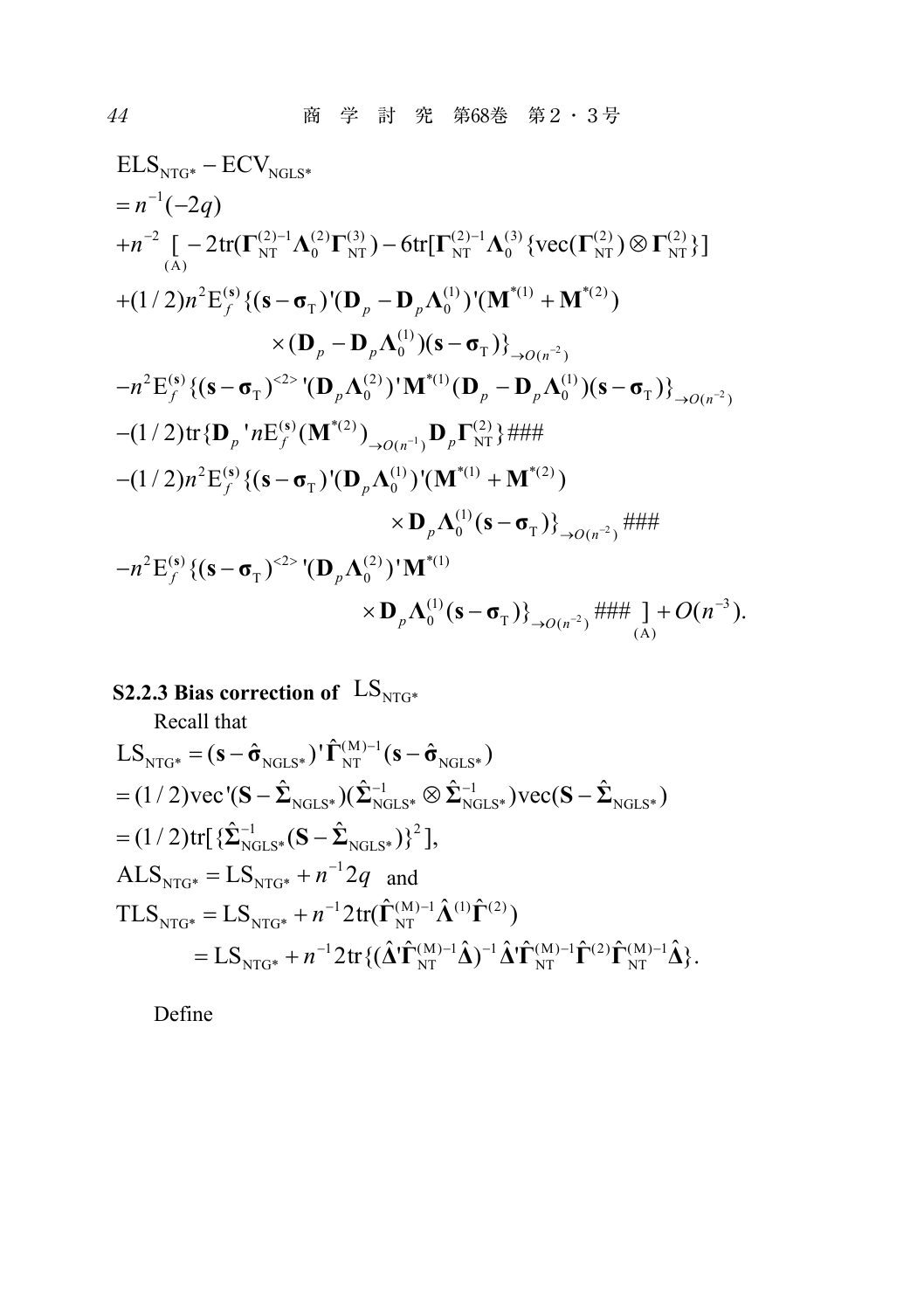$$
\begin{aligned}
&\mathrm{ELS}_{\mathrm{NTG}*} - \mathrm{ECV}_{\mathrm{NGLS}*} \\
&= n^{-1}(-2q) \\
&+n^{-2} \underset{(\mathrm{A})}{[} -2\mathrm{tr}(\boldsymbol{\Gamma}_{\mathrm{NT}}^{(2)-1}\boldsymbol{\Lambda}_0^{(2)}\boldsymbol{\Gamma}_{\mathrm{NT}}^{(3)}) - 6\mathrm{tr}[\boldsymbol{\Gamma}_{\mathrm{NT}}^{(2)-1}\boldsymbol{\Lambda}_0^{(3)}\{\mathrm{vec}(\boldsymbol{\Gamma}_{\mathrm{NT}}^{(2)}) \otimes \boldsymbol{\Gamma}_{\mathrm{NT}}^{(2)}\}] \\
&+(1/2)n^2\mathrm{E}_f^{(\mathbf{s})}\{(\mathbf{s}-\boldsymbol{\sigma}_{\mathrm{T}})'(\mathbf{D}_p - \mathbf{D}_p\boldsymbol{\Lambda}_0^{(1)})'(\mathbf{M}^{*(1)} + \mathbf{M}^{*(2)}) \\
&\qquad\qquad \times (\mathbf{D}_p - \mathbf{D}_p\boldsymbol{\Lambda}_0^{(1)})(\mathbf{s}-\boldsymbol{\sigma}_{\mathrm{T}})\}_{\to O(n^{-2})} \\
&-n^2\mathrm{E}_f^{(\mathbf{s})}\{(\mathbf{s}-\boldsymbol{\sigma}_{\mathrm{T}})^{<2>}{}'(\mathbf{D}_p\boldsymbol{\Lambda}_0^{(2)})'\mathbf{M}^{*(1)}(\mathbf{D}_p - \mathbf{D}_p\boldsymbol{\Lambda}_0^{(1)})(\mathbf{s}-\boldsymbol{\sigma}_{\mathrm{T}})\}_{\to O(n^{-2})} \\
&-(1/2)\mathrm{tr}\{\mathbf{D}_p{}' n\mathrm{E}_f^{(\mathbf{s})}(\mathbf{M}^{*(2)})_{\to O(n^{-1})}\mathbf{D}_p\boldsymbol{\Gamma}_{\mathrm{NT}}^{(2)}\} \text{###} \\
&-(1/2)n^2\mathrm{E}_f^{(\mathbf{s})}\{(\mathbf{s}-\boldsymbol{\sigma}_{\mathrm{T}})'(\mathbf{D}_p\boldsymbol{\Lambda}_0^{(1)})'(\mathbf{M}^{*(1)} + \mathbf{M}^{*(2)}) \\
&\qquad\qquad\qquad \times \mathbf{D}_p\boldsymbol{\Lambda}_0^{(1)}(\mathbf{s}-\boldsymbol{\sigma}_{\mathrm{T}})\}_{\to O(n^{-2})} \text{###} \\
&-n^2\mathrm{E}_f^{(\mathbf{s})}\{(\mathbf{s}-\boldsymbol{\sigma}_{\mathrm{T}})^{<2>}{}'(\mathbf{D}_p\boldsymbol{\Lambda}_0^{(2)})'\mathbf{M}^{*(1)} \\
&\qquad\qquad\qquad \times \mathbf{D}_p\boldsymbol{\Lambda}_0^{(1)}(\mathbf{s}-\boldsymbol{\sigma}_{\mathrm{T}})\}_{\to O(n^{-2})} \text{###} \underset{(\mathrm{A})}{]} + O(n^{-3}).
\end{aligned}
$$

**S2.2.3 Bias correction of $\mathrm{LS}_{\mathrm{NTG}*}$**

Recall that

$$
\begin{aligned}
&\mathrm{LS}_{\mathrm{NTG}*} = (\mathbf{s} - \hat{\boldsymbol{\sigma}}_{\mathrm{NGLS}*})'\hat{\boldsymbol{\Gamma}}_{\mathrm{NT}}^{(\mathrm{M})-1}(\mathbf{s} - \hat{\boldsymbol{\sigma}}_{\mathrm{NGLS}*}) \\
&= (1/2)\mathrm{vec}'(\mathbf{S} - \hat{\boldsymbol{\Sigma}}_{\mathrm{NGLS}*})(\hat{\boldsymbol{\Sigma}}_{\mathrm{NGLS}*}^{-1} \otimes \hat{\boldsymbol{\Sigma}}_{\mathrm{NGLS}*}^{-1})\mathrm{vec}(\mathbf{S} - \hat{\boldsymbol{\Sigma}}_{\mathrm{NGLS}*}) \\
&= (1/2)\mathrm{tr}[\{\hat{\boldsymbol{\Sigma}}_{\mathrm{NGLS}*}^{-1}(\mathbf{S} - \hat{\boldsymbol{\Sigma}}_{\mathrm{NGLS}*})\}^2], \\
&\mathrm{ALS}_{\mathrm{NTG}*} = \mathrm{LS}_{\mathrm{NTG}*} + n^{-1}2q \quad \text{and} \\
&\mathrm{TLS}_{\mathrm{NTG}*} = \mathrm{LS}_{\mathrm{NTG}*} + n^{-1}2\mathrm{tr}(\hat{\boldsymbol{\Gamma}}_{\mathrm{NT}}^{(\mathrm{M})-1}\hat{\boldsymbol{\Lambda}}^{(1)}\hat{\boldsymbol{\Gamma}}^{(2)}) \\
&\qquad\quad = \mathrm{LS}_{\mathrm{NTG}*} + n^{-1}2\mathrm{tr}\{(\hat{\boldsymbol{\Delta}}'\hat{\boldsymbol{\Gamma}}_{\mathrm{NT}}^{(\mathrm{M})-1}\hat{\boldsymbol{\Delta}})^{-1}\hat{\boldsymbol{\Delta}}'\hat{\boldsymbol{\Gamma}}_{\mathrm{NT}}^{(\mathrm{M})-1}\hat{\boldsymbol{\Gamma}}^{(2)}\hat{\boldsymbol{\Gamma}}_{\mathrm{NT}}^{(\mathrm{M})-1}\hat{\boldsymbol{\Delta}}\}.
\end{aligned}
$$

Define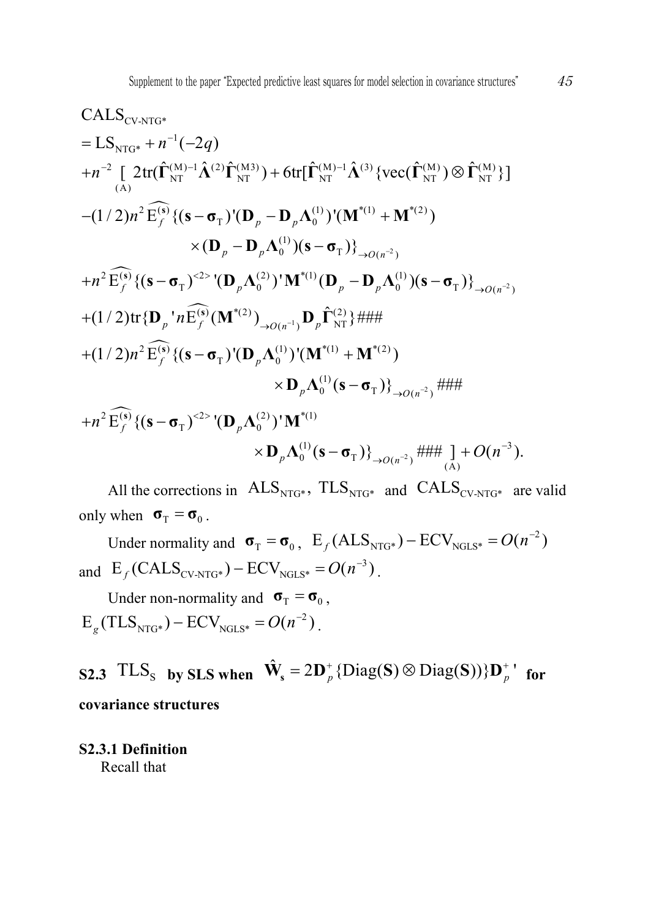$$
\begin{aligned}
&\mathrm{CALS}_{\text{CV-NTG*}} \\
&= \mathrm{LS}_{\text{NTG*}} + n^{-1}(-2q) \\
&+n^{-2} \underset{(\mathrm{A})}{[} \; 2\mathrm{tr}(\hat{\boldsymbol{\Gamma}}_{\mathrm{NT}}^{(\mathrm{M})-1}\hat{\boldsymbol{\Lambda}}^{(2)}\hat{\boldsymbol{\Gamma}}_{\mathrm{NT}}^{(\mathrm{M3})}) + 6\mathrm{tr}[\hat{\boldsymbol{\Gamma}}_{\mathrm{NT}}^{(\mathrm{M})-1}\hat{\boldsymbol{\Lambda}}^{(3)}\{\mathrm{vec}(\hat{\boldsymbol{\Gamma}}_{\mathrm{NT}}^{(\mathrm{M})}) \otimes \hat{\boldsymbol{\Gamma}}_{\mathrm{NT}}^{(\mathrm{M})}\}] \\
&-(1/2)n^2 \widehat{\mathrm{E}_f^{(\mathbf{s})}}\{(\mathbf{s}-\boldsymbol{\sigma}_{\mathrm{T}})'(\mathbf{D}_p - \mathbf{D}_p\boldsymbol{\Lambda}_0^{(1)})'(\mathbf{M}^{*(1)} + \mathbf{M}^{*(2)}) \\
&\qquad\qquad \times (\mathbf{D}_p - \mathbf{D}_p\boldsymbol{\Lambda}_0^{(1)})(\mathbf{s}-\boldsymbol{\sigma}_{\mathrm{T}})\}_{\to O(n^{-2})} \\
&+n^2 \widehat{\mathrm{E}_f^{(\mathbf{s})}}\{(\mathbf{s}-\boldsymbol{\sigma}_{\mathrm{T}})^{<2>}{}'(\mathbf{D}_p\boldsymbol{\Lambda}_0^{(2)})'\mathbf{M}^{*(1)}(\mathbf{D}_p - \mathbf{D}_p\boldsymbol{\Lambda}_0^{(1)})(\mathbf{s}-\boldsymbol{\sigma}_{\mathrm{T}})\}_{\to O(n^{-2})} \\
&+(1/2)\mathrm{tr}\{\mathbf{D}_p{}' n\widehat{\mathrm{E}_f^{(\mathbf{s})}}(\mathbf{M}^{*(2)})_{\to O(n^{-1})}\mathbf{D}_p\hat{\boldsymbol{\Gamma}}_{\mathrm{NT}}^{(2)}\} \text{###} \\
&+(1/2)n^2 \widehat{\mathrm{E}_f^{(\mathbf{s})}}\{(\mathbf{s}-\boldsymbol{\sigma}_{\mathrm{T}})'(\mathbf{D}_p\boldsymbol{\Lambda}_0^{(1)})'(\mathbf{M}^{*(1)} + \mathbf{M}^{*(2)}) \\
&\qquad\qquad \times \mathbf{D}_p\boldsymbol{\Lambda}_0^{(1)}(\mathbf{s}-\boldsymbol{\sigma}_{\mathrm{T}})\}_{\to O(n^{-2})} \text{###} \\
&+n^2 \widehat{\mathrm{E}_f^{(\mathbf{s})}}\{(\mathbf{s}-\boldsymbol{\sigma}_{\mathrm{T}})^{<2>}{}'(\mathbf{D}_p\boldsymbol{\Lambda}_0^{(2)})'\mathbf{M}^{*(1)} \\
&\qquad\qquad \times \mathbf{D}_p\boldsymbol{\Lambda}_0^{(1)}(\mathbf{s}-\boldsymbol{\sigma}_{\mathrm{T}})\}_{\to O(n^{-2})} \text{###} \underset{(\mathrm{A})}{]} + O(n^{-3}).
\end{aligned}
$$

All the corrections in $\mathrm{ALS}_{\text{NTG*}}$, $\mathrm{TLS}_{\text{NTG*}}$ and $\mathrm{CALS}_{\text{CV-NTG*}}$ are valid only when $\boldsymbol{\sigma}_{\mathrm{T}} = \boldsymbol{\sigma}_0$.

Under normality and $\boldsymbol{\sigma}_{\mathrm{T}} = \boldsymbol{\sigma}_0$, $\mathrm{E}_f(\mathrm{ALS}_{\text{NTG*}}) - \mathrm{ECV}_{\text{NGLS*}} = O(n^{-2})$ and $\mathrm{E}_f(\mathrm{CALS}_{\text{CV-NTG*}}) - \mathrm{ECV}_{\text{NGLS*}} = O(n^{-3})$.

Under non-normality and $\boldsymbol{\sigma}_{\mathrm{T}} = \boldsymbol{\sigma}_0$, $\mathrm{E}_g(\mathrm{TLS}_{\text{NTG*}}) - \mathrm{ECV}_{\text{NGLS*}} = O(n^{-2})$.

### S2.3 $\mathrm{TLS}_{\mathrm{S}}$ by SLS when $\hat{\mathbf{W}}_{\mathbf{s}} = 2\mathbf{D}_p^{+}\{\mathrm{Diag}(\mathbf{S}) \otimes \mathrm{Diag}(\mathbf{S})\}\mathbf{D}_p^{+}{}'$ for covariance structures

#### S2.3.1 Definition

Recall that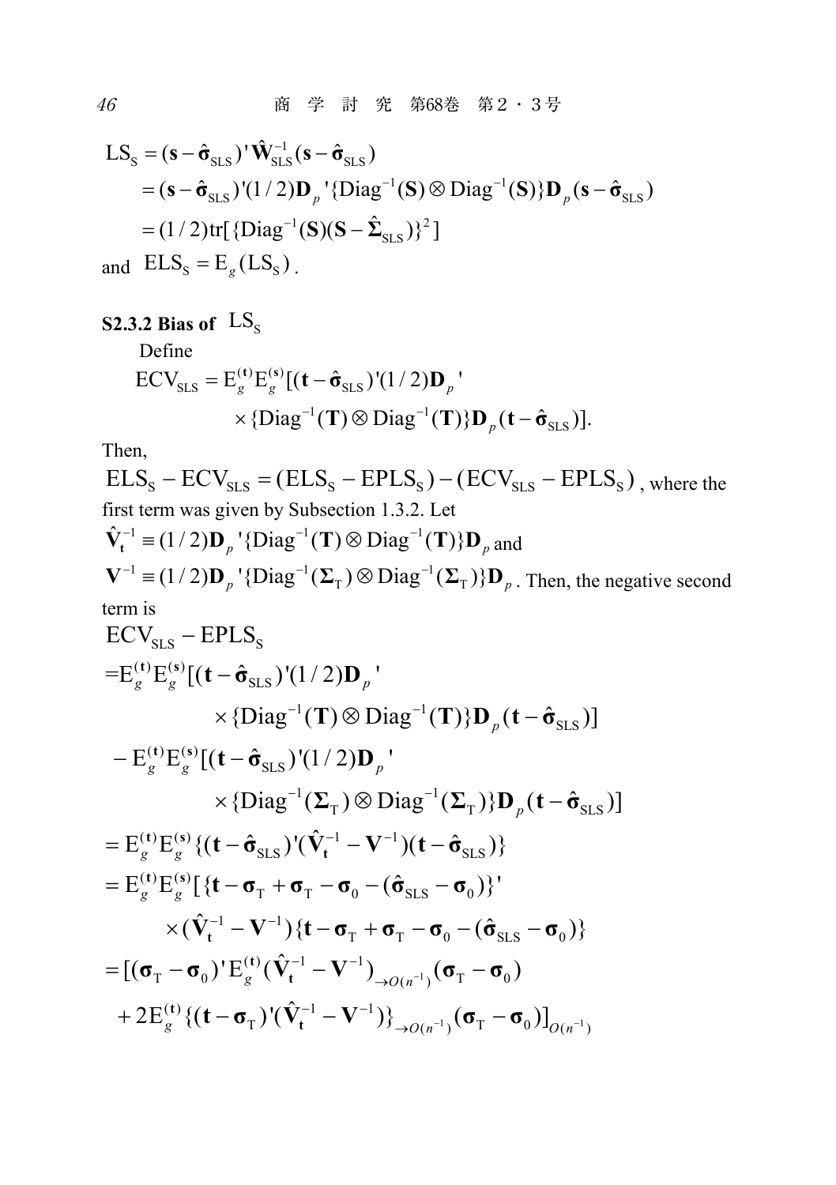$$
\begin{aligned}
\mathrm{LS_S} &= (\mathbf{s}-\hat{\boldsymbol{\sigma}}_{\mathrm{SLS}})'\hat{\mathbf{W}}_{\mathrm{SLS}}^{-1}(\mathbf{s}-\hat{\boldsymbol{\sigma}}_{\mathrm{SLS}}) \\
&= (\mathbf{s}-\hat{\boldsymbol{\sigma}}_{\mathrm{SLS}})'(1/2)\mathbf{D}_p'\{\mathrm{Diag}^{-1}(\mathbf{S})\otimes\mathrm{Diag}^{-1}(\mathbf{S})\}\mathbf{D}_p(\mathbf{s}-\hat{\boldsymbol{\sigma}}_{\mathrm{SLS}}) \\
&= (1/2)\mathrm{tr}[\{\mathrm{Diag}^{-1}(\mathbf{S})(\mathbf{S}-\hat{\boldsymbol{\Sigma}}_{\mathrm{SLS}})\}^2]
\end{aligned}
$$

and $\mathrm{ELS_S} = \mathrm{E}_g(\mathrm{LS_S})$.

### S2.3.2 Bias of $\mathrm{LS_S}$

Define

$$
\mathrm{ECV_{SLS}} = \mathrm{E}_g^{(\mathbf{t})}\mathrm{E}_g^{(\mathbf{s})}[(\mathbf{t}-\hat{\boldsymbol{\sigma}}_{\mathrm{SLS}})'(1/2)\mathbf{D}_p' \times\{\mathrm{Diag}^{-1}(\mathbf{T})\otimes\mathrm{Diag}^{-1}(\mathbf{T})\}\mathbf{D}_p(\mathbf{t}-\hat{\boldsymbol{\sigma}}_{\mathrm{SLS}})].
$$

Then,

$\mathrm{ELS_S}-\mathrm{ECV_{SLS}} = (\mathrm{ELS_S}-\mathrm{EPLS_S})-(\mathrm{ECV_{SLS}}-\mathrm{EPLS_S})$, where the first term was given by Subsection 1.3.2. Let

$\hat{\mathbf{V}}_{\mathbf{t}}^{-1} \equiv (1/2)\mathbf{D}_p'\{\mathrm{Diag}^{-1}(\mathbf{T})\otimes\mathrm{Diag}^{-1}(\mathbf{T})\}\mathbf{D}_p$ and

$\mathbf{V}^{-1} \equiv (1/2)\mathbf{D}_p'\{\mathrm{Diag}^{-1}(\boldsymbol{\Sigma}_{\mathrm{T}})\otimes\mathrm{Diag}^{-1}(\boldsymbol{\Sigma}_{\mathrm{T}})\}\mathbf{D}_p$. Then, the negative second term is

$$
\begin{aligned}
&\mathrm{ECV_{SLS}}-\mathrm{EPLS_S} \\
&= \mathrm{E}_g^{(\mathbf{t})}\mathrm{E}_g^{(\mathbf{s})}[(\mathbf{t}-\hat{\boldsymbol{\sigma}}_{\mathrm{SLS}})'(1/2)\mathbf{D}_p' \\
&\qquad \times\{\mathrm{Diag}^{-1}(\mathbf{T})\otimes\mathrm{Diag}^{-1}(\mathbf{T})\}\mathbf{D}_p(\mathbf{t}-\hat{\boldsymbol{\sigma}}_{\mathrm{SLS}})] \\
&\quad -\mathrm{E}_g^{(\mathbf{t})}\mathrm{E}_g^{(\mathbf{s})}[(\mathbf{t}-\hat{\boldsymbol{\sigma}}_{\mathrm{SLS}})'(1/2)\mathbf{D}_p' \\
&\qquad \times\{\mathrm{Diag}^{-1}(\boldsymbol{\Sigma}_{\mathrm{T}})\otimes\mathrm{Diag}^{-1}(\boldsymbol{\Sigma}_{\mathrm{T}})\}\mathbf{D}_p(\mathbf{t}-\hat{\boldsymbol{\sigma}}_{\mathrm{SLS}})] \\
&= \mathrm{E}_g^{(\mathbf{t})}\mathrm{E}_g^{(\mathbf{s})}\{(\mathbf{t}-\hat{\boldsymbol{\sigma}}_{\mathrm{SLS}})'(\hat{\mathbf{V}}_{\mathbf{t}}^{-1}-\mathbf{V}^{-1})(\mathbf{t}-\hat{\boldsymbol{\sigma}}_{\mathrm{SLS}})\} \\
&= \mathrm{E}_g^{(\mathbf{t})}\mathrm{E}_g^{(\mathbf{s})}[\{\mathbf{t}-\boldsymbol{\sigma}_{\mathrm{T}}+\boldsymbol{\sigma}_{\mathrm{T}}-\boldsymbol{\sigma}_0-(\hat{\boldsymbol{\sigma}}_{\mathrm{SLS}}-\boldsymbol{\sigma}_0)\}' \\
&\qquad \times(\hat{\mathbf{V}}_{\mathbf{t}}^{-1}-\mathbf{V}^{-1})\{\mathbf{t}-\boldsymbol{\sigma}_{\mathrm{T}}+\boldsymbol{\sigma}_{\mathrm{T}}-\boldsymbol{\sigma}_0-(\hat{\boldsymbol{\sigma}}_{\mathrm{SLS}}-\boldsymbol{\sigma}_0)\} \\
&= [(\boldsymbol{\sigma}_{\mathrm{T}}-\boldsymbol{\sigma}_0)'\mathrm{E}_g^{(\mathbf{t})}(\hat{\mathbf{V}}_{\mathbf{t}}^{-1}-\mathbf{V}^{-1})_{\to O(n^{-1})}(\boldsymbol{\sigma}_{\mathrm{T}}-\boldsymbol{\sigma}_0) \\
&\quad +2\mathrm{E}_g^{(\mathbf{t})}\{(\mathbf{t}-\boldsymbol{\sigma}_{\mathrm{T}})'(\hat{\mathbf{V}}_{\mathbf{t}}^{-1}-\mathbf{V}^{-1})\}_{\to O(n^{-1})}(\boldsymbol{\sigma}_{\mathrm{T}}-\boldsymbol{\sigma}_0)]_{O(n^{-1})}
\end{aligned}
$$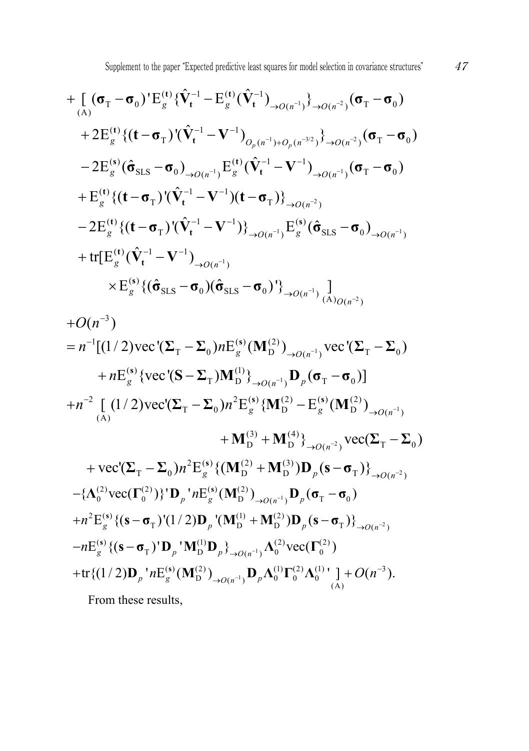$$
\begin{aligned}
&+ \underset{(\mathrm{A})}{[} (\boldsymbol{\sigma}_{\mathrm{T}} - \boldsymbol{\sigma}_0)' \mathrm{E}_g^{(\mathbf{t})} \{ \hat{\mathbf{V}}_{\mathbf{t}}^{-1} - \mathrm{E}_g^{(\mathbf{t})} (\hat{\mathbf{V}}_{\mathbf{t}}^{-1})_{\to O(n^{-1})} \}_{\to O(n^{-2})} (\boldsymbol{\sigma}_{\mathrm{T}} - \boldsymbol{\sigma}_0) \\
&\quad + 2\mathrm{E}_g^{(\mathbf{t})} \{ (\mathbf{t} - \boldsymbol{\sigma}_{\mathrm{T}})' (\hat{\mathbf{V}}_{\mathbf{t}}^{-1} - \mathbf{V}^{-1})_{O_p(n^{-1}) + O_p(n^{-3/2})} \}_{\to O(n^{-2})} (\boldsymbol{\sigma}_{\mathrm{T}} - \boldsymbol{\sigma}_0) \\
&\quad - 2\mathrm{E}_g^{(\mathbf{s})} (\hat{\boldsymbol{\sigma}}_{\mathrm{SLS}} - \boldsymbol{\sigma}_0)_{\to O(n^{-1})} \mathrm{E}_g^{(\mathbf{t})} (\hat{\mathbf{V}}_{\mathbf{t}}^{-1} - \mathbf{V}^{-1})_{\to O(n^{-1})} (\boldsymbol{\sigma}_{\mathrm{T}} - \boldsymbol{\sigma}_0) \\
&\quad + \mathrm{E}_g^{(\mathbf{t})} \{ (\mathbf{t} - \boldsymbol{\sigma}_{\mathrm{T}})' (\hat{\mathbf{V}}_{\mathbf{t}}^{-1} - \mathbf{V}^{-1}) (\mathbf{t} - \boldsymbol{\sigma}_{\mathrm{T}}) \}_{\to O(n^{-2})} \\
&\quad - 2\mathrm{E}_g^{(\mathbf{t})} \{ (\mathbf{t} - \boldsymbol{\sigma}_{\mathrm{T}})' (\hat{\mathbf{V}}_{\mathbf{t}}^{-1} - \mathbf{V}^{-1}) \}_{\to O(n^{-1})} \mathrm{E}_g^{(\mathbf{s})} (\hat{\boldsymbol{\sigma}}_{\mathrm{SLS}} - \boldsymbol{\sigma}_0)_{\to O(n^{-1})} \\
&\quad + \mathrm{tr}[ \mathrm{E}_g^{(\mathbf{t})} (\hat{\mathbf{V}}_{\mathbf{t}}^{-1} - \mathbf{V}^{-1})_{\to O(n^{-1})} \\
&\qquad\qquad \times \mathrm{E}_g^{(\mathbf{s})} \{ (\hat{\boldsymbol{\sigma}}_{\mathrm{SLS}} - \boldsymbol{\sigma}_0)(\hat{\boldsymbol{\sigma}}_{\mathrm{SLS}} - \boldsymbol{\sigma}_0)' \}_{\to O(n^{-1})} \underset{(\mathrm{A})}{]}_{O(n^{-2})}
\end{aligned}
$$

$$
\begin{aligned}
&+O(n^{-3}) \\
&= n^{-1} [ (1/2) \mathrm{vec}' (\boldsymbol{\Sigma}_{\mathrm{T}} - \boldsymbol{\Sigma}_0) n \mathrm{E}_g^{(\mathbf{s})} (\mathbf{M}_{\mathrm{D}}^{(2)})_{\to O(n^{-1})} \mathrm{vec}' (\boldsymbol{\Sigma}_{\mathrm{T}} - \boldsymbol{\Sigma}_0) \\
&\qquad + n \mathrm{E}_g^{(\mathbf{s})} \{ \mathrm{vec}' (\mathbf{S} - \boldsymbol{\Sigma}_{\mathrm{T}}) \mathbf{M}_{\mathrm{D}}^{(1)} \}_{\to O(n^{-1})} \mathbf{D}_p (\boldsymbol{\sigma}_{\mathrm{T}} - \boldsymbol{\sigma}_0) ] \\
&+ n^{-2} \underset{(\mathrm{A})}{[} (1/2) \mathrm{vec}' (\boldsymbol{\Sigma}_{\mathrm{T}} - \boldsymbol{\Sigma}_0) n^2 \mathrm{E}_g^{(\mathbf{s})} \{ \mathbf{M}_{\mathrm{D}}^{(2)} - \mathrm{E}_g^{(\mathbf{s})} (\mathbf{M}_{\mathrm{D}}^{(2)})_{\to O(n^{-1})} \\
&\qquad\qquad + \mathbf{M}_{\mathrm{D}}^{(3)} + \mathbf{M}_{\mathrm{D}}^{(4)} \}_{\to O(n^{-2})} \mathrm{vec} (\boldsymbol{\Sigma}_{\mathrm{T}} - \boldsymbol{\Sigma}_0) \\
&\quad + \mathrm{vec}' (\boldsymbol{\Sigma}_{\mathrm{T}} - \boldsymbol{\Sigma}_0) n^2 \mathrm{E}_g^{(\mathbf{s})} \{ (\mathbf{M}_{\mathrm{D}}^{(2)} + \mathbf{M}_{\mathrm{D}}^{(3)}) \mathbf{D}_p (\mathbf{s} - \boldsymbol{\sigma}_{\mathrm{T}}) \}_{\to O(n^{-2})} \\
&\quad - \{ \boldsymbol{\Lambda}_0^{(2)} \mathrm{vec} (\boldsymbol{\Gamma}_0^{(2)}) \}' \mathbf{D}_p{}' n \mathrm{E}_g^{(\mathbf{s})} (\mathbf{M}_{\mathrm{D}}^{(2)})_{\to O(n^{-1})} \mathbf{D}_p (\boldsymbol{\sigma}_{\mathrm{T}} - \boldsymbol{\sigma}_0) \\
&\quad + n^2 \mathrm{E}_g^{(\mathbf{s})} \{ (\mathbf{s} - \boldsymbol{\sigma}_{\mathrm{T}})' (1/2) \mathbf{D}_p{}' (\mathbf{M}_{\mathrm{D}}^{(1)} + \mathbf{M}_{\mathrm{D}}^{(2)}) \mathbf{D}_p (\mathbf{s} - \boldsymbol{\sigma}_{\mathrm{T}}) \}_{\to O(n^{-2})} \\
&\quad - n \mathrm{E}_g^{(\mathbf{s})} \{ (\mathbf{s} - \boldsymbol{\sigma}_{\mathrm{T}})' \mathbf{D}_p{}' \mathbf{M}_{\mathrm{D}}^{(1)} \mathbf{D}_p \}_{\to O(n^{-1})} \boldsymbol{\Lambda}_0^{(2)} \mathrm{vec} (\boldsymbol{\Gamma}_0^{(2)}) \\
&\quad + \mathrm{tr} \{ (1/2) \mathbf{D}_p{}' n \mathrm{E}_g^{(\mathbf{s})} (\mathbf{M}_{\mathrm{D}}^{(2)})_{\to O(n^{-1})} \mathbf{D}_p \boldsymbol{\Lambda}_0^{(1)} \boldsymbol{\Gamma}_0^{(2)} \boldsymbol{\Lambda}_0^{(1)}{}' \underset{(\mathrm{A})}{]} + O(n^{-3}).
\end{aligned}
$$

From these results,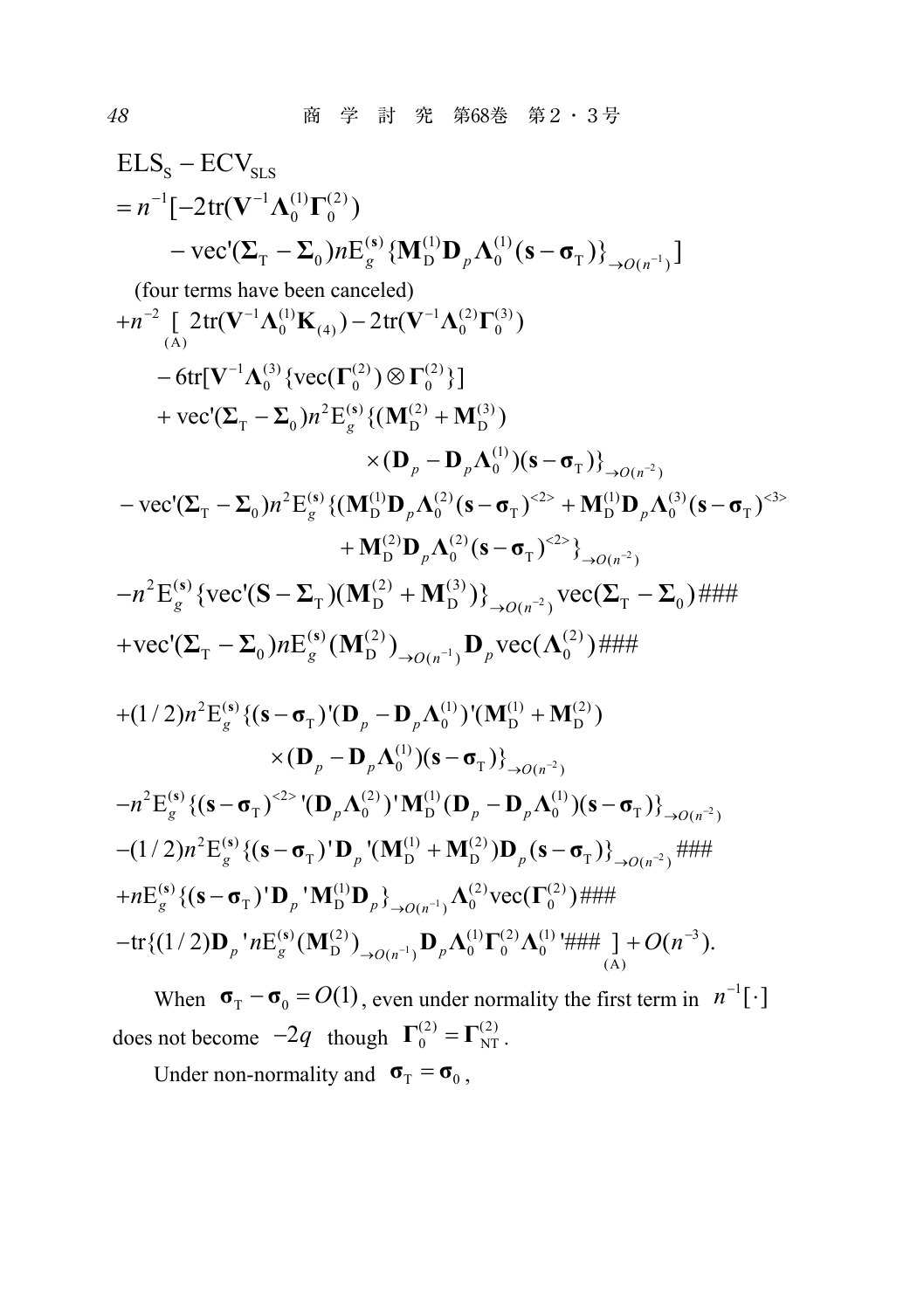$$
\begin{aligned}
&\mathrm{ELS_S} - \mathrm{ECV_{SLS}} \\
&= n^{-1}[-2\mathrm{tr}(\mathbf{V}^{-1}\mathbf{\Lambda}_0^{(1)}\mathbf{\Gamma}_0^{(2)}) \\
&\qquad - \mathrm{vec}'(\mathbf{\Sigma}_\mathrm{T} - \mathbf{\Sigma}_0) n\mathrm{E}_g^{(\mathbf{s})}\{\mathbf{M}_\mathrm{D}^{(1)}\mathbf{D}_p\mathbf{\Lambda}_0^{(1)}(\mathbf{s}-\mathbf{\sigma}_\mathrm{T})\}_{\to O(n^{-1})}]
\end{aligned}
$$

(four terms have been canceled)

$$
\begin{aligned}
&+n^{-2} \underset{(\mathrm{A})}{[} 2\mathrm{tr}(\mathbf{V}^{-1}\mathbf{\Lambda}_0^{(1)}\mathbf{K}_{(4)}) - 2\mathrm{tr}(\mathbf{V}^{-1}\mathbf{\Lambda}_0^{(2)}\mathbf{\Gamma}_0^{(3)}) \\
&\qquad - 6\mathrm{tr}[\mathbf{V}^{-1}\mathbf{\Lambda}_0^{(3)}\{\mathrm{vec}(\mathbf{\Gamma}_0^{(2)}) \otimes \mathbf{\Gamma}_0^{(2)}\}] \\
&\qquad + \mathrm{vec}'(\mathbf{\Sigma}_\mathrm{T} - \mathbf{\Sigma}_0) n^2 \mathrm{E}_g^{(\mathbf{s})}\{(\mathbf{M}_\mathrm{D}^{(2)} + \mathbf{M}_\mathrm{D}^{(3)}) \\
&\qquad\qquad \times (\mathbf{D}_p - \mathbf{D}_p\mathbf{\Lambda}_0^{(1)})(\mathbf{s}-\mathbf{\sigma}_\mathrm{T})\}_{\to O(n^{-2})} \\
&- \mathrm{vec}'(\mathbf{\Sigma}_\mathrm{T} - \mathbf{\Sigma}_0) n^2 \mathrm{E}_g^{(\mathbf{s})}\{(\mathbf{M}_\mathrm{D}^{(1)}\mathbf{D}_p\mathbf{\Lambda}_0^{(2)}(\mathbf{s}-\mathbf{\sigma}_\mathrm{T})^{<2>} + \mathbf{M}_\mathrm{D}^{(1)}\mathbf{D}_p\mathbf{\Lambda}_0^{(3)}(\mathbf{s}-\mathbf{\sigma}_\mathrm{T})^{<3>} \\
&\qquad\qquad + \mathbf{M}_\mathrm{D}^{(2)}\mathbf{D}_p\mathbf{\Lambda}_0^{(2)}(\mathbf{s}-\mathbf{\sigma}_\mathrm{T})^{<2>}\}_{\to O(n^{-2})} \\
&- n^2 \mathrm{E}_g^{(\mathbf{s})}\{\mathrm{vec}'(\mathbf{S} - \mathbf{\Sigma}_\mathrm{T})(\mathbf{M}_\mathrm{D}^{(2)} + \mathbf{M}_\mathrm{D}^{(3)})\}_{\to O(n^{-2})} \mathrm{vec}(\mathbf{\Sigma}_\mathrm{T} - \mathbf{\Sigma}_0) \text{###} \\
&+ \mathrm{vec}'(\mathbf{\Sigma}_\mathrm{T} - \mathbf{\Sigma}_0) n\mathrm{E}_g^{(\mathbf{s})}(\mathbf{M}_\mathrm{D}^{(2)})_{\to O(n^{-1})}\mathbf{D}_p \mathrm{vec}(\mathbf{\Lambda}_0^{(2)}) \text{###} \\
&+ (1/2) n^2 \mathrm{E}_g^{(\mathbf{s})}\{(\mathbf{s}-\mathbf{\sigma}_\mathrm{T})'(\mathbf{D}_p - \mathbf{D}_p\mathbf{\Lambda}_0^{(1)})'(\mathbf{M}_\mathrm{D}^{(1)} + \mathbf{M}_\mathrm{D}^{(2)}) \\
&\qquad\qquad \times (\mathbf{D}_p - \mathbf{D}_p\mathbf{\Lambda}_0^{(1)})(\mathbf{s}-\mathbf{\sigma}_\mathrm{T})\}_{\to O(n^{-2})} \\
&- n^2 \mathrm{E}_g^{(\mathbf{s})}\{(\mathbf{s}-\mathbf{\sigma}_\mathrm{T})^{<2>}{}'(\mathbf{D}_p\mathbf{\Lambda}_0^{(2)})'\mathbf{M}_\mathrm{D}^{(1)}(\mathbf{D}_p - \mathbf{D}_p\mathbf{\Lambda}_0^{(1)})(\mathbf{s}-\mathbf{\sigma}_\mathrm{T})\}_{\to O(n^{-2})} \\
&- (1/2) n^2 \mathrm{E}_g^{(\mathbf{s})}\{(\mathbf{s}-\mathbf{\sigma}_\mathrm{T})'\mathbf{D}_p{}'(\mathbf{M}_\mathrm{D}^{(1)} + \mathbf{M}_\mathrm{D}^{(2)})\mathbf{D}_p(\mathbf{s}-\mathbf{\sigma}_\mathrm{T})\}_{\to O(n^{-2})} \text{###} \\
&+ n\mathrm{E}_g^{(\mathbf{s})}\{(\mathbf{s}-\mathbf{\sigma}_\mathrm{T})'\mathbf{D}_p{}'\mathbf{M}_\mathrm{D}^{(1)}\mathbf{D}_p\}_{\to O(n^{-1})}\mathbf{\Lambda}_0^{(2)}\mathrm{vec}(\mathbf{\Gamma}_0^{(2)}) \text{###} \\
&- \mathrm{tr}\{(1/2)\mathbf{D}_p{}' n\mathrm{E}_g^{(\mathbf{s})}(\mathbf{M}_\mathrm{D}^{(2)})_{\to O(n^{-1})}\mathbf{D}_p\mathbf{\Lambda}_0^{(1)}\mathbf{\Gamma}_0^{(2)}\mathbf{\Lambda}_0^{(1)}{}' \text{###} \underset{(\mathrm{A})}{]} + O(n^{-3}).
\end{aligned}
$$

When $\mathbf{\sigma}_\mathrm{T} - \mathbf{\sigma}_0 = O(1)$, even under normality the first term in $n^{-1}[\cdot]$ does not become $-2q$ though $\mathbf{\Gamma}_0^{(2)} = \mathbf{\Gamma}_\mathrm{NT}^{(2)}$.

Under non-normality and $\mathbf{\sigma}_\mathrm{T} = \mathbf{\sigma}_0$,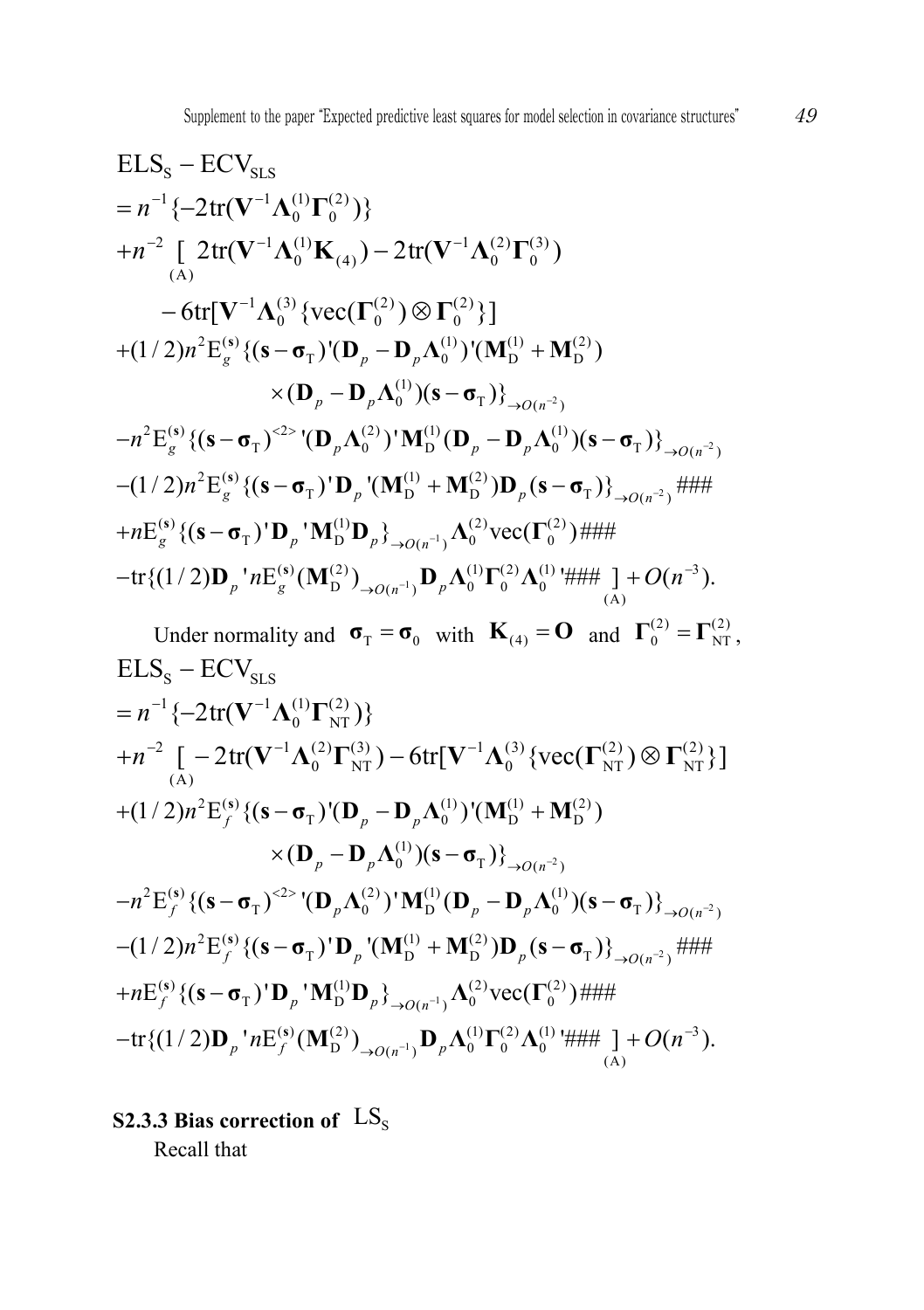$$
\begin{aligned}
&\mathrm{ELS_S} - \mathrm{ECV_{SLS}} \\
&= n^{-1}\{-2\mathrm{tr}(\mathbf{V}^{-1}\boldsymbol{\Lambda}_0^{(1)}\boldsymbol{\Gamma}_0^{(2)})\} \\
&+ n^{-2} \underset{(\mathrm{A})}{[}\ 2\mathrm{tr}(\mathbf{V}^{-1}\boldsymbol{\Lambda}_0^{(1)}\mathbf{K}_{(4)}) - 2\mathrm{tr}(\mathbf{V}^{-1}\boldsymbol{\Lambda}_0^{(2)}\boldsymbol{\Gamma}_0^{(3)}) \\
&\qquad - 6\mathrm{tr}[\mathbf{V}^{-1}\boldsymbol{\Lambda}_0^{(3)}\{\mathrm{vec}(\boldsymbol{\Gamma}_0^{(2)}) \otimes \boldsymbol{\Gamma}_0^{(2)}\}] \\
&+ (1/2)n^2 \mathrm{E}_g^{(\mathbf{s})}\{(\mathbf{s}-\boldsymbol{\sigma}_\mathrm{T})'(\mathbf{D}_p - \mathbf{D}_p\boldsymbol{\Lambda}_0^{(1)})'(\mathbf{M}_\mathrm{D}^{(1)} + \mathbf{M}_\mathrm{D}^{(2)}) \\
&\qquad \times (\mathbf{D}_p - \mathbf{D}_p\boldsymbol{\Lambda}_0^{(1)})(\mathbf{s}-\boldsymbol{\sigma}_\mathrm{T})\}_{\to O(n^{-2})} \\
&- n^2 \mathrm{E}_g^{(\mathbf{s})}\{(\mathbf{s}-\boldsymbol{\sigma}_\mathrm{T})^{<2>}{}'(\mathbf{D}_p\boldsymbol{\Lambda}_0^{(2)})'\mathbf{M}_\mathrm{D}^{(1)}(\mathbf{D}_p - \mathbf{D}_p\boldsymbol{\Lambda}_0^{(1)})(\mathbf{s}-\boldsymbol{\sigma}_\mathrm{T})\}_{\to O(n^{-2})} \\
&- (1/2)n^2 \mathrm{E}_g^{(\mathbf{s})}\{(\mathbf{s}-\boldsymbol{\sigma}_\mathrm{T})'\mathbf{D}_p{}'(\mathbf{M}_\mathrm{D}^{(1)} + \mathbf{M}_\mathrm{D}^{(2)})\mathbf{D}_p(\mathbf{s}-\boldsymbol{\sigma}_\mathrm{T})\}_{\to O(n^{-2})}\ \#\#\# \\
&+ n\mathrm{E}_g^{(\mathbf{s})}\{(\mathbf{s}-\boldsymbol{\sigma}_\mathrm{T})'\mathbf{D}_p{}'\mathbf{M}_\mathrm{D}^{(1)}\mathbf{D}_p\}_{\to O(n^{-1})}\boldsymbol{\Lambda}_0^{(2)}\mathrm{vec}(\boldsymbol{\Gamma}_0^{(2)})\ \#\#\# \\
&- \mathrm{tr}\{(1/2)\mathbf{D}_p{}' n\mathrm{E}_g^{(\mathbf{s})}(\mathbf{M}_\mathrm{D}^{(2)})_{\to O(n^{-1})}\mathbf{D}_p\boldsymbol{\Lambda}_0^{(1)}\boldsymbol{\Gamma}_0^{(2)}\boldsymbol{\Lambda}_0^{(1)}{}'\ \#\#\# \underset{(\mathrm{A})}{]} + O(n^{-3}).
\end{aligned}
$$

Under normality and $\boldsymbol{\sigma}_\mathrm{T} = \boldsymbol{\sigma}_0$ with $\mathbf{K}_{(4)} = \mathbf{O}$ and $\boldsymbol{\Gamma}_0^{(2)} = \boldsymbol{\Gamma}_\mathrm{NT}^{(2)}$,

$$
\begin{aligned}
&\mathrm{ELS_S} - \mathrm{ECV_{SLS}} \\
&= n^{-1}\{-2\mathrm{tr}(\mathbf{V}^{-1}\boldsymbol{\Lambda}_0^{(1)}\boldsymbol{\Gamma}_\mathrm{NT}^{(2)})\} \\
&+ n^{-2} \underset{(\mathrm{A})}{[}\ -2\mathrm{tr}(\mathbf{V}^{-1}\boldsymbol{\Lambda}_0^{(2)}\boldsymbol{\Gamma}_\mathrm{NT}^{(3)}) - 6\mathrm{tr}[\mathbf{V}^{-1}\boldsymbol{\Lambda}_0^{(3)}\{\mathrm{vec}(\boldsymbol{\Gamma}_\mathrm{NT}^{(2)}) \otimes \boldsymbol{\Gamma}_\mathrm{NT}^{(2)}\}] \\
&+ (1/2)n^2 \mathrm{E}_f^{(\mathbf{s})}\{(\mathbf{s}-\boldsymbol{\sigma}_\mathrm{T})'(\mathbf{D}_p - \mathbf{D}_p\boldsymbol{\Lambda}_0^{(1)})'(\mathbf{M}_\mathrm{D}^{(1)} + \mathbf{M}_\mathrm{D}^{(2)}) \\
&\qquad \times (\mathbf{D}_p - \mathbf{D}_p\boldsymbol{\Lambda}_0^{(1)})(\mathbf{s}-\boldsymbol{\sigma}_\mathrm{T})\}_{\to O(n^{-2})} \\
&- n^2 \mathrm{E}_f^{(\mathbf{s})}\{(\mathbf{s}-\boldsymbol{\sigma}_\mathrm{T})^{<2>}{}'(\mathbf{D}_p\boldsymbol{\Lambda}_0^{(2)})'\mathbf{M}_\mathrm{D}^{(1)}(\mathbf{D}_p - \mathbf{D}_p\boldsymbol{\Lambda}_0^{(1)})(\mathbf{s}-\boldsymbol{\sigma}_\mathrm{T})\}_{\to O(n^{-2})} \\
&- (1/2)n^2 \mathrm{E}_f^{(\mathbf{s})}\{(\mathbf{s}-\boldsymbol{\sigma}_\mathrm{T})'\mathbf{D}_p{}'(\mathbf{M}_\mathrm{D}^{(1)} + \mathbf{M}_\mathrm{D}^{(2)})\mathbf{D}_p(\mathbf{s}-\boldsymbol{\sigma}_\mathrm{T})\}_{\to O(n^{-2})}\ \#\#\# \\
&+ n\mathrm{E}_f^{(\mathbf{s})}\{(\mathbf{s}-\boldsymbol{\sigma}_\mathrm{T})'\mathbf{D}_p{}'\mathbf{M}_\mathrm{D}^{(1)}\mathbf{D}_p\}_{\to O(n^{-1})}\boldsymbol{\Lambda}_0^{(2)}\mathrm{vec}(\boldsymbol{\Gamma}_0^{(2)})\ \#\#\# \\
&- \mathrm{tr}\{(1/2)\mathbf{D}_p{}' n\mathrm{E}_f^{(\mathbf{s})}(\mathbf{M}_\mathrm{D}^{(2)})_{\to O(n^{-1})}\mathbf{D}_p\boldsymbol{\Lambda}_0^{(1)}\boldsymbol{\Gamma}_0^{(2)}\boldsymbol{\Lambda}_0^{(1)}{}'\ \#\#\# \underset{(\mathrm{A})}{]} + O(n^{-3}).
\end{aligned}
$$

### S2.3.3 Bias correction of $\mathrm{LS_S}$

Recall that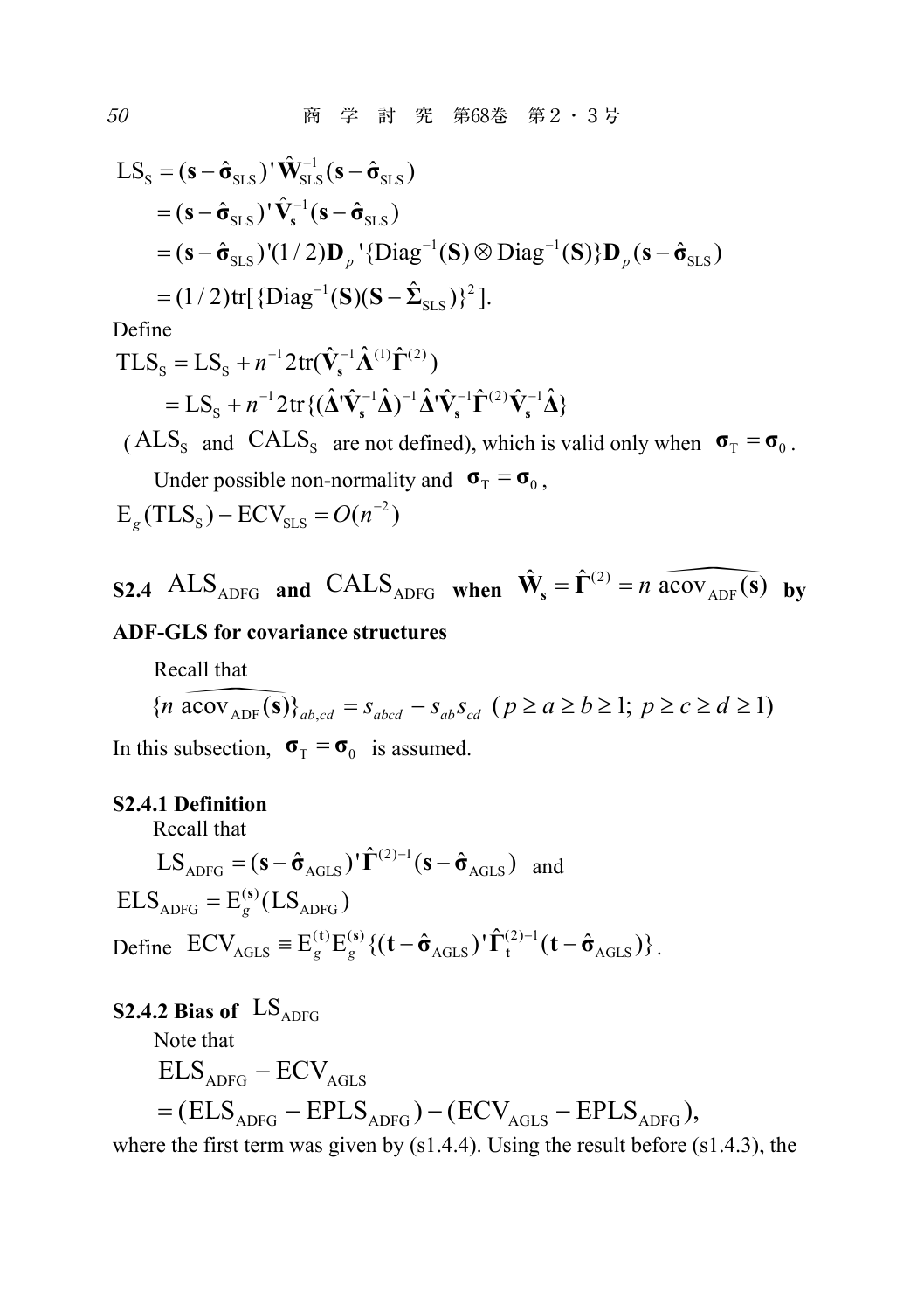$$\begin{aligned}
\mathrm{LS_S} &= (\mathbf{s}-\hat{\boldsymbol{\sigma}}_{\mathrm{SLS}})'\hat{\mathbf{W}}_{\mathrm{SLS}}^{-1}(\mathbf{s}-\hat{\boldsymbol{\sigma}}_{\mathrm{SLS}}) \\
&= (\mathbf{s}-\hat{\boldsymbol{\sigma}}_{\mathrm{SLS}})'\hat{\mathbf{V}}_{\mathbf{s}}^{-1}(\mathbf{s}-\hat{\boldsymbol{\sigma}}_{\mathrm{SLS}}) \\
&= (\mathbf{s}-\hat{\boldsymbol{\sigma}}_{\mathrm{SLS}})'(1/2)\mathbf{D}_p'\{\mathrm{Diag}^{-1}(\mathbf{S})\otimes\mathrm{Diag}^{-1}(\mathbf{S})\}\mathbf{D}_p(\mathbf{s}-\hat{\boldsymbol{\sigma}}_{\mathrm{SLS}}) \\
&= (1/2)\mathrm{tr}[\{\mathrm{Diag}^{-1}(\mathbf{S})(\mathbf{S}-\hat{\boldsymbol{\Sigma}}_{\mathrm{SLS}})\}^2].
\end{aligned}$$

Define

$$\begin{aligned}
\mathrm{TLS_S} &= \mathrm{LS_S} + n^{-1}2\mathrm{tr}(\hat{\mathbf{V}}_{\mathbf{s}}^{-1}\hat{\boldsymbol{\Lambda}}^{(1)}\hat{\boldsymbol{\Gamma}}^{(2)}) \\
&= \mathrm{LS_S} + n^{-1}2\mathrm{tr}\{(\hat{\boldsymbol{\Delta}}'\hat{\mathbf{V}}_{\mathbf{s}}^{-1}\hat{\boldsymbol{\Delta}})^{-1}\hat{\boldsymbol{\Delta}}'\hat{\mathbf{V}}_{\mathbf{s}}^{-1}\hat{\boldsymbol{\Gamma}}^{(2)}\hat{\mathbf{V}}_{\mathbf{s}}^{-1}\hat{\boldsymbol{\Delta}}\}
\end{aligned}$$

($\mathrm{ALS_S}$ and $\mathrm{CALS_S}$ are not defined), which is valid only when $\boldsymbol{\sigma}_{\mathrm{T}} = \boldsymbol{\sigma}_0$.

Under possible non-normality and $\boldsymbol{\sigma}_{\mathrm{T}} = \boldsymbol{\sigma}_0$,

$$\mathrm{E}_g(\mathrm{TLS_S}) - \mathrm{ECV_{SLS}} = O(n^{-2})$$

### S2.4 $\mathrm{ALS_{ADFG}}$ and $\mathrm{CALS_{ADFG}}$ when $\hat{\mathbf{W}}_{\mathbf{s}} = \hat{\boldsymbol{\Gamma}}^{(2)} = n\,\widehat{\mathrm{acov}}_{\mathrm{ADF}}(\mathbf{s})$ by ADF-GLS for covariance structures

Recall that

$$\{n\,\widehat{\mathrm{acov}}_{\mathrm{ADF}}(\mathbf{s})\}_{ab,cd} = s_{abcd} - s_{ab}s_{cd}\ \ (p \ge a \ge b \ge 1;\ p \ge c \ge d \ge 1)$$

In this subsection, $\boldsymbol{\sigma}_{\mathrm{T}} = \boldsymbol{\sigma}_0$ is assumed.

#### S2.4.1 Definition

Recall that

$$\mathrm{LS_{ADFG}} = (\mathbf{s}-\hat{\boldsymbol{\sigma}}_{\mathrm{AGLS}})'\hat{\boldsymbol{\Gamma}}^{(2)-1}(\mathbf{s}-\hat{\boldsymbol{\sigma}}_{\mathrm{AGLS}}) \ \ \text{and}$$

$$\mathrm{ELS_{ADFG}} = \mathrm{E}_g^{(\mathbf{s})}(\mathrm{LS_{ADFG}})$$

Define $\mathrm{ECV_{AGLS}} \equiv \mathrm{E}_g^{(\mathbf{t})}\mathrm{E}_g^{(\mathbf{s})}\{(\mathbf{t}-\hat{\boldsymbol{\sigma}}_{\mathrm{AGLS}})'\hat{\boldsymbol{\Gamma}}_{\mathbf{t}}^{(2)-1}(\mathbf{t}-\hat{\boldsymbol{\sigma}}_{\mathrm{AGLS}})\}$.

#### S2.4.2 Bias of $\mathrm{LS_{ADFG}}$

Note that

$$\begin{aligned}
&\mathrm{ELS_{ADFG}} - \mathrm{ECV_{AGLS}} \\
&= (\mathrm{ELS_{ADFG}} - \mathrm{EPLS_{ADFG}}) - (\mathrm{ECV_{AGLS}} - \mathrm{EPLS_{ADFG}}),
\end{aligned}$$

where the first term was given by (s1.4.4). Using the result before (s1.4.3), the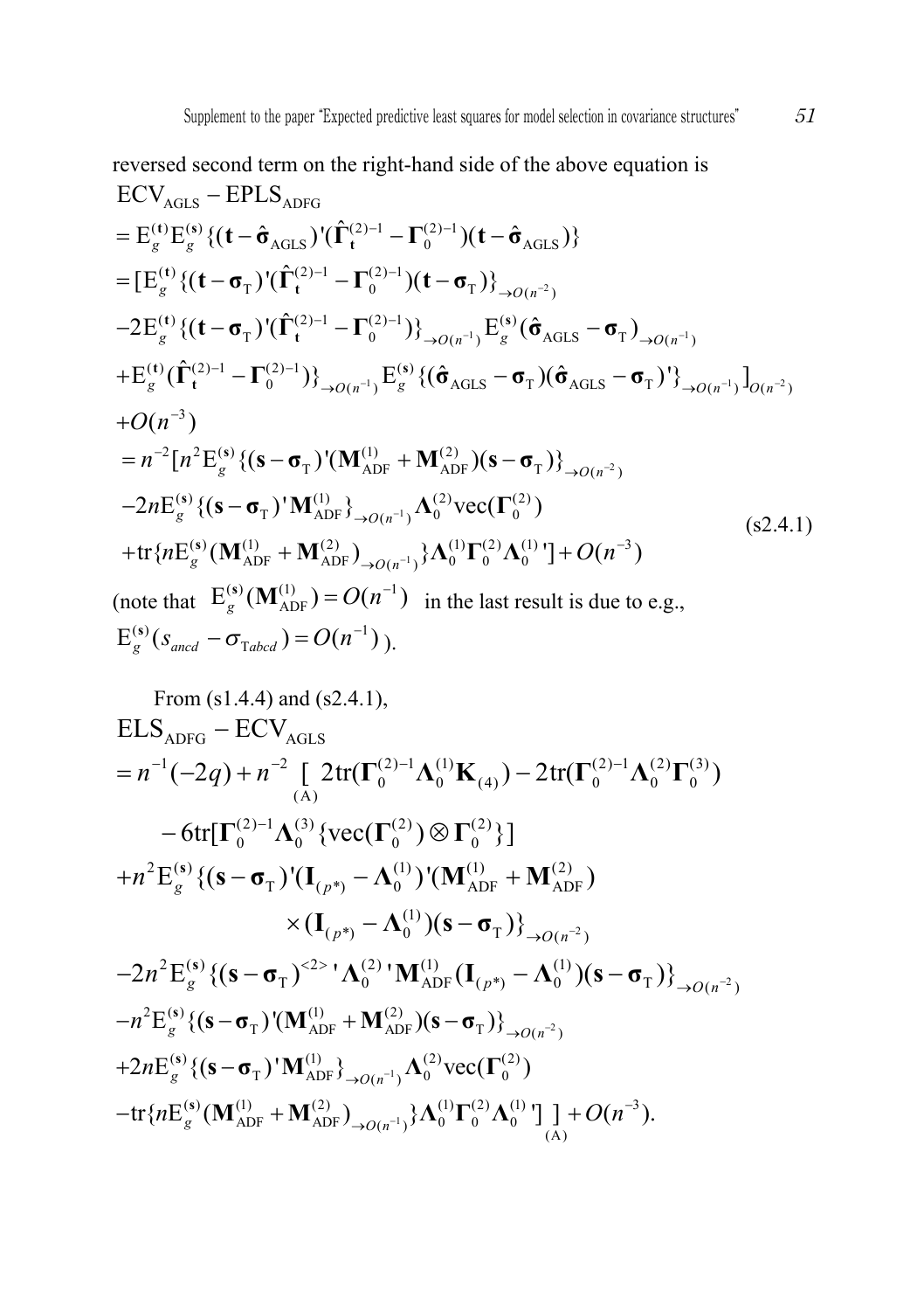reversed second term on the right-hand side of the above equation is

$$
\begin{aligned}
&\mathrm{ECV}_{\mathrm{AGLS}} - \mathrm{EPLS}_{\mathrm{ADFG}} \\
&= \mathrm{E}_g^{(\mathbf{t})}\mathrm{E}_g^{(\mathbf{s})}\{(\mathbf{t}-\hat{\boldsymbol{\sigma}}_{\mathrm{AGLS}})'(\hat{\boldsymbol{\Gamma}}_{\mathbf{t}}^{(2)-1}-\boldsymbol{\Gamma}_0^{(2)-1})(\mathbf{t}-\hat{\boldsymbol{\sigma}}_{\mathrm{AGLS}})\} \\
&= [\mathrm{E}_g^{(\mathbf{t})}\{(\mathbf{t}-\boldsymbol{\sigma}_{\mathrm{T}})'(\hat{\boldsymbol{\Gamma}}_{\mathbf{t}}^{(2)-1}-\boldsymbol{\Gamma}_0^{(2)-1})(\mathbf{t}-\boldsymbol{\sigma}_{\mathrm{T}})\}_{\to O(n^{-2})} \\
&\quad -2\mathrm{E}_g^{(\mathbf{t})}\{(\mathbf{t}-\boldsymbol{\sigma}_{\mathrm{T}})'(\hat{\boldsymbol{\Gamma}}_{\mathbf{t}}^{(2)-1}-\boldsymbol{\Gamma}_0^{(2)-1})\}_{\to O(n^{-1})}\mathrm{E}_g^{(\mathbf{s})}(\hat{\boldsymbol{\sigma}}_{\mathrm{AGLS}}-\boldsymbol{\sigma}_{\mathrm{T}})_{\to O(n^{-1})} \\
&\quad +\mathrm{E}_g^{(\mathbf{t})}(\hat{\boldsymbol{\Gamma}}_{\mathbf{t}}^{(2)-1}-\boldsymbol{\Gamma}_0^{(2)-1})\}_{\to O(n^{-1})}\mathrm{E}_g^{(\mathbf{s})}\{(\hat{\boldsymbol{\sigma}}_{\mathrm{AGLS}}-\boldsymbol{\sigma}_{\mathrm{T}})(\hat{\boldsymbol{\sigma}}_{\mathrm{AGLS}}-\boldsymbol{\sigma}_{\mathrm{T}})'\}_{\to O(n^{-1})}]_{O(n^{-2})} \\
&\quad +O(n^{-3}) \\
&= n^{-2}[n^2\mathrm{E}_g^{(\mathbf{s})}\{(\mathbf{s}-\boldsymbol{\sigma}_{\mathrm{T}})'(\mathbf{M}_{\mathrm{ADF}}^{(1)}+\mathbf{M}_{\mathrm{ADF}}^{(2)})(\mathbf{s}-\boldsymbol{\sigma}_{\mathrm{T}})\}_{\to O(n^{-2})} \\
&\quad -2n\mathrm{E}_g^{(\mathbf{s})}\{(\mathbf{s}-\boldsymbol{\sigma}_{\mathrm{T}})'\mathbf{M}_{\mathrm{ADF}}^{(1)}\}_{\to O(n^{-1})}\boldsymbol{\Lambda}_0^{(2)}\mathrm{vec}(\boldsymbol{\Gamma}_0^{(2)}) \\
&\quad +\mathrm{tr}\{n\mathrm{E}_g^{(\mathbf{s})}(\mathbf{M}_{\mathrm{ADF}}^{(1)}+\mathbf{M}_{\mathrm{ADF}}^{(2)})_{\to O(n^{-1})}\}\boldsymbol{\Lambda}_0^{(1)}\boldsymbol{\Gamma}_0^{(2)}\boldsymbol{\Lambda}_0^{(1)}{}']+O(n^{-3})
\end{aligned} \tag{s2.4.1}
$$

(note that $\mathrm{E}_g^{(\mathbf{s})}(\mathbf{M}_{\mathrm{ADF}}^{(1)})=O(n^{-1})$ in the last result is due to e.g., $\mathrm{E}_g^{(\mathbf{s})}(s_{ancd}-\sigma_{\mathrm{T}abcd})=O(n^{-1})$ ).

From (s1.4.4) and (s2.4.1),

$$
\begin{aligned}
&\mathrm{ELS}_{\mathrm{ADFG}} - \mathrm{ECV}_{\mathrm{AGLS}} \\
&= n^{-1}(-2q)+n^{-2}\underset{(\mathrm{A})}{[}\,2\mathrm{tr}(\boldsymbol{\Gamma}_0^{(2)-1}\boldsymbol{\Lambda}_0^{(1)}\mathbf{K}_{(4)})-2\mathrm{tr}(\boldsymbol{\Gamma}_0^{(2)-1}\boldsymbol{\Lambda}_0^{(2)}\boldsymbol{\Gamma}_0^{(3)}) \\
&\qquad -6\mathrm{tr}[\boldsymbol{\Gamma}_0^{(2)-1}\boldsymbol{\Lambda}_0^{(3)}\{\mathrm{vec}(\boldsymbol{\Gamma}_0^{(2)})\otimes\boldsymbol{\Gamma}_0^{(2)}\}] \\
&\quad +n^2\mathrm{E}_g^{(\mathbf{s})}\{(\mathbf{s}-\boldsymbol{\sigma}_{\mathrm{T}})'(\mathbf{I}_{(p^*)}-\boldsymbol{\Lambda}_0^{(1)})'(\mathbf{M}_{\mathrm{ADF}}^{(1)}+\mathbf{M}_{\mathrm{ADF}}^{(2)}) \\
&\qquad\qquad \times(\mathbf{I}_{(p^*)}-\boldsymbol{\Lambda}_0^{(1)})(\mathbf{s}-\boldsymbol{\sigma}_{\mathrm{T}})\}_{\to O(n^{-2})} \\
&\quad -2n^2\mathrm{E}_g^{(\mathbf{s})}\{(\mathbf{s}-\boldsymbol{\sigma}_{\mathrm{T}})^{<2>}{}'\boldsymbol{\Lambda}_0^{(2)}{}'\mathbf{M}_{\mathrm{ADF}}^{(1)}(\mathbf{I}_{(p^*)}-\boldsymbol{\Lambda}_0^{(1)})(\mathbf{s}-\boldsymbol{\sigma}_{\mathrm{T}})\}_{\to O(n^{-2})} \\
&\quad -n^2\mathrm{E}_g^{(\mathbf{s})}\{(\mathbf{s}-\boldsymbol{\sigma}_{\mathrm{T}})'(\mathbf{M}_{\mathrm{ADF}}^{(1)}+\mathbf{M}_{\mathrm{ADF}}^{(2)})(\mathbf{s}-\boldsymbol{\sigma}_{\mathrm{T}})\}_{\to O(n^{-2})} \\
&\quad +2n\mathrm{E}_g^{(\mathbf{s})}\{(\mathbf{s}-\boldsymbol{\sigma}_{\mathrm{T}})'\mathbf{M}_{\mathrm{ADF}}^{(1)}\}_{\to O(n^{-1})}\boldsymbol{\Lambda}_0^{(2)}\mathrm{vec}(\boldsymbol{\Gamma}_0^{(2)}) \\
&\quad -\mathrm{tr}\{n\mathrm{E}_g^{(\mathbf{s})}(\mathbf{M}_{\mathrm{ADF}}^{(1)}+\mathbf{M}_{\mathrm{ADF}}^{(2)})_{\to O(n^{-1})}\}\boldsymbol{\Lambda}_0^{(1)}\boldsymbol{\Gamma}_0^{(2)}\boldsymbol{\Lambda}_0^{(1)}{}'\,\underset{(\mathrm{A})}{]}+O(n^{-3}).
\end{aligned}
$$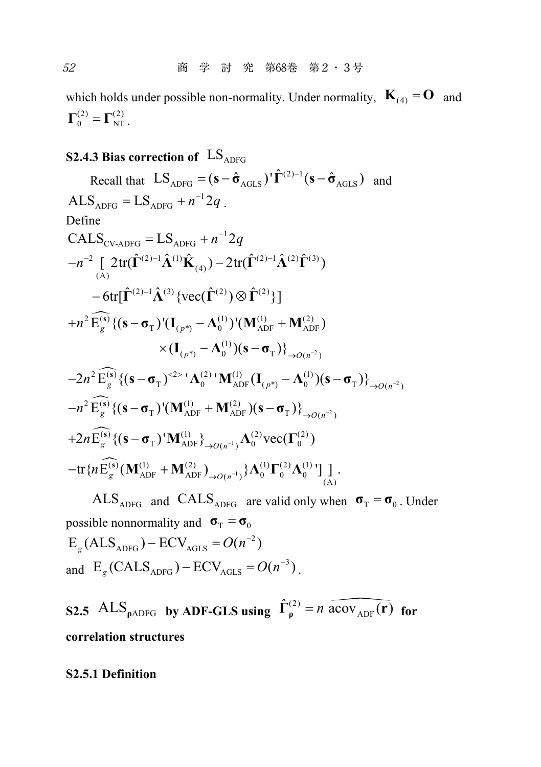which holds under possible non-normality. Under normality, $\mathbf{K}_{(4)} = \mathbf{O}$ and $\mathbf{\Gamma}_0^{(2)} = \mathbf{\Gamma}_{\mathrm{NT}}^{(2)}$.

### S2.4.3 Bias correction of $\mathrm{LS}_{\mathrm{ADFG}}$

Recall that $\mathrm{LS}_{\mathrm{ADFG}} = (\mathbf{s} - \hat{\boldsymbol{\sigma}}_{\mathrm{AGLS}})'\hat{\mathbf{\Gamma}}^{(2)-1}(\mathbf{s} - \hat{\boldsymbol{\sigma}}_{\mathrm{AGLS}})$ and $\mathrm{ALS}_{\mathrm{ADFG}} = \mathrm{LS}_{\mathrm{ADFG}} + n^{-1}2q$.

Define

$$
\begin{aligned}
&\mathrm{CALS}_{\mathrm{CV\text{-}ADFG}} = \mathrm{LS}_{\mathrm{ADFG}} + n^{-1}2q \\
&-n^{-2} \underset{(\mathrm{A})}{[}\, 2\mathrm{tr}(\hat{\mathbf{\Gamma}}^{(2)-1}\hat{\mathbf{\Lambda}}^{(1)}\hat{\mathbf{K}}_{(4)}) - 2\mathrm{tr}(\hat{\mathbf{\Gamma}}^{(2)-1}\hat{\mathbf{\Lambda}}^{(2)}\hat{\mathbf{\Gamma}}^{(3)}) \\
&\qquad - 6\mathrm{tr}[\hat{\mathbf{\Gamma}}^{(2)-1}\hat{\mathbf{\Lambda}}^{(3)}\{\mathrm{vec}(\hat{\mathbf{\Gamma}}^{(2)}) \otimes \hat{\mathbf{\Gamma}}^{(2)}\}] \\
&+n^2 \widehat{\mathrm{E}_g^{(\mathbf{s})}}\{(\mathbf{s} - \boldsymbol{\sigma}_{\mathrm{T}})'(\mathbf{I}_{(p^*)} - \mathbf{\Lambda}_0^{(1)})'(\mathbf{M}_{\mathrm{ADF}}^{(1)} + \mathbf{M}_{\mathrm{ADF}}^{(2)}) \\
&\qquad\qquad \times (\mathbf{I}_{(p^*)} - \mathbf{\Lambda}_0^{(1)})(\mathbf{s} - \boldsymbol{\sigma}_{\mathrm{T}})\}_{\to O(n^{-2})} \\
&-2n^2 \widehat{\mathrm{E}_g^{(\mathbf{s})}}\{(\mathbf{s} - \boldsymbol{\sigma}_{\mathrm{T}})^{<2>}{}'\mathbf{\Lambda}_0^{(2)}{}'\mathbf{M}_{\mathrm{ADF}}^{(1)}(\mathbf{I}_{(p^*)} - \mathbf{\Lambda}_0^{(1)})(\mathbf{s} - \boldsymbol{\sigma}_{\mathrm{T}})\}_{\to O(n^{-2})} \\
&-n^2 \widehat{\mathrm{E}_g^{(\mathbf{s})}}\{(\mathbf{s} - \boldsymbol{\sigma}_{\mathrm{T}})'(\mathbf{M}_{\mathrm{ADF}}^{(1)} + \mathbf{M}_{\mathrm{ADF}}^{(2)})(\mathbf{s} - \boldsymbol{\sigma}_{\mathrm{T}})\}_{\to O(n^{-2})} \\
&+2n \widehat{\mathrm{E}_g^{(\mathbf{s})}}\{(\mathbf{s} - \boldsymbol{\sigma}_{\mathrm{T}})'\mathbf{M}_{\mathrm{ADF}}^{(1)}\}_{\to O(n^{-1})}\mathbf{\Lambda}_0^{(2)}\mathrm{vec}(\mathbf{\Gamma}_0^{(2)}) \\
&-\mathrm{tr}\{n\widehat{\mathrm{E}_g^{(\mathbf{s})}}(\mathbf{M}_{\mathrm{ADF}}^{(1)} + \mathbf{M}_{\mathrm{ADF}}^{(2)})_{\to O(n^{-1})}\}\mathbf{\Lambda}_0^{(1)}\mathbf{\Gamma}_0^{(2)}\mathbf{\Lambda}_0^{(1)}{}'] \underset{(\mathrm{A})}{]}.
\end{aligned}
$$

$\mathrm{ALS}_{\mathrm{ADFG}}$ and $\mathrm{CALS}_{\mathrm{ADFG}}$ are valid only when $\boldsymbol{\sigma}_{\mathrm{T}} = \boldsymbol{\sigma}_0$. Under possible nonnormality and $\boldsymbol{\sigma}_{\mathrm{T}} = \boldsymbol{\sigma}_0$

$\mathrm{E}_g(\mathrm{ALS}_{\mathrm{ADFG}}) - \mathrm{ECV}_{\mathrm{AGLS}} = O(n^{-2})$

and $\mathrm{E}_g(\mathrm{CALS}_{\mathrm{ADFG}}) - \mathrm{ECV}_{\mathrm{AGLS}} = O(n^{-3})$.

## S2.5 $\mathrm{ALS}_{\boldsymbol{\rho}\mathrm{ADFG}}$ by ADF-GLS using $\hat{\mathbf{\Gamma}}_{\boldsymbol{\rho}}^{(2)} = n\,\widehat{\mathrm{acov}_{\mathrm{ADF}}(\mathbf{r})}$ for correlation structures

### S2.5.1 Definition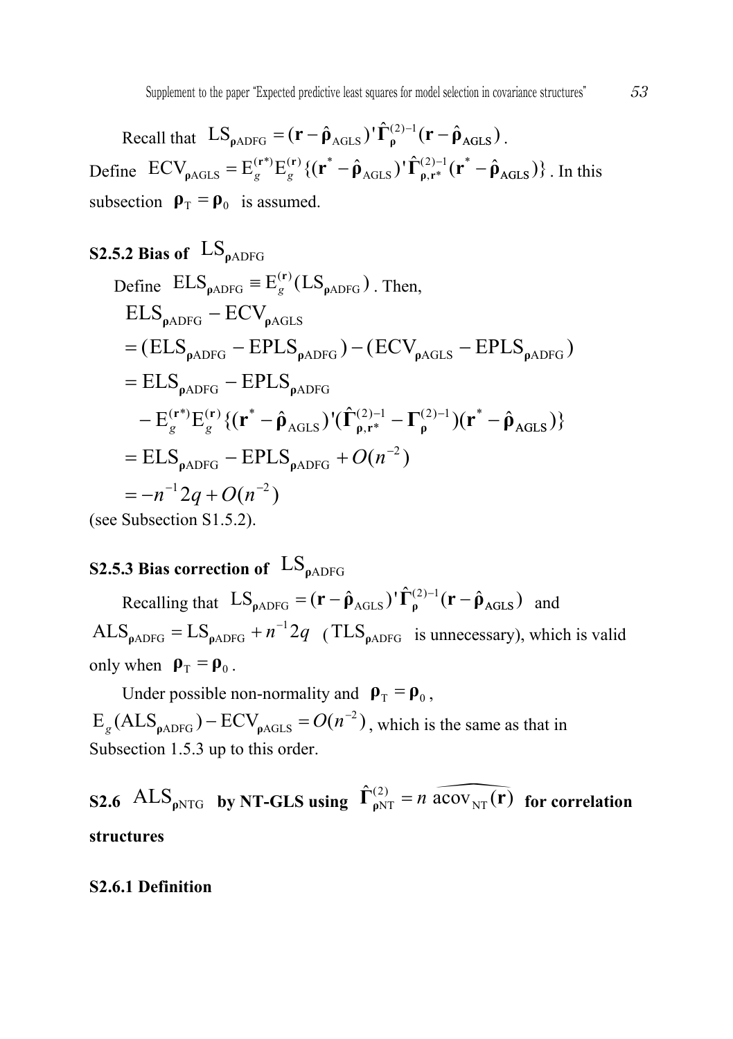Recall that $\mathrm{LS}_{\boldsymbol{\rho}\mathrm{ADFG}} = (\mathbf{r} - \hat{\boldsymbol{\rho}}_{\mathrm{AGLS}})'\hat{\boldsymbol{\Gamma}}_{\boldsymbol{\rho}}^{(2)-1}(\mathbf{r} - \hat{\boldsymbol{\rho}}_{\mathbf{AGLS}})$.

Define $\mathrm{ECV}_{\boldsymbol{\rho}\mathrm{AGLS}} = \mathrm{E}_g^{(\mathbf{r}^*)}\mathrm{E}_g^{(\mathbf{r})}\{(\mathbf{r}^* - \hat{\boldsymbol{\rho}}_{\mathrm{AGLS}})'\hat{\boldsymbol{\Gamma}}_{\boldsymbol{\rho},\mathbf{r}^*}^{(2)-1}(\mathbf{r}^* - \hat{\boldsymbol{\rho}}_{\mathbf{AGLS}})\}$. In this subsection $\boldsymbol{\rho}_{\mathrm{T}} = \boldsymbol{\rho}_0$ is assumed.

**S2.5.2 Bias of $\mathrm{LS}_{\boldsymbol{\rho}\mathrm{ADFG}}$**

Define $\mathrm{ELS}_{\boldsymbol{\rho}\mathrm{ADFG}} \equiv \mathrm{E}_g^{(\mathbf{r})}(\mathrm{LS}_{\boldsymbol{\rho}\mathrm{ADFG}})$. Then,

$$
\begin{aligned}
&\mathrm{ELS}_{\boldsymbol{\rho}\mathrm{ADFG}} - \mathrm{ECV}_{\boldsymbol{\rho}\mathrm{AGLS}} \\
&= (\mathrm{ELS}_{\boldsymbol{\rho}\mathrm{ADFG}} - \mathrm{EPLS}_{\boldsymbol{\rho}\mathrm{ADFG}}) - (\mathrm{ECV}_{\boldsymbol{\rho}\mathrm{AGLS}} - \mathrm{EPLS}_{\boldsymbol{\rho}\mathrm{ADFG}}) \\
&= \mathrm{ELS}_{\boldsymbol{\rho}\mathrm{ADFG}} - \mathrm{EPLS}_{\boldsymbol{\rho}\mathrm{ADFG}} \\
&\quad - \mathrm{E}_g^{(\mathbf{r}^*)}\mathrm{E}_g^{(\mathbf{r})}\{(\mathbf{r}^* - \hat{\boldsymbol{\rho}}_{\mathrm{AGLS}})'(\hat{\boldsymbol{\Gamma}}_{\boldsymbol{\rho},\mathbf{r}^*}^{(2)-1} - \boldsymbol{\Gamma}_{\boldsymbol{\rho}}^{(2)-1})(\mathbf{r}^* - \hat{\boldsymbol{\rho}}_{\mathbf{AGLS}})\} \\
&= \mathrm{ELS}_{\boldsymbol{\rho}\mathrm{ADFG}} - \mathrm{EPLS}_{\boldsymbol{\rho}\mathrm{ADFG}} + O(n^{-2}) \\
&= -n^{-1}2q + O(n^{-2})
\end{aligned}
$$

(see Subsection S1.5.2).

**S2.5.3 Bias correction of $\mathrm{LS}_{\boldsymbol{\rho}\mathrm{ADFG}}$**

Recalling that $\mathrm{LS}_{\boldsymbol{\rho}\mathrm{ADFG}} = (\mathbf{r} - \hat{\boldsymbol{\rho}}_{\mathrm{AGLS}})'\hat{\boldsymbol{\Gamma}}_{\boldsymbol{\rho}}^{(2)-1}(\mathbf{r} - \hat{\boldsymbol{\rho}}_{\mathbf{AGLS}})$ and $\mathrm{ALS}_{\boldsymbol{\rho}\mathrm{ADFG}} = \mathrm{LS}_{\boldsymbol{\rho}\mathrm{ADFG}} + n^{-1}2q$ ($\mathrm{TLS}_{\boldsymbol{\rho}\mathrm{ADFG}}$ is unnecessary), which is valid only when $\boldsymbol{\rho}_{\mathrm{T}} = \boldsymbol{\rho}_0$.

Under possible non-normality and $\boldsymbol{\rho}_{\mathrm{T}} = \boldsymbol{\rho}_0$, $\mathrm{E}_g(\mathrm{ALS}_{\boldsymbol{\rho}\mathrm{ADFG}}) - \mathrm{ECV}_{\boldsymbol{\rho}\mathrm{AGLS}} = O(n^{-2})$, which is the same as that in Subsection 1.5.3 up to this order.

**S2.6 $\mathrm{ALS}_{\boldsymbol{\rho}\mathrm{NTG}}$ by NT-GLS using $\hat{\boldsymbol{\Gamma}}_{\boldsymbol{\rho}\mathrm{NT}}^{(2)} = n\,\widehat{\mathrm{acov}_{\mathrm{NT}}(\mathbf{r})}$ for correlation structures**

**S2.6.1 Definition**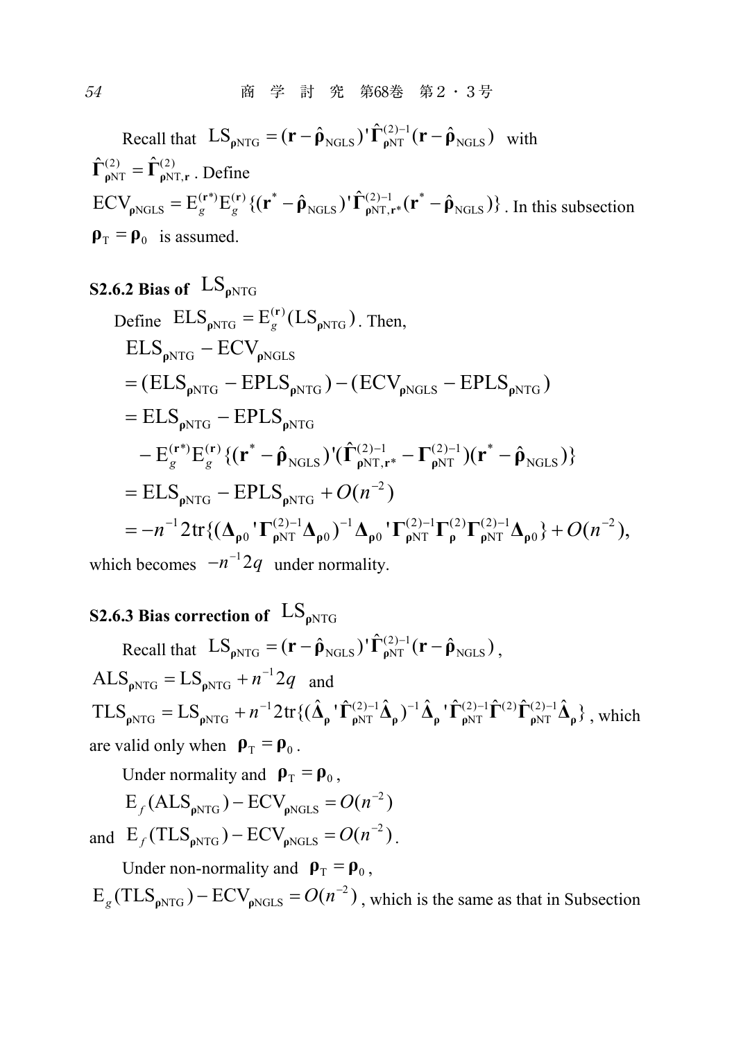Recall that $\mathrm{LS}_{\boldsymbol{\rho}\mathrm{NTG}} = (\mathbf{r} - \hat{\boldsymbol{\rho}}_{\mathrm{NGLS}})'\hat{\boldsymbol{\Gamma}}_{\boldsymbol{\rho}\mathrm{NT}}^{(2)-1}(\mathbf{r} - \hat{\boldsymbol{\rho}}_{\mathrm{NGLS}})$ with $\hat{\boldsymbol{\Gamma}}_{\boldsymbol{\rho}\mathrm{NT}}^{(2)} = \hat{\boldsymbol{\Gamma}}_{\boldsymbol{\rho}\mathrm{NT},\mathbf{r}}^{(2)}$. Define $\mathrm{ECV}_{\boldsymbol{\rho}\mathrm{NGLS}} = \mathrm{E}_g^{(\mathbf{r}^*)}\mathrm{E}_g^{(\mathbf{r})}\{(\mathbf{r}^* - \hat{\boldsymbol{\rho}}_{\mathrm{NGLS}})'\hat{\boldsymbol{\Gamma}}_{\boldsymbol{\rho}\mathrm{NT},\mathbf{r}^*}^{(2)-1}(\mathbf{r}^* - \hat{\boldsymbol{\rho}}_{\mathrm{NGLS}})\}$. In this subsection $\boldsymbol{\rho}_{\mathrm{T}} = \boldsymbol{\rho}_0$ is assumed.

### S2.6.2 Bias of $\mathrm{LS}_{\boldsymbol{\rho}\mathrm{NTG}}$

Define $\mathrm{ELS}_{\boldsymbol{\rho}\mathrm{NTG}} = \mathrm{E}_g^{(\mathbf{r})}(\mathrm{LS}_{\boldsymbol{\rho}\mathrm{NTG}})$. Then,

$$
\begin{aligned}
&\mathrm{ELS}_{\boldsymbol{\rho}\mathrm{NTG}} - \mathrm{ECV}_{\boldsymbol{\rho}\mathrm{NGLS}} \\
&= (\mathrm{ELS}_{\boldsymbol{\rho}\mathrm{NTG}} - \mathrm{EPLS}_{\boldsymbol{\rho}\mathrm{NTG}}) - (\mathrm{ECV}_{\boldsymbol{\rho}\mathrm{NGLS}} - \mathrm{EPLS}_{\boldsymbol{\rho}\mathrm{NTG}}) \\
&= \mathrm{ELS}_{\boldsymbol{\rho}\mathrm{NTG}} - \mathrm{EPLS}_{\boldsymbol{\rho}\mathrm{NTG}} \\
&\quad - \mathrm{E}_g^{(\mathbf{r}^*)}\mathrm{E}_g^{(\mathbf{r})}\{(\mathbf{r}^* - \hat{\boldsymbol{\rho}}_{\mathrm{NGLS}})'(\hat{\boldsymbol{\Gamma}}_{\boldsymbol{\rho}\mathrm{NT},\mathbf{r}^*}^{(2)-1} - \boldsymbol{\Gamma}_{\boldsymbol{\rho}\mathrm{NT}}^{(2)-1})(\mathbf{r}^* - \hat{\boldsymbol{\rho}}_{\mathrm{NGLS}})\} \\
&= \mathrm{ELS}_{\boldsymbol{\rho}\mathrm{NTG}} - \mathrm{EPLS}_{\boldsymbol{\rho}\mathrm{NTG}} + O(n^{-2}) \\
&= -n^{-1}2\mathrm{tr}\{(\boldsymbol{\Delta}_{\boldsymbol{\rho}0}'\boldsymbol{\Gamma}_{\boldsymbol{\rho}\mathrm{NT}}^{(2)-1}\boldsymbol{\Delta}_{\boldsymbol{\rho}0})^{-1}\boldsymbol{\Delta}_{\boldsymbol{\rho}0}'\boldsymbol{\Gamma}_{\boldsymbol{\rho}\mathrm{NT}}^{(2)-1}\boldsymbol{\Gamma}_{\boldsymbol{\rho}}^{(2)}\boldsymbol{\Gamma}_{\boldsymbol{\rho}\mathrm{NT}}^{(2)-1}\boldsymbol{\Delta}_{\boldsymbol{\rho}0}\} + O(n^{-2}),
\end{aligned}
$$

which becomes $-n^{-1}2q$ under normality.

### S2.6.3 Bias correction of $\mathrm{LS}_{\boldsymbol{\rho}\mathrm{NTG}}$

Recall that $\mathrm{LS}_{\boldsymbol{\rho}\mathrm{NTG}} = (\mathbf{r} - \hat{\boldsymbol{\rho}}_{\mathrm{NGLS}})'\hat{\boldsymbol{\Gamma}}_{\boldsymbol{\rho}\mathrm{NT}}^{(2)-1}(\mathbf{r} - \hat{\boldsymbol{\rho}}_{\mathrm{NGLS}})$, $\mathrm{ALS}_{\boldsymbol{\rho}\mathrm{NTG}} = \mathrm{LS}_{\boldsymbol{\rho}\mathrm{NTG}} + n^{-1}2q$ and $\mathrm{TLS}_{\boldsymbol{\rho}\mathrm{NTG}} = \mathrm{LS}_{\boldsymbol{\rho}\mathrm{NTG}} + n^{-1}2\mathrm{tr}\{(\hat{\boldsymbol{\Delta}}_{\boldsymbol{\rho}}'\hat{\boldsymbol{\Gamma}}_{\boldsymbol{\rho}\mathrm{NT}}^{(2)-1}\hat{\boldsymbol{\Delta}}_{\boldsymbol{\rho}})^{-1}\hat{\boldsymbol{\Delta}}_{\boldsymbol{\rho}}'\hat{\boldsymbol{\Gamma}}_{\boldsymbol{\rho}\mathrm{NT}}^{(2)-1}\hat{\boldsymbol{\Gamma}}^{(2)}\hat{\boldsymbol{\Gamma}}_{\boldsymbol{\rho}\mathrm{NT}}^{(2)-1}\hat{\boldsymbol{\Delta}}_{\boldsymbol{\rho}}\}$, which are valid only when $\boldsymbol{\rho}_{\mathrm{T}} = \boldsymbol{\rho}_0$.

Under normality and $\boldsymbol{\rho}_{\mathrm{T}} = \boldsymbol{\rho}_0$,

$$\mathrm{E}_f(\mathrm{ALS}_{\boldsymbol{\rho}\mathrm{NTG}}) - \mathrm{ECV}_{\boldsymbol{\rho}\mathrm{NGLS}} = O(n^{-2})$$

and $\mathrm{E}_f(\mathrm{TLS}_{\boldsymbol{\rho}\mathrm{NTG}}) - \mathrm{ECV}_{\boldsymbol{\rho}\mathrm{NGLS}} = O(n^{-2})$.

Under non-normality and $\boldsymbol{\rho}_{\mathrm{T}} = \boldsymbol{\rho}_0$,

$\mathrm{E}_g(\mathrm{TLS}_{\boldsymbol{\rho}\mathrm{NTG}}) - \mathrm{ECV}_{\boldsymbol{\rho}\mathrm{NGLS}} = O(n^{-2})$, which is the same as that in Subsection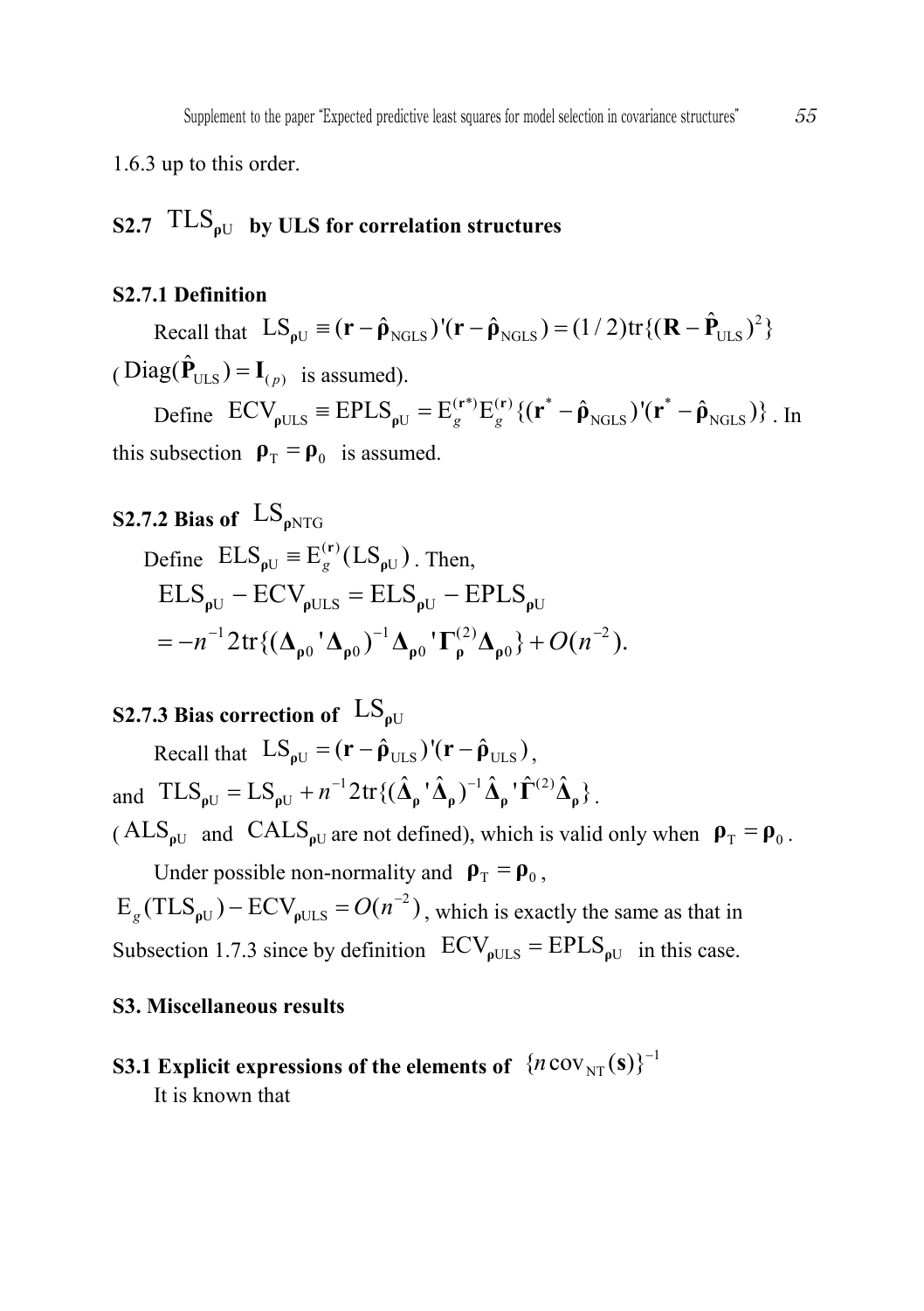1.6.3 up to this order.

## S2.7 $\mathrm{TLS}_{\boldsymbol{\rho}\mathrm{U}}$ by ULS for correlation structures

### S2.7.1 Definition

Recall that $\mathrm{LS}_{\boldsymbol{\rho}\mathrm{U}} \equiv (\mathbf{r} - \hat{\boldsymbol{\rho}}_{\mathrm{NGLS}})'(\mathbf{r} - \hat{\boldsymbol{\rho}}_{\mathrm{NGLS}}) = (1/2)\mathrm{tr}\{(\mathbf{R} - \hat{\mathbf{P}}_{\mathrm{ULS}})^2\}$ ( $\mathrm{Diag}(\hat{\mathbf{P}}_{\mathrm{ULS}}) = \mathbf{I}_{(p)}$ is assumed).

Define $\mathrm{ECV}_{\boldsymbol{\rho}\mathrm{ULS}} \equiv \mathrm{EPLS}_{\boldsymbol{\rho}\mathrm{U}} = \mathrm{E}_g^{(\mathbf{r}^*)}\mathrm{E}_g^{(\mathbf{r})}\{(\mathbf{r}^* - \hat{\boldsymbol{\rho}}_{\mathrm{NGLS}})'(\mathbf{r}^* - \hat{\boldsymbol{\rho}}_{\mathrm{NGLS}})\}$. In this subsection $\boldsymbol{\rho}_{\mathrm{T}} = \boldsymbol{\rho}_0$ is assumed.

### S2.7.2 Bias of $\mathrm{LS}_{\boldsymbol{\rho}\mathrm{NTG}}$

Define $\mathrm{ELS}_{\boldsymbol{\rho}\mathrm{U}} \equiv \mathrm{E}_g^{(\mathbf{r})}(\mathrm{LS}_{\boldsymbol{\rho}\mathrm{U}})$. Then,

$$
\begin{aligned}
&\mathrm{ELS}_{\boldsymbol{\rho}\mathrm{U}} - \mathrm{ECV}_{\boldsymbol{\rho}\mathrm{ULS}} = \mathrm{ELS}_{\boldsymbol{\rho}\mathrm{U}} - \mathrm{EPLS}_{\boldsymbol{\rho}\mathrm{U}} \\
&= -n^{-1}2\mathrm{tr}\{(\boldsymbol{\Delta}_{\boldsymbol{\rho}0}{}'\boldsymbol{\Delta}_{\boldsymbol{\rho}0})^{-1}\boldsymbol{\Delta}_{\boldsymbol{\rho}0}{}'\boldsymbol{\Gamma}_{\boldsymbol{\rho}}^{(2)}\boldsymbol{\Delta}_{\boldsymbol{\rho}0}\} + O(n^{-2}).
\end{aligned}
$$

### S2.7.3 Bias correction of $\mathrm{LS}_{\boldsymbol{\rho}\mathrm{U}}$

Recall that $\mathrm{LS}_{\boldsymbol{\rho}\mathrm{U}} = (\mathbf{r} - \hat{\boldsymbol{\rho}}_{\mathrm{ULS}})'(\mathbf{r} - \hat{\boldsymbol{\rho}}_{\mathrm{ULS}})$,

and $\mathrm{TLS}_{\boldsymbol{\rho}\mathrm{U}} = \mathrm{LS}_{\boldsymbol{\rho}\mathrm{U}} + n^{-1}2\mathrm{tr}\{(\hat{\boldsymbol{\Delta}}_{\boldsymbol{\rho}}{}'\hat{\boldsymbol{\Delta}}_{\boldsymbol{\rho}})^{-1}\hat{\boldsymbol{\Delta}}_{\boldsymbol{\rho}}{}'\hat{\boldsymbol{\Gamma}}^{(2)}\hat{\boldsymbol{\Delta}}_{\boldsymbol{\rho}}\}$.

( $\mathrm{ALS}_{\boldsymbol{\rho}\mathrm{U}}$ and $\mathrm{CALS}_{\boldsymbol{\rho}\mathrm{U}}$ are not defined), which is valid only when $\boldsymbol{\rho}_{\mathrm{T}} = \boldsymbol{\rho}_0$.

Under possible non-normality and $\boldsymbol{\rho}_{\mathrm{T}} = \boldsymbol{\rho}_0$,

$\mathrm{E}_g(\mathrm{TLS}_{\boldsymbol{\rho}\mathrm{U}}) - \mathrm{ECV}_{\boldsymbol{\rho}\mathrm{ULS}} = O(n^{-2})$, which is exactly the same as that in Subsection 1.7.3 since by definition $\mathrm{ECV}_{\boldsymbol{\rho}\mathrm{ULS}} = \mathrm{EPLS}_{\boldsymbol{\rho}\mathrm{U}}$ in this case.

## S3. Miscellaneous results

### S3.1 Explicit expressions of the elements of $\{n\,\mathrm{cov}_{\mathrm{NT}}(\mathbf{s})\}^{-1}$

It is known that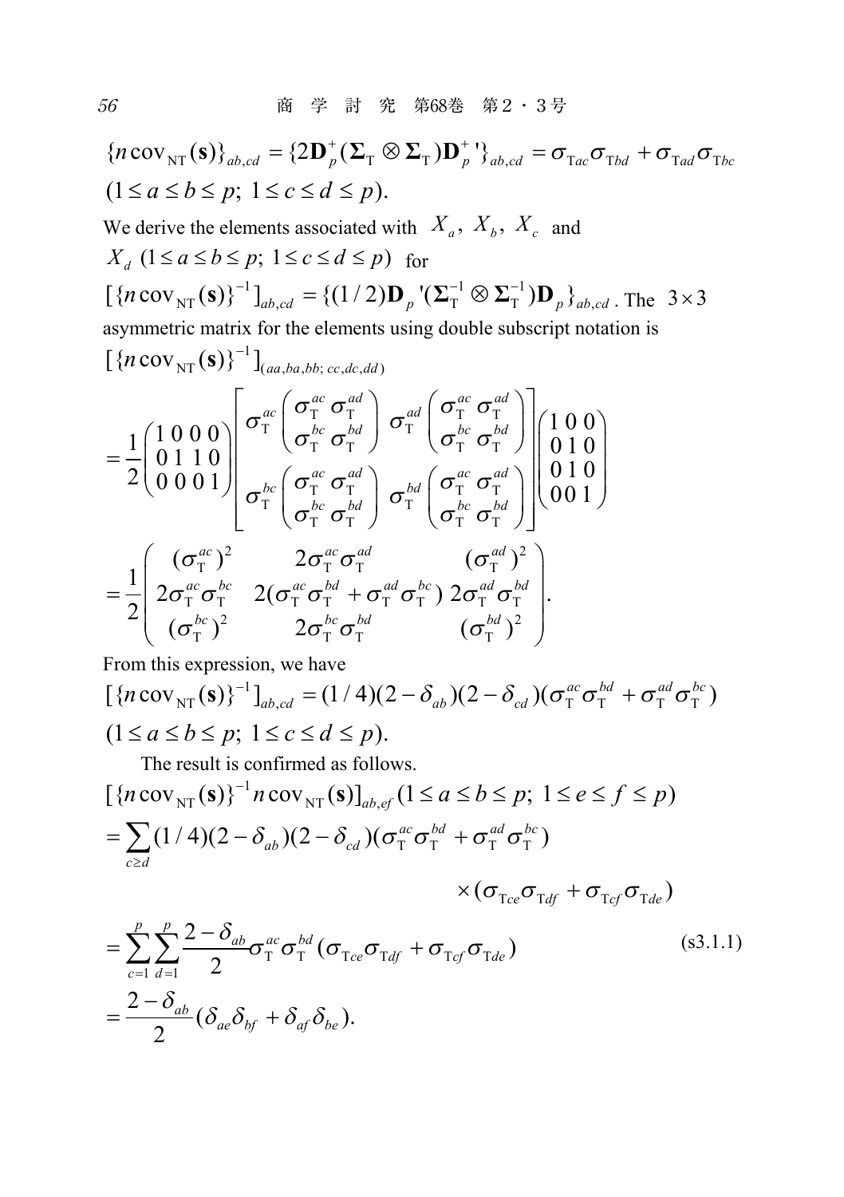$$\{n\,\mathrm{cov}_{\mathrm{NT}}(\mathbf{s})\}_{ab,cd} = \{2\mathbf{D}_p^+(\mathbf{\Sigma}_{\mathrm{T}} \otimes \mathbf{\Sigma}_{\mathrm{T}})\mathbf{D}_p^{+}{}'\}_{ab,cd} = \sigma_{\mathrm{T}ac}\sigma_{\mathrm{T}bd} + \sigma_{\mathrm{T}ad}\sigma_{\mathrm{T}bc}$$

$$(1 \le a \le b \le p;\ 1 \le c \le d \le p).$$

We derive the elements associated with $X_a,\ X_b,\ X_c$ and $X_d$ $(1 \le a \le b \le p;\ 1 \le c \le d \le p)$ for $[\{n\,\mathrm{cov}_{\mathrm{NT}}(\mathbf{s})\}^{-1}]_{ab,cd} = \{(1/2)\mathbf{D}_p{}'(\mathbf{\Sigma}_{\mathrm{T}}^{-1} \otimes \mathbf{\Sigma}_{\mathrm{T}}^{-1})\mathbf{D}_p\}_{ab,cd}$. The $3 \times 3$ asymmetric matrix for the elements using double subscript notation is

$$[\{n\,\mathrm{cov}_{\mathrm{NT}}(\mathbf{s})\}^{-1}]_{(aa,ba,bb;\,cc,dc,dd)}$$

$$= \frac{1}{2}\begin{pmatrix} 1\,0\,0\,0 \\ 0\,1\,1\,0 \\ 0\,0\,0\,1 \end{pmatrix} \begin{bmatrix} \sigma_{\mathrm{T}}^{ac}\begin{pmatrix} \sigma_{\mathrm{T}}^{ac} & \sigma_{\mathrm{T}}^{ad} \\ \sigma_{\mathrm{T}}^{bc} & \sigma_{\mathrm{T}}^{bd} \end{pmatrix} & \sigma_{\mathrm{T}}^{ad}\begin{pmatrix} \sigma_{\mathrm{T}}^{ac} & \sigma_{\mathrm{T}}^{ad} \\ \sigma_{\mathrm{T}}^{bc} & \sigma_{\mathrm{T}}^{bd} \end{pmatrix} \\ \sigma_{\mathrm{T}}^{bc}\begin{pmatrix} \sigma_{\mathrm{T}}^{ac} & \sigma_{\mathrm{T}}^{ad} \\ \sigma_{\mathrm{T}}^{bc} & \sigma_{\mathrm{T}}^{bd} \end{pmatrix} & \sigma_{\mathrm{T}}^{bd}\begin{pmatrix} \sigma_{\mathrm{T}}^{ac} & \sigma_{\mathrm{T}}^{ad} \\ \sigma_{\mathrm{T}}^{bc} & \sigma_{\mathrm{T}}^{bd} \end{pmatrix} \end{bmatrix} \begin{pmatrix} 1\,0\,0 \\ 0\,1\,0 \\ 0\,1\,0 \\ 0\,0\,1 \end{pmatrix}$$

$$= \frac{1}{2}\begin{pmatrix} (\sigma_{\mathrm{T}}^{ac})^2 & 2\sigma_{\mathrm{T}}^{ac}\sigma_{\mathrm{T}}^{ad} & (\sigma_{\mathrm{T}}^{ad})^2 \\ 2\sigma_{\mathrm{T}}^{ac}\sigma_{\mathrm{T}}^{bc} & 2(\sigma_{\mathrm{T}}^{ac}\sigma_{\mathrm{T}}^{bd} + \sigma_{\mathrm{T}}^{ad}\sigma_{\mathrm{T}}^{bc}) & 2\sigma_{\mathrm{T}}^{ad}\sigma_{\mathrm{T}}^{bd} \\ (\sigma_{\mathrm{T}}^{bc})^2 & 2\sigma_{\mathrm{T}}^{bc}\sigma_{\mathrm{T}}^{bd} & (\sigma_{\mathrm{T}}^{bd})^2 \end{pmatrix}.$$

From this expression, we have

$$[\{n\,\mathrm{cov}_{\mathrm{NT}}(\mathbf{s})\}^{-1}]_{ab,cd} = (1/4)(2-\delta_{ab})(2-\delta_{cd})(\sigma_{\mathrm{T}}^{ac}\sigma_{\mathrm{T}}^{bd} + \sigma_{\mathrm{T}}^{ad}\sigma_{\mathrm{T}}^{bc})$$

$$(1 \le a \le b \le p;\ 1 \le c \le d \le p).$$

The result is confirmed as follows.

$$[\{n\,\mathrm{cov}_{\mathrm{NT}}(\mathbf{s})\}^{-1} n\,\mathrm{cov}_{\mathrm{NT}}(\mathbf{s})]_{ab,ef}\,(1 \le a \le b \le p;\ 1 \le e \le f \le p)$$

$$= \sum_{c \ge d}(1/4)(2-\delta_{ab})(2-\delta_{cd})(\sigma_{\mathrm{T}}^{ac}\sigma_{\mathrm{T}}^{bd} + \sigma_{\mathrm{T}}^{ad}\sigma_{\mathrm{T}}^{bc}) \times (\sigma_{\mathrm{T}ce}\sigma_{\mathrm{T}df} + \sigma_{\mathrm{T}cf}\sigma_{\mathrm{T}de})$$

$$= \sum_{c=1}^{p}\sum_{d=1}^{p}\frac{2-\delta_{ab}}{2}\sigma_{\mathrm{T}}^{ac}\sigma_{\mathrm{T}}^{bd}(\sigma_{\mathrm{T}ce}\sigma_{\mathrm{T}df} + \sigma_{\mathrm{T}cf}\sigma_{\mathrm{T}de}) \tag{s3.1.1}$$

$$= \frac{2-\delta_{ab}}{2}(\delta_{ae}\delta_{bf} + \delta_{af}\delta_{be}).$$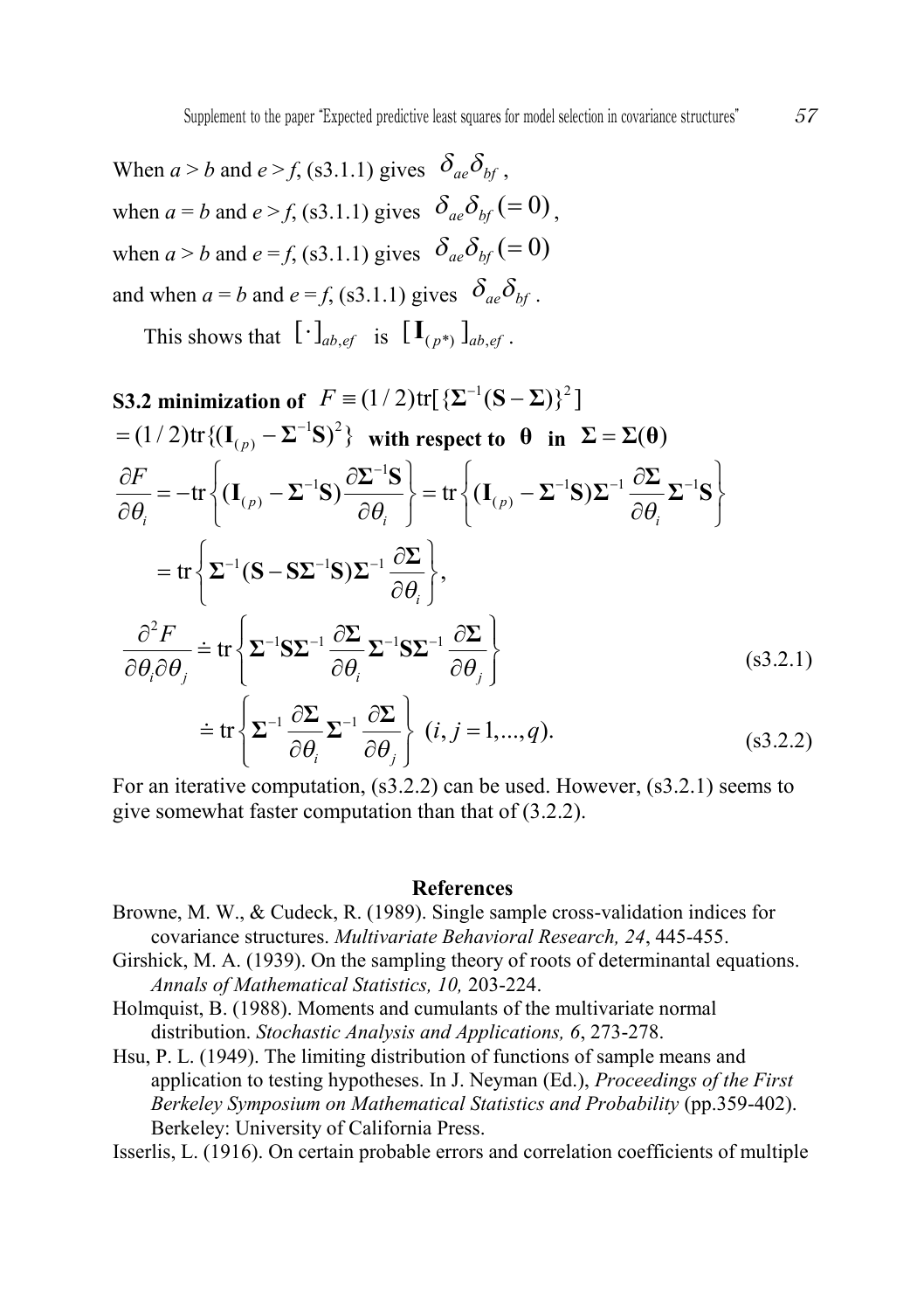When $a > b$ and $e > f$, (s3.1.1) gives $\delta_{ae}\delta_{bf}$,
when $a = b$ and $e > f$, (s3.1.1) gives $\delta_{ae}\delta_{bf}\,(=0)$,
when $a > b$ and $e = f$, (s3.1.1) gives $\delta_{ae}\delta_{bf}\,(=0)$
and when $a = b$ and $e = f$, (s3.1.1) gives $\delta_{ae}\delta_{bf}$.

This shows that $[\,\cdot\,]_{ab,ef}$ is $[\,\mathbf{I}_{(p^*)}\,]_{ab,ef}$.

**S3.2 minimization of $F \equiv (1/2)\mathrm{tr}[\{\boldsymbol{\Sigma}^{-1}(\mathbf{S}-\boldsymbol{\Sigma})\}^2]$ $= (1/2)\mathrm{tr}\{(\mathbf{I}_{(p)} - \boldsymbol{\Sigma}^{-1}\mathbf{S})^2\}$ with respect to $\boldsymbol{\theta}$ in $\boldsymbol{\Sigma} = \boldsymbol{\Sigma}(\boldsymbol{\theta})$**

$$
\frac{\partial F}{\partial \theta_i} = -\mathrm{tr}\left\{(\mathbf{I}_{(p)} - \boldsymbol{\Sigma}^{-1}\mathbf{S})\frac{\partial \boldsymbol{\Sigma}^{-1}\mathbf{S}}{\partial \theta_i}\right\} = \mathrm{tr}\left\{(\mathbf{I}_{(p)} - \boldsymbol{\Sigma}^{-1}\mathbf{S})\boldsymbol{\Sigma}^{-1}\frac{\partial \boldsymbol{\Sigma}}{\partial \theta_i}\boldsymbol{\Sigma}^{-1}\mathbf{S}\right\}
$$

$$
= \mathrm{tr}\left\{\boldsymbol{\Sigma}^{-1}(\mathbf{S} - \mathbf{S}\boldsymbol{\Sigma}^{-1}\mathbf{S})\boldsymbol{\Sigma}^{-1}\frac{\partial \boldsymbol{\Sigma}}{\partial \theta_i}\right\},
$$

$$
\frac{\partial^2 F}{\partial \theta_i \partial \theta_j} \doteq \mathrm{tr}\left\{\boldsymbol{\Sigma}^{-1}\mathbf{S}\boldsymbol{\Sigma}^{-1}\frac{\partial \boldsymbol{\Sigma}}{\partial \theta_i}\boldsymbol{\Sigma}^{-1}\mathbf{S}\boldsymbol{\Sigma}^{-1}\frac{\partial \boldsymbol{\Sigma}}{\partial \theta_j}\right\} \tag{s3.2.1}
$$

$$
\doteq \mathrm{tr}\left\{\boldsymbol{\Sigma}^{-1}\frac{\partial \boldsymbol{\Sigma}}{\partial \theta_i}\boldsymbol{\Sigma}^{-1}\frac{\partial \boldsymbol{\Sigma}}{\partial \theta_j}\right\} \;\; (i, j = 1, ..., q). \tag{s3.2.2}
$$

For an iterative computation, (s3.2.2) can be used. However, (s3.2.1) seems to give somewhat faster computation than that of (3.2.2).

## References

Browne, M. W., & Cudeck, R. (1989). Single sample cross-validation indices for covariance structures. *Multivariate Behavioral Research, 24*, 445-455.

Girshick, M. A. (1939). On the sampling theory of roots of determinantal equations. *Annals of Mathematical Statistics, 10,* 203-224.

Holmquist, B. (1988). Moments and cumulants of the multivariate normal distribution. *Stochastic Analysis and Applications, 6*, 273-278.

Hsu, P. L. (1949). The limiting distribution of functions of sample means and application to testing hypotheses. In J. Neyman (Ed.), *Proceedings of the First Berkeley Symposium on Mathematical Statistics and Probability* (pp.359-402). Berkeley: University of California Press.

Isserlis, L. (1916). On certain probable errors and correlation coefficients of multiple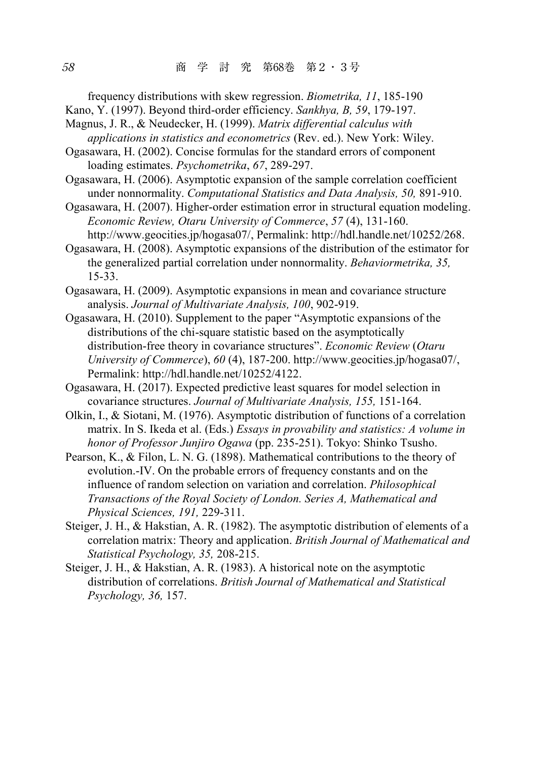frequency distributions with skew regression. *Biometrika, 11*, 185-190

Kano, Y. (1997). Beyond third-order efficiency. *Sankhya, B, 59*, 179-197.

Magnus, J. R., & Neudecker, H. (1999). *Matrix differential calculus with applications in statistics and econometrics* (Rev. ed.). New York: Wiley.

Ogasawara, H. (2002). Concise formulas for the standard errors of component loading estimates. *Psychometrika*, *67*, 289-297.

Ogasawara, H. (2006). Asymptotic expansion of the sample correlation coefficient under nonnormality. *Computational Statistics and Data Analysis, 50,* 891-910.

Ogasawara, H. (2007). Higher-order estimation error in structural equation modeling. *Economic Review, Otaru University of Commerce*, *57* (4), 131-160. http://www.geocities.jp/hogasa07/, Permalink: http://hdl.handle.net/10252/268.

Ogasawara, H. (2008). Asymptotic expansions of the distribution of the estimator for the generalized partial correlation under nonnormality. *Behaviormetrika, 35,* 15-33.

Ogasawara, H. (2009). Asymptotic expansions in mean and covariance structure analysis. *Journal of Multivariate Analysis, 100*, 902-919.

Ogasawara, H. (2010). Supplement to the paper "Asymptotic expansions of the distributions of the chi-square statistic based on the asymptotically distribution-free theory in covariance structures". *Economic Review* (*Otaru University of Commerce*), *60* (4), 187-200. http://www.geocities.jp/hogasa07/, Permalink: http://hdl.handle.net/10252/4122.

Ogasawara, H. (2017). Expected predictive least squares for model selection in covariance structures. *Journal of Multivariate Analysis, 155,* 151-164.

Olkin, I., & Siotani, M. (1976). Asymptotic distribution of functions of a correlation matrix. In S. Ikeda et al. (Eds.) *Essays in provability and statistics: A volume in honor of Professor Junjiro Ogawa* (pp. 235-251). Tokyo: Shinko Tsusho.

Pearson, K., & Filon, L. N. G. (1898). Mathematical contributions to the theory of evolution.-IV. On the probable errors of frequency constants and on the influence of random selection on variation and correlation. *Philosophical Transactions of the Royal Society of London. Series A, Mathematical and Physical Sciences, 191,* 229-311.

Steiger, J. H., & Hakstian, A. R. (1982). The asymptotic distribution of elements of a correlation matrix: Theory and application. *British Journal of Mathematical and Statistical Psychology, 35,* 208-215.

Steiger, J. H., & Hakstian, A. R. (1983). A historical note on the asymptotic distribution of correlations. *British Journal of Mathematical and Statistical Psychology, 36,* 157.